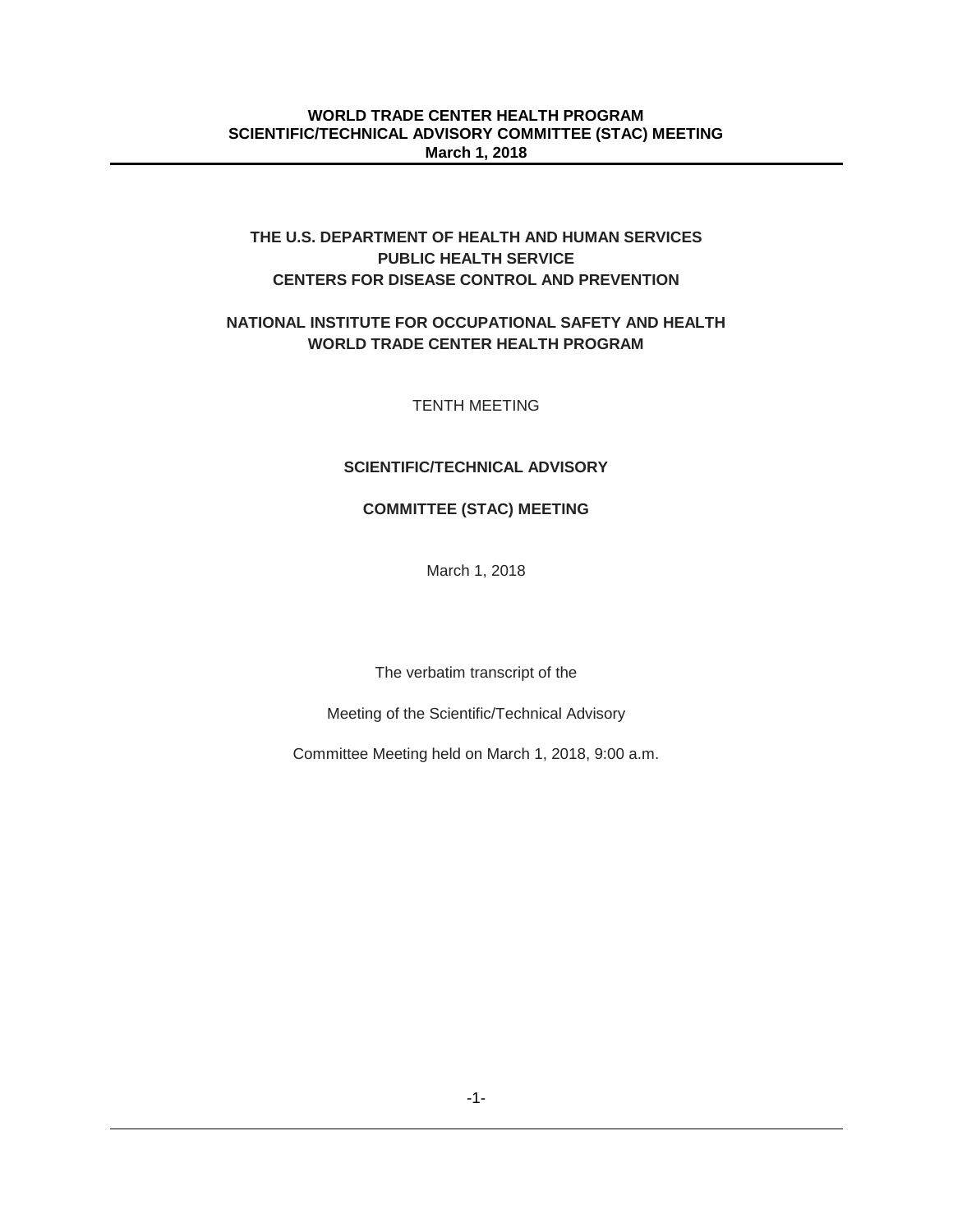**THE U.S. DEPARTMENT OF HEALTH AND HUMAN SERVICES**
**PUBLIC HEALTH SERVICE**
**CENTERS FOR DISEASE CONTROL AND PREVENTION**

**NATIONAL INSTITUTE FOR OCCUPATIONAL SAFETY AND HEALTH**
**WORLD TRADE CENTER HEALTH PROGRAM**

TENTH MEETING

# SCIENTIFIC/TECHNICAL ADVISORY COMMITTEE (STAC) MEETING

March 1, 2018

The verbatim transcript of the

Meeting of the Scientific/Technical Advisory

Committee Meeting held on March 1, 2018, 9:00 a.m.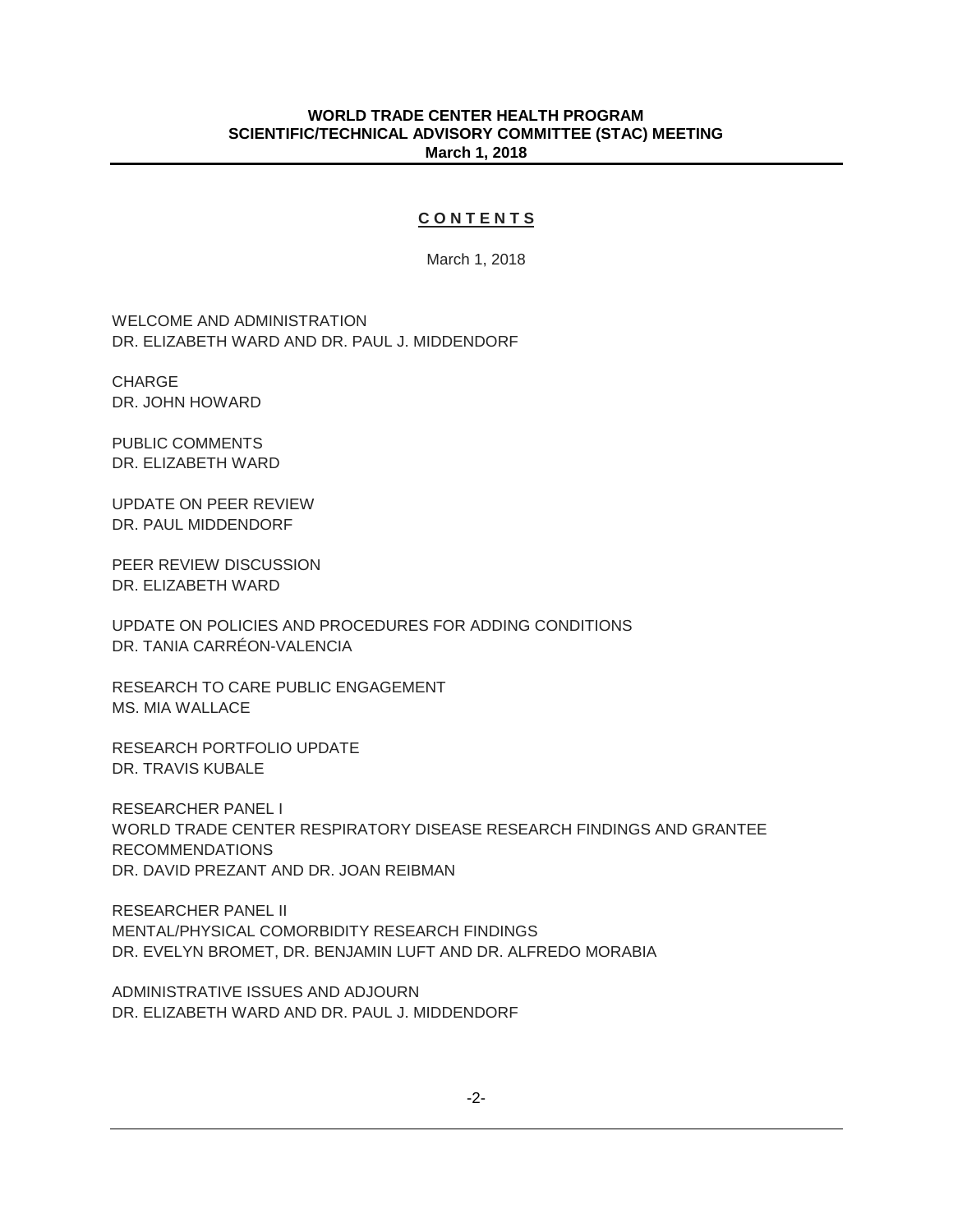## C O N T E N T S

March 1, 2018

WELCOME AND ADMINISTRATION
DR. ELIZABETH WARD AND DR. PAUL J. MIDDENDORF

CHARGE
DR. JOHN HOWARD

PUBLIC COMMENTS
DR. ELIZABETH WARD

UPDATE ON PEER REVIEW
DR. PAUL MIDDENDORF

PEER REVIEW DISCUSSION
DR. ELIZABETH WARD

UPDATE ON POLICIES AND PROCEDURES FOR ADDING CONDITIONS
DR. TANIA CARRÉON-VALENCIA

RESEARCH TO CARE PUBLIC ENGAGEMENT
MS. MIA WALLACE

RESEARCH PORTFOLIO UPDATE
DR. TRAVIS KUBALE

RESEARCHER PANEL I
WORLD TRADE CENTER RESPIRATORY DISEASE RESEARCH FINDINGS AND GRANTEE RECOMMENDATIONS
DR. DAVID PREZANT AND DR. JOAN REIBMAN

RESEARCHER PANEL II
MENTAL/PHYSICAL COMORBIDITY RESEARCH FINDINGS
DR. EVELYN BROMET, DR. BENJAMIN LUFT AND DR. ALFREDO MORABIA

ADMINISTRATIVE ISSUES AND ADJOURN
DR. ELIZABETH WARD AND DR. PAUL J. MIDDENDORF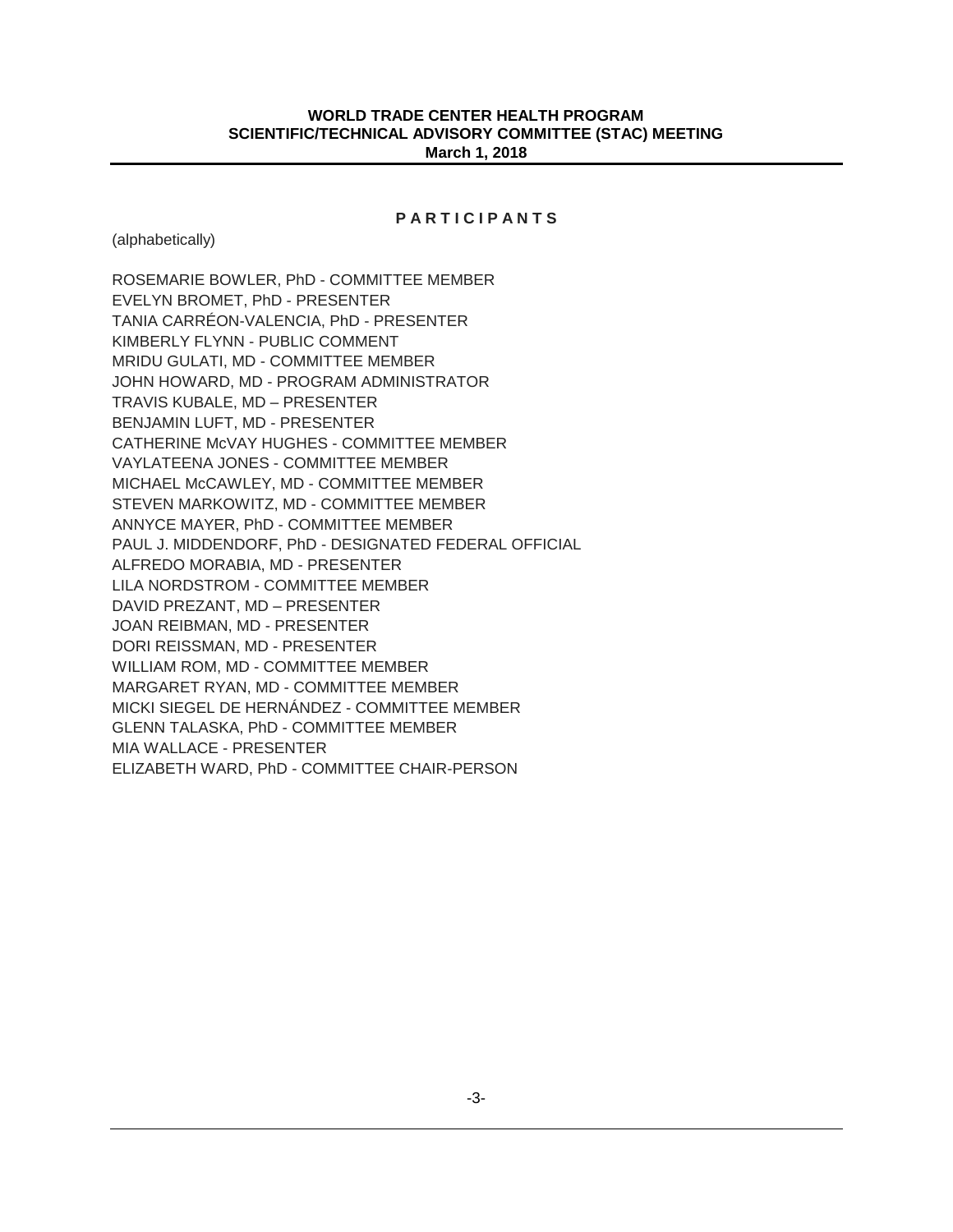**WORLD TRADE CENTER HEALTH PROGRAM**
**SCIENTIFIC/TECHNICAL ADVISORY COMMITTEE (STAC) MEETING**
**March 1, 2018**

## P A R T I C I P A N T S

(alphabetically)

ROSEMARIE BOWLER, PhD - COMMITTEE MEMBER
EVELYN BROMET, PhD - PRESENTER
TANIA CARRÉON-VALENCIA, PhD - PRESENTER
KIMBERLY FLYNN - PUBLIC COMMENT
MRIDU GULATI, MD - COMMITTEE MEMBER
JOHN HOWARD, MD - PROGRAM ADMINISTRATOR
TRAVIS KUBALE, MD – PRESENTER
BENJAMIN LUFT, MD - PRESENTER
CATHERINE McVAY HUGHES - COMMITTEE MEMBER
VAYLATEENA JONES - COMMITTEE MEMBER
MICHAEL McCAWLEY, MD - COMMITTEE MEMBER
STEVEN MARKOWITZ, MD - COMMITTEE MEMBER
ANNYCE MAYER, PhD - COMMITTEE MEMBER
PAUL J. MIDDENDORF, PhD - DESIGNATED FEDERAL OFFICIAL
ALFREDO MORABIA, MD - PRESENTER
LILA NORDSTROM - COMMITTEE MEMBER
DAVID PREZANT, MD – PRESENTER
JOAN REIBMAN, MD - PRESENTER
DORI REISSMAN, MD - PRESENTER
WILLIAM ROM, MD - COMMITTEE MEMBER
MARGARET RYAN, MD - COMMITTEE MEMBER
MICKI SIEGEL DE HERNÁNDEZ - COMMITTEE MEMBER
GLENN TALASKA, PhD - COMMITTEE MEMBER
MIA WALLACE - PRESENTER
ELIZABETH WARD, PhD - COMMITTEE CHAIR-PERSON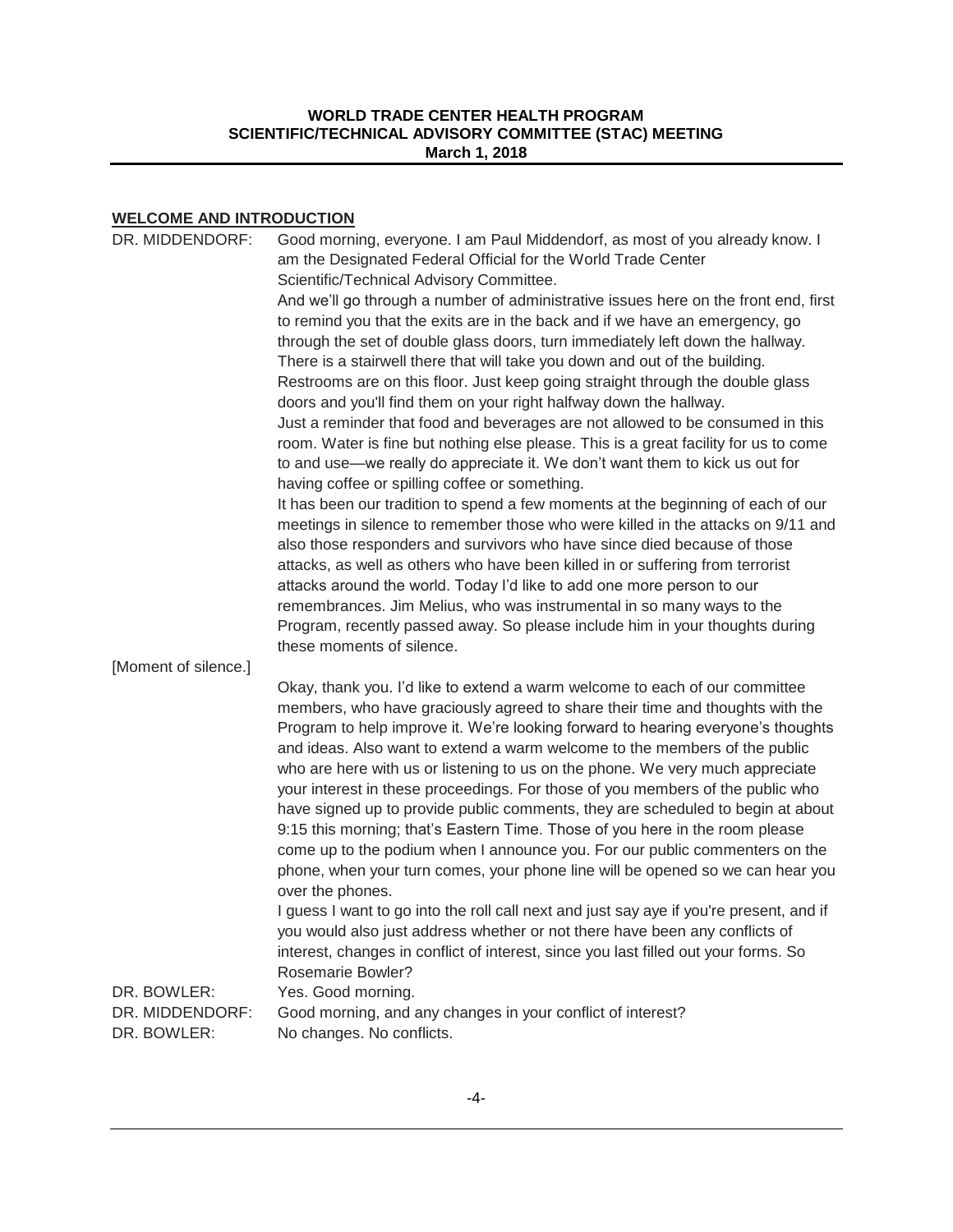# WORLD TRADE CENTER HEALTH PROGRAM
## SCIENTIFIC/TECHNICAL ADVISORY COMMITTEE (STAC) MEETING
**March 1, 2018**

## WELCOME AND INTRODUCTION

DR. MIDDENDORF: Good morning, everyone. I am Paul Middendorf, as most of you already know. I am the Designated Federal Official for the World Trade Center Scientific/Technical Advisory Committee.

And we'll go through a number of administrative issues here on the front end, first to remind you that the exits are in the back and if we have an emergency, go through the set of double glass doors, turn immediately left down the hallway. There is a stairwell there that will take you down and out of the building. Restrooms are on this floor. Just keep going straight through the double glass doors and you'll find them on your right halfway down the hallway.

Just a reminder that food and beverages are not allowed to be consumed in this room. Water is fine but nothing else please. This is a great facility for us to come to and use—we really do appreciate it. We don't want them to kick us out for having coffee or spilling coffee or something.

It has been our tradition to spend a few moments at the beginning of each of our meetings in silence to remember those who were killed in the attacks on 9/11 and also those responders and survivors who have since died because of those attacks, as well as others who have been killed in or suffering from terrorist attacks around the world. Today I'd like to add one more person to our remembrances. Jim Melius, who was instrumental in so many ways to the Program, recently passed away. So please include him in your thoughts during these moments of silence.

[Moment of silence.]

Okay, thank you. I'd like to extend a warm welcome to each of our committee members, who have graciously agreed to share their time and thoughts with the Program to help improve it. We're looking forward to hearing everyone's thoughts and ideas. Also want to extend a warm welcome to the members of the public who are here with us or listening to us on the phone. We very much appreciate your interest in these proceedings. For those of you members of the public who have signed up to provide public comments, they are scheduled to begin at about 9:15 this morning; that's Eastern Time. Those of you here in the room please come up to the podium when I announce you. For our public commenters on the phone, when your turn comes, your phone line will be opened so we can hear you over the phones.

I guess I want to go into the roll call next and just say aye if you're present, and if you would also just address whether or not there have been any conflicts of interest, changes in conflict of interest, since you last filled out your forms. So Rosemarie Bowler?

DR. BOWLER: Yes. Good morning.

DR. MIDDENDORF: Good morning, and any changes in your conflict of interest?

DR. BOWLER: No changes. No conflicts.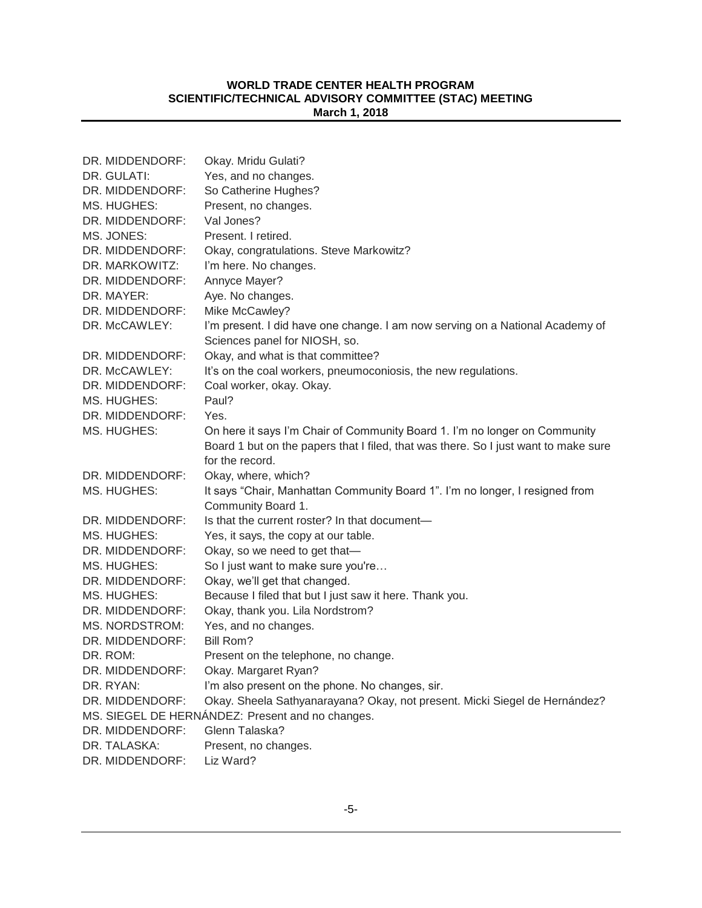DR. MIDDENDORF: Okay. Mridu Gulati?

DR. GULATI: Yes, and no changes.

DR. MIDDENDORF: So Catherine Hughes?

MS. HUGHES: Present, no changes.

DR. MIDDENDORF: Val Jones?

MS. JONES: Present. I retired.

DR. MIDDENDORF: Okay, congratulations. Steve Markowitz?

DR. MARKOWITZ: I'm here. No changes.

DR. MIDDENDORF: Annyce Mayer?

DR. MAYER: Aye. No changes.

DR. MIDDENDORF: Mike McCawley?

DR. McCAWLEY: I'm present. I did have one change. I am now serving on a National Academy of Sciences panel for NIOSH, so.

DR. MIDDENDORF: Okay, and what is that committee?

DR. McCAWLEY: It's on the coal workers, pneumoconiosis, the new regulations.

DR. MIDDENDORF: Coal worker, okay. Okay.

MS. HUGHES: Paul?

DR. MIDDENDORF: Yes.

MS. HUGHES: On here it says I'm Chair of Community Board 1. I'm no longer on Community Board 1 but on the papers that I filed, that was there. So I just want to make sure for the record.

DR. MIDDENDORF: Okay, where, which?

MS. HUGHES: It says "Chair, Manhattan Community Board 1". I'm no longer, I resigned from Community Board 1.

DR. MIDDENDORF: Is that the current roster? In that document—

MS. HUGHES: Yes, it says, the copy at our table.

DR. MIDDENDORF: Okay, so we need to get that—

MS. HUGHES: So I just want to make sure you're…

DR. MIDDENDORF: Okay, we'll get that changed.

MS. HUGHES: Because I filed that but I just saw it here. Thank you.

DR. MIDDENDORF: Okay, thank you. Lila Nordstrom?

MS. NORDSTROM: Yes, and no changes.

DR. MIDDENDORF: Bill Rom?

DR. ROM: Present on the telephone, no change.

DR. MIDDENDORF: Okay. Margaret Ryan?

DR. RYAN: I'm also present on the phone. No changes, sir.

DR. MIDDENDORF: Okay. Sheela Sathyanarayana? Okay, not present. Micki Siegel de Hernández?

MS. SIEGEL DE HERNÁNDEZ: Present and no changes.

DR. MIDDENDORF: Glenn Talaska?

DR. TALASKA: Present, no changes.

DR. MIDDENDORF: Liz Ward?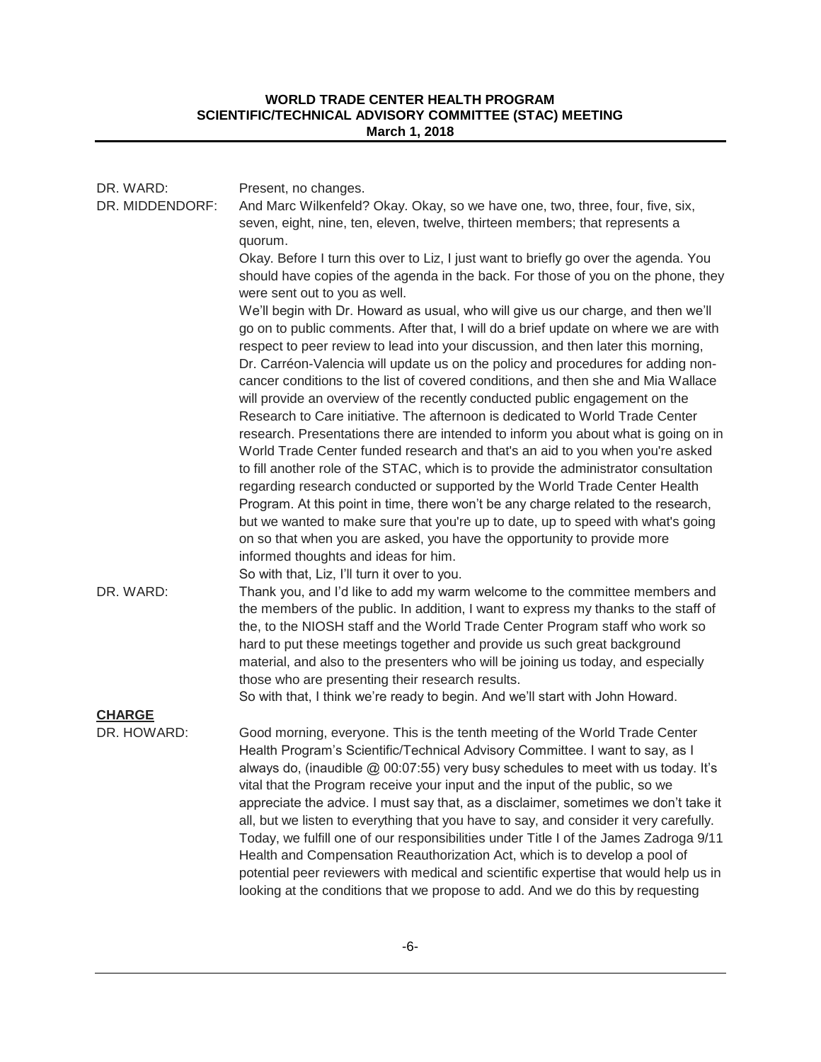**DR. WARD:** Present, no changes.

**DR. MIDDENDORF:** And Marc Wilkenfeld? Okay. Okay, so we have one, two, three, four, five, six, seven, eight, nine, ten, eleven, twelve, thirteen members; that represents a quorum.

Okay. Before I turn this over to Liz, I just want to briefly go over the agenda. You should have copies of the agenda in the back. For those of you on the phone, they were sent out to you as well.

We'll begin with Dr. Howard as usual, who will give us our charge, and then we'll go on to public comments. After that, I will do a brief update on where we are with respect to peer review to lead into your discussion, and then later this morning, Dr. Carréon-Valencia will update us on the policy and procedures for adding non-cancer conditions to the list of covered conditions, and then she and Mia Wallace will provide an overview of the recently conducted public engagement on the Research to Care initiative. The afternoon is dedicated to World Trade Center research. Presentations there are intended to inform you about what is going on in World Trade Center funded research and that's an aid to you when you're asked to fill another role of the STAC, which is to provide the administrator consultation regarding research conducted or supported by the World Trade Center Health Program. At this point in time, there won't be any charge related to the research, but we wanted to make sure that you're up to date, up to speed with what's going on so that when you are asked, you have the opportunity to provide more informed thoughts and ideas for him.

So with that, Liz, I'll turn it over to you.

**DR. WARD:** Thank you, and I'd like to add my warm welcome to the committee members and the members of the public. In addition, I want to express my thanks to the staff of the, to the NIOSH staff and the World Trade Center Program staff who work so hard to put these meetings together and provide us such great background material, and also to the presenters who will be joining us today, and especially those who are presenting their research results.

So with that, I think we're ready to begin. And we'll start with John Howard.

## CHARGE

**DR. HOWARD:** Good morning, everyone. This is the tenth meeting of the World Trade Center Health Program's Scientific/Technical Advisory Committee. I want to say, as I always do, (inaudible @ 00:07:55) very busy schedules to meet with us today. It's vital that the Program receive your input and the input of the public, so we appreciate the advice. I must say that, as a disclaimer, sometimes we don't take it all, but we listen to everything that you have to say, and consider it very carefully. Today, we fulfill one of our responsibilities under Title I of the James Zadroga 9/11 Health and Compensation Reauthorization Act, which is to develop a pool of potential peer reviewers with medical and scientific expertise that would help us in looking at the conditions that we propose to add. And we do this by requesting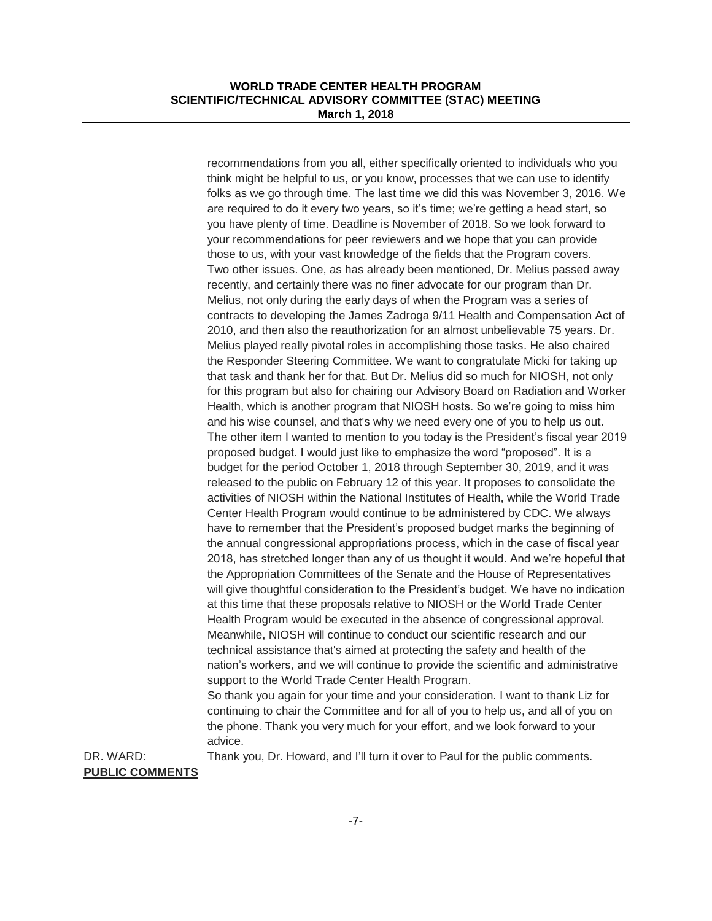recommendations from you all, either specifically oriented to individuals who you think might be helpful to us, or you know, processes that we can use to identify folks as we go through time. The last time we did this was November 3, 2016. We are required to do it every two years, so it's time; we're getting a head start, so you have plenty of time. Deadline is November of 2018. So we look forward to your recommendations for peer reviewers and we hope that you can provide those to us, with your vast knowledge of the fields that the Program covers.

Two other issues. One, as has already been mentioned, Dr. Melius passed away recently, and certainly there was no finer advocate for our program than Dr. Melius, not only during the early days of when the Program was a series of contracts to developing the James Zadroga 9/11 Health and Compensation Act of 2010, and then also the reauthorization for an almost unbelievable 75 years. Dr. Melius played really pivotal roles in accomplishing those tasks. He also chaired the Responder Steering Committee. We want to congratulate Micki for taking up that task and thank her for that. But Dr. Melius did so much for NIOSH, not only for this program but also for chairing our Advisory Board on Radiation and Worker Health, which is another program that NIOSH hosts. So we're going to miss him and his wise counsel, and that's why we need every one of you to help us out.

The other item I wanted to mention to you today is the President's fiscal year 2019 proposed budget. I would just like to emphasize the word "proposed". It is a budget for the period October 1, 2018 through September 30, 2019, and it was released to the public on February 12 of this year. It proposes to consolidate the activities of NIOSH within the National Institutes of Health, while the World Trade Center Health Program would continue to be administered by CDC. We always have to remember that the President's proposed budget marks the beginning of the annual congressional appropriations process, which in the case of fiscal year 2018, has stretched longer than any of us thought it would. And we're hopeful that the Appropriation Committees of the Senate and the House of Representatives will give thoughtful consideration to the President's budget. We have no indication at this time that these proposals relative to NIOSH or the World Trade Center Health Program would be executed in the absence of congressional approval. Meanwhile, NIOSH will continue to conduct our scientific research and our technical assistance that's aimed at protecting the safety and health of the nation's workers, and we will continue to provide the scientific and administrative support to the World Trade Center Health Program.

So thank you again for your time and your consideration. I want to thank Liz for continuing to chair the Committee and for all of you to help us, and all of you on the phone. Thank you very much for your effort, and we look forward to your advice.

DR. WARD: Thank you, Dr. Howard, and I'll turn it over to Paul for the public comments.

**PUBLIC COMMENTS**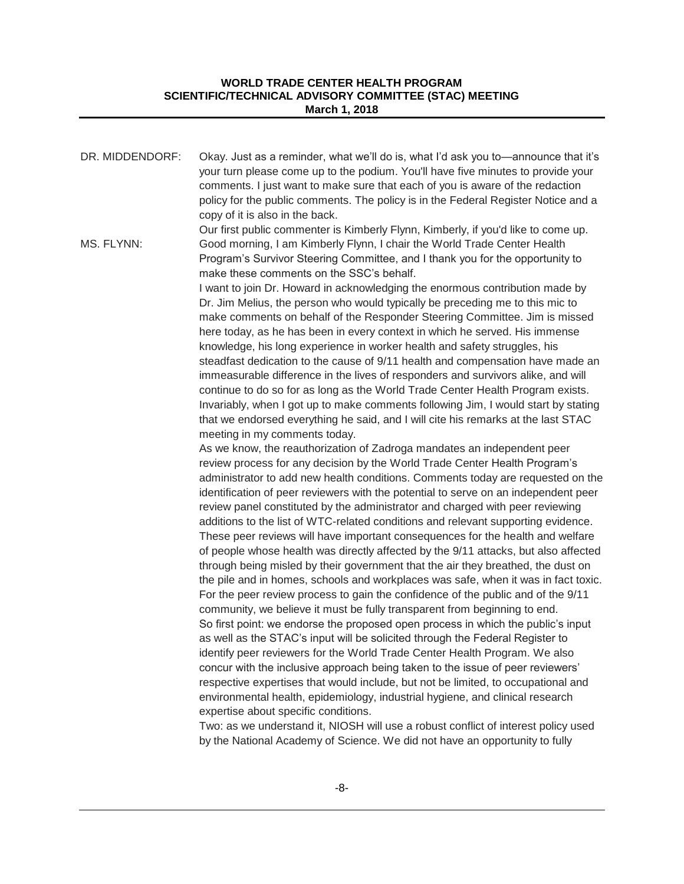DR. MIDDENDORF: Okay. Just as a reminder, what we'll do is, what I'd ask you to—announce that it's your turn please come up to the podium. You'll have five minutes to provide your comments. I just want to make sure that each of you is aware of the redaction policy for the public comments. The policy is in the Federal Register Notice and a copy of it is also in the back.

Our first public commenter is Kimberly Flynn, Kimberly, if you'd like to come up.

MS. FLYNN: Good morning, I am Kimberly Flynn, I chair the World Trade Center Health Program's Survivor Steering Committee, and I thank you for the opportunity to make these comments on the SSC's behalf.

I want to join Dr. Howard in acknowledging the enormous contribution made by Dr. Jim Melius, the person who would typically be preceding me to this mic to make comments on behalf of the Responder Steering Committee. Jim is missed here today, as he has been in every context in which he served. His immense knowledge, his long experience in worker health and safety struggles, his steadfast dedication to the cause of 9/11 health and compensation have made an immeasurable difference in the lives of responders and survivors alike, and will continue to do so for as long as the World Trade Center Health Program exists. Invariably, when I got up to make comments following Jim, I would start by stating that we endorsed everything he said, and I will cite his remarks at the last STAC meeting in my comments today.

As we know, the reauthorization of Zadroga mandates an independent peer review process for any decision by the World Trade Center Health Program's administrator to add new health conditions. Comments today are requested on the identification of peer reviewers with the potential to serve on an independent peer review panel constituted by the administrator and charged with peer reviewing additions to the list of WTC-related conditions and relevant supporting evidence. These peer reviews will have important consequences for the health and welfare of people whose health was directly affected by the 9/11 attacks, but also affected through being misled by their government that the air they breathed, the dust on the pile and in homes, schools and workplaces was safe, when it was in fact toxic. For the peer review process to gain the confidence of the public and of the 9/11 community, we believe it must be fully transparent from beginning to end.

So first point: we endorse the proposed open process in which the public's input as well as the STAC's input will be solicited through the Federal Register to identify peer reviewers for the World Trade Center Health Program. We also concur with the inclusive approach being taken to the issue of peer reviewers' respective expertises that would include, but not be limited, to occupational and environmental health, epidemiology, industrial hygiene, and clinical research expertise about specific conditions.

Two: as we understand it, NIOSH will use a robust conflict of interest policy used by the National Academy of Science. We did not have an opportunity to fully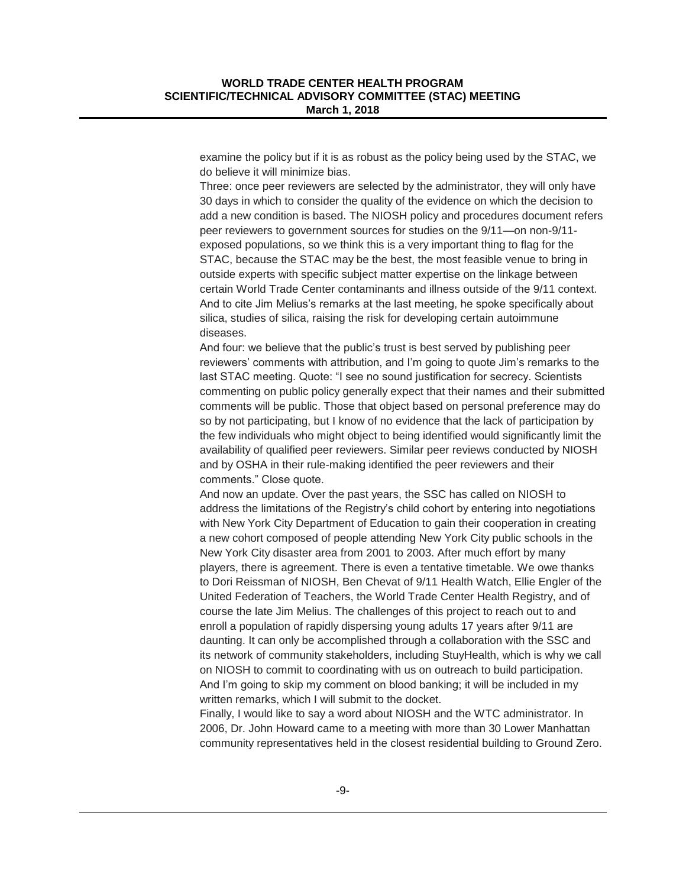examine the policy but if it is as robust as the policy being used by the STAC, we do believe it will minimize bias.

Three: once peer reviewers are selected by the administrator, they will only have 30 days in which to consider the quality of the evidence on which the decision to add a new condition is based. The NIOSH policy and procedures document refers peer reviewers to government sources for studies on the 9/11—on non-9/11-exposed populations, so we think this is a very important thing to flag for the STAC, because the STAC may be the best, the most feasible venue to bring in outside experts with specific subject matter expertise on the linkage between certain World Trade Center contaminants and illness outside of the 9/11 context. And to cite Jim Melius's remarks at the last meeting, he spoke specifically about silica, studies of silica, raising the risk for developing certain autoimmune diseases.

And four: we believe that the public's trust is best served by publishing peer reviewers' comments with attribution, and I'm going to quote Jim's remarks to the last STAC meeting. Quote: "I see no sound justification for secrecy. Scientists commenting on public policy generally expect that their names and their submitted comments will be public. Those that object based on personal preference may do so by not participating, but I know of no evidence that the lack of participation by the few individuals who might object to being identified would significantly limit the availability of qualified peer reviewers. Similar peer reviews conducted by NIOSH and by OSHA in their rule-making identified the peer reviewers and their comments." Close quote.

And now an update. Over the past years, the SSC has called on NIOSH to address the limitations of the Registry's child cohort by entering into negotiations with New York City Department of Education to gain their cooperation in creating a new cohort composed of people attending New York City public schools in the New York City disaster area from 2001 to 2003. After much effort by many players, there is agreement. There is even a tentative timetable. We owe thanks to Dori Reissman of NIOSH, Ben Chevat of 9/11 Health Watch, Ellie Engler of the United Federation of Teachers, the World Trade Center Health Registry, and of course the late Jim Melius. The challenges of this project to reach out to and enroll a population of rapidly dispersing young adults 17 years after 9/11 are daunting. It can only be accomplished through a collaboration with the SSC and its network of community stakeholders, including StuyHealth, which is why we call on NIOSH to commit to coordinating with us on outreach to build participation.

And I'm going to skip my comment on blood banking; it will be included in my written remarks, which I will submit to the docket.

Finally, I would like to say a word about NIOSH and the WTC administrator. In 2006, Dr. John Howard came to a meeting with more than 30 Lower Manhattan community representatives held in the closest residential building to Ground Zero.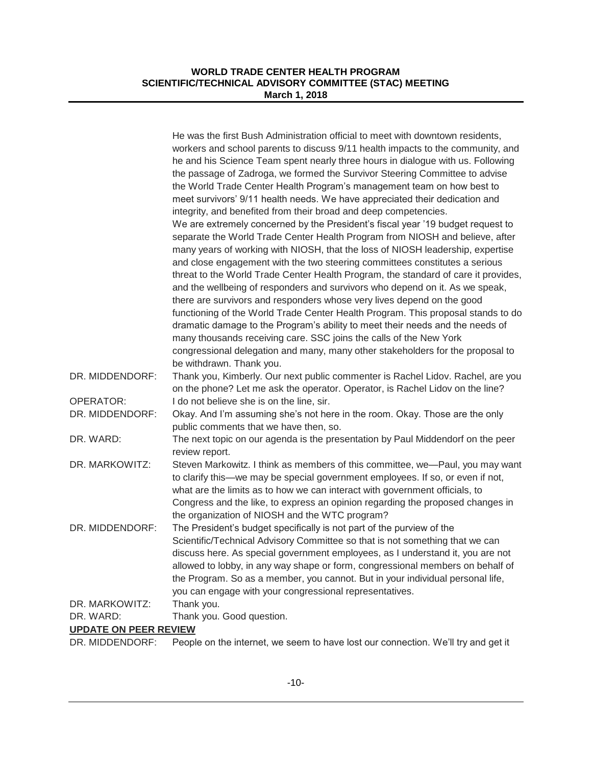He was the first Bush Administration official to meet with downtown residents, workers and school parents to discuss 9/11 health impacts to the community, and he and his Science Team spent nearly three hours in dialogue with us. Following the passage of Zadroga, we formed the Survivor Steering Committee to advise the World Trade Center Health Program's management team on how best to meet survivors' 9/11 health needs. We have appreciated their dedication and integrity, and benefited from their broad and deep competencies.

We are extremely concerned by the President's fiscal year '19 budget request to separate the World Trade Center Health Program from NIOSH and believe, after many years of working with NIOSH, that the loss of NIOSH leadership, expertise and close engagement with the two steering committees constitutes a serious threat to the World Trade Center Health Program, the standard of care it provides, and the wellbeing of responders and survivors who depend on it. As we speak, there are survivors and responders whose very lives depend on the good functioning of the World Trade Center Health Program. This proposal stands to do dramatic damage to the Program's ability to meet their needs and the needs of many thousands receiving care. SSC joins the calls of the New York congressional delegation and many, many other stakeholders for the proposal to be withdrawn. Thank you.

DR. MIDDENDORF: Thank you, Kimberly. Our next public commenter is Rachel Lidov. Rachel, are you on the phone? Let me ask the operator. Operator, is Rachel Lidov on the line?

OPERATOR: I do not believe she is on the line, sir.

DR. MIDDENDORF: Okay. And I'm assuming she's not here in the room. Okay. Those are the only public comments that we have then, so.

DR. WARD: The next topic on our agenda is the presentation by Paul Middendorf on the peer review report.

DR. MARKOWITZ: Steven Markowitz. I think as members of this committee, we—Paul, you may want to clarify this—we may be special government employees. If so, or even if not, what are the limits as to how we can interact with government officials, to Congress and the like, to express an opinion regarding the proposed changes in the organization of NIOSH and the WTC program?

DR. MIDDENDORF: The President's budget specifically is not part of the purview of the Scientific/Technical Advisory Committee so that is not something that we can discuss here. As special government employees, as I understand it, you are not allowed to lobby, in any way shape or form, congressional members on behalf of the Program. So as a member, you cannot. But in your individual personal life, you can engage with your congressional representatives.

DR. MARKOWITZ: Thank you.

DR. WARD: Thank you. Good question.

## UPDATE ON PEER REVIEW

DR. MIDDENDORF: People on the internet, we seem to have lost our connection. We'll try and get it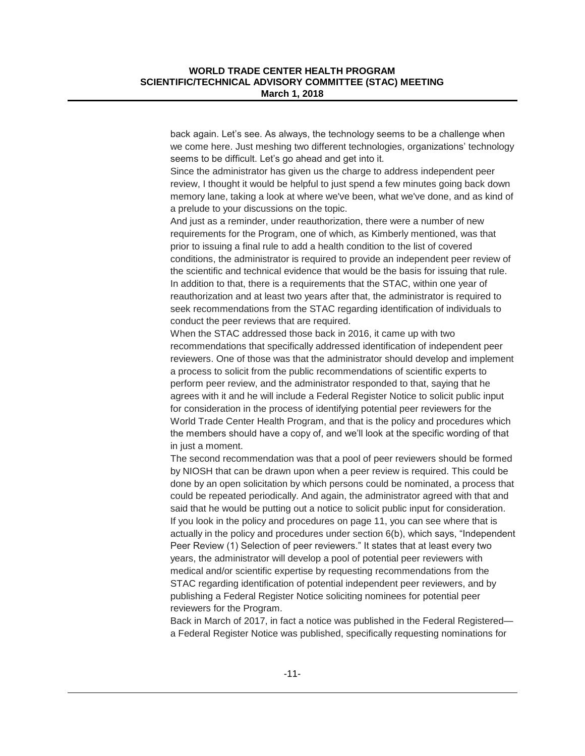back again. Let's see. As always, the technology seems to be a challenge when we come here. Just meshing two different technologies, organizations' technology seems to be difficult. Let's go ahead and get into it.

Since the administrator has given us the charge to address independent peer review, I thought it would be helpful to just spend a few minutes going back down memory lane, taking a look at where we've been, what we've done, and as kind of a prelude to your discussions on the topic.

And just as a reminder, under reauthorization, there were a number of new requirements for the Program, one of which, as Kimberly mentioned, was that prior to issuing a final rule to add a health condition to the list of covered conditions, the administrator is required to provide an independent peer review of the scientific and technical evidence that would be the basis for issuing that rule. In addition to that, there is a requirements that the STAC, within one year of reauthorization and at least two years after that, the administrator is required to seek recommendations from the STAC regarding identification of individuals to conduct the peer reviews that are required.

When the STAC addressed those back in 2016, it came up with two recommendations that specifically addressed identification of independent peer reviewers. One of those was that the administrator should develop and implement a process to solicit from the public recommendations of scientific experts to perform peer review, and the administrator responded to that, saying that he agrees with it and he will include a Federal Register Notice to solicit public input for consideration in the process of identifying potential peer reviewers for the World Trade Center Health Program, and that is the policy and procedures which the members should have a copy of, and we'll look at the specific wording of that in just a moment.

The second recommendation was that a pool of peer reviewers should be formed by NIOSH that can be drawn upon when a peer review is required. This could be done by an open solicitation by which persons could be nominated, a process that could be repeated periodically. And again, the administrator agreed with that and said that he would be putting out a notice to solicit public input for consideration. If you look in the policy and procedures on page 11, you can see where that is actually in the policy and procedures under section 6(b), which says, "Independent Peer Review (1) Selection of peer reviewers." It states that at least every two years, the administrator will develop a pool of potential peer reviewers with medical and/or scientific expertise by requesting recommendations from the STAC regarding identification of potential independent peer reviewers, and by publishing a Federal Register Notice soliciting nominees for potential peer reviewers for the Program.

Back in March of 2017, in fact a notice was published in the Federal Registered—a Federal Register Notice was published, specifically requesting nominations for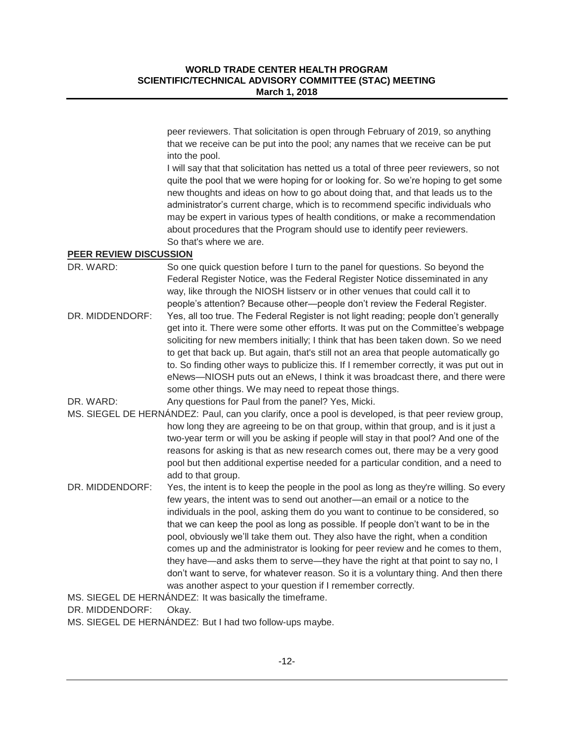peer reviewers. That solicitation is open through February of 2019, so anything that we receive can be put into the pool; any names that we receive can be put into the pool.

I will say that that solicitation has netted us a total of three peer reviewers, so not quite the pool that we were hoping for or looking for. So we're hoping to get some new thoughts and ideas on how to go about doing that, and that leads us to the administrator's current charge, which is to recommend specific individuals who may be expert in various types of health conditions, or make a recommendation about procedures that the Program should use to identify peer reviewers.

So that's where we are.

## PEER REVIEW DISCUSSION

DR. WARD: So one quick question before I turn to the panel for questions. So beyond the Federal Register Notice, was the Federal Register Notice disseminated in any way, like through the NIOSH listserv or in other venues that could call it to people's attention? Because other—people don't review the Federal Register.

DR. MIDDENDORF: Yes, all too true. The Federal Register is not light reading; people don't generally get into it. There were some other efforts. It was put on the Committee's webpage soliciting for new members initially; I think that has been taken down. So we need to get that back up. But again, that's still not an area that people automatically go to. So finding other ways to publicize this. If I remember correctly, it was put out in eNews—NIOSH puts out an eNews, I think it was broadcast there, and there were some other things. We may need to repeat those things.

DR. WARD: Any questions for Paul from the panel? Yes, Micki.

MS. SIEGEL DE HERNÁNDEZ: Paul, can you clarify, once a pool is developed, is that peer review group, how long they are agreeing to be on that group, within that group, and is it just a two-year term or will you be asking if people will stay in that pool? And one of the reasons for asking is that as new research comes out, there may be a very good pool but then additional expertise needed for a particular condition, and a need to add to that group.

DR. MIDDENDORF: Yes, the intent is to keep the people in the pool as long as they're willing. So every few years, the intent was to send out another—an email or a notice to the individuals in the pool, asking them do you want to continue to be considered, so that we can keep the pool as long as possible. If people don't want to be in the pool, obviously we'll take them out. They also have the right, when a condition comes up and the administrator is looking for peer review and he comes to them, they have—and asks them to serve—they have the right at that point to say no, I don't want to serve, for whatever reason. So it is a voluntary thing. And then there was another aspect to your question if I remember correctly.

MS. SIEGEL DE HERNÁNDEZ: It was basically the timeframe.

DR. MIDDENDORF: Okay.

MS. SIEGEL DE HERNÁNDEZ: But I had two follow-ups maybe.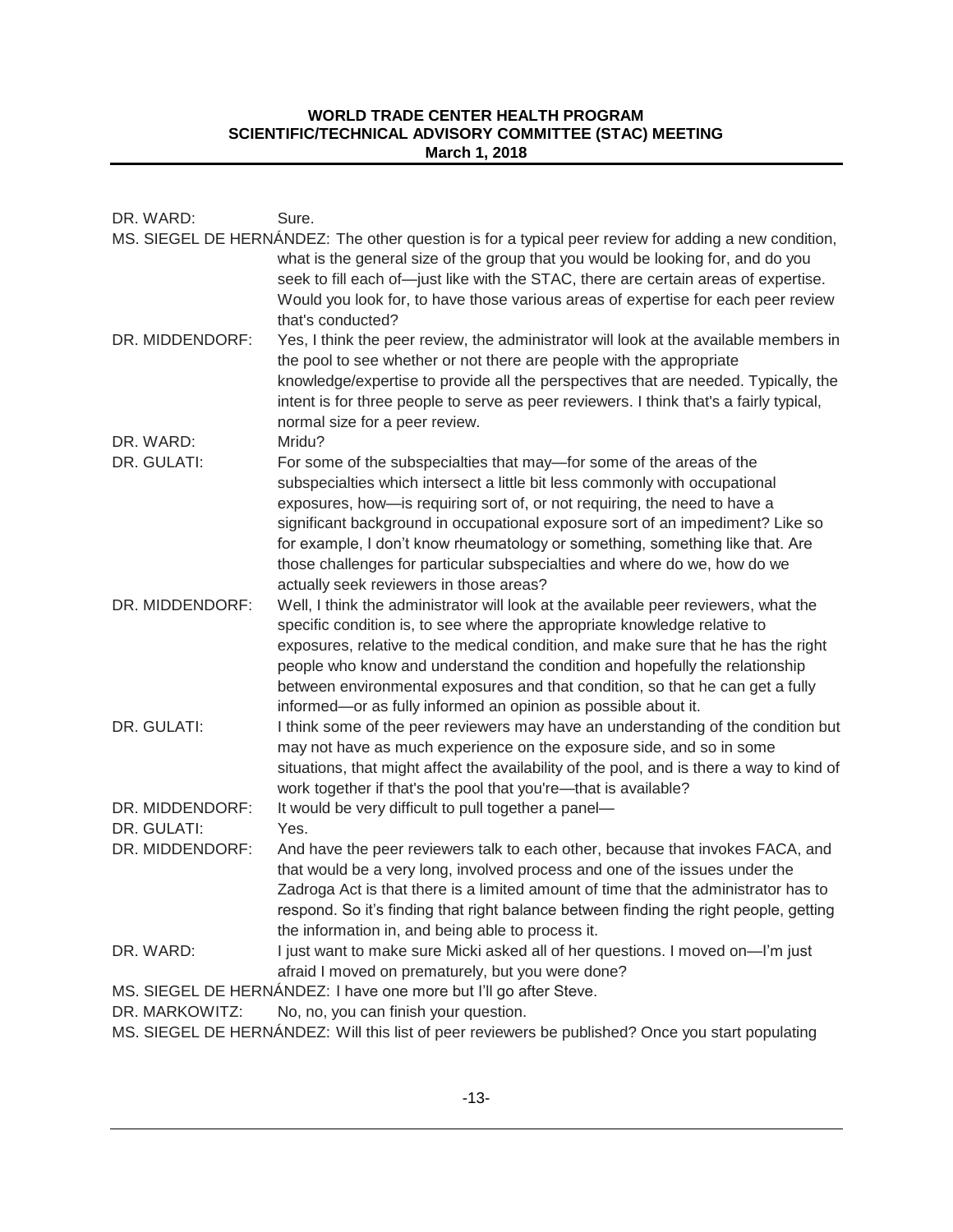DR. WARD: Sure.

MS. SIEGEL DE HERNÁNDEZ: The other question is for a typical peer review for adding a new condition, what is the general size of the group that you would be looking for, and do you seek to fill each of—just like with the STAC, there are certain areas of expertise. Would you look for, to have those various areas of expertise for each peer review that's conducted?

DR. MIDDENDORF: Yes, I think the peer review, the administrator will look at the available members in the pool to see whether or not there are people with the appropriate knowledge/expertise to provide all the perspectives that are needed. Typically, the intent is for three people to serve as peer reviewers. I think that's a fairly typical, normal size for a peer review.

DR. WARD: Mridu?

DR. GULATI: For some of the subspecialties that may—for some of the areas of the subspecialties which intersect a little bit less commonly with occupational exposures, how—is requiring sort of, or not requiring, the need to have a significant background in occupational exposure sort of an impediment? Like so for example, I don't know rheumatology or something, something like that. Are those challenges for particular subspecialties and where do we, how do we actually seek reviewers in those areas?

DR. MIDDENDORF: Well, I think the administrator will look at the available peer reviewers, what the specific condition is, to see where the appropriate knowledge relative to exposures, relative to the medical condition, and make sure that he has the right people who know and understand the condition and hopefully the relationship between environmental exposures and that condition, so that he can get a fully informed—or as fully informed an opinion as possible about it.

DR. GULATI: I think some of the peer reviewers may have an understanding of the condition but may not have as much experience on the exposure side, and so in some situations, that might affect the availability of the pool, and is there a way to kind of work together if that's the pool that you're—that is available?

DR. MIDDENDORF: It would be very difficult to pull together a panel—

DR. GULATI: Yes.

DR. MIDDENDORF: And have the peer reviewers talk to each other, because that invokes FACA, and that would be a very long, involved process and one of the issues under the Zadroga Act is that there is a limited amount of time that the administrator has to respond. So it's finding that right balance between finding the right people, getting the information in, and being able to process it.

DR. WARD: I just want to make sure Micki asked all of her questions. I moved on—I'm just afraid I moved on prematurely, but you were done?

MS. SIEGEL DE HERNÁNDEZ: I have one more but I'll go after Steve.

DR. MARKOWITZ: No, no, you can finish your question.

MS. SIEGEL DE HERNÁNDEZ: Will this list of peer reviewers be published? Once you start populating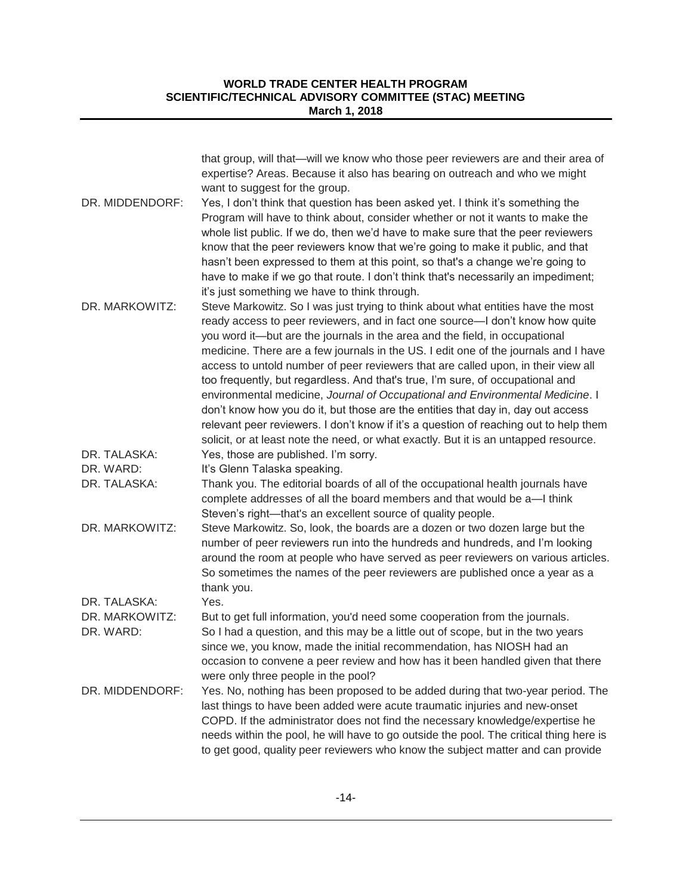that group, will that—will we know who those peer reviewers are and their area of expertise? Areas. Because it also has bearing on outreach and who we might want to suggest for the group.

DR. MIDDENDORF: Yes, I don't think that question has been asked yet. I think it's something the Program will have to think about, consider whether or not it wants to make the whole list public. If we do, then we'd have to make sure that the peer reviewers know that the peer reviewers know that we're going to make it public, and that hasn't been expressed to them at this point, so that's a change we're going to have to make if we go that route. I don't think that's necessarily an impediment; it's just something we have to think through.

DR. MARKOWITZ: Steve Markowitz. So I was just trying to think about what entities have the most ready access to peer reviewers, and in fact one source—I don't know how quite you word it—but are the journals in the area and the field, in occupational medicine. There are a few journals in the US. I edit one of the journals and I have access to untold number of peer reviewers that are called upon, in their view all too frequently, but regardless. And that's true, I'm sure, of occupational and environmental medicine, *Journal of Occupational and Environmental Medicine*. I don't know how you do it, but those are the entities that day in, day out access relevant peer reviewers. I don't know if it's a question of reaching out to help them solicit, or at least note the need, or what exactly. But it is an untapped resource.

DR. TALASKA: Yes, those are published. I'm sorry.

DR. WARD: It's Glenn Talaska speaking.

DR. TALASKA: Thank you. The editorial boards of all of the occupational health journals have complete addresses of all the board members and that would be a—I think Steven's right—that's an excellent source of quality people.

DR. MARKOWITZ: Steve Markowitz. So, look, the boards are a dozen or two dozen large but the number of peer reviewers run into the hundreds and hundreds, and I'm looking around the room at people who have served as peer reviewers on various articles. So sometimes the names of the peer reviewers are published once a year as a thank you.

DR. TALASKA: Yes.

DR. MARKOWITZ: But to get full information, you'd need some cooperation from the journals.

DR. WARD: So I had a question, and this may be a little out of scope, but in the two years since we, you know, made the initial recommendation, has NIOSH had an occasion to convene a peer review and how has it been handled given that there were only three people in the pool?

DR. MIDDENDORF: Yes. No, nothing has been proposed to be added during that two-year period. The last things to have been added were acute traumatic injuries and new-onset COPD. If the administrator does not find the necessary knowledge/expertise he needs within the pool, he will have to go outside the pool. The critical thing here is to get good, quality peer reviewers who know the subject matter and can provide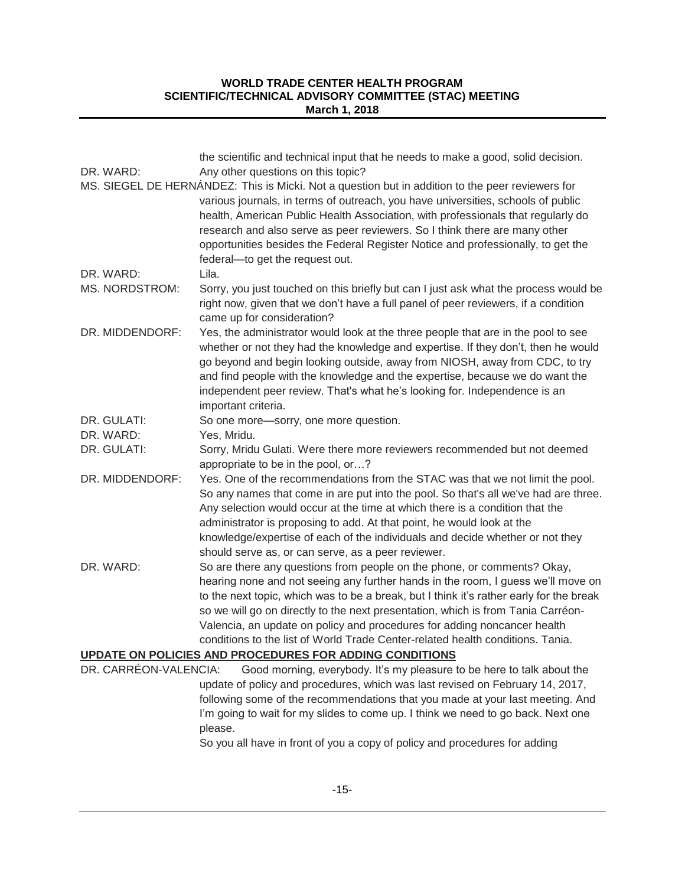the scientific and technical input that he needs to make a good, solid decision.

DR. WARD: Any other questions on this topic?

MS. SIEGEL DE HERNÁNDEZ: This is Micki. Not a question but in addition to the peer reviewers for various journals, in terms of outreach, you have universities, schools of public health, American Public Health Association, with professionals that regularly do research and also serve as peer reviewers. So I think there are many other opportunities besides the Federal Register Notice and professionally, to get the federal—to get the request out.

DR. WARD: Lila.

MS. NORDSTROM: Sorry, you just touched on this briefly but can I just ask what the process would be right now, given that we don't have a full panel of peer reviewers, if a condition came up for consideration?

DR. MIDDENDORF: Yes, the administrator would look at the three people that are in the pool to see whether or not they had the knowledge and expertise. If they don't, then he would go beyond and begin looking outside, away from NIOSH, away from CDC, to try and find people with the knowledge and the expertise, because we do want the independent peer review. That's what he's looking for. Independence is an important criteria.

DR. GULATI: So one more—sorry, one more question.

DR. WARD: Yes, Mridu.

DR. GULATI: Sorry, Mridu Gulati. Were there more reviewers recommended but not deemed appropriate to be in the pool, or…?

DR. MIDDENDORF: Yes. One of the recommendations from the STAC was that we not limit the pool. So any names that come in are put into the pool. So that's all we've had are three. Any selection would occur at the time at which there is a condition that the administrator is proposing to add. At that point, he would look at the knowledge/expertise of each of the individuals and decide whether or not they should serve as, or can serve, as a peer reviewer.

DR. WARD: So are there any questions from people on the phone, or comments? Okay, hearing none and not seeing any further hands in the room, I guess we'll move on to the next topic, which was to be a break, but I think it's rather early for the break so we will go on directly to the next presentation, which is from Tania Carréon-Valencia, an update on policy and procedures for adding noncancer health conditions to the list of World Trade Center-related health conditions. Tania.

## UPDATE ON POLICIES AND PROCEDURES FOR ADDING CONDITIONS

DR. CARRÉON-VALENCIA: Good morning, everybody. It's my pleasure to be here to talk about the update of policy and procedures, which was last revised on February 14, 2017, following some of the recommendations that you made at your last meeting. And I'm going to wait for my slides to come up. I think we need to go back. Next one please.

So you all have in front of you a copy of policy and procedures for adding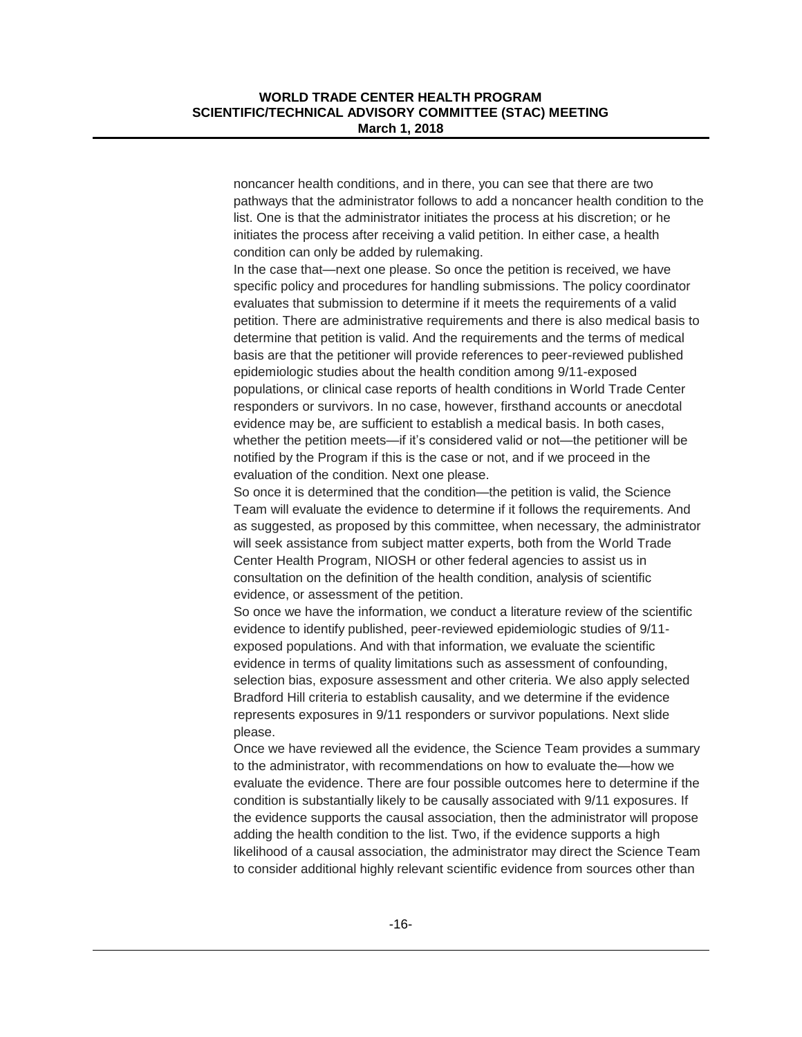noncancer health conditions, and in there, you can see that there are two pathways that the administrator follows to add a noncancer health condition to the list. One is that the administrator initiates the process at his discretion; or he initiates the process after receiving a valid petition. In either case, a health condition can only be added by rulemaking.

In the case that—next one please. So once the petition is received, we have specific policy and procedures for handling submissions. The policy coordinator evaluates that submission to determine if it meets the requirements of a valid petition. There are administrative requirements and there is also medical basis to determine that petition is valid. And the requirements and the terms of medical basis are that the petitioner will provide references to peer-reviewed published epidemiologic studies about the health condition among 9/11-exposed populations, or clinical case reports of health conditions in World Trade Center responders or survivors. In no case, however, firsthand accounts or anecdotal evidence may be, are sufficient to establish a medical basis. In both cases, whether the petition meets—if it's considered valid or not—the petitioner will be notified by the Program if this is the case or not, and if we proceed in the evaluation of the condition. Next one please.

So once it is determined that the condition—the petition is valid, the Science Team will evaluate the evidence to determine if it follows the requirements. And as suggested, as proposed by this committee, when necessary, the administrator will seek assistance from subject matter experts, both from the World Trade Center Health Program, NIOSH or other federal agencies to assist us in consultation on the definition of the health condition, analysis of scientific evidence, or assessment of the petition.

So once we have the information, we conduct a literature review of the scientific evidence to identify published, peer-reviewed epidemiologic studies of 9/11-exposed populations. And with that information, we evaluate the scientific evidence in terms of quality limitations such as assessment of confounding, selection bias, exposure assessment and other criteria. We also apply selected Bradford Hill criteria to establish causality, and we determine if the evidence represents exposures in 9/11 responders or survivor populations. Next slide please.

Once we have reviewed all the evidence, the Science Team provides a summary to the administrator, with recommendations on how to evaluate the—how we evaluate the evidence. There are four possible outcomes here to determine if the condition is substantially likely to be causally associated with 9/11 exposures. If the evidence supports the causal association, then the administrator will propose adding the health condition to the list. Two, if the evidence supports a high likelihood of a causal association, the administrator may direct the Science Team to consider additional highly relevant scientific evidence from sources other than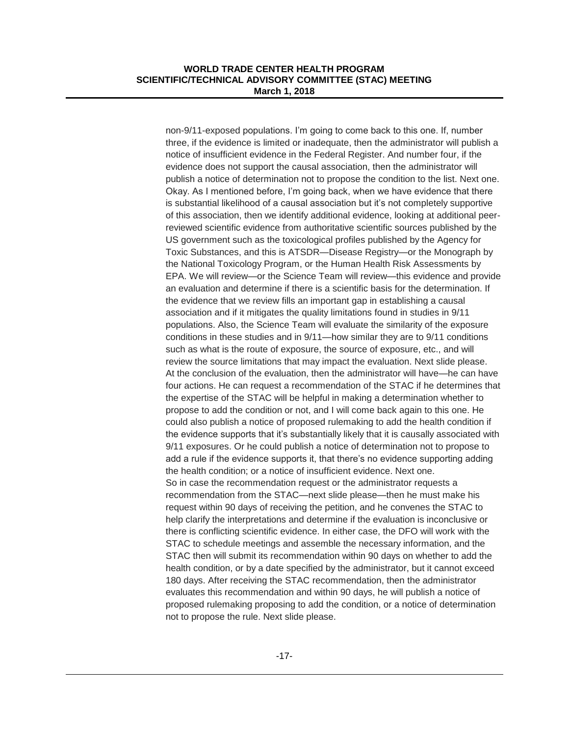non-9/11-exposed populations. I'm going to come back to this one. If, number three, if the evidence is limited or inadequate, then the administrator will publish a notice of insufficient evidence in the Federal Register. And number four, if the evidence does not support the causal association, then the administrator will publish a notice of determination not to propose the condition to the list. Next one. Okay. As I mentioned before, I'm going back, when we have evidence that there is substantial likelihood of a causal association but it's not completely supportive of this association, then we identify additional evidence, looking at additional peer-reviewed scientific evidence from authoritative scientific sources published by the US government such as the toxicological profiles published by the Agency for Toxic Substances, and this is ATSDR—Disease Registry—or the Monograph by the National Toxicology Program, or the Human Health Risk Assessments by EPA. We will review—or the Science Team will review—this evidence and provide an evaluation and determine if there is a scientific basis for the determination. If the evidence that we review fills an important gap in establishing a causal association and if it mitigates the quality limitations found in studies in 9/11 populations. Also, the Science Team will evaluate the similarity of the exposure conditions in these studies and in 9/11—how similar they are to 9/11 conditions such as what is the route of exposure, the source of exposure, etc., and will review the source limitations that may impact the evaluation. Next slide please. At the conclusion of the evaluation, then the administrator will have—he can have four actions. He can request a recommendation of the STAC if he determines that the expertise of the STAC will be helpful in making a determination whether to propose to add the condition or not, and I will come back again to this one. He could also publish a notice of proposed rulemaking to add the health condition if the evidence supports that it's substantially likely that it is causally associated with 9/11 exposures. Or he could publish a notice of determination not to propose to add a rule if the evidence supports it, that there's no evidence supporting adding the health condition; or a notice of insufficient evidence. Next one.
So in case the recommendation request or the administrator requests a recommendation from the STAC—next slide please—then he must make his request within 90 days of receiving the petition, and he convenes the STAC to help clarify the interpretations and determine if the evaluation is inconclusive or there is conflicting scientific evidence. In either case, the DFO will work with the STAC to schedule meetings and assemble the necessary information, and the STAC then will submit its recommendation within 90 days on whether to add the health condition, or by a date specified by the administrator, but it cannot exceed 180 days. After receiving the STAC recommendation, then the administrator evaluates this recommendation and within 90 days, he will publish a notice of proposed rulemaking proposing to add the condition, or a notice of determination not to propose the rule. Next slide please.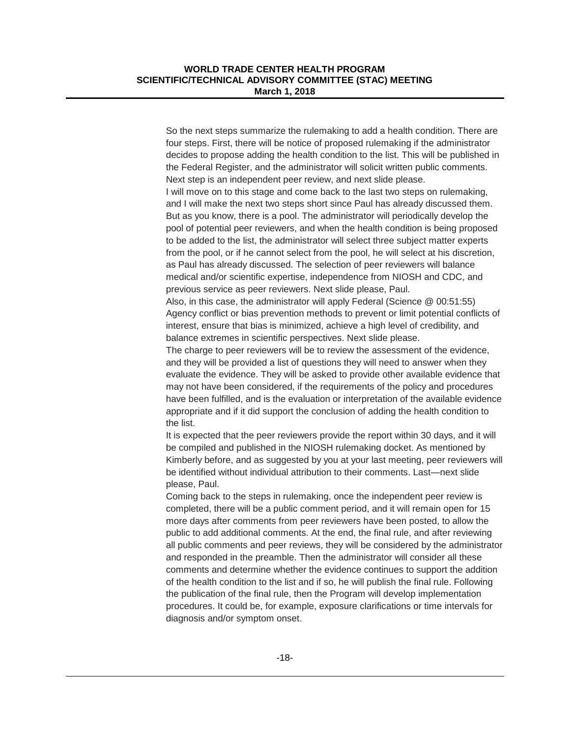So the next steps summarize the rulemaking to add a health condition. There are four steps. First, there will be notice of proposed rulemaking if the administrator decides to propose adding the health condition to the list. This will be published in the Federal Register, and the administrator will solicit written public comments. Next step is an independent peer review, and next slide please.

I will move on to this stage and come back to the last two steps on rulemaking, and I will make the next two steps short since Paul has already discussed them. But as you know, there is a pool. The administrator will periodically develop the pool of potential peer reviewers, and when the health condition is being proposed to be added to the list, the administrator will select three subject matter experts from the pool, or if he cannot select from the pool, he will select at his discretion, as Paul has already discussed. The selection of peer reviewers will balance medical and/or scientific expertise, independence from NIOSH and CDC, and previous service as peer reviewers. Next slide please, Paul.

Also, in this case, the administrator will apply Federal (Science @ 00:51:55) Agency conflict or bias prevention methods to prevent or limit potential conflicts of interest, ensure that bias is minimized, achieve a high level of credibility, and balance extremes in scientific perspectives. Next slide please.

The charge to peer reviewers will be to review the assessment of the evidence, and they will be provided a list of questions they will need to answer when they evaluate the evidence. They will be asked to provide other available evidence that may not have been considered, if the requirements of the policy and procedures have been fulfilled, and is the evaluation or interpretation of the available evidence appropriate and if it did support the conclusion of adding the health condition to the list.

It is expected that the peer reviewers provide the report within 30 days, and it will be compiled and published in the NIOSH rulemaking docket. As mentioned by Kimberly before, and as suggested by you at your last meeting, peer reviewers will be identified without individual attribution to their comments. Last—next slide please, Paul.

Coming back to the steps in rulemaking, once the independent peer review is completed, there will be a public comment period, and it will remain open for 15 more days after comments from peer reviewers have been posted, to allow the public to add additional comments. At the end, the final rule, and after reviewing all public comments and peer reviews, they will be considered by the administrator and responded in the preamble. Then the administrator will consider all these comments and determine whether the evidence continues to support the addition of the health condition to the list and if so, he will publish the final rule. Following the publication of the final rule, then the Program will develop implementation procedures. It could be, for example, exposure clarifications or time intervals for diagnosis and/or symptom onset.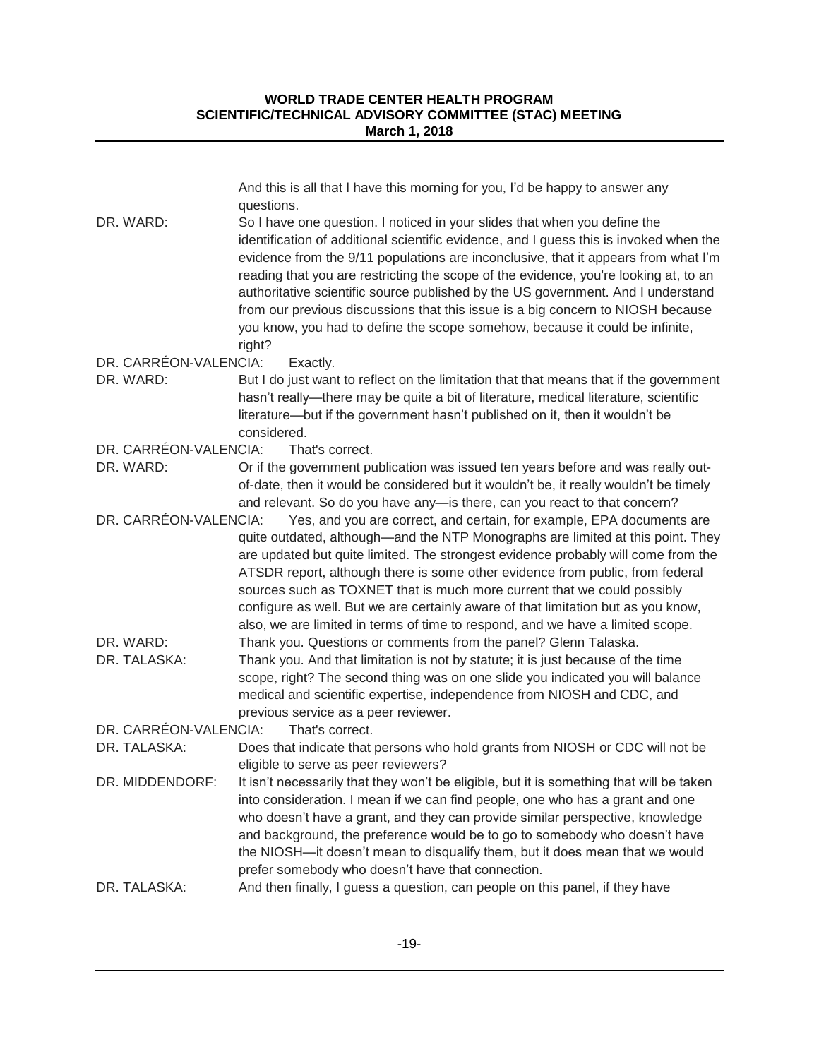And this is all that I have this morning for you, I'd be happy to answer any questions.

**DR. WARD:** So I have one question. I noticed in your slides that when you define the identification of additional scientific evidence, and I guess this is invoked when the evidence from the 9/11 populations are inconclusive, that it appears from what I'm reading that you are restricting the scope of the evidence, you're looking at, to an authoritative scientific source published by the US government. And I understand from our previous discussions that this issue is a big concern to NIOSH because you know, you had to define the scope somehow, because it could be infinite, right?

**DR. CARRÉON-VALENCIA:** Exactly.

**DR. WARD:** But I do just want to reflect on the limitation that that means that if the government hasn't really—there may be quite a bit of literature, medical literature, scientific literature—but if the government hasn't published on it, then it wouldn't be considered.

**DR. CARRÉON-VALENCIA:** That's correct.

**DR. WARD:** Or if the government publication was issued ten years before and was really out-of-date, then it would be considered but it wouldn't be, it really wouldn't be timely and relevant. So do you have any—is there, can you react to that concern?

**DR. CARRÉON-VALENCIA:** Yes, and you are correct, and certain, for example, EPA documents are quite outdated, although—and the NTP Monographs are limited at this point. They are updated but quite limited. The strongest evidence probably will come from the ATSDR report, although there is some other evidence from public, from federal sources such as TOXNET that is much more current that we could possibly configure as well. But we are certainly aware of that limitation but as you know, also, we are limited in terms of time to respond, and we have a limited scope.

**DR. WARD:** Thank you. Questions or comments from the panel? Glenn Talaska.

**DR. TALASKA:** Thank you. And that limitation is not by statute; it is just because of the time scope, right? The second thing was on one slide you indicated you will balance medical and scientific expertise, independence from NIOSH and CDC, and previous service as a peer reviewer.

**DR. CARRÉON-VALENCIA:** That's correct.

**DR. TALASKA:** Does that indicate that persons who hold grants from NIOSH or CDC will not be eligible to serve as peer reviewers?

**DR. MIDDENDORF:** It isn't necessarily that they won't be eligible, but it is something that will be taken into consideration. I mean if we can find people, one who has a grant and one who doesn't have a grant, and they can provide similar perspective, knowledge and background, the preference would be to go to somebody who doesn't have the NIOSH—it doesn't mean to disqualify them, but it does mean that we would prefer somebody who doesn't have that connection.

**DR. TALASKA:** And then finally, I guess a question, can people on this panel, if they have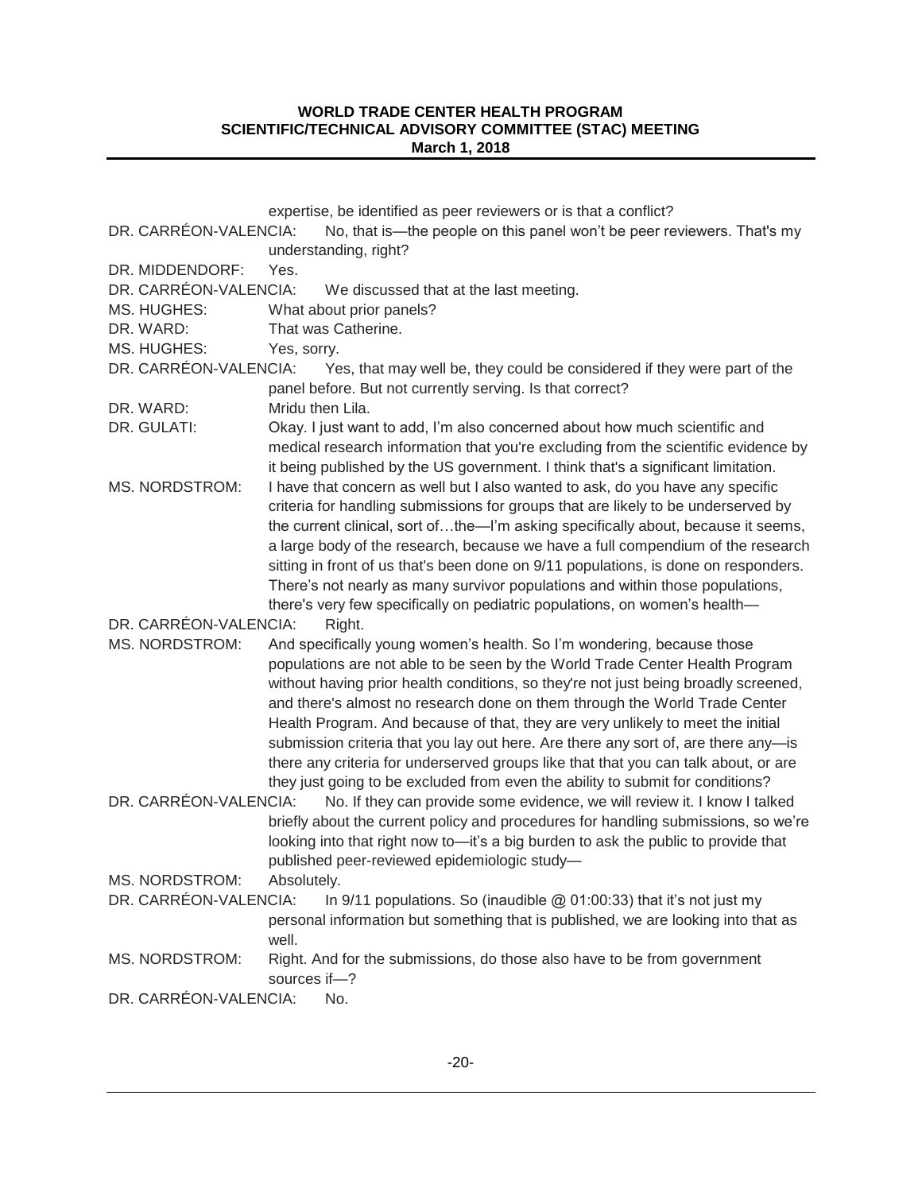expertise, be identified as peer reviewers or is that a conflict?

DR. CARRÉON-VALENCIA: No, that is—the people on this panel won't be peer reviewers. That's my understanding, right?

DR. MIDDENDORF: Yes.

DR. CARRÉON-VALENCIA: We discussed that at the last meeting.

MS. HUGHES: What about prior panels?

DR. WARD: That was Catherine.

MS. HUGHES: Yes, sorry.

DR. CARRÉON-VALENCIA: Yes, that may well be, they could be considered if they were part of the panel before. But not currently serving. Is that correct?

DR. WARD: Mridu then Lila.

DR. GULATI: Okay. I just want to add, I'm also concerned about how much scientific and medical research information that you're excluding from the scientific evidence by it being published by the US government. I think that's a significant limitation.

MS. NORDSTROM: I have that concern as well but I also wanted to ask, do you have any specific criteria for handling submissions for groups that are likely to be underserved by the current clinical, sort of…the—I'm asking specifically about, because it seems, a large body of the research, because we have a full compendium of the research sitting in front of us that's been done on 9/11 populations, is done on responders. There's not nearly as many survivor populations and within those populations, there's very few specifically on pediatric populations, on women's health—

DR. CARRÉON-VALENCIA: Right.

MS. NORDSTROM: And specifically young women's health. So I'm wondering, because those populations are not able to be seen by the World Trade Center Health Program without having prior health conditions, so they're not just being broadly screened, and there's almost no research done on them through the World Trade Center Health Program. And because of that, they are very unlikely to meet the initial submission criteria that you lay out here. Are there any sort of, are there any—is there any criteria for underserved groups like that that you can talk about, or are they just going to be excluded from even the ability to submit for conditions?

DR. CARRÉON-VALENCIA: No. If they can provide some evidence, we will review it. I know I talked briefly about the current policy and procedures for handling submissions, so we're looking into that right now to—it's a big burden to ask the public to provide that published peer-reviewed epidemiologic study—

MS. NORDSTROM: Absolutely.

DR. CARRÉON-VALENCIA: In 9/11 populations. So (inaudible @ 01:00:33) that it's not just my personal information but something that is published, we are looking into that as well.

MS. NORDSTROM: Right. And for the submissions, do those also have to be from government sources if—?

DR. CARRÉON-VALENCIA: No.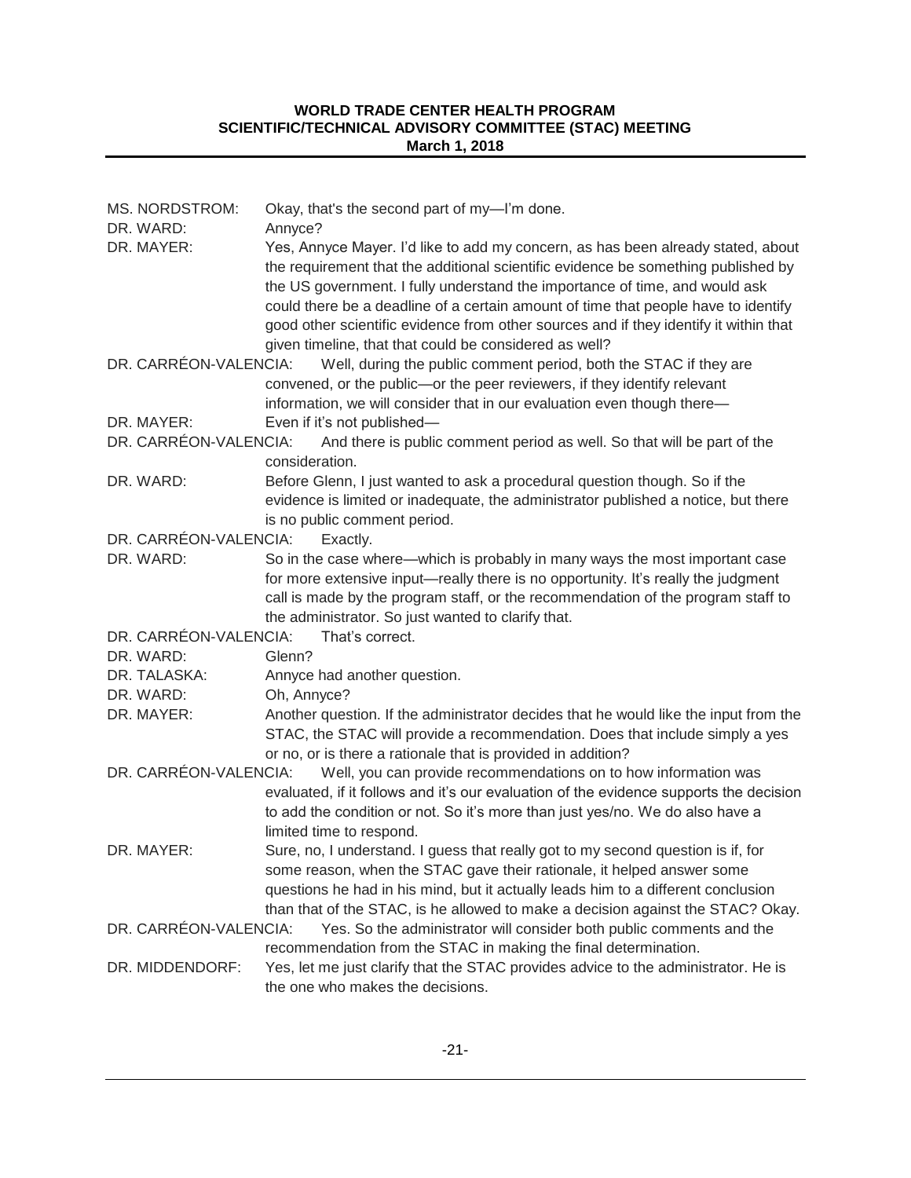MS. NORDSTROM: Okay, that's the second part of my—I'm done.

DR. WARD: Annyce?

DR. MAYER: Yes, Annyce Mayer. I'd like to add my concern, as has been already stated, about the requirement that the additional scientific evidence be something published by the US government. I fully understand the importance of time, and would ask could there be a deadline of a certain amount of time that people have to identify good other scientific evidence from other sources and if they identify it within that given timeline, that that could be considered as well?

DR. CARRÉON-VALENCIA: Well, during the public comment period, both the STAC if they are convened, or the public—or the peer reviewers, if they identify relevant information, we will consider that in our evaluation even though there—

DR. MAYER: Even if it's not published—

DR. CARRÉON-VALENCIA: And there is public comment period as well. So that will be part of the consideration.

DR. WARD: Before Glenn, I just wanted to ask a procedural question though. So if the evidence is limited or inadequate, the administrator published a notice, but there is no public comment period.

DR. CARRÉON-VALENCIA: Exactly.

DR. WARD: So in the case where—which is probably in many ways the most important case for more extensive input—really there is no opportunity. It's really the judgment call is made by the program staff, or the recommendation of the program staff to the administrator. So just wanted to clarify that.

DR. CARRÉON-VALENCIA: That's correct.

DR. WARD: Glenn?

DR. TALASKA: Annyce had another question.

DR. WARD: Oh, Annyce?

DR. MAYER: Another question. If the administrator decides that he would like the input from the STAC, the STAC will provide a recommendation. Does that include simply a yes or no, or is there a rationale that is provided in addition?

DR. CARRÉON-VALENCIA: Well, you can provide recommendations on to how information was evaluated, if it follows and it's our evaluation of the evidence supports the decision to add the condition or not. So it's more than just yes/no. We do also have a limited time to respond.

DR. MAYER: Sure, no, I understand. I guess that really got to my second question is if, for some reason, when the STAC gave their rationale, it helped answer some questions he had in his mind, but it actually leads him to a different conclusion than that of the STAC, is he allowed to make a decision against the STAC? Okay.

DR. CARRÉON-VALENCIA: Yes. So the administrator will consider both public comments and the recommendation from the STAC in making the final determination.

DR. MIDDENDORF: Yes, let me just clarify that the STAC provides advice to the administrator. He is the one who makes the decisions.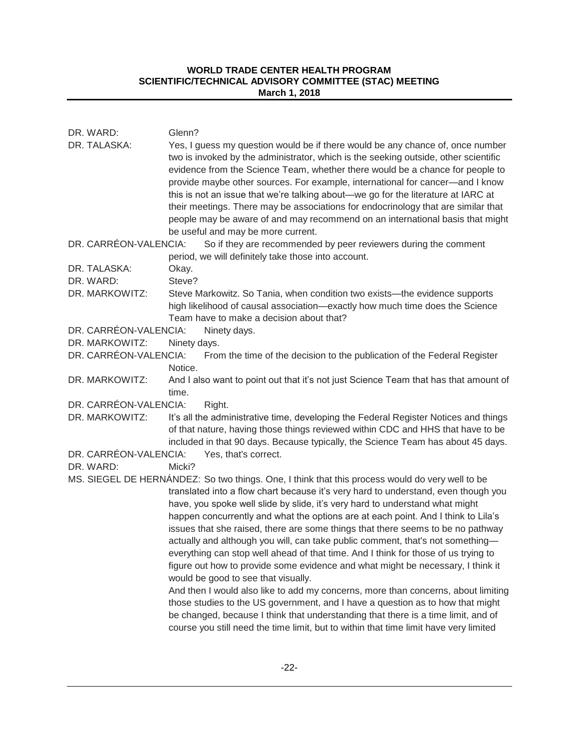DR. WARD: Glenn?

DR. TALASKA: Yes, I guess my question would be if there would be any chance of, once number two is invoked by the administrator, which is the seeking outside, other scientific evidence from the Science Team, whether there would be a chance for people to provide maybe other sources. For example, international for cancer—and I know this is not an issue that we're talking about—we go for the literature at IARC at their meetings. There may be associations for endocrinology that are similar that people may be aware of and may recommend on an international basis that might be useful and may be more current.

DR. CARRÉON-VALENCIA: So if they are recommended by peer reviewers during the comment period, we will definitely take those into account.

DR. TALASKA: Okay.

DR. WARD: Steve?

DR. MARKOWITZ: Steve Markowitz. So Tania, when condition two exists—the evidence supports high likelihood of causal association—exactly how much time does the Science Team have to make a decision about that?

DR. CARRÉON-VALENCIA: Ninety days.

DR. MARKOWITZ: Ninety days.

DR. CARRÉON-VALENCIA: From the time of the decision to the publication of the Federal Register Notice.

DR. MARKOWITZ: And I also want to point out that it's not just Science Team that has that amount of time.

DR. CARRÉON-VALENCIA: Right.

DR. MARKOWITZ: It's all the administrative time, developing the Federal Register Notices and things of that nature, having those things reviewed within CDC and HHS that have to be included in that 90 days. Because typically, the Science Team has about 45 days.

DR. CARRÉON-VALENCIA: Yes, that's correct.

DR. WARD: Micki?

MS. SIEGEL DE HERNÁNDEZ: So two things. One, I think that this process would do very well to be translated into a flow chart because it's very hard to understand, even though you have, you spoke well slide by slide, it's very hard to understand what might happen concurrently and what the options are at each point. And I think to Lila's issues that she raised, there are some things that there seems to be no pathway actually and although you will, can take public comment, that's not something—everything can stop well ahead of that time. And I think for those of us trying to figure out how to provide some evidence and what might be necessary, I think it would be good to see that visually.

And then I would also like to add my concerns, more than concerns, about limiting those studies to the US government, and I have a question as to how that might be changed, because I think that understanding that there is a time limit, and of course you still need the time limit, but to within that time limit have very limited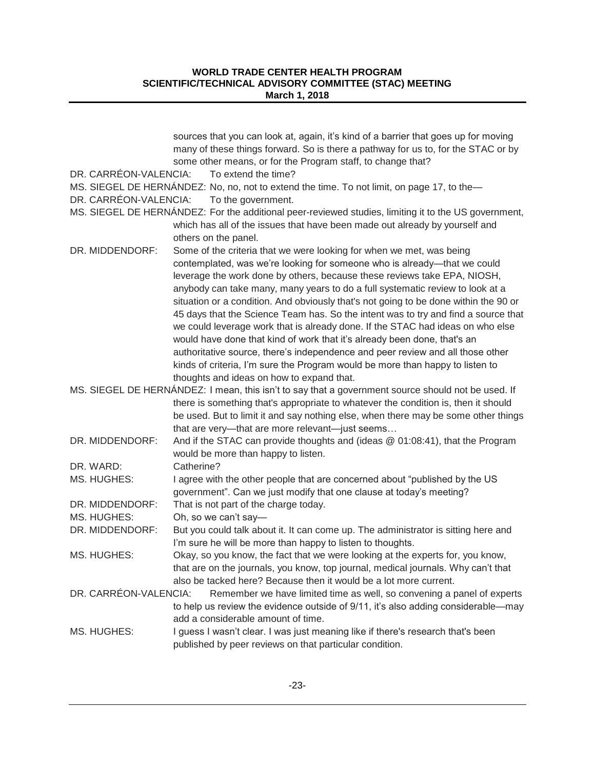sources that you can look at, again, it's kind of a barrier that goes up for moving many of these things forward. So is there a pathway for us to, for the STAC or by some other means, or for the Program staff, to change that?

DR. CARRÉON-VALENCIA: To extend the time?

MS. SIEGEL DE HERNÁNDEZ: No, no, not to extend the time. To not limit, on page 17, to the—

DR. CARRÉON-VALENCIA: To the government.

MS. SIEGEL DE HERNÁNDEZ: For the additional peer-reviewed studies, limiting it to the US government, which has all of the issues that have been made out already by yourself and others on the panel.

DR. MIDDENDORF: Some of the criteria that we were looking for when we met, was being contemplated, was we're looking for someone who is already—that we could leverage the work done by others, because these reviews take EPA, NIOSH, anybody can take many, many years to do a full systematic review to look at a situation or a condition. And obviously that's not going to be done within the 90 or 45 days that the Science Team has. So the intent was to try and find a source that we could leverage work that is already done. If the STAC had ideas on who else would have done that kind of work that it's already been done, that's an authoritative source, there's independence and peer review and all those other kinds of criteria, I'm sure the Program would be more than happy to listen to thoughts and ideas on how to expand that.

MS. SIEGEL DE HERNÁNDEZ: I mean, this isn't to say that a government source should not be used. If there is something that's appropriate to whatever the condition is, then it should be used. But to limit it and say nothing else, when there may be some other things that are very—that are more relevant—just seems…

DR. MIDDENDORF: And if the STAC can provide thoughts and (ideas @ 01:08:41), that the Program would be more than happy to listen.

DR. WARD: Catherine?

MS. HUGHES: I agree with the other people that are concerned about "published by the US government". Can we just modify that one clause at today's meeting?

DR. MIDDENDORF: That is not part of the charge today.

MS. HUGHES: Oh, so we can't say—

DR. MIDDENDORF: But you could talk about it. It can come up. The administrator is sitting here and I'm sure he will be more than happy to listen to thoughts.

MS. HUGHES: Okay, so you know, the fact that we were looking at the experts for, you know, that are on the journals, you know, top journal, medical journals. Why can't that also be tacked here? Because then it would be a lot more current.

DR. CARRÉON-VALENCIA: Remember we have limited time as well, so convening a panel of experts to help us review the evidence outside of 9/11, it's also adding considerable—may add a considerable amount of time.

MS. HUGHES: I guess I wasn't clear. I was just meaning like if there's research that's been published by peer reviews on that particular condition.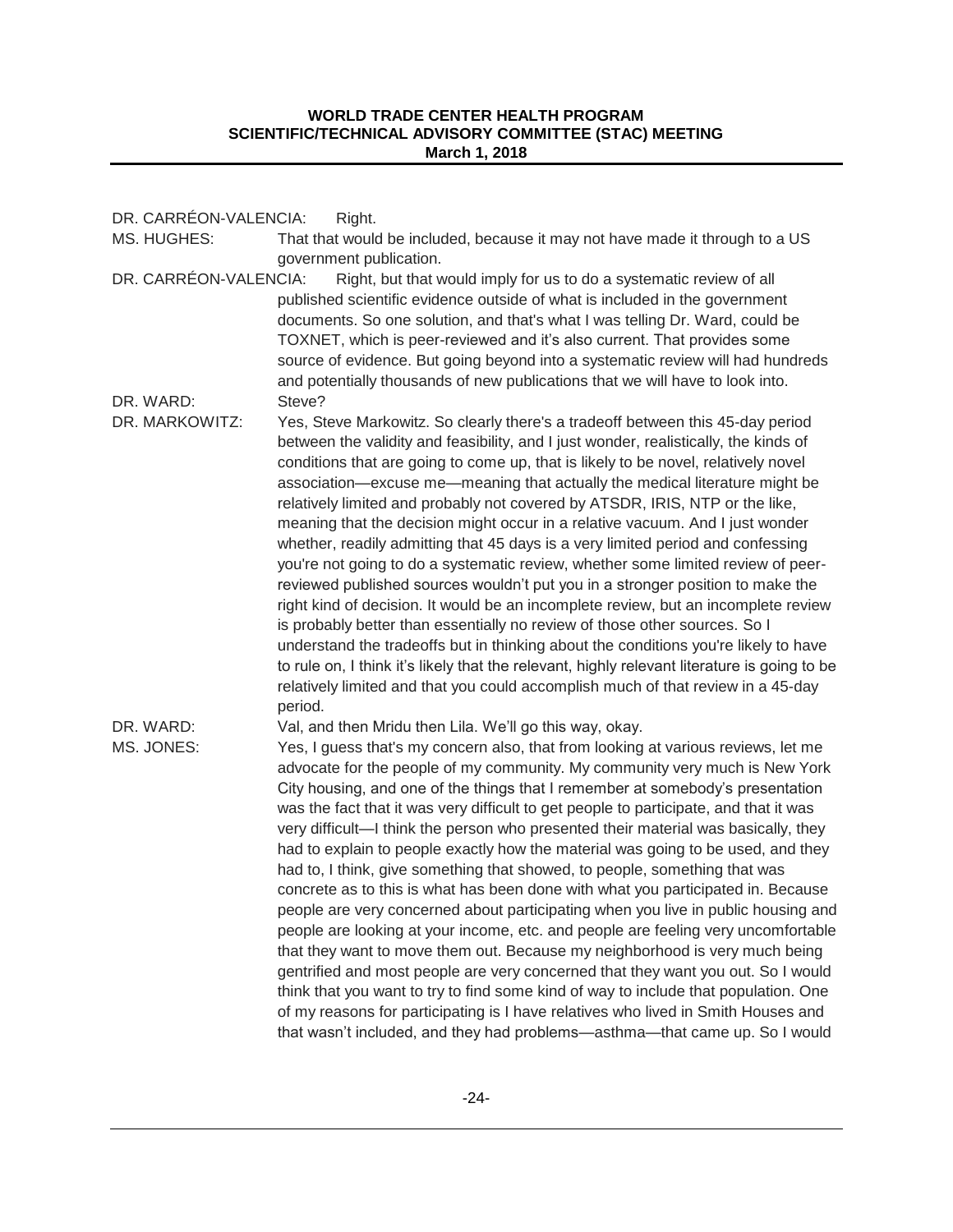DR. CARRÉON-VALENCIA: Right.

MS. HUGHES: That that would be included, because it may not have made it through to a US government publication.

DR. CARRÉON-VALENCIA: Right, but that would imply for us to do a systematic review of all published scientific evidence outside of what is included in the government documents. So one solution, and that's what I was telling Dr. Ward, could be TOXNET, which is peer-reviewed and it's also current. That provides some source of evidence. But going beyond into a systematic review will had hundreds and potentially thousands of new publications that we will have to look into.

DR. WARD: Steve?

DR. MARKOWITZ: Yes, Steve Markowitz. So clearly there's a tradeoff between this 45-day period between the validity and feasibility, and I just wonder, realistically, the kinds of conditions that are going to come up, that is likely to be novel, relatively novel association—excuse me—meaning that actually the medical literature might be relatively limited and probably not covered by ATSDR, IRIS, NTP or the like, meaning that the decision might occur in a relative vacuum. And I just wonder whether, readily admitting that 45 days is a very limited period and confessing you're not going to do a systematic review, whether some limited review of peer-reviewed published sources wouldn't put you in a stronger position to make the right kind of decision. It would be an incomplete review, but an incomplete review is probably better than essentially no review of those other sources. So I understand the tradeoffs but in thinking about the conditions you're likely to have to rule on, I think it's likely that the relevant, highly relevant literature is going to be relatively limited and that you could accomplish much of that review in a 45-day period.

DR. WARD: Val, and then Mridu then Lila. We'll go this way, okay.

MS. JONES: Yes, I guess that's my concern also, that from looking at various reviews, let me advocate for the people of my community. My community very much is New York City housing, and one of the things that I remember at somebody's presentation was the fact that it was very difficult to get people to participate, and that it was very difficult—I think the person who presented their material was basically, they had to explain to people exactly how the material was going to be used, and they had to, I think, give something that showed, to people, something that was concrete as to this is what has been done with what you participated in. Because people are very concerned about participating when you live in public housing and people are looking at your income, etc. and people are feeling very uncomfortable that they want to move them out. Because my neighborhood is very much being gentrified and most people are very concerned that they want you out. So I would think that you want to try to find some kind of way to include that population. One of my reasons for participating is I have relatives who lived in Smith Houses and that wasn't included, and they had problems—asthma—that came up. So I would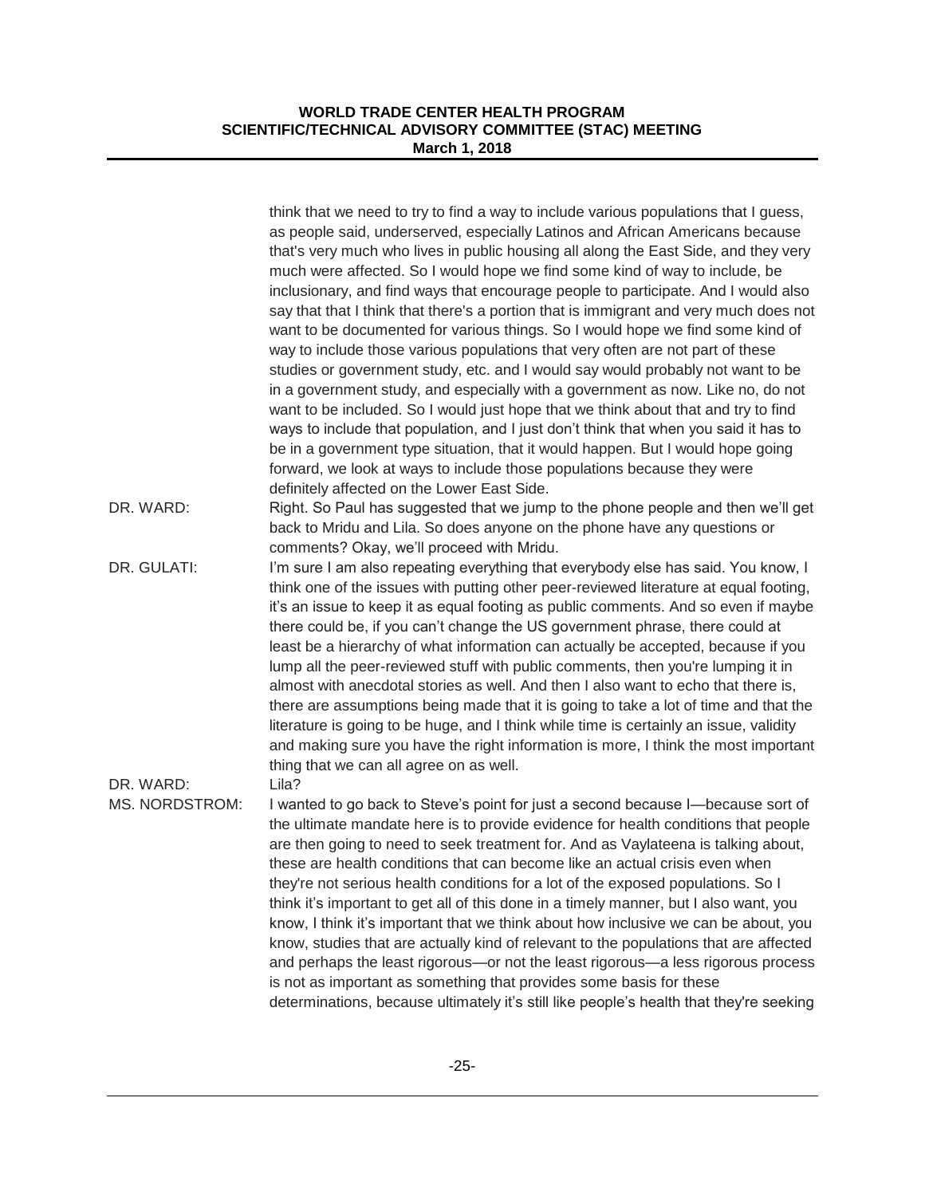think that we need to try to find a way to include various populations that I guess, as people said, underserved, especially Latinos and African Americans because that's very much who lives in public housing all along the East Side, and they very much were affected. So I would hope we find some kind of way to include, be inclusionary, and find ways that encourage people to participate. And I would also say that that I think that there's a portion that is immigrant and very much does not want to be documented for various things. So I would hope we find some kind of way to include those various populations that very often are not part of these studies or government study, etc. and I would say would probably not want to be in a government study, and especially with a government as now. Like no, do not want to be included. So I would just hope that we think about that and try to find ways to include that population, and I just don't think that when you said it has to be in a government type situation, that it would happen. But I would hope going forward, we look at ways to include those populations because they were definitely affected on the Lower East Side.

DR. WARD: Right. So Paul has suggested that we jump to the phone people and then we'll get back to Mridu and Lila. So does anyone on the phone have any questions or comments? Okay, we'll proceed with Mridu.

DR. GULATI: I'm sure I am also repeating everything that everybody else has said. You know, I think one of the issues with putting other peer-reviewed literature at equal footing, it's an issue to keep it as equal footing as public comments. And so even if maybe there could be, if you can't change the US government phrase, there could at least be a hierarchy of what information can actually be accepted, because if you lump all the peer-reviewed stuff with public comments, then you're lumping it in almost with anecdotal stories as well. And then I also want to echo that there is, there are assumptions being made that it is going to take a lot of time and that the literature is going to be huge, and I think while time is certainly an issue, validity and making sure you have the right information is more, I think the most important thing that we can all agree on as well.

DR. WARD: Lila?

MS. NORDSTROM: I wanted to go back to Steve's point for just a second because I—because sort of the ultimate mandate here is to provide evidence for health conditions that people are then going to need to seek treatment for. And as Vaylateena is talking about, these are health conditions that can become like an actual crisis even when they're not serious health conditions for a lot of the exposed populations. So I think it's important to get all of this done in a timely manner, but I also want, you know, I think it's important that we think about how inclusive we can be about, you know, studies that are actually kind of relevant to the populations that are affected and perhaps the least rigorous—or not the least rigorous—a less rigorous process is not as important as something that provides some basis for these determinations, because ultimately it's still like people's health that they're seeking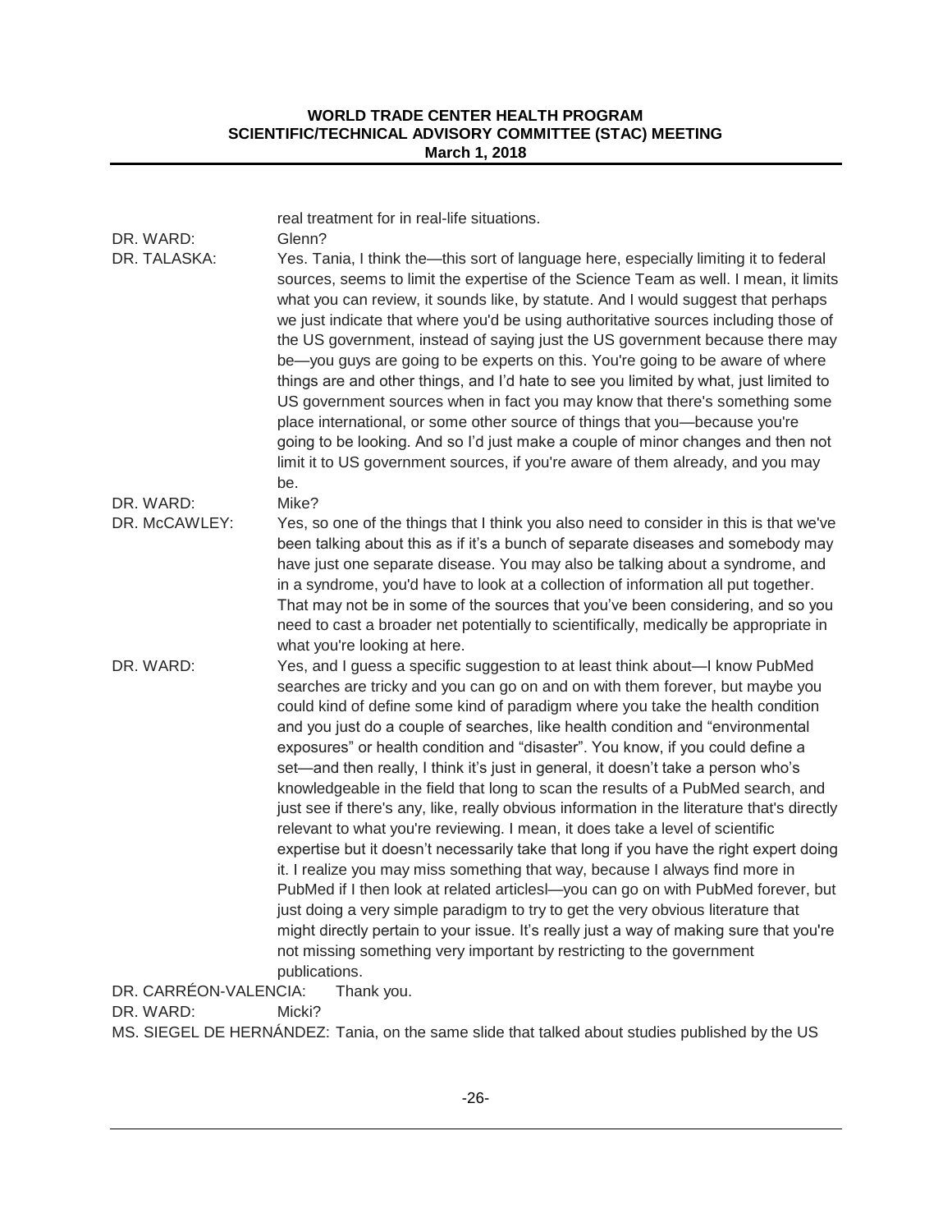real treatment for in real-life situations.

DR. WARD: Glenn?

DR. TALASKA: Yes. Tania, I think the—this sort of language here, especially limiting it to federal sources, seems to limit the expertise of the Science Team as well. I mean, it limits what you can review, it sounds like, by statute. And I would suggest that perhaps we just indicate that where you'd be using authoritative sources including those of the US government, instead of saying just the US government because there may be—you guys are going to be experts on this. You're going to be aware of where things are and other things, and I'd hate to see you limited by what, just limited to US government sources when in fact you may know that there's something some place international, or some other source of things that you—because you're going to be looking. And so I'd just make a couple of minor changes and then not limit it to US government sources, if you're aware of them already, and you may be.

DR. WARD: Mike?

DR. McCAWLEY: Yes, so one of the things that I think you also need to consider in this is that we've been talking about this as if it's a bunch of separate diseases and somebody may have just one separate disease. You may also be talking about a syndrome, and in a syndrome, you'd have to look at a collection of information all put together. That may not be in some of the sources that you've been considering, and so you need to cast a broader net potentially to scientifically, medically be appropriate in what you're looking at here.

DR. WARD: Yes, and I guess a specific suggestion to at least think about—I know PubMed searches are tricky and you can go on and on with them forever, but maybe you could kind of define some kind of paradigm where you take the health condition and you just do a couple of searches, like health condition and "environmental exposures" or health condition and "disaster". You know, if you could define a set—and then really, I think it's just in general, it doesn't take a person who's knowledgeable in the field that long to scan the results of a PubMed search, and just see if there's any, like, really obvious information in the literature that's directly relevant to what you're reviewing. I mean, it does take a level of scientific expertise but it doesn't necessarily take that long if you have the right expert doing it. I realize you may miss something that way, because I always find more in PubMed if I then look at related articlesl—you can go on with PubMed forever, but just doing a very simple paradigm to try to get the very obvious literature that might directly pertain to your issue. It's really just a way of making sure that you're not missing something very important by restricting to the government publications.

DR. CARRÉON-VALENCIA: Thank you.

DR. WARD: Micki?

MS. SIEGEL DE HERNÁNDEZ: Tania, on the same slide that talked about studies published by the US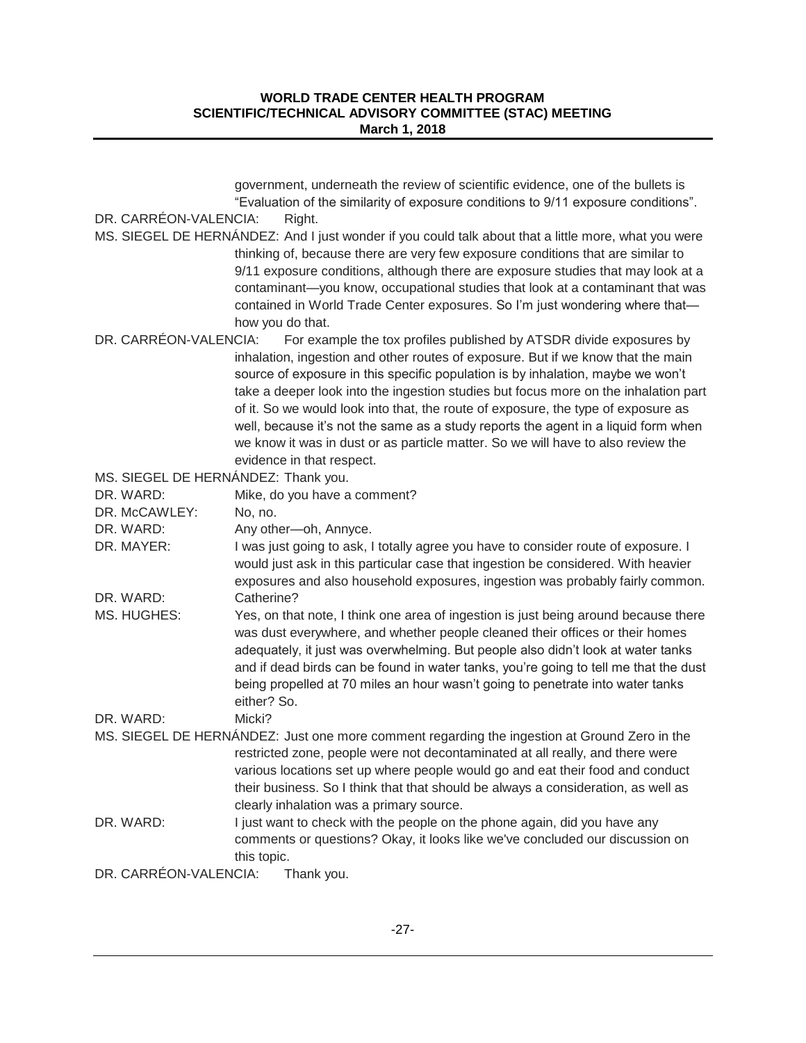government, underneath the review of scientific evidence, one of the bullets is "Evaluation of the similarity of exposure conditions to 9/11 exposure conditions".

DR. CARRÉON-VALENCIA: Right.

MS. SIEGEL DE HERNÁNDEZ: And I just wonder if you could talk about that a little more, what you were thinking of, because there are very few exposure conditions that are similar to 9/11 exposure conditions, although there are exposure studies that may look at a contaminant—you know, occupational studies that look at a contaminant that was contained in World Trade Center exposures. So I'm just wondering where that—how you do that.

DR. CARRÉON-VALENCIA: For example the tox profiles published by ATSDR divide exposures by inhalation, ingestion and other routes of exposure. But if we know that the main source of exposure in this specific population is by inhalation, maybe we won't take a deeper look into the ingestion studies but focus more on the inhalation part of it. So we would look into that, the route of exposure, the type of exposure as well, because it's not the same as a study reports the agent in a liquid form when we know it was in dust or as particle matter. So we will have to also review the evidence in that respect.

MS. SIEGEL DE HERNÁNDEZ: Thank you.

DR. WARD: Mike, do you have a comment?

DR. McCAWLEY: No, no.

DR. WARD: Any other—oh, Annyce.

DR. MAYER: I was just going to ask, I totally agree you have to consider route of exposure. I would just ask in this particular case that ingestion be considered. With heavier exposures and also household exposures, ingestion was probably fairly common.

DR. WARD: Catherine?

MS. HUGHES: Yes, on that note, I think one area of ingestion is just being around because there was dust everywhere, and whether people cleaned their offices or their homes adequately, it just was overwhelming. But people also didn't look at water tanks and if dead birds can be found in water tanks, you're going to tell me that the dust being propelled at 70 miles an hour wasn't going to penetrate into water tanks either? So.

DR. WARD: Micki?

MS. SIEGEL DE HERNÁNDEZ: Just one more comment regarding the ingestion at Ground Zero in the restricted zone, people were not decontaminated at all really, and there were various locations set up where people would go and eat their food and conduct their business. So I think that that should be always a consideration, as well as clearly inhalation was a primary source.

DR. WARD: I just want to check with the people on the phone again, did you have any comments or questions? Okay, it looks like we've concluded our discussion on this topic.

DR. CARRÉON-VALENCIA: Thank you.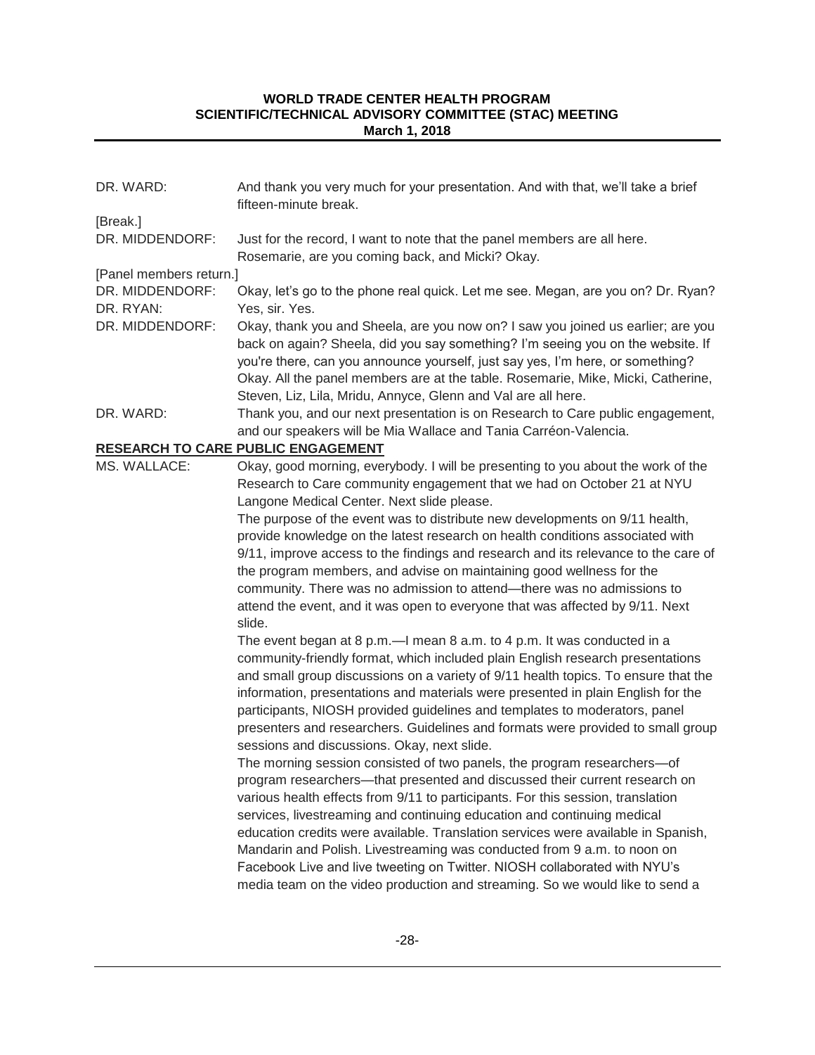DR. WARD: And thank you very much for your presentation. And with that, we'll take a brief fifteen-minute break.

[Break.]

DR. MIDDENDORF: Just for the record, I want to note that the panel members are all here. Rosemarie, are you coming back, and Micki? Okay.

[Panel members return.]

DR. MIDDENDORF: Okay, let's go to the phone real quick. Let me see. Megan, are you on? Dr. Ryan?

DR. RYAN: Yes, sir. Yes.

DR. MIDDENDORF: Okay, thank you and Sheela, are you now on? I saw you joined us earlier; are you back on again? Sheela, did you say something? I'm seeing you on the website. If you're there, can you announce yourself, just say yes, I'm here, or something? Okay. All the panel members are at the table. Rosemarie, Mike, Micki, Catherine, Steven, Liz, Lila, Mridu, Annyce, Glenn and Val are all here.

DR. WARD: Thank you, and our next presentation is on Research to Care public engagement, and our speakers will be Mia Wallace and Tania Carréon-Valencia.

## RESEARCH TO CARE PUBLIC ENGAGEMENT

MS. WALLACE: Okay, good morning, everybody. I will be presenting to you about the work of the Research to Care community engagement that we had on October 21 at NYU Langone Medical Center. Next slide please.

The purpose of the event was to distribute new developments on 9/11 health, provide knowledge on the latest research on health conditions associated with 9/11, improve access to the findings and research and its relevance to the care of the program members, and advise on maintaining good wellness for the community. There was no admission to attend—there was no admissions to attend the event, and it was open to everyone that was affected by 9/11. Next slide.

The event began at 8 p.m.—I mean 8 a.m. to 4 p.m. It was conducted in a community-friendly format, which included plain English research presentations and small group discussions on a variety of 9/11 health topics. To ensure that the information, presentations and materials were presented in plain English for the participants, NIOSH provided guidelines and templates to moderators, panel presenters and researchers. Guidelines and formats were provided to small group sessions and discussions. Okay, next slide.

The morning session consisted of two panels, the program researchers—of program researchers—that presented and discussed their current research on various health effects from 9/11 to participants. For this session, translation services, livestreaming and continuing education and continuing medical education credits were available. Translation services were available in Spanish, Mandarin and Polish. Livestreaming was conducted from 9 a.m. to noon on Facebook Live and live tweeting on Twitter. NIOSH collaborated with NYU's media team on the video production and streaming. So we would like to send a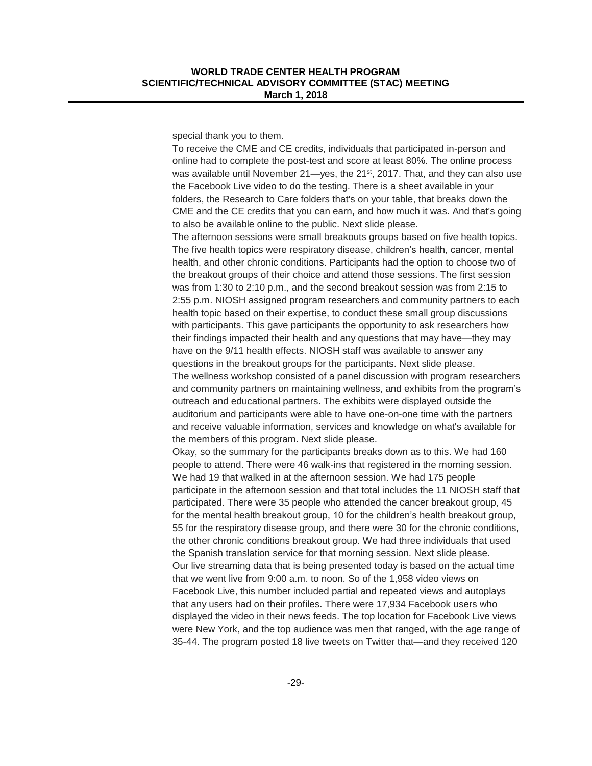special thank you to them.

To receive the CME and CE credits, individuals that participated in-person and online had to complete the post-test and score at least 80%. The online process was available until November 21—yes, the 21st, 2017. That, and they can also use the Facebook Live video to do the testing. There is a sheet available in your folders, the Research to Care folders that's on your table, that breaks down the CME and the CE credits that you can earn, and how much it was. And that's going to also be available online to the public. Next slide please.

The afternoon sessions were small breakouts groups based on five health topics. The five health topics were respiratory disease, children's health, cancer, mental health, and other chronic conditions. Participants had the option to choose two of the breakout groups of their choice and attend those sessions. The first session was from 1:30 to 2:10 p.m., and the second breakout session was from 2:15 to 2:55 p.m. NIOSH assigned program researchers and community partners to each health topic based on their expertise, to conduct these small group discussions with participants. This gave participants the opportunity to ask researchers how their findings impacted their health and any questions that may have—they may have on the 9/11 health effects. NIOSH staff was available to answer any questions in the breakout groups for the participants. Next slide please.

The wellness workshop consisted of a panel discussion with program researchers and community partners on maintaining wellness, and exhibits from the program's outreach and educational partners. The exhibits were displayed outside the auditorium and participants were able to have one-on-one time with the partners and receive valuable information, services and knowledge on what's available for the members of this program. Next slide please.

Okay, so the summary for the participants breaks down as to this. We had 160 people to attend. There were 46 walk-ins that registered in the morning session. We had 19 that walked in at the afternoon session. We had 175 people participate in the afternoon session and that total includes the 11 NIOSH staff that participated. There were 35 people who attended the cancer breakout group, 45 for the mental health breakout group, 10 for the children's health breakout group, 55 for the respiratory disease group, and there were 30 for the chronic conditions, the other chronic conditions breakout group. We had three individuals that used the Spanish translation service for that morning session. Next slide please.

Our live streaming data that is being presented today is based on the actual time that we went live from 9:00 a.m. to noon. So of the 1,958 video views on Facebook Live, this number included partial and repeated views and autoplays that any users had on their profiles. There were 17,934 Facebook users who displayed the video in their news feeds. The top location for Facebook Live views were New York, and the top audience was men that ranged, with the age range of 35-44. The program posted 18 live tweets on Twitter that—and they received 120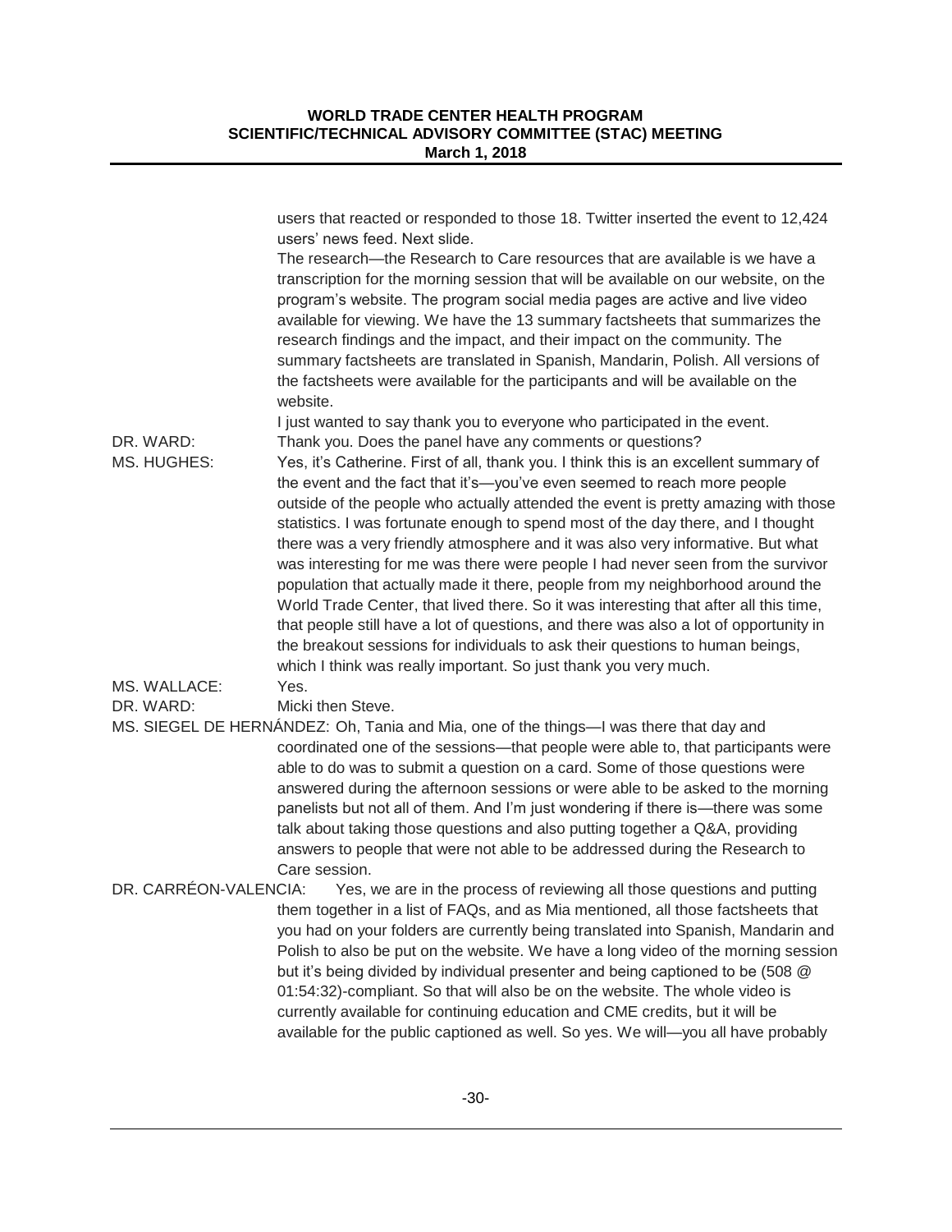users that reacted or responded to those 18. Twitter inserted the event to 12,424 users' news feed. Next slide.

The research—the Research to Care resources that are available is we have a transcription for the morning session that will be available on our website, on the program's website. The program social media pages are active and live video available for viewing. We have the 13 summary factsheets that summarizes the research findings and the impact, and their impact on the community. The summary factsheets are translated in Spanish, Mandarin, Polish. All versions of the factsheets were available for the participants and will be available on the website.

I just wanted to say thank you to everyone who participated in the event.

DR. WARD: Thank you. Does the panel have any comments or questions?

MS. HUGHES: Yes, it's Catherine. First of all, thank you. I think this is an excellent summary of the event and the fact that it's—you've even seemed to reach more people outside of the people who actually attended the event is pretty amazing with those statistics. I was fortunate enough to spend most of the day there, and I thought there was a very friendly atmosphere and it was also very informative. But what was interesting for me was there were people I had never seen from the survivor population that actually made it there, people from my neighborhood around the World Trade Center, that lived there. So it was interesting that after all this time, that people still have a lot of questions, and there was also a lot of opportunity in the breakout sessions for individuals to ask their questions to human beings, which I think was really important. So just thank you very much.

MS. WALLACE: Yes.

DR. WARD: Micki then Steve.

MS. SIEGEL DE HERNÁNDEZ: Oh, Tania and Mia, one of the things—I was there that day and coordinated one of the sessions—that people were able to, that participants were able to do was to submit a question on a card. Some of those questions were answered during the afternoon sessions or were able to be asked to the morning panelists but not all of them. And I'm just wondering if there is—there was some talk about taking those questions and also putting together a Q&A, providing answers to people that were not able to be addressed during the Research to Care session.

DR. CARRÉON-VALENCIA: Yes, we are in the process of reviewing all those questions and putting them together in a list of FAQs, and as Mia mentioned, all those factsheets that you had on your folders are currently being translated into Spanish, Mandarin and Polish to also be put on the website. We have a long video of the morning session but it's being divided by individual presenter and being captioned to be (508 @ 01:54:32)-compliant. So that will also be on the website. The whole video is currently available for continuing education and CME credits, but it will be available for the public captioned as well. So yes. We will—you all have probably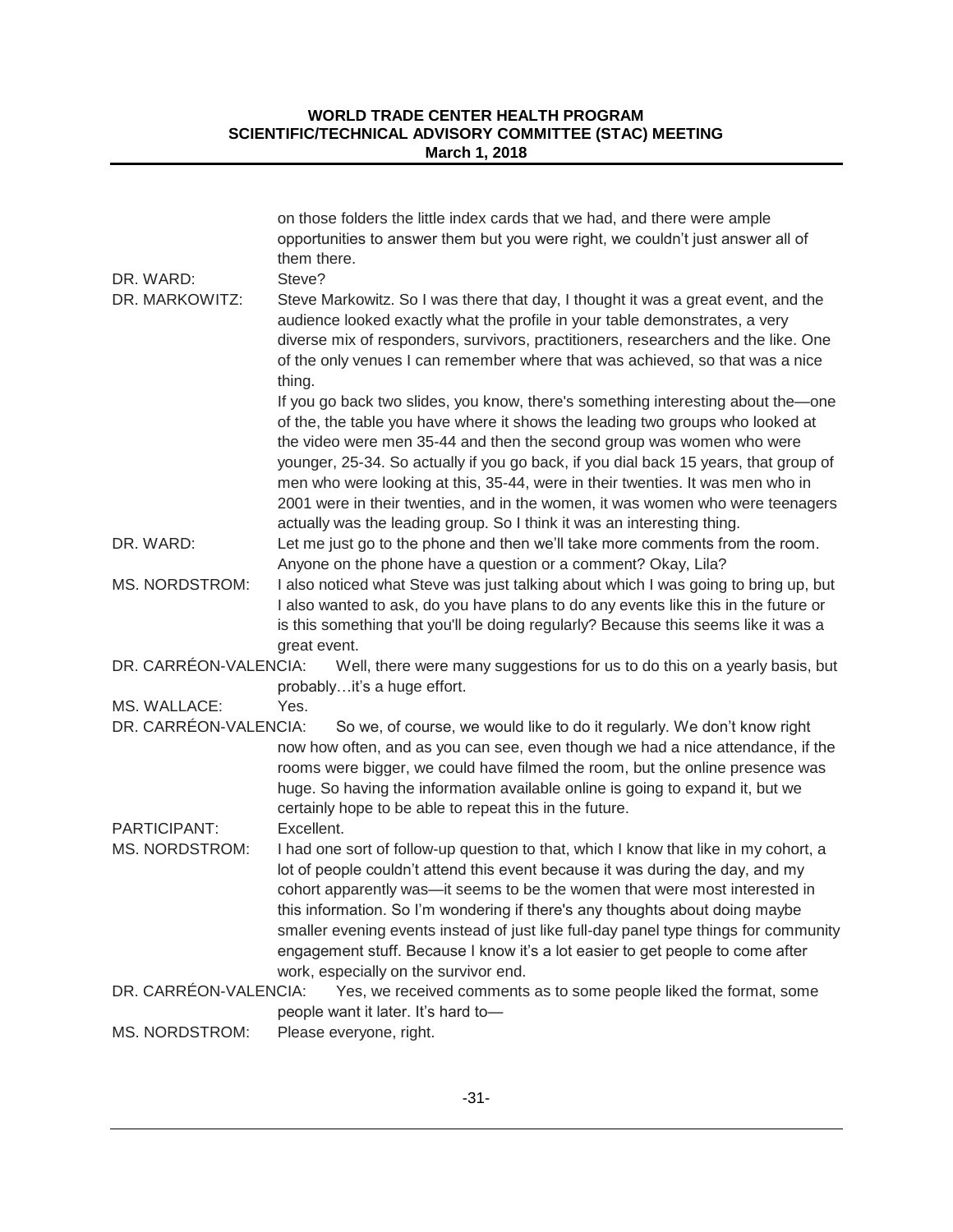on those folders the little index cards that we had, and there were ample opportunities to answer them but you were right, we couldn't just answer all of them there.

DR. WARD: Steve?

DR. MARKOWITZ: Steve Markowitz. So I was there that day, I thought it was a great event, and the audience looked exactly what the profile in your table demonstrates, a very diverse mix of responders, survivors, practitioners, researchers and the like. One of the only venues I can remember where that was achieved, so that was a nice thing.

If you go back two slides, you know, there's something interesting about the—one of the, the table you have where it shows the leading two groups who looked at the video were men 35-44 and then the second group was women who were younger, 25-34. So actually if you go back, if you dial back 15 years, that group of men who were looking at this, 35-44, were in their twenties. It was men who in 2001 were in their twenties, and in the women, it was women who were teenagers actually was the leading group. So I think it was an interesting thing.

DR. WARD: Let me just go to the phone and then we'll take more comments from the room. Anyone on the phone have a question or a comment? Okay, Lila?

MS. NORDSTROM: I also noticed what Steve was just talking about which I was going to bring up, but I also wanted to ask, do you have plans to do any events like this in the future or is this something that you'll be doing regularly? Because this seems like it was a great event.

DR. CARRÉON-VALENCIA: Well, there were many suggestions for us to do this on a yearly basis, but probably…it's a huge effort.

MS. WALLACE: Yes.

DR. CARRÉON-VALENCIA: So we, of course, we would like to do it regularly. We don't know right now how often, and as you can see, even though we had a nice attendance, if the rooms were bigger, we could have filmed the room, but the online presence was huge. So having the information available online is going to expand it, but we certainly hope to be able to repeat this in the future.

PARTICIPANT: Excellent.

MS. NORDSTROM: I had one sort of follow-up question to that, which I know that like in my cohort, a lot of people couldn't attend this event because it was during the day, and my cohort apparently was—it seems to be the women that were most interested in this information. So I'm wondering if there's any thoughts about doing maybe smaller evening events instead of just like full-day panel type things for community engagement stuff. Because I know it's a lot easier to get people to come after work, especially on the survivor end.

DR. CARRÉON-VALENCIA: Yes, we received comments as to some people liked the format, some people want it later. It's hard to—

MS. NORDSTROM: Please everyone, right.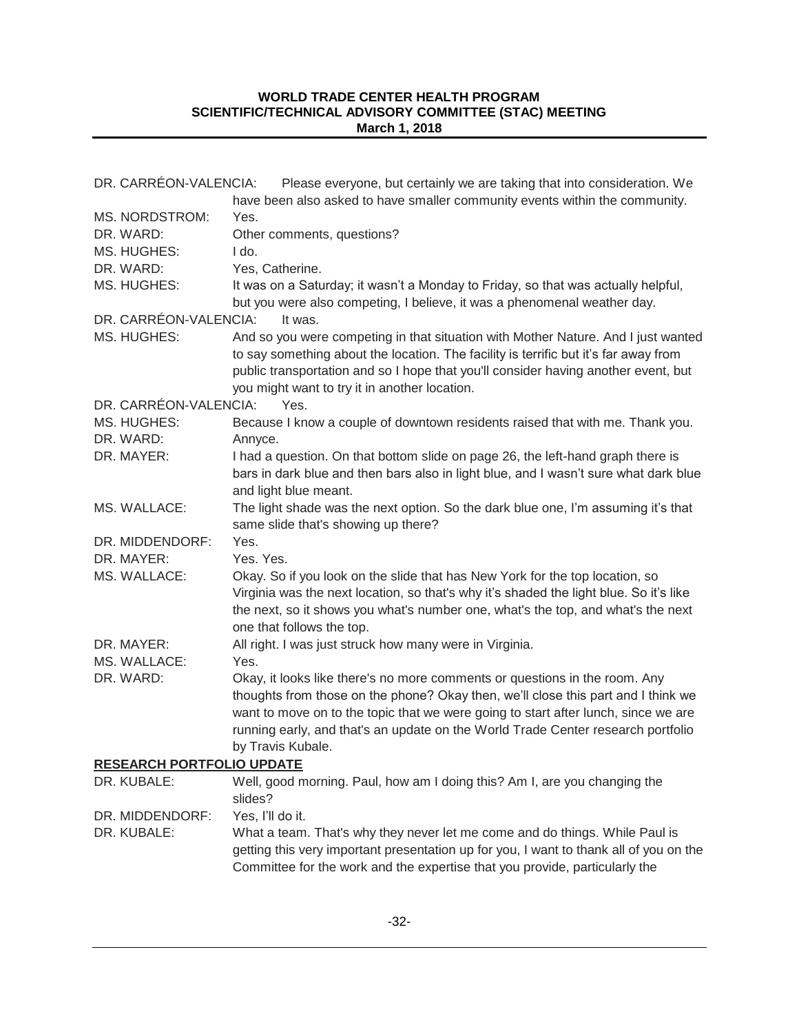DR. CARRÉON-VALENCIA: Please everyone, but certainly we are taking that into consideration. We have been also asked to have smaller community events within the community.

MS. NORDSTROM: Yes.

DR. WARD: Other comments, questions?

MS. HUGHES: I do.

DR. WARD: Yes, Catherine.

MS. HUGHES: It was on a Saturday; it wasn't a Monday to Friday, so that was actually helpful, but you were also competing, I believe, it was a phenomenal weather day.

DR. CARRÉON-VALENCIA: It was.

MS. HUGHES: And so you were competing in that situation with Mother Nature. And I just wanted to say something about the location. The facility is terrific but it's far away from public transportation and so I hope that you'll consider having another event, but you might want to try it in another location.

DR. CARRÉON-VALENCIA: Yes.

MS. HUGHES: Because I know a couple of downtown residents raised that with me. Thank you.

DR. WARD: Annyce.

DR. MAYER: I had a question. On that bottom slide on page 26, the left-hand graph there is bars in dark blue and then bars also in light blue, and I wasn't sure what dark blue and light blue meant.

MS. WALLACE: The light shade was the next option. So the dark blue one, I'm assuming it's that same slide that's showing up there?

DR. MIDDENDORF: Yes.

DR. MAYER: Yes. Yes.

MS. WALLACE: Okay. So if you look on the slide that has New York for the top location, so Virginia was the next location, so that's why it's shaded the light blue. So it's like the next, so it shows you what's number one, what's the top, and what's the next one that follows the top.

DR. MAYER: All right. I was just struck how many were in Virginia.

MS. WALLACE: Yes.

DR. WARD: Okay, it looks like there's no more comments or questions in the room. Any thoughts from those on the phone? Okay then, we'll close this part and I think we want to move on to the topic that we were going to start after lunch, since we are running early, and that's an update on the World Trade Center research portfolio by Travis Kubale.

## RESEARCH PORTFOLIO UPDATE

DR. KUBALE: Well, good morning. Paul, how am I doing this? Am I, are you changing the slides?

DR. MIDDENDORF: Yes, I'll do it.

DR. KUBALE: What a team. That's why they never let me come and do things. While Paul is getting this very important presentation up for you, I want to thank all of you on the Committee for the work and the expertise that you provide, particularly the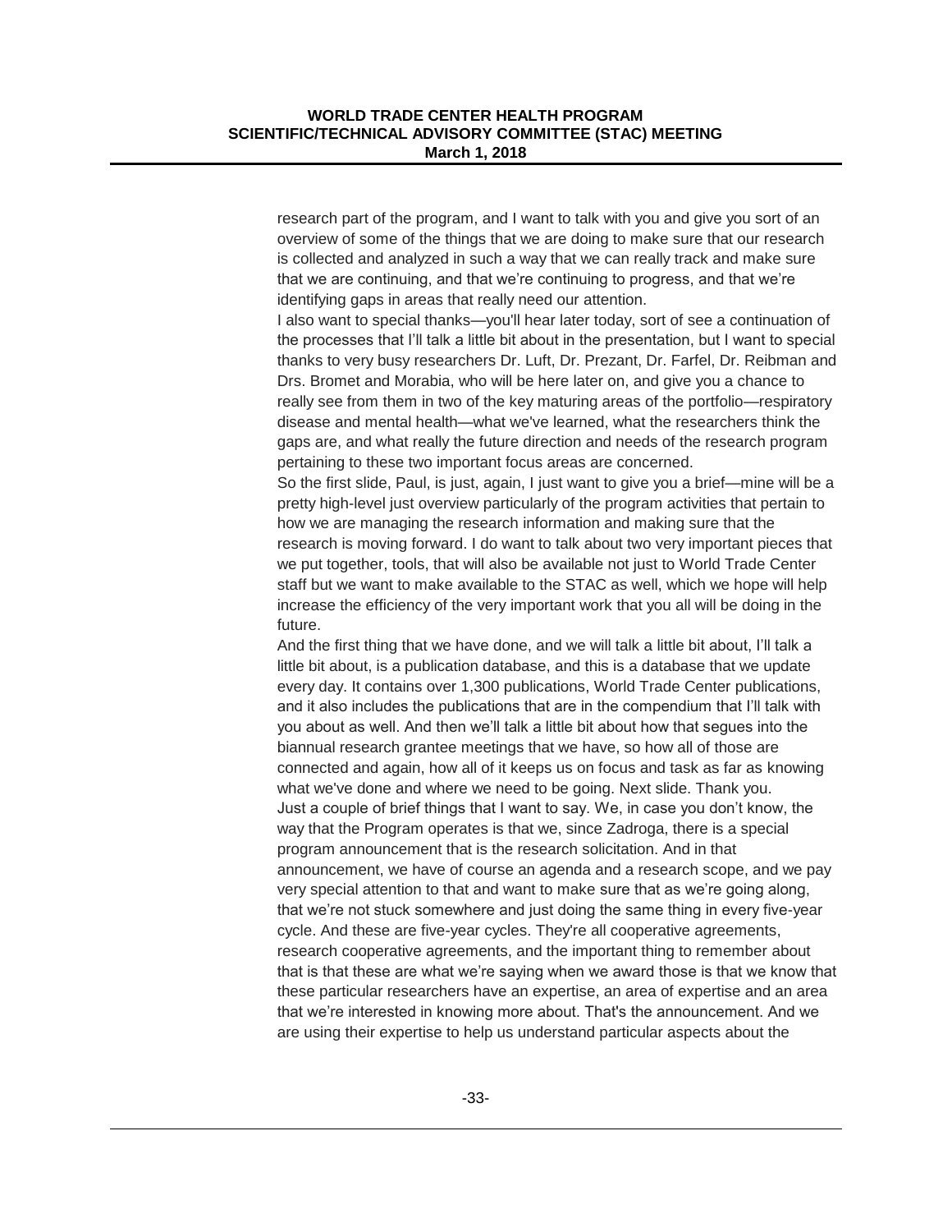research part of the program, and I want to talk with you and give you sort of an overview of some of the things that we are doing to make sure that our research is collected and analyzed in such a way that we can really track and make sure that we are continuing, and that we're continuing to progress, and that we're identifying gaps in areas that really need our attention.

I also want to special thanks—you'll hear later today, sort of see a continuation of the processes that I'll talk a little bit about in the presentation, but I want to special thanks to very busy researchers Dr. Luft, Dr. Prezant, Dr. Farfel, Dr. Reibman and Drs. Bromet and Morabia, who will be here later on, and give you a chance to really see from them in two of the key maturing areas of the portfolio—respiratory disease and mental health—what we've learned, what the researchers think the gaps are, and what really the future direction and needs of the research program pertaining to these two important focus areas are concerned.

So the first slide, Paul, is just, again, I just want to give you a brief—mine will be a pretty high-level just overview particularly of the program activities that pertain to how we are managing the research information and making sure that the research is moving forward. I do want to talk about two very important pieces that we put together, tools, that will also be available not just to World Trade Center staff but we want to make available to the STAC as well, which we hope will help increase the efficiency of the very important work that you all will be doing in the future.

And the first thing that we have done, and we will talk a little bit about, I'll talk a little bit about, is a publication database, and this is a database that we update every day. It contains over 1,300 publications, World Trade Center publications, and it also includes the publications that are in the compendium that I'll talk with you about as well. And then we'll talk a little bit about how that segues into the biannual research grantee meetings that we have, so how all of those are connected and again, how all of it keeps us on focus and task as far as knowing what we've done and where we need to be going. Next slide. Thank you.

Just a couple of brief things that I want to say. We, in case you don't know, the way that the Program operates is that we, since Zadroga, there is a special program announcement that is the research solicitation. And in that announcement, we have of course an agenda and a research scope, and we pay very special attention to that and want to make sure that as we're going along, that we're not stuck somewhere and just doing the same thing in every five-year cycle. And these are five-year cycles. They're all cooperative agreements, research cooperative agreements, and the important thing to remember about that is that these are what we're saying when we award those is that we know that these particular researchers have an expertise, an area of expertise and an area that we're interested in knowing more about. That's the announcement. And we are using their expertise to help us understand particular aspects about the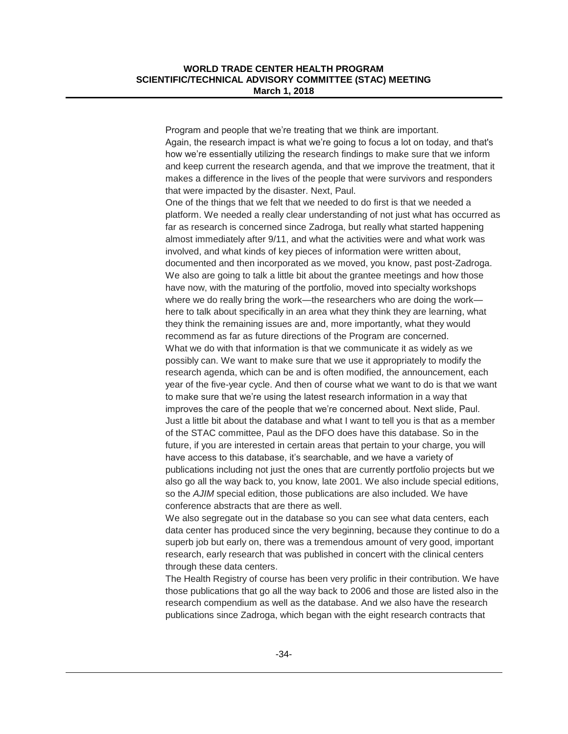Program and people that we're treating that we think are important.

Again, the research impact is what we're going to focus a lot on today, and that's how we're essentially utilizing the research findings to make sure that we inform and keep current the research agenda, and that we improve the treatment, that it makes a difference in the lives of the people that were survivors and responders that were impacted by the disaster. Next, Paul.

One of the things that we felt that we needed to do first is that we needed a platform. We needed a really clear understanding of not just what has occurred as far as research is concerned since Zadroga, but really what started happening almost immediately after 9/11, and what the activities were and what work was involved, and what kinds of key pieces of information were written about, documented and then incorporated as we moved, you know, past post-Zadroga.

We also are going to talk a little bit about the grantee meetings and how those have now, with the maturing of the portfolio, moved into specialty workshops where we do really bring the work—the researchers who are doing the work—here to talk about specifically in an area what they think they are learning, what they think the remaining issues are and, more importantly, what they would recommend as far as future directions of the Program are concerned.

What we do with that information is that we communicate it as widely as we possibly can. We want to make sure that we use it appropriately to modify the research agenda, which can be and is often modified, the announcement, each year of the five-year cycle. And then of course what we want to do is that we want to make sure that we're using the latest research information in a way that improves the care of the people that we're concerned about. Next slide, Paul.

Just a little bit about the database and what I want to tell you is that as a member of the STAC committee, Paul as the DFO does have this database. So in the future, if you are interested in certain areas that pertain to your charge, you will have access to this database, it's searchable, and we have a variety of publications including not just the ones that are currently portfolio projects but we also go all the way back to, you know, late 2001. We also include special editions, so the *AJIM* special edition, those publications are also included. We have conference abstracts that are there as well.

We also segregate out in the database so you can see what data centers, each data center has produced since the very beginning, because they continue to do a superb job but early on, there was a tremendous amount of very good, important research, early research that was published in concert with the clinical centers through these data centers.

The Health Registry of course has been very prolific in their contribution. We have those publications that go all the way back to 2006 and those are listed also in the research compendium as well as the database. And we also have the research publications since Zadroga, which began with the eight research contracts that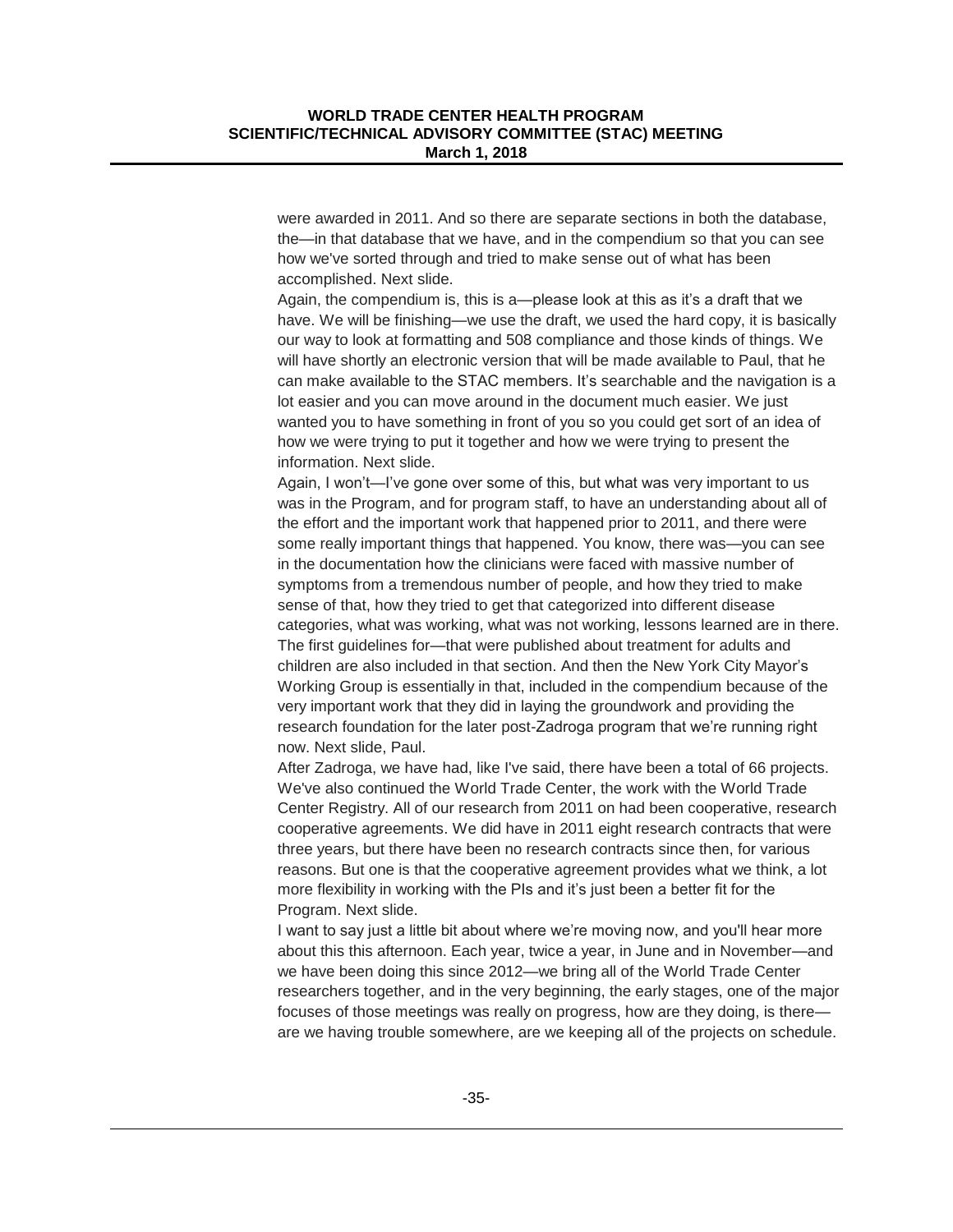were awarded in 2011. And so there are separate sections in both the database, the—in that database that we have, and in the compendium so that you can see how we've sorted through and tried to make sense out of what has been accomplished. Next slide.

Again, the compendium is, this is a—please look at this as it's a draft that we have. We will be finishing—we use the draft, we used the hard copy, it is basically our way to look at formatting and 508 compliance and those kinds of things. We will have shortly an electronic version that will be made available to Paul, that he can make available to the STAC members. It's searchable and the navigation is a lot easier and you can move around in the document much easier. We just wanted you to have something in front of you so you could get sort of an idea of how we were trying to put it together and how we were trying to present the information. Next slide.

Again, I won't—I've gone over some of this, but what was very important to us was in the Program, and for program staff, to have an understanding about all of the effort and the important work that happened prior to 2011, and there were some really important things that happened. You know, there was—you can see in the documentation how the clinicians were faced with massive number of symptoms from a tremendous number of people, and how they tried to make sense of that, how they tried to get that categorized into different disease categories, what was working, what was not working, lessons learned are in there. The first guidelines for—that were published about treatment for adults and children are also included in that section. And then the New York City Mayor's Working Group is essentially in that, included in the compendium because of the very important work that they did in laying the groundwork and providing the research foundation for the later post-Zadroga program that we're running right now. Next slide, Paul.

After Zadroga, we have had, like I've said, there have been a total of 66 projects. We've also continued the World Trade Center, the work with the World Trade Center Registry. All of our research from 2011 on had been cooperative, research cooperative agreements. We did have in 2011 eight research contracts that were three years, but there have been no research contracts since then, for various reasons. But one is that the cooperative agreement provides what we think, a lot more flexibility in working with the PIs and it's just been a better fit for the Program. Next slide.

I want to say just a little bit about where we're moving now, and you'll hear more about this this afternoon. Each year, twice a year, in June and in November—and we have been doing this since 2012—we bring all of the World Trade Center researchers together, and in the very beginning, the early stages, one of the major focuses of those meetings was really on progress, how are they doing, is there—are we having trouble somewhere, are we keeping all of the projects on schedule.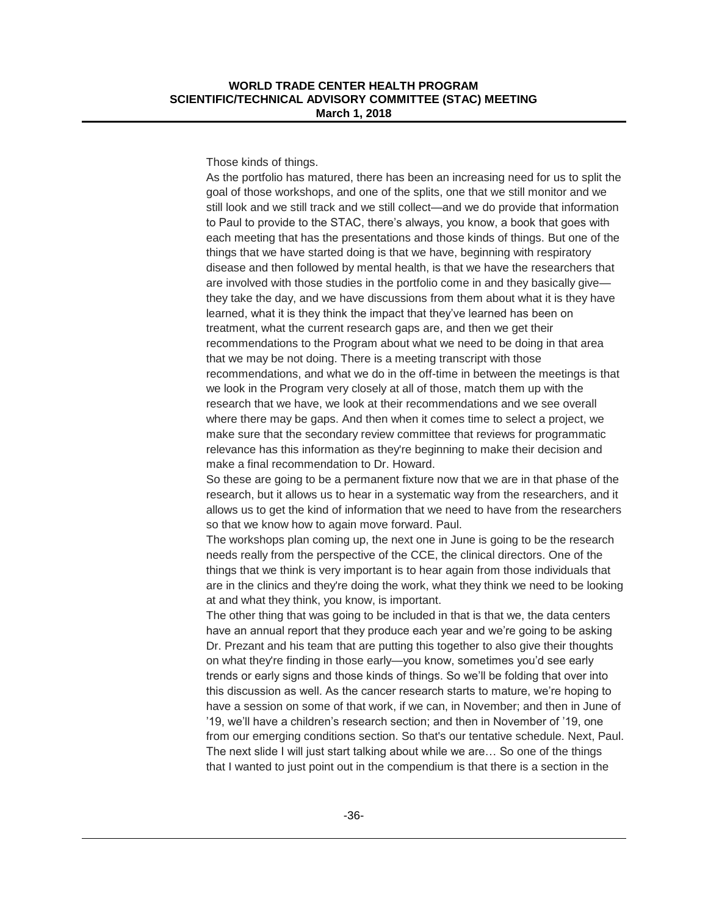Those kinds of things.

As the portfolio has matured, there has been an increasing need for us to split the goal of those workshops, and one of the splits, one that we still monitor and we still look and we still track and we still collect—and we do provide that information to Paul to provide to the STAC, there's always, you know, a book that goes with each meeting that has the presentations and those kinds of things. But one of the things that we have started doing is that we have, beginning with respiratory disease and then followed by mental health, is that we have the researchers that are involved with those studies in the portfolio come in and they basically give—they take the day, and we have discussions from them about what it is they have learned, what it is they think the impact that they've learned has been on treatment, what the current research gaps are, and then we get their recommendations to the Program about what we need to be doing in that area that we may be not doing. There is a meeting transcript with those recommendations, and what we do in the off-time in between the meetings is that we look in the Program very closely at all of those, match them up with the research that we have, we look at their recommendations and we see overall where there may be gaps. And then when it comes time to select a project, we make sure that the secondary review committee that reviews for programmatic relevance has this information as they're beginning to make their decision and make a final recommendation to Dr. Howard.

So these are going to be a permanent fixture now that we are in that phase of the research, but it allows us to hear in a systematic way from the researchers, and it allows us to get the kind of information that we need to have from the researchers so that we know how to again move forward. Paul.

The workshops plan coming up, the next one in June is going to be the research needs really from the perspective of the CCE, the clinical directors. One of the things that we think is very important is to hear again from those individuals that are in the clinics and they're doing the work, what they think we need to be looking at and what they think, you know, is important.

The other thing that was going to be included in that is that we, the data centers have an annual report that they produce each year and we're going to be asking Dr. Prezant and his team that are putting this together to also give their thoughts on what they're finding in those early—you know, sometimes you'd see early trends or early signs and those kinds of things. So we'll be folding that over into this discussion as well. As the cancer research starts to mature, we're hoping to have a session on some of that work, if we can, in November; and then in June of '19, we'll have a children's research section; and then in November of '19, one from our emerging conditions section. So that's our tentative schedule. Next, Paul.

The next slide I will just start talking about while we are… So one of the things that I wanted to just point out in the compendium is that there is a section in the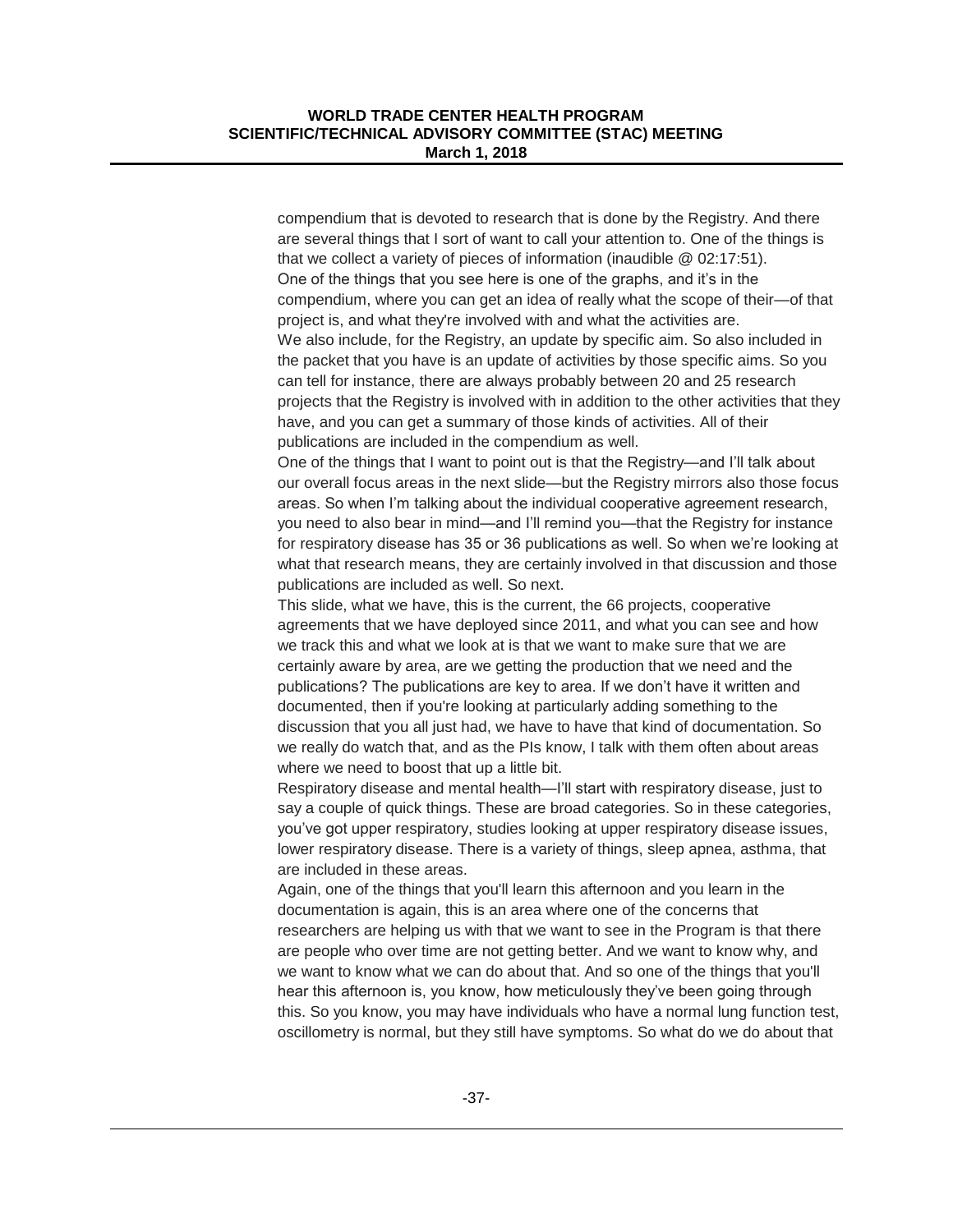compendium that is devoted to research that is done by the Registry. And there are several things that I sort of want to call your attention to. One of the things is that we collect a variety of pieces of information (inaudible @ 02:17:51).

One of the things that you see here is one of the graphs, and it's in the compendium, where you can get an idea of really what the scope of their—of that project is, and what they're involved with and what the activities are.

We also include, for the Registry, an update by specific aim. So also included in the packet that you have is an update of activities by those specific aims. So you can tell for instance, there are always probably between 20 and 25 research projects that the Registry is involved with in addition to the other activities that they have, and you can get a summary of those kinds of activities. All of their publications are included in the compendium as well.

One of the things that I want to point out is that the Registry—and I'll talk about our overall focus areas in the next slide—but the Registry mirrors also those focus areas. So when I'm talking about the individual cooperative agreement research, you need to also bear in mind—and I'll remind you—that the Registry for instance for respiratory disease has 35 or 36 publications as well. So when we're looking at what that research means, they are certainly involved in that discussion and those publications are included as well. So next.

This slide, what we have, this is the current, the 66 projects, cooperative agreements that we have deployed since 2011, and what you can see and how we track this and what we look at is that we want to make sure that we are certainly aware by area, are we getting the production that we need and the publications? The publications are key to area. If we don't have it written and documented, then if you're looking at particularly adding something to the discussion that you all just had, we have to have that kind of documentation. So we really do watch that, and as the PIs know, I talk with them often about areas where we need to boost that up a little bit.

Respiratory disease and mental health—I'll start with respiratory disease, just to say a couple of quick things. These are broad categories. So in these categories, you've got upper respiratory, studies looking at upper respiratory disease issues, lower respiratory disease. There is a variety of things, sleep apnea, asthma, that are included in these areas.

Again, one of the things that you'll learn this afternoon and you learn in the documentation is again, this is an area where one of the concerns that researchers are helping us with that we want to see in the Program is that there are people who over time are not getting better. And we want to know why, and we want to know what we can do about that. And so one of the things that you'll hear this afternoon is, you know, how meticulously they've been going through this. So you know, you may have individuals who have a normal lung function test, oscillometry is normal, but they still have symptoms. So what do we do about that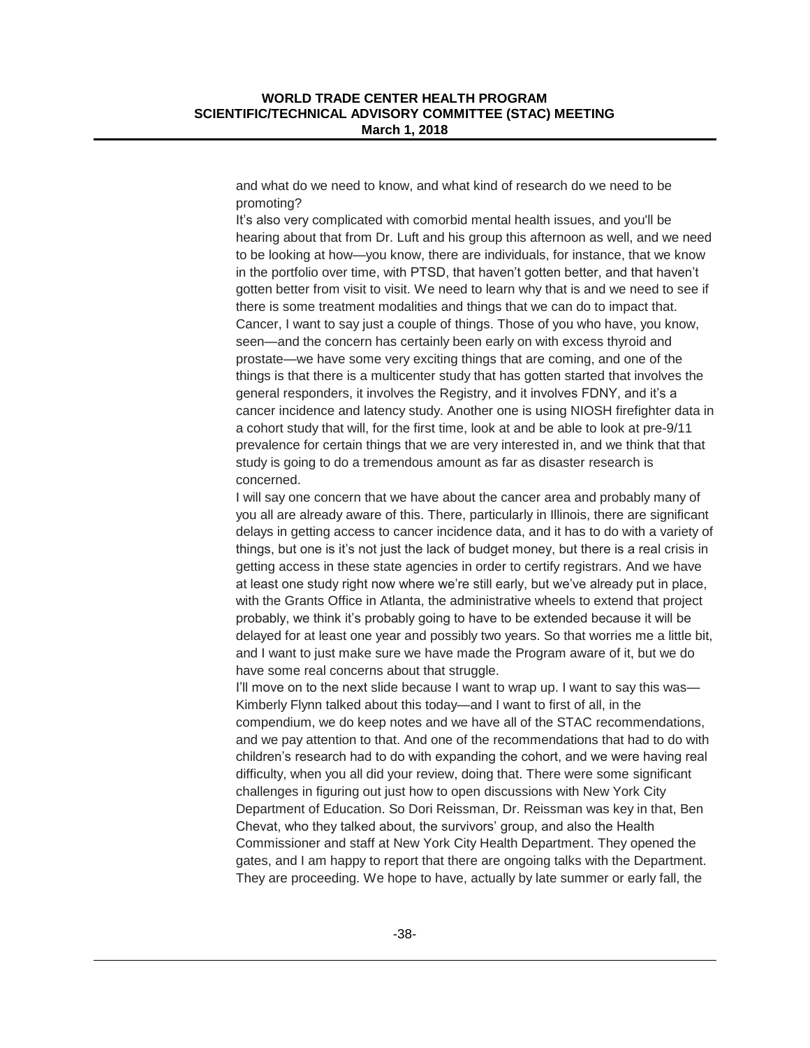and what do we need to know, and what kind of research do we need to be promoting?

It's also very complicated with comorbid mental health issues, and you'll be hearing about that from Dr. Luft and his group this afternoon as well, and we need to be looking at how—you know, there are individuals, for instance, that we know in the portfolio over time, with PTSD, that haven't gotten better, and that haven't gotten better from visit to visit. We need to learn why that is and we need to see if there is some treatment modalities and things that we can do to impact that.

Cancer, I want to say just a couple of things. Those of you who have, you know, seen—and the concern has certainly been early on with excess thyroid and prostate—we have some very exciting things that are coming, and one of the things is that there is a multicenter study that has gotten started that involves the general responders, it involves the Registry, and it involves FDNY, and it's a cancer incidence and latency study. Another one is using NIOSH firefighter data in a cohort study that will, for the first time, look at and be able to look at pre-9/11 prevalence for certain things that we are very interested in, and we think that that study is going to do a tremendous amount as far as disaster research is concerned.

I will say one concern that we have about the cancer area and probably many of you all are already aware of this. There, particularly in Illinois, there are significant delays in getting access to cancer incidence data, and it has to do with a variety of things, but one is it's not just the lack of budget money, but there is a real crisis in getting access in these state agencies in order to certify registrars. And we have at least one study right now where we're still early, but we've already put in place, with the Grants Office in Atlanta, the administrative wheels to extend that project probably, we think it's probably going to have to be extended because it will be delayed for at least one year and possibly two years. So that worries me a little bit, and I want to just make sure we have made the Program aware of it, but we do have some real concerns about that struggle.

I'll move on to the next slide because I want to wrap up. I want to say this was—Kimberly Flynn talked about this today—and I want to first of all, in the compendium, we do keep notes and we have all of the STAC recommendations, and we pay attention to that. And one of the recommendations that had to do with children's research had to do with expanding the cohort, and we were having real difficulty, when you all did your review, doing that. There were some significant challenges in figuring out just how to open discussions with New York City Department of Education. So Dori Reissman, Dr. Reissman was key in that, Ben Chevat, who they talked about, the survivors' group, and also the Health Commissioner and staff at New York City Health Department. They opened the gates, and I am happy to report that there are ongoing talks with the Department. They are proceeding. We hope to have, actually by late summer or early fall, the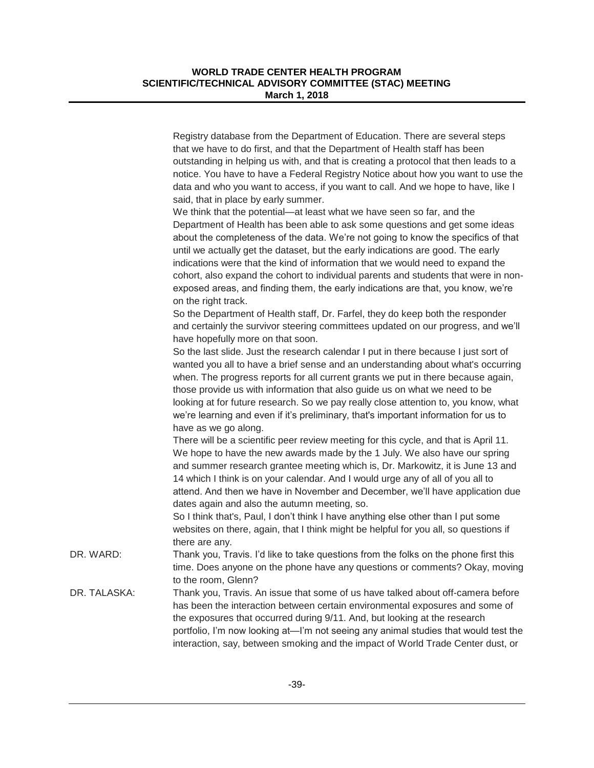Registry database from the Department of Education. There are several steps that we have to do first, and that the Department of Health staff has been outstanding in helping us with, and that is creating a protocol that then leads to a notice. You have to have a Federal Registry Notice about how you want to use the data and who you want to access, if you want to call. And we hope to have, like I said, that in place by early summer.

We think that the potential—at least what we have seen so far, and the Department of Health has been able to ask some questions and get some ideas about the completeness of the data. We're not going to know the specifics of that until we actually get the dataset, but the early indications are good. The early indications were that the kind of information that we would need to expand the cohort, also expand the cohort to individual parents and students that were in non-exposed areas, and finding them, the early indications are that, you know, we're on the right track.

So the Department of Health staff, Dr. Farfel, they do keep both the responder and certainly the survivor steering committees updated on our progress, and we'll have hopefully more on that soon.

So the last slide. Just the research calendar I put in there because I just sort of wanted you all to have a brief sense and an understanding about what's occurring when. The progress reports for all current grants we put in there because again, those provide us with information that also guide us on what we need to be looking at for future research. So we pay really close attention to, you know, what we're learning and even if it's preliminary, that's important information for us to have as we go along.

There will be a scientific peer review meeting for this cycle, and that is April 11. We hope to have the new awards made by the 1 July. We also have our spring and summer research grantee meeting which is, Dr. Markowitz, it is June 13 and 14 which I think is on your calendar. And I would urge any of all of you all to attend. And then we have in November and December, we'll have application due dates again and also the autumn meeting, so.

So I think that's, Paul, I don't think I have anything else other than I put some websites on there, again, that I think might be helpful for you all, so questions if there are any.

DR. WARD: Thank you, Travis. I'd like to take questions from the folks on the phone first this time. Does anyone on the phone have any questions or comments? Okay, moving to the room, Glenn?

DR. TALASKA: Thank you, Travis. An issue that some of us have talked about off-camera before has been the interaction between certain environmental exposures and some of the exposures that occurred during 9/11. And, but looking at the research portfolio, I'm now looking at—I'm not seeing any animal studies that would test the interaction, say, between smoking and the impact of World Trade Center dust, or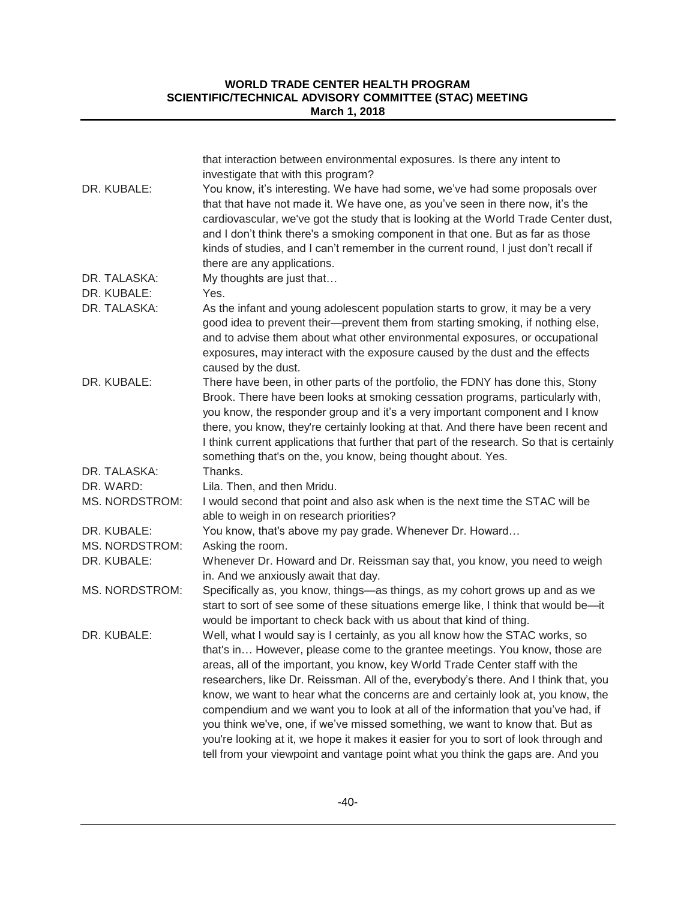| | |
|---|---|
| | that interaction between environmental exposures. Is there any intent to investigate that with this program? |
| DR. KUBALE: | You know, it's interesting. We have had some, we've had some proposals over that that have not made it. We have one, as you've seen in there now, it's the cardiovascular, we've got the study that is looking at the World Trade Center dust, and I don't think there's a smoking component in that one. But as far as those kinds of studies, and I can't remember in the current round, I just don't recall if there are any applications. |
| DR. TALASKA: | My thoughts are just that… |
| DR. KUBALE: | Yes. |
| DR. TALASKA: | As the infant and young adolescent population starts to grow, it may be a very good idea to prevent their—prevent them from starting smoking, if nothing else, and to advise them about what other environmental exposures, or occupational exposures, may interact with the exposure caused by the dust and the effects caused by the dust. |
| DR. KUBALE: | There have been, in other parts of the portfolio, the FDNY has done this, Stony Brook. There have been looks at smoking cessation programs, particularly with, you know, the responder group and it's a very important component and I know there, you know, they're certainly looking at that. And there have been recent and I think current applications that further that part of the research. So that is certainly something that's on the, you know, being thought about. Yes. |
| DR. TALASKA: | Thanks. |
| DR. WARD: | Lila. Then, and then Mridu. |
| MS. NORDSTROM: | I would second that point and also ask when is the next time the STAC will be able to weigh in on research priorities? |
| DR. KUBALE: | You know, that's above my pay grade. Whenever Dr. Howard… |
| MS. NORDSTROM: | Asking the room. |
| DR. KUBALE: | Whenever Dr. Howard and Dr. Reissman say that, you know, you need to weigh in. And we anxiously await that day. |
| MS. NORDSTROM: | Specifically as, you know, things—as things, as my cohort grows up and as we start to sort of see some of these situations emerge like, I think that would be—it would be important to check back with us about that kind of thing. |
| DR. KUBALE: | Well, what I would say is I certainly, as you all know how the STAC works, so that's in… However, please come to the grantee meetings. You know, those are areas, all of the important, you know, key World Trade Center staff with the researchers, like Dr. Reissman. All of the, everybody's there. And I think that, you know, we want to hear what the concerns are and certainly look at, you know, the compendium and we want you to look at all of the information that you've had, if you think we've, one, if we've missed something, we want to know that. But as you're looking at it, we hope it makes it easier for you to sort of look through and tell from your viewpoint and vantage point what you think the gaps are. And you |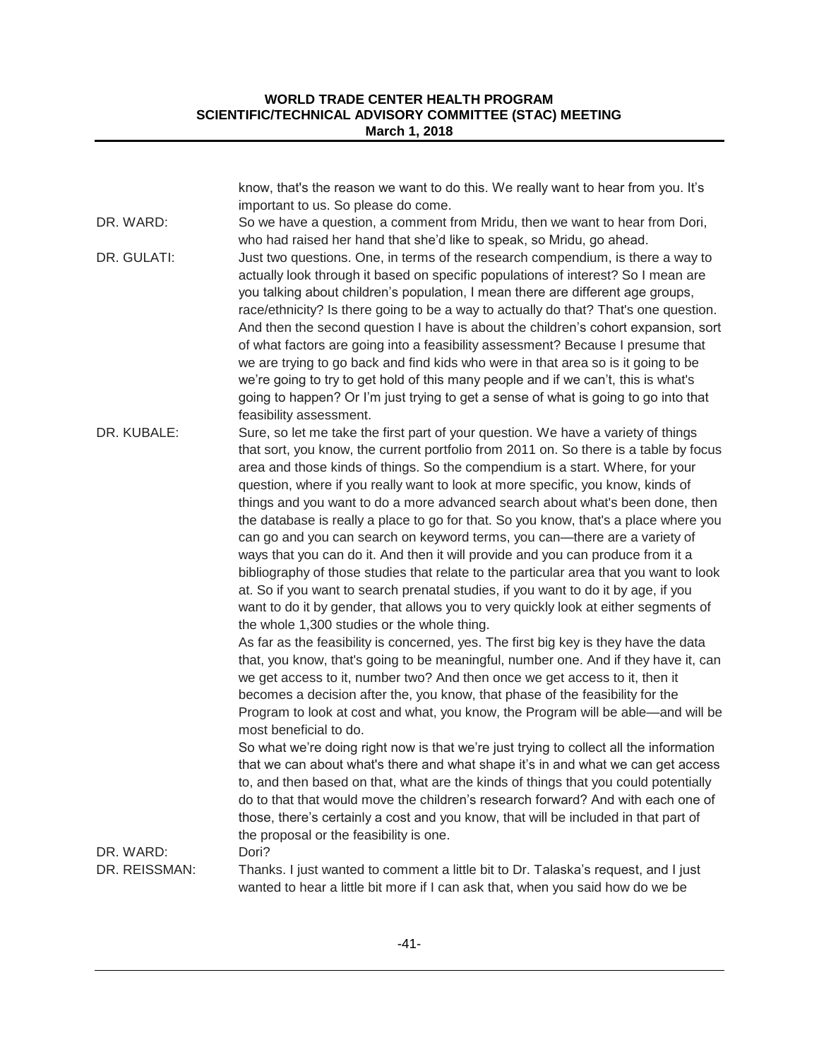know, that's the reason we want to do this. We really want to hear from you. It's important to us. So please do come.

DR. WARD: So we have a question, a comment from Mridu, then we want to hear from Dori, who had raised her hand that she'd like to speak, so Mridu, go ahead.

DR. GULATI: Just two questions. One, in terms of the research compendium, is there a way to actually look through it based on specific populations of interest? So I mean are you talking about children's population, I mean there are different age groups, race/ethnicity? Is there going to be a way to actually do that? That's one question. And then the second question I have is about the children's cohort expansion, sort of what factors are going into a feasibility assessment? Because I presume that we are trying to go back and find kids who were in that area so is it going to be we're going to try to get hold of this many people and if we can't, this is what's going to happen? Or I'm just trying to get a sense of what is going to go into that feasibility assessment.

DR. KUBALE: Sure, so let me take the first part of your question. We have a variety of things that sort, you know, the current portfolio from 2011 on. So there is a table by focus area and those kinds of things. So the compendium is a start. Where, for your question, where if you really want to look at more specific, you know, kinds of things and you want to do a more advanced search about what's been done, then the database is really a place to go for that. So you know, that's a place where you can go and you can search on keyword terms, you can—there are a variety of ways that you can do it. And then it will provide and you can produce from it a bibliography of those studies that relate to the particular area that you want to look at. So if you want to search prenatal studies, if you want to do it by age, if you want to do it by gender, that allows you to very quickly look at either segments of the whole 1,300 studies or the whole thing.

As far as the feasibility is concerned, yes. The first big key is they have the data that, you know, that's going to be meaningful, number one. And if they have it, can we get access to it, number two? And then once we get access to it, then it becomes a decision after the, you know, that phase of the feasibility for the Program to look at cost and what, you know, the Program will be able—and will be most beneficial to do.

So what we're doing right now is that we're just trying to collect all the information that we can about what's there and what shape it's in and what we can get access to, and then based on that, what are the kinds of things that you could potentially do to that that would move the children's research forward? And with each one of those, there's certainly a cost and you know, that will be included in that part of the proposal or the feasibility is one.

DR. WARD: Dori?

DR. REISSMAN: Thanks. I just wanted to comment a little bit to Dr. Talaska's request, and I just wanted to hear a little bit more if I can ask that, when you said how do we be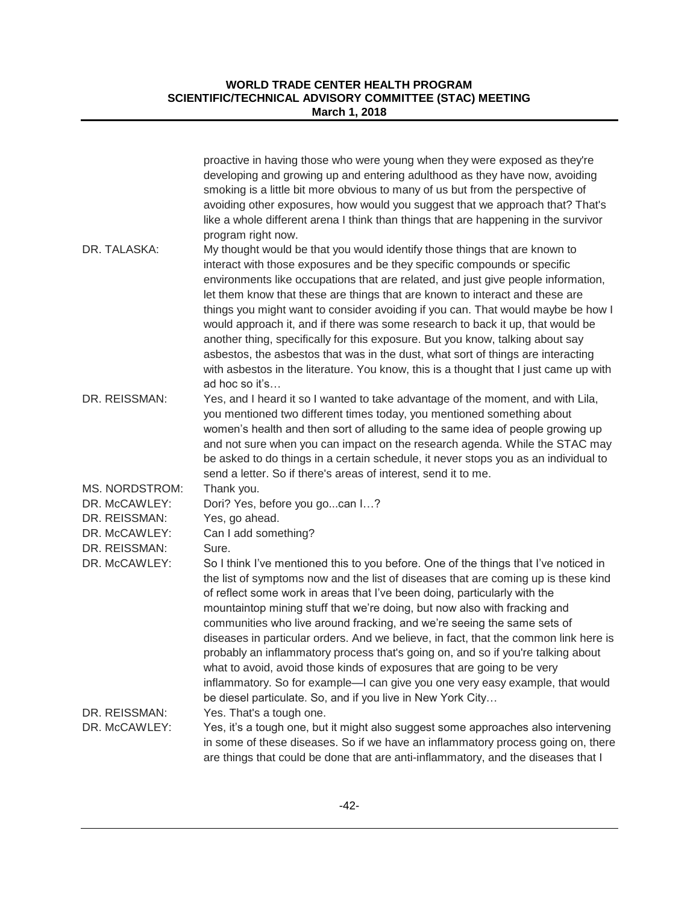proactive in having those who were young when they were exposed as they're developing and growing up and entering adulthood as they have now, avoiding smoking is a little bit more obvious to many of us but from the perspective of avoiding other exposures, how would you suggest that we approach that? That's like a whole different arena I think than things that are happening in the survivor program right now.

DR. TALASKA: My thought would be that you would identify those things that are known to interact with those exposures and be they specific compounds or specific environments like occupations that are related, and just give people information, let them know that these are things that are known to interact and these are things you might want to consider avoiding if you can. That would maybe be how I would approach it, and if there was some research to back it up, that would be another thing, specifically for this exposure. But you know, talking about say asbestos, the asbestos that was in the dust, what sort of things are interacting with asbestos in the literature. You know, this is a thought that I just came up with ad hoc so it's…

DR. REISSMAN: Yes, and I heard it so I wanted to take advantage of the moment, and with Lila, you mentioned two different times today, you mentioned something about women's health and then sort of alluding to the same idea of people growing up and not sure when you can impact on the research agenda. While the STAC may be asked to do things in a certain schedule, it never stops you as an individual to send a letter. So if there's areas of interest, send it to me.

MS. NORDSTROM: Thank you.

DR. McCAWLEY: Dori? Yes, before you go...can I…?

DR. REISSMAN: Yes, go ahead.

DR. McCAWLEY: Can I add something?

DR. REISSMAN: Sure.

DR. McCAWLEY: So I think I've mentioned this to you before. One of the things that I've noticed in the list of symptoms now and the list of diseases that are coming up is these kind of reflect some work in areas that I've been doing, particularly with the mountaintop mining stuff that we're doing, but now also with fracking and communities who live around fracking, and we're seeing the same sets of diseases in particular orders. And we believe, in fact, that the common link here is probably an inflammatory process that's going on, and so if you're talking about what to avoid, avoid those kinds of exposures that are going to be very inflammatory. So for example—I can give you one very easy example, that would be diesel particulate. So, and if you live in New York City…

DR. REISSMAN: Yes. That's a tough one.

DR. McCAWLEY: Yes, it's a tough one, but it might also suggest some approaches also intervening in some of these diseases. So if we have an inflammatory process going on, there are things that could be done that are anti-inflammatory, and the diseases that I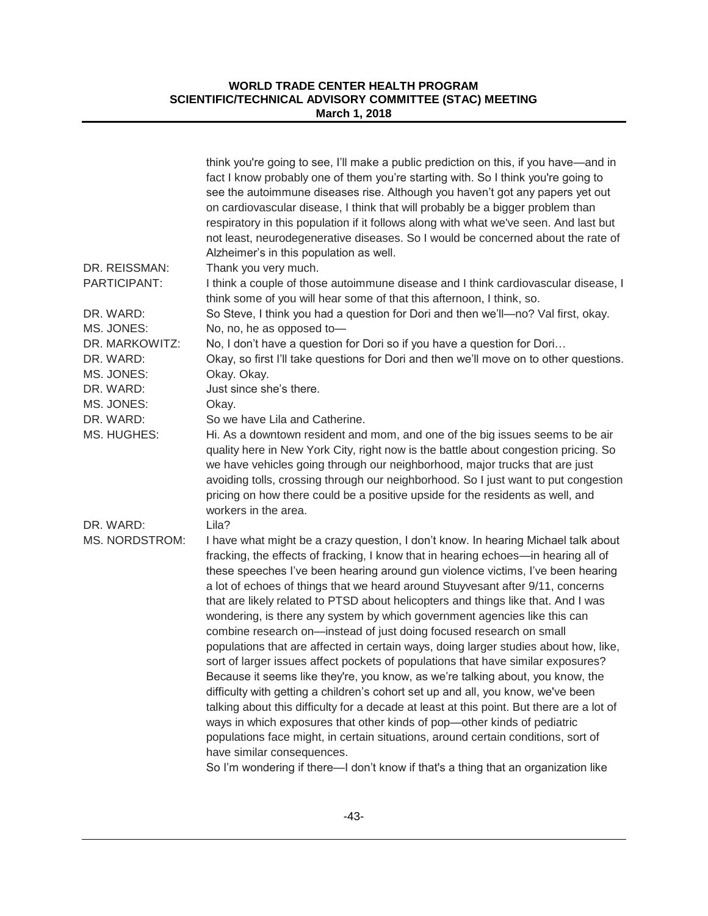| | |
|---|---|
| | think you're going to see, I'll make a public prediction on this, if you have—and in fact I know probably one of them you're starting with. So I think you're going to see the autoimmune diseases rise. Although you haven't got any papers yet out on cardiovascular disease, I think that will probably be a bigger problem than respiratory in this population if it follows along with what we've seen. And last but not least, neurodegenerative diseases. So I would be concerned about the rate of Alzheimer's in this population as well. |
| DR. REISSMAN: | Thank you very much. |
| PARTICIPANT: | I think a couple of those autoimmune disease and I think cardiovascular disease, I think some of you will hear some of that this afternoon, I think, so. |
| DR. WARD: | So Steve, I think you had a question for Dori and then we'll—no? Val first, okay. |
| MS. JONES: | No, no, he as opposed to— |
| DR. MARKOWITZ: | No, I don't have a question for Dori so if you have a question for Dori… |
| DR. WARD: | Okay, so first I'll take questions for Dori and then we'll move on to other questions. |
| MS. JONES: | Okay. Okay. |
| DR. WARD: | Just since she's there. |
| MS. JONES: | Okay. |
| DR. WARD: | So we have Lila and Catherine. |
| MS. HUGHES: | Hi. As a downtown resident and mom, and one of the big issues seems to be air quality here in New York City, right now is the battle about congestion pricing. So we have vehicles going through our neighborhood, major trucks that are just avoiding tolls, crossing through our neighborhood. So I just want to put congestion pricing on how there could be a positive upside for the residents as well, and workers in the area. |
| DR. WARD: | Lila? |
| MS. NORDSTROM: | I have what might be a crazy question, I don't know. In hearing Michael talk about fracking, the effects of fracking, I know that in hearing echoes—in hearing all of these speeches I've been hearing around gun violence victims, I've been hearing a lot of echoes of things that we heard around Stuyvesant after 9/11, concerns that are likely related to PTSD about helicopters and things like that. And I was wondering, is there any system by which government agencies like this can combine research on—instead of just doing focused research on small populations that are affected in certain ways, doing larger studies about how, like, sort of larger issues affect pockets of populations that have similar exposures? Because it seems like they're, you know, as we're talking about, you know, the difficulty with getting a children's cohort set up and all, you know, we've been talking about this difficulty for a decade at least at this point. But there are a lot of ways in which exposures that other kinds of pop—other kinds of pediatric populations face might, in certain situations, around certain conditions, sort of have similar consequences.<br>So I'm wondering if there—I don't know if that's a thing that an organization like |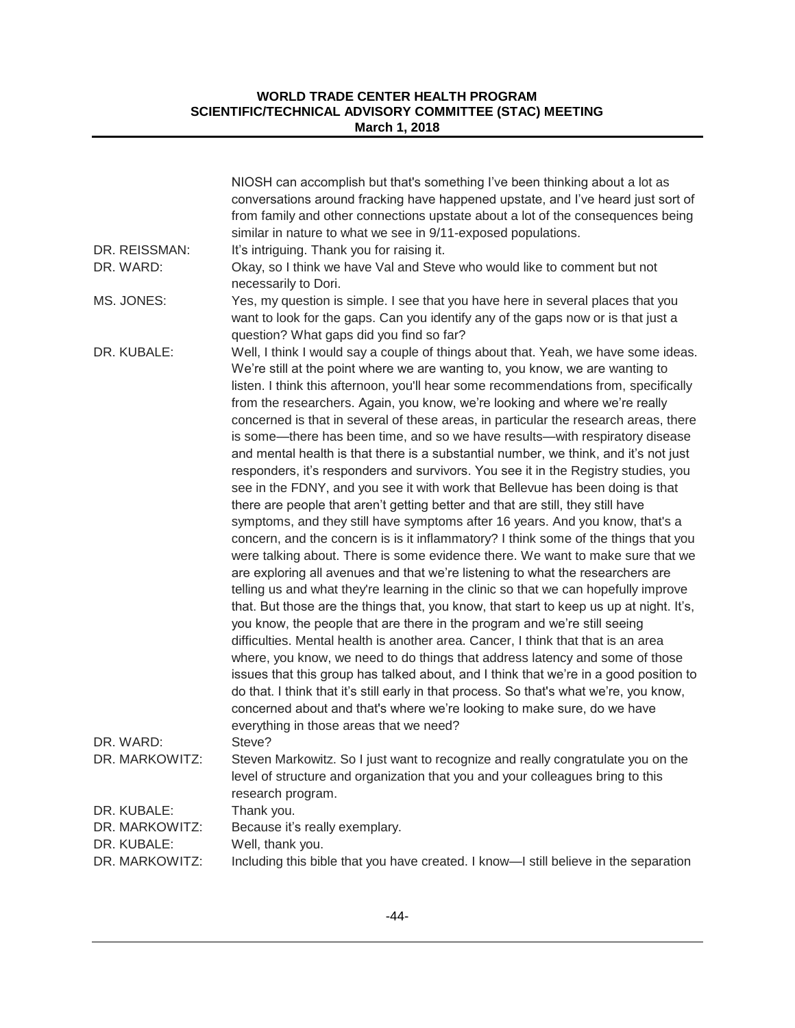NIOSH can accomplish but that's something I've been thinking about a lot as conversations around fracking have happened upstate, and I've heard just sort of from family and other connections upstate about a lot of the consequences being similar in nature to what we see in 9/11-exposed populations.

DR. REISSMAN: It's intriguing. Thank you for raising it.

DR. WARD: Okay, so I think we have Val and Steve who would like to comment but not necessarily to Dori.

MS. JONES: Yes, my question is simple. I see that you have here in several places that you want to look for the gaps. Can you identify any of the gaps now or is that just a question? What gaps did you find so far?

DR. KUBALE: Well, I think I would say a couple of things about that. Yeah, we have some ideas. We're still at the point where we are wanting to, you know, we are wanting to listen. I think this afternoon, you'll hear some recommendations from, specifically from the researchers. Again, you know, we're looking and where we're really concerned is that in several of these areas, in particular the research areas, there is some—there has been time, and so we have results—with respiratory disease and mental health is that there is a substantial number, we think, and it's not just responders, it's responders and survivors. You see it in the Registry studies, you see in the FDNY, and you see it with work that Bellevue has been doing is that there are people that aren't getting better and that are still, they still have symptoms, and they still have symptoms after 16 years. And you know, that's a concern, and the concern is is it inflammatory? I think some of the things that you were talking about. There is some evidence there. We want to make sure that we are exploring all avenues and that we're listening to what the researchers are telling us and what they're learning in the clinic so that we can hopefully improve that. But those are the things that, you know, that start to keep us up at night. It's, you know, the people that are there in the program and we're still seeing difficulties. Mental health is another area. Cancer, I think that that is an area where, you know, we need to do things that address latency and some of those issues that this group has talked about, and I think that we're in a good position to do that. I think that it's still early in that process. So that's what we're, you know, concerned about and that's where we're looking to make sure, do we have everything in those areas that we need?

DR. WARD: Steve?

DR. MARKOWITZ: Steven Markowitz. So I just want to recognize and really congratulate you on the level of structure and organization that you and your colleagues bring to this research program.

DR. KUBALE: Thank you.

DR. MARKOWITZ: Because it's really exemplary.

DR. KUBALE: Well, thank you.

DR. MARKOWITZ: Including this bible that you have created. I know—I still believe in the separation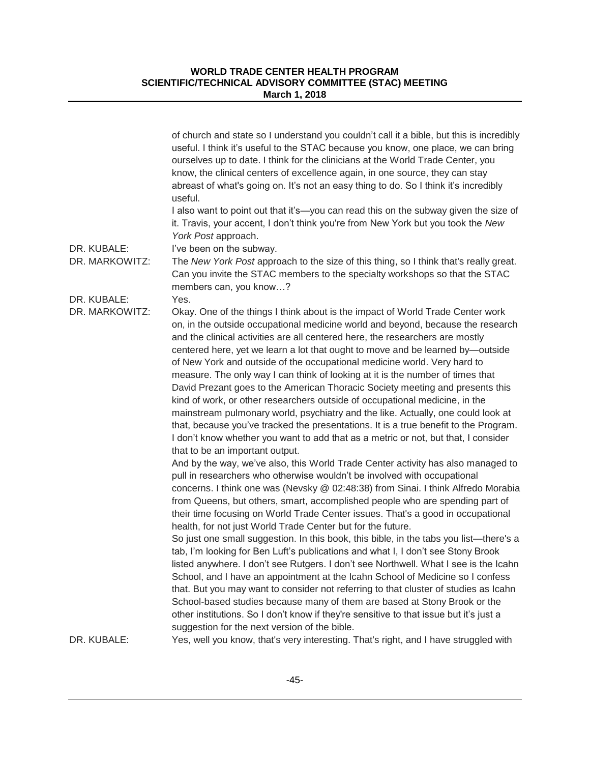of church and state so I understand you couldn't call it a bible, but this is incredibly useful. I think it's useful to the STAC because you know, one place, we can bring ourselves up to date. I think for the clinicians at the World Trade Center, you know, the clinical centers of excellence again, in one source, they can stay abreast of what's going on. It's not an easy thing to do. So I think it's incredibly useful.

I also want to point out that it's—you can read this on the subway given the size of it. Travis, your accent, I don't think you're from New York but you took the *New York Post* approach.

DR. KUBALE: I've been on the subway.

DR. MARKOWITZ: The *New York Post* approach to the size of this thing, so I think that's really great. Can you invite the STAC members to the specialty workshops so that the STAC members can, you know…?

DR. KUBALE: Yes.

DR. MARKOWITZ: Okay. One of the things I think about is the impact of World Trade Center work on, in the outside occupational medicine world and beyond, because the research and the clinical activities are all centered here, the researchers are mostly centered here, yet we learn a lot that ought to move and be learned by—outside of New York and outside of the occupational medicine world. Very hard to measure. The only way I can think of looking at it is the number of times that David Prezant goes to the American Thoracic Society meeting and presents this kind of work, or other researchers outside of occupational medicine, in the mainstream pulmonary world, psychiatry and the like. Actually, one could look at that, because you've tracked the presentations. It is a true benefit to the Program. I don't know whether you want to add that as a metric or not, but that, I consider that to be an important output.

And by the way, we've also, this World Trade Center activity has also managed to pull in researchers who otherwise wouldn't be involved with occupational concerns. I think one was (Nevsky @ 02:48:38) from Sinai. I think Alfredo Morabia from Queens, but others, smart, accomplished people who are spending part of their time focusing on World Trade Center issues. That's a good in occupational health, for not just World Trade Center but for the future.

So just one small suggestion. In this book, this bible, in the tabs you list—there's a tab, I'm looking for Ben Luft's publications and what I, I don't see Stony Brook listed anywhere. I don't see Rutgers. I don't see Northwell. What I see is the Icahn School, and I have an appointment at the Icahn School of Medicine so I confess that. But you may want to consider not referring to that cluster of studies as Icahn School-based studies because many of them are based at Stony Brook or the other institutions. So I don't know if they're sensitive to that issue but it's just a suggestion for the next version of the bible.

DR. KUBALE: Yes, well you know, that's very interesting. That's right, and I have struggled with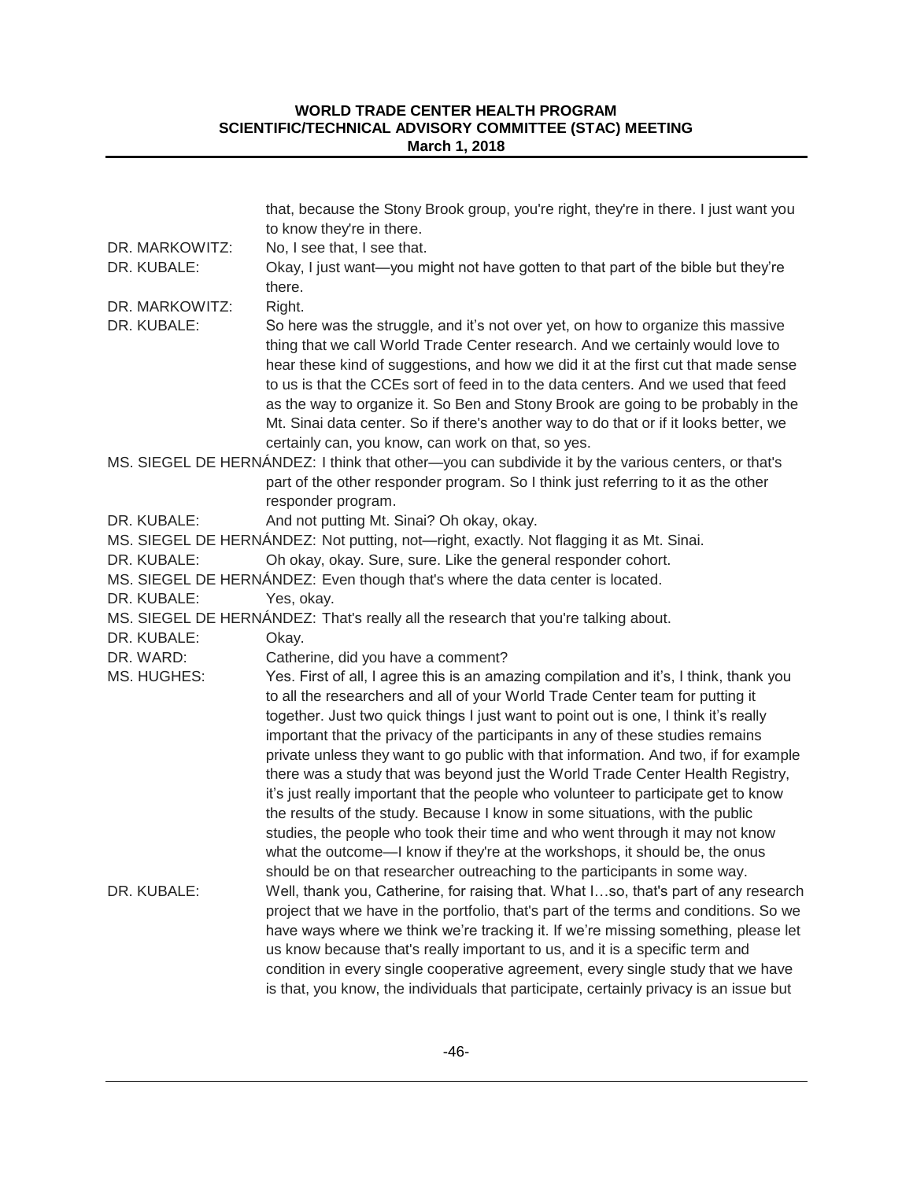that, because the Stony Brook group, you're right, they're in there. I just want you to know they're in there.

DR. MARKOWITZ: No, I see that, I see that.

DR. KUBALE: Okay, I just want—you might not have gotten to that part of the bible but they're there.

DR. MARKOWITZ: Right.

DR. KUBALE: So here was the struggle, and it's not over yet, on how to organize this massive thing that we call World Trade Center research. And we certainly would love to hear these kind of suggestions, and how we did it at the first cut that made sense to us is that the CCEs sort of feed in to the data centers. And we used that feed as the way to organize it. So Ben and Stony Brook are going to be probably in the Mt. Sinai data center. So if there's another way to do that or if it looks better, we certainly can, you know, can work on that, so yes.

MS. SIEGEL DE HERNÁNDEZ: I think that other—you can subdivide it by the various centers, or that's part of the other responder program. So I think just referring to it as the other responder program.

DR. KUBALE: And not putting Mt. Sinai? Oh okay, okay.

MS. SIEGEL DE HERNÁNDEZ: Not putting, not—right, exactly. Not flagging it as Mt. Sinai.

DR. KUBALE: Oh okay, okay. Sure, sure. Like the general responder cohort.

MS. SIEGEL DE HERNÁNDEZ: Even though that's where the data center is located.

DR. KUBALE: Yes, okay.

MS. SIEGEL DE HERNÁNDEZ: That's really all the research that you're talking about.

DR. KUBALE: Okay.

DR. WARD: Catherine, did you have a comment?

MS. HUGHES: Yes. First of all, I agree this is an amazing compilation and it's, I think, thank you to all the researchers and all of your World Trade Center team for putting it together. Just two quick things I just want to point out is one, I think it's really important that the privacy of the participants in any of these studies remains private unless they want to go public with that information. And two, if for example there was a study that was beyond just the World Trade Center Health Registry, it's just really important that the people who volunteer to participate get to know the results of the study. Because I know in some situations, with the public studies, the people who took their time and who went through it may not know what the outcome—I know if they're at the workshops, it should be, the onus should be on that researcher outreaching to the participants in some way.

DR. KUBALE: Well, thank you, Catherine, for raising that. What I…so, that's part of any research project that we have in the portfolio, that's part of the terms and conditions. So we have ways where we think we're tracking it. If we're missing something, please let us know because that's really important to us, and it is a specific term and condition in every single cooperative agreement, every single study that we have is that, you know, the individuals that participate, certainly privacy is an issue but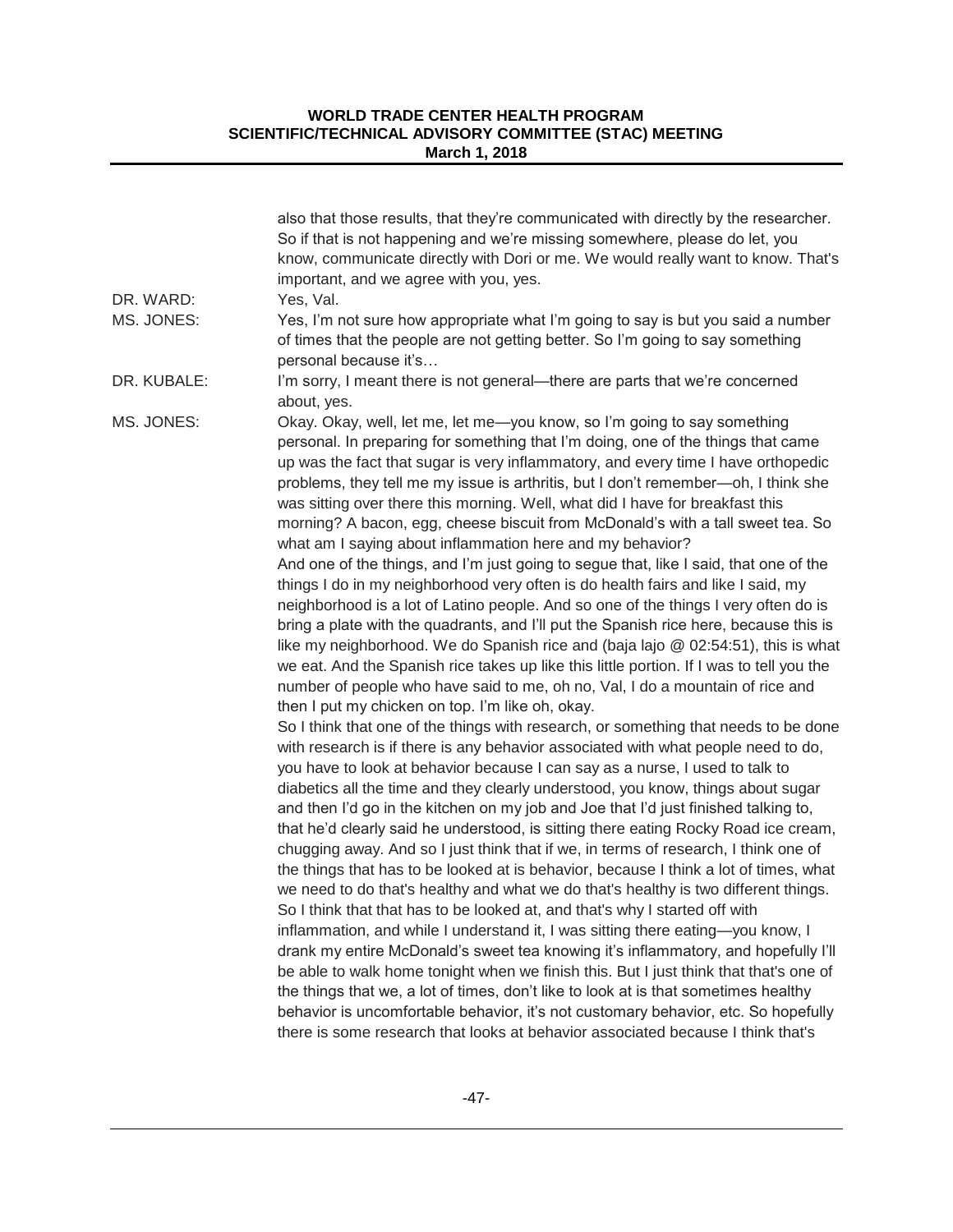also that those results, that they're communicated with directly by the researcher. So if that is not happening and we're missing somewhere, please do let, you know, communicate directly with Dori or me. We would really want to know. That's important, and we agree with you, yes.

DR. WARD: Yes, Val.

MS. JONES: Yes, I'm not sure how appropriate what I'm going to say is but you said a number of times that the people are not getting better. So I'm going to say something personal because it's…

DR. KUBALE: I'm sorry, I meant there is not general—there are parts that we're concerned about, yes.

MS. JONES: Okay. Okay, well, let me, let me—you know, so I'm going to say something personal. In preparing for something that I'm doing, one of the things that came up was the fact that sugar is very inflammatory, and every time I have orthopedic problems, they tell me my issue is arthritis, but I don't remember—oh, I think she was sitting over there this morning. Well, what did I have for breakfast this morning? A bacon, egg, cheese biscuit from McDonald's with a tall sweet tea. So what am I saying about inflammation here and my behavior?

And one of the things, and I'm just going to segue that, like I said, that one of the things I do in my neighborhood very often is do health fairs and like I said, my neighborhood is a lot of Latino people. And so one of the things I very often do is bring a plate with the quadrants, and I'll put the Spanish rice here, because this is like my neighborhood. We do Spanish rice and (baja lajo @ 02:54:51), this is what we eat. And the Spanish rice takes up like this little portion. If I was to tell you the number of people who have said to me, oh no, Val, I do a mountain of rice and then I put my chicken on top. I'm like oh, okay.

So I think that one of the things with research, or something that needs to be done with research is if there is any behavior associated with what people need to do, you have to look at behavior because I can say as a nurse, I used to talk to diabetics all the time and they clearly understood, you know, things about sugar and then I'd go in the kitchen on my job and Joe that I'd just finished talking to, that he'd clearly said he understood, is sitting there eating Rocky Road ice cream, chugging away. And so I just think that if we, in terms of research, I think one of the things that has to be looked at is behavior, because I think a lot of times, what we need to do that's healthy and what we do that's healthy is two different things. So I think that that has to be looked at, and that's why I started off with inflammation, and while I understand it, I was sitting there eating—you know, I drank my entire McDonald's sweet tea knowing it's inflammatory, and hopefully I'll be able to walk home tonight when we finish this. But I just think that that's one of the things that we, a lot of times, don't like to look at is that sometimes healthy behavior is uncomfortable behavior, it's not customary behavior, etc. So hopefully there is some research that looks at behavior associated because I think that's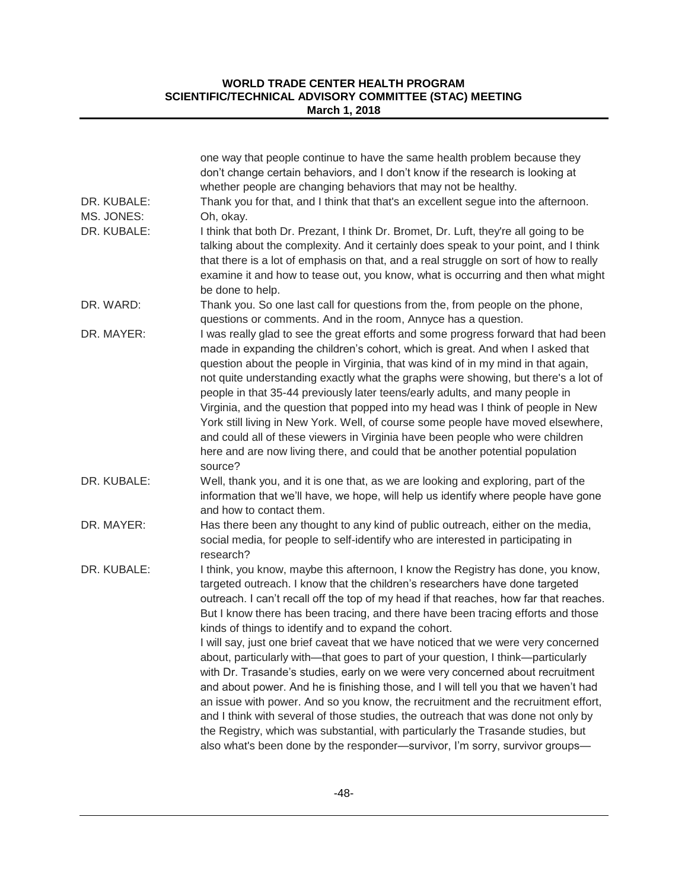one way that people continue to have the same health problem because they don't change certain behaviors, and I don't know if the research is looking at whether people are changing behaviors that may not be healthy.

DR. KUBALE: Thank you for that, and I think that that's an excellent segue into the afternoon.

MS. JONES: Oh, okay.

DR. KUBALE: I think that both Dr. Prezant, I think Dr. Bromet, Dr. Luft, they're all going to be talking about the complexity. And it certainly does speak to your point, and I think that there is a lot of emphasis on that, and a real struggle on sort of how to really examine it and how to tease out, you know, what is occurring and then what might be done to help.

DR. WARD: Thank you. So one last call for questions from the, from people on the phone, questions or comments. And in the room, Annyce has a question.

DR. MAYER: I was really glad to see the great efforts and some progress forward that had been made in expanding the children's cohort, which is great. And when I asked that question about the people in Virginia, that was kind of in my mind in that again, not quite understanding exactly what the graphs were showing, but there's a lot of people in that 35-44 previously later teens/early adults, and many people in Virginia, and the question that popped into my head was I think of people in New York still living in New York. Well, of course some people have moved elsewhere, and could all of these viewers in Virginia have been people who were children here and are now living there, and could that be another potential population source?

DR. KUBALE: Well, thank you, and it is one that, as we are looking and exploring, part of the information that we'll have, we hope, will help us identify where people have gone and how to contact them.

DR. MAYER: Has there been any thought to any kind of public outreach, either on the media, social media, for people to self-identify who are interested in participating in research?

DR. KUBALE: I think, you know, maybe this afternoon, I know the Registry has done, you know, targeted outreach. I know that the children's researchers have done targeted outreach. I can't recall off the top of my head if that reaches, how far that reaches. But I know there has been tracing, and there have been tracing efforts and those kinds of things to identify and to expand the cohort.

I will say, just one brief caveat that we have noticed that we were very concerned about, particularly with—that goes to part of your question, I think—particularly with Dr. Trasande's studies, early on we were very concerned about recruitment and about power. And he is finishing those, and I will tell you that we haven't had an issue with power. And so you know, the recruitment and the recruitment effort, and I think with several of those studies, the outreach that was done not only by the Registry, which was substantial, with particularly the Trasande studies, but also what's been done by the responder—survivor, I'm sorry, survivor groups—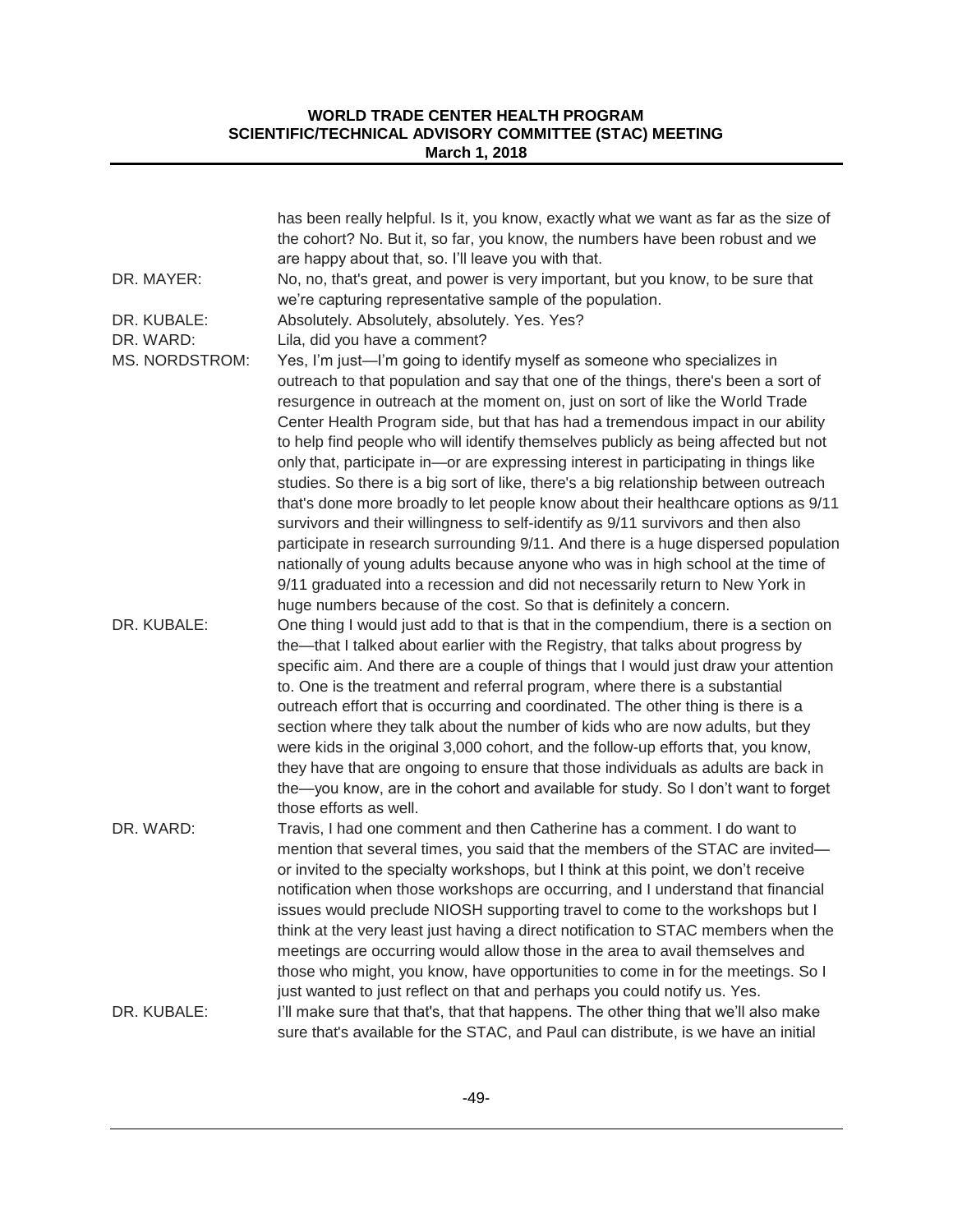has been really helpful. Is it, you know, exactly what we want as far as the size of the cohort? No. But it, so far, you know, the numbers have been robust and we are happy about that, so. I'll leave you with that.

DR. MAYER: No, no, that's great, and power is very important, but you know, to be sure that we're capturing representative sample of the population.

DR. KUBALE: Absolutely. Absolutely, absolutely. Yes. Yes?

DR. WARD: Lila, did you have a comment?

MS. NORDSTROM: Yes, I'm just—I'm going to identify myself as someone who specializes in outreach to that population and say that one of the things, there's been a sort of resurgence in outreach at the moment on, just on sort of like the World Trade Center Health Program side, but that has had a tremendous impact in our ability to help find people who will identify themselves publicly as being affected but not only that, participate in—or are expressing interest in participating in things like studies. So there is a big sort of like, there's a big relationship between outreach that's done more broadly to let people know about their healthcare options as 9/11 survivors and their willingness to self-identify as 9/11 survivors and then also participate in research surrounding 9/11. And there is a huge dispersed population nationally of young adults because anyone who was in high school at the time of 9/11 graduated into a recession and did not necessarily return to New York in huge numbers because of the cost. So that is definitely a concern.

DR. KUBALE: One thing I would just add to that is that in the compendium, there is a section on the—that I talked about earlier with the Registry, that talks about progress by specific aim. And there are a couple of things that I would just draw your attention to. One is the treatment and referral program, where there is a substantial outreach effort that is occurring and coordinated. The other thing is there is a section where they talk about the number of kids who are now adults, but they were kids in the original 3,000 cohort, and the follow-up efforts that, you know, they have that are ongoing to ensure that those individuals as adults are back in the—you know, are in the cohort and available for study. So I don't want to forget those efforts as well.

DR. WARD: Travis, I had one comment and then Catherine has a comment. I do want to mention that several times, you said that the members of the STAC are invited—or invited to the specialty workshops, but I think at this point, we don't receive notification when those workshops are occurring, and I understand that financial issues would preclude NIOSH supporting travel to come to the workshops but I think at the very least just having a direct notification to STAC members when the meetings are occurring would allow those in the area to avail themselves and those who might, you know, have opportunities to come in for the meetings. So I just wanted to just reflect on that and perhaps you could notify us. Yes.

DR. KUBALE: I'll make sure that that's, that that happens. The other thing that we'll also make sure that's available for the STAC, and Paul can distribute, is we have an initial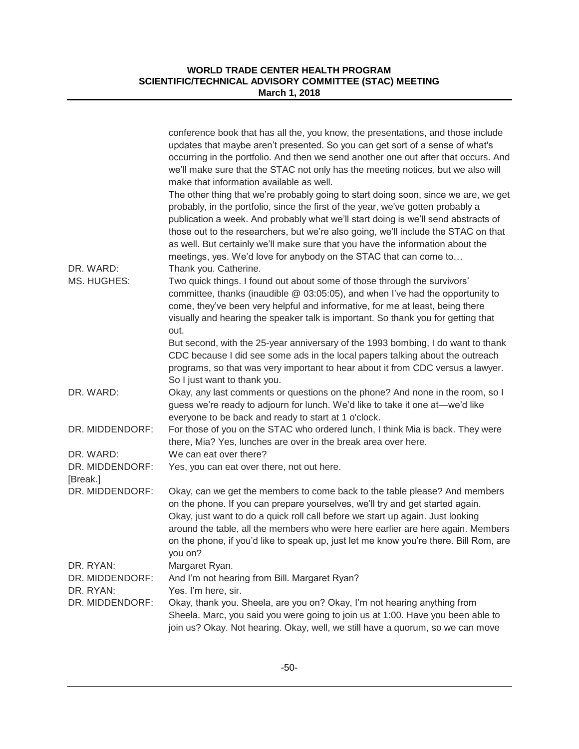| | |
|---|---|
| | conference book that has all the, you know, the presentations, and those include updates that maybe aren't presented. So you can get sort of a sense of what's occurring in the portfolio. And then we send another one out after that occurs. And we'll make sure that the STAC not only has the meeting notices, but we also will make that information available as well. The other thing that we're probably going to start doing soon, since we are, we get probably, in the portfolio, since the first of the year, we've gotten probably a publication a week. And probably what we'll start doing is we'll send abstracts of those out to the researchers, but we're also going, we'll include the STAC on that as well. But certainly we'll make sure that you have the information about the meetings, yes. We'd love for anybody on the STAC that can come to… |
| DR. WARD: | Thank you. Catherine. |
| MS. HUGHES: | Two quick things. I found out about some of those through the survivors' committee, thanks (inaudible @ 03:05:05), and when I've had the opportunity to come, they've been very helpful and informative, for me at least, being there visually and hearing the speaker talk is important. So thank you for getting that out. But second, with the 25-year anniversary of the 1993 bombing, I do want to thank CDC because I did see some ads in the local papers talking about the outreach programs, so that was very important to hear about it from CDC versus a lawyer. So I just want to thank you. |
| DR. WARD: | Okay, any last comments or questions on the phone? And none in the room, so I guess we're ready to adjourn for lunch. We'd like to take it one at—we'd like everyone to be back and ready to start at 1 o'clock. |
| DR. MIDDENDORF: | For those of you on the STAC who ordered lunch, I think Mia is back. They were there, Mia? Yes, lunches are over in the break area over here. |
| DR. WARD: | We can eat over there? |
| DR. MIDDENDORF: | Yes, you can eat over there, not out here. |
| [Break.] | |
| DR. MIDDENDORF: | Okay, can we get the members to come back to the table please? And members on the phone. If you can prepare yourselves, we'll try and get started again. Okay, just want to do a quick roll call before we start up again. Just looking around the table, all the members who were here earlier are here again. Members on the phone, if you'd like to speak up, just let me know you're there. Bill Rom, are you on? |
| DR. RYAN: | Margaret Ryan. |
| DR. MIDDENDORF: | And I'm not hearing from Bill. Margaret Ryan? |
| DR. RYAN: | Yes. I'm here, sir. |
| DR. MIDDENDORF: | Okay, thank you. Sheela, are you on? Okay, I'm not hearing anything from Sheela. Marc, you said you were going to join us at 1:00. Have you been able to join us? Okay. Not hearing. Okay, well, we still have a quorum, so we can move |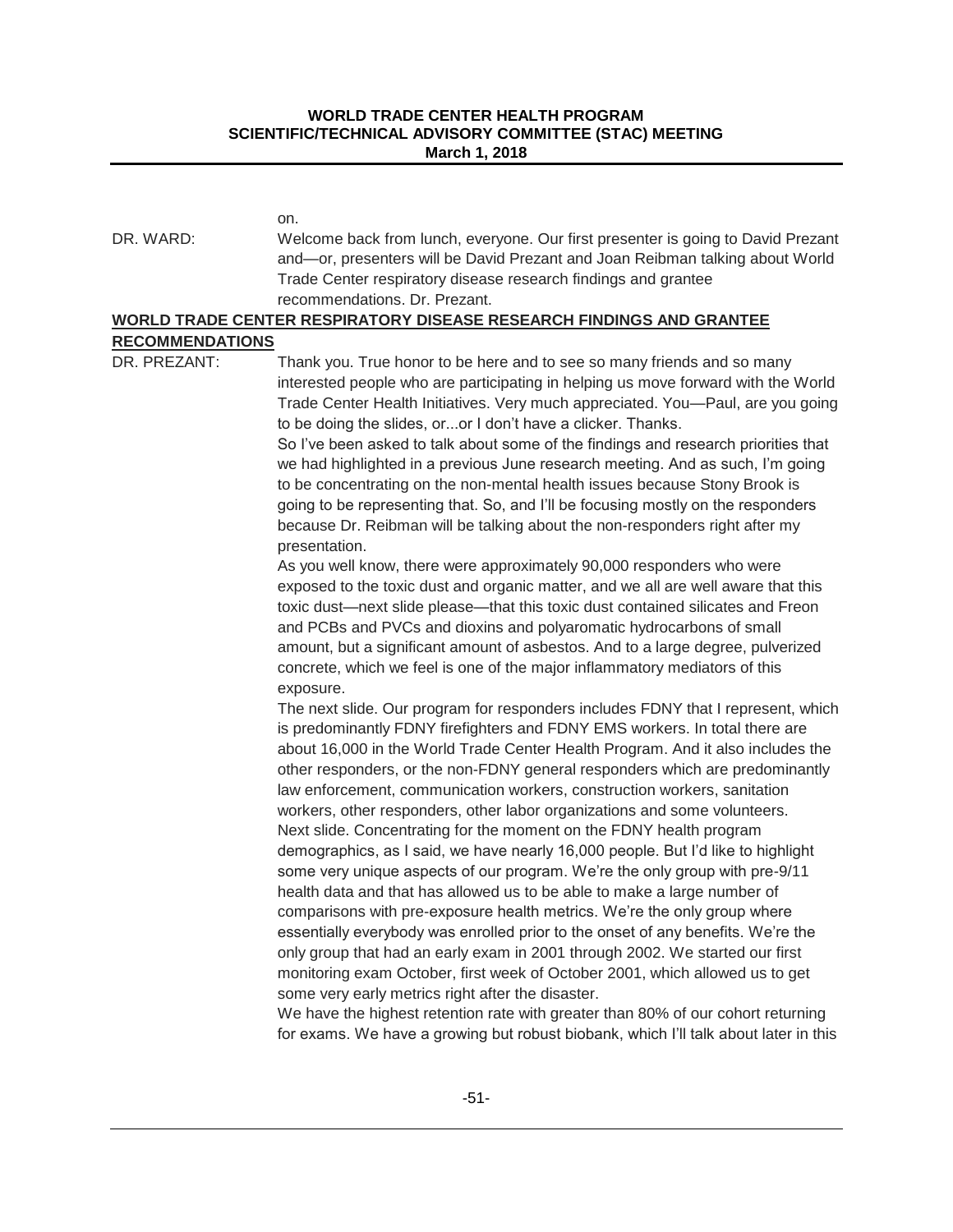on.

DR. WARD: Welcome back from lunch, everyone. Our first presenter is going to David Prezant and—or, presenters will be David Prezant and Joan Reibman talking about World Trade Center respiratory disease research findings and grantee recommendations. Dr. Prezant.

## WORLD TRADE CENTER RESPIRATORY DISEASE RESEARCH FINDINGS AND GRANTEE RECOMMENDATIONS

DR. PREZANT: Thank you. True honor to be here and to see so many friends and so many interested people who are participating in helping us move forward with the World Trade Center Health Initiatives. Very much appreciated. You—Paul, are you going to be doing the slides, or...or I don't have a clicker. Thanks.

So I've been asked to talk about some of the findings and research priorities that we had highlighted in a previous June research meeting. And as such, I'm going to be concentrating on the non-mental health issues because Stony Brook is going to be representing that. So, and I'll be focusing mostly on the responders because Dr. Reibman will be talking about the non-responders right after my presentation.

As you well know, there were approximately 90,000 responders who were exposed to the toxic dust and organic matter, and we all are well aware that this toxic dust—next slide please—that this toxic dust contained silicates and Freon and PCBs and PVCs and dioxins and polyaromatic hydrocarbons of small amount, but a significant amount of asbestos. And to a large degree, pulverized concrete, which we feel is one of the major inflammatory mediators of this exposure.

The next slide. Our program for responders includes FDNY that I represent, which is predominantly FDNY firefighters and FDNY EMS workers. In total there are about 16,000 in the World Trade Center Health Program. And it also includes the other responders, or the non-FDNY general responders which are predominantly law enforcement, communication workers, construction workers, sanitation workers, other responders, other labor organizations and some volunteers.

Next slide. Concentrating for the moment on the FDNY health program demographics, as I said, we have nearly 16,000 people. But I'd like to highlight some very unique aspects of our program. We're the only group with pre-9/11 health data and that has allowed us to be able to make a large number of comparisons with pre-exposure health metrics. We're the only group where essentially everybody was enrolled prior to the onset of any benefits. We're the only group that had an early exam in 2001 through 2002. We started our first monitoring exam October, first week of October 2001, which allowed us to get some very early metrics right after the disaster.

We have the highest retention rate with greater than 80% of our cohort returning for exams. We have a growing but robust biobank, which I'll talk about later in this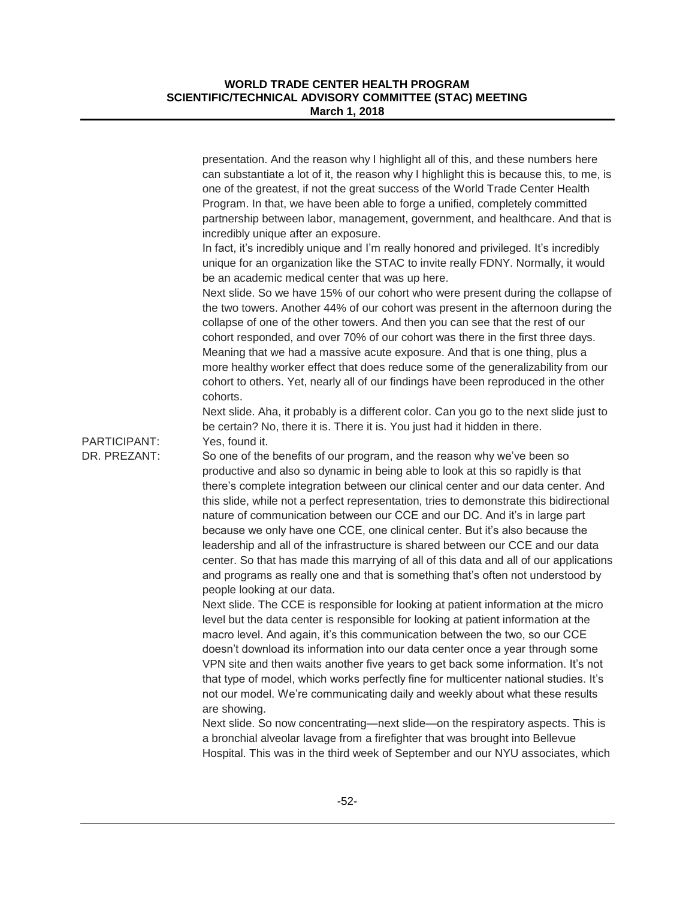presentation. And the reason why I highlight all of this, and these numbers here can substantiate a lot of it, the reason why I highlight this is because this, to me, is one of the greatest, if not the great success of the World Trade Center Health Program. In that, we have been able to forge a unified, completely committed partnership between labor, management, government, and healthcare. And that is incredibly unique after an exposure.

In fact, it's incredibly unique and I'm really honored and privileged. It's incredibly unique for an organization like the STAC to invite really FDNY. Normally, it would be an academic medical center that was up here.

Next slide. So we have 15% of our cohort who were present during the collapse of the two towers. Another 44% of our cohort was present in the afternoon during the collapse of one of the other towers. And then you can see that the rest of our cohort responded, and over 70% of our cohort was there in the first three days. Meaning that we had a massive acute exposure. And that is one thing, plus a more healthy worker effect that does reduce some of the generalizability from our cohort to others. Yet, nearly all of our findings have been reproduced in the other cohorts.

Next slide. Aha, it probably is a different color. Can you go to the next slide just to be certain? No, there it is. There it is. You just had it hidden in there.

PARTICIPANT: Yes, found it.

DR. PREZANT: So one of the benefits of our program, and the reason why we've been so productive and also so dynamic in being able to look at this so rapidly is that there's complete integration between our clinical center and our data center. And this slide, while not a perfect representation, tries to demonstrate this bidirectional nature of communication between our CCE and our DC. And it's in large part because we only have one CCE, one clinical center. But it's also because the leadership and all of the infrastructure is shared between our CCE and our data center. So that has made this marrying of all of this data and all of our applications and programs as really one and that is something that's often not understood by people looking at our data.

Next slide. The CCE is responsible for looking at patient information at the micro level but the data center is responsible for looking at patient information at the macro level. And again, it's this communication between the two, so our CCE doesn't download its information into our data center once a year through some VPN site and then waits another five years to get back some information. It's not that type of model, which works perfectly fine for multicenter national studies. It's not our model. We're communicating daily and weekly about what these results are showing.

Next slide. So now concentrating—next slide—on the respiratory aspects. This is a bronchial alveolar lavage from a firefighter that was brought into Bellevue Hospital. This was in the third week of September and our NYU associates, which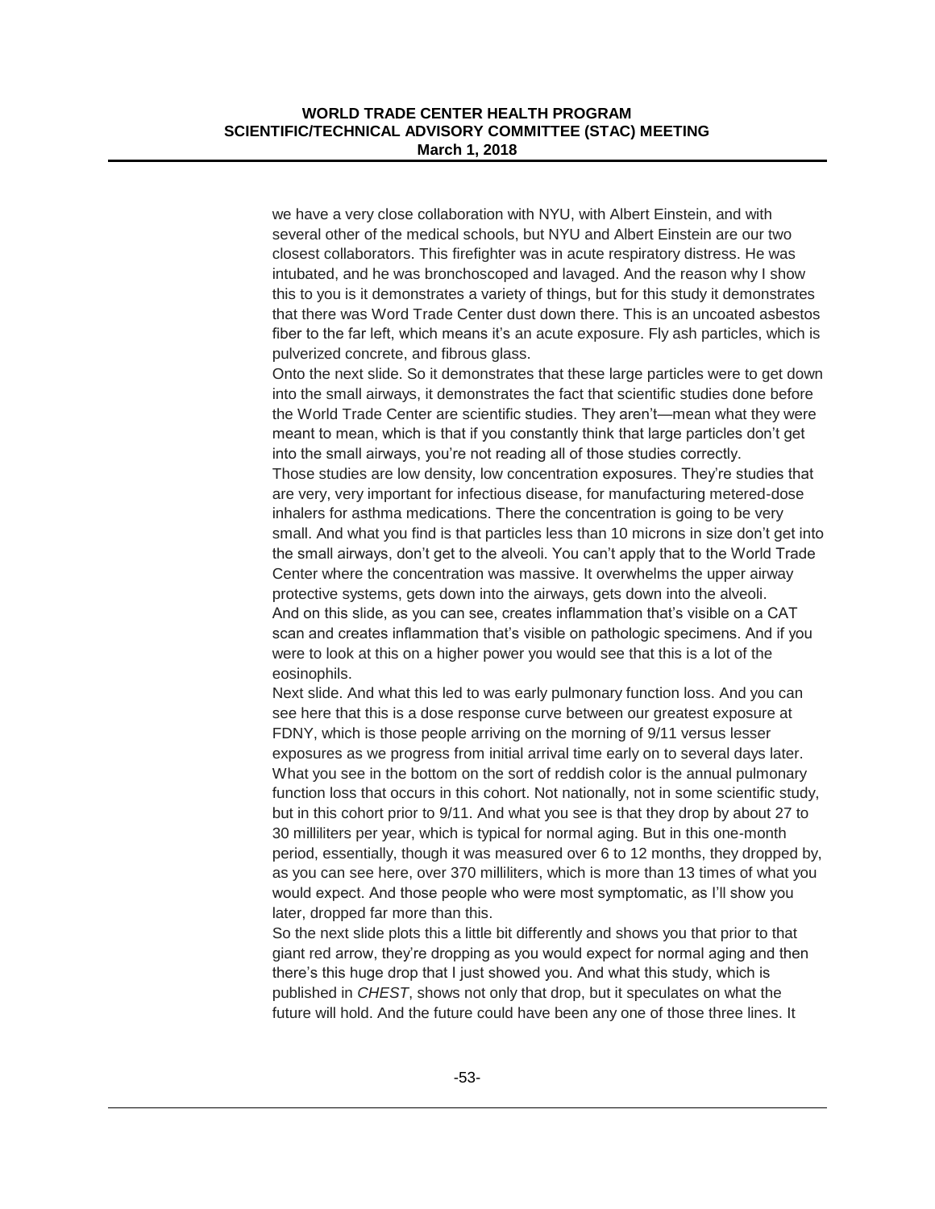we have a very close collaboration with NYU, with Albert Einstein, and with several other of the medical schools, but NYU and Albert Einstein are our two closest collaborators. This firefighter was in acute respiratory distress. He was intubated, and he was bronchoscoped and lavaged. And the reason why I show this to you is it demonstrates a variety of things, but for this study it demonstrates that there was Word Trade Center dust down there. This is an uncoated asbestos fiber to the far left, which means it's an acute exposure. Fly ash particles, which is pulverized concrete, and fibrous glass.

Onto the next slide. So it demonstrates that these large particles were to get down into the small airways, it demonstrates the fact that scientific studies done before the World Trade Center are scientific studies. They aren't—mean what they were meant to mean, which is that if you constantly think that large particles don't get into the small airways, you're not reading all of those studies correctly.

Those studies are low density, low concentration exposures. They're studies that are very, very important for infectious disease, for manufacturing metered-dose inhalers for asthma medications. There the concentration is going to be very small. And what you find is that particles less than 10 microns in size don't get into the small airways, don't get to the alveoli. You can't apply that to the World Trade Center where the concentration was massive. It overwhelms the upper airway protective systems, gets down into the airways, gets down into the alveoli.

And on this slide, as you can see, creates inflammation that's visible on a CAT scan and creates inflammation that's visible on pathologic specimens. And if you were to look at this on a higher power you would see that this is a lot of the eosinophils.

Next slide. And what this led to was early pulmonary function loss. And you can see here that this is a dose response curve between our greatest exposure at FDNY, which is those people arriving on the morning of 9/11 versus lesser exposures as we progress from initial arrival time early on to several days later. What you see in the bottom on the sort of reddish color is the annual pulmonary function loss that occurs in this cohort. Not nationally, not in some scientific study, but in this cohort prior to 9/11. And what you see is that they drop by about 27 to 30 milliliters per year, which is typical for normal aging. But in this one-month period, essentially, though it was measured over 6 to 12 months, they dropped by, as you can see here, over 370 milliliters, which is more than 13 times of what you would expect. And those people who were most symptomatic, as I'll show you later, dropped far more than this.

So the next slide plots this a little bit differently and shows you that prior to that giant red arrow, they're dropping as you would expect for normal aging and then there's this huge drop that I just showed you. And what this study, which is published in *CHEST*, shows not only that drop, but it speculates on what the future will hold. And the future could have been any one of those three lines. It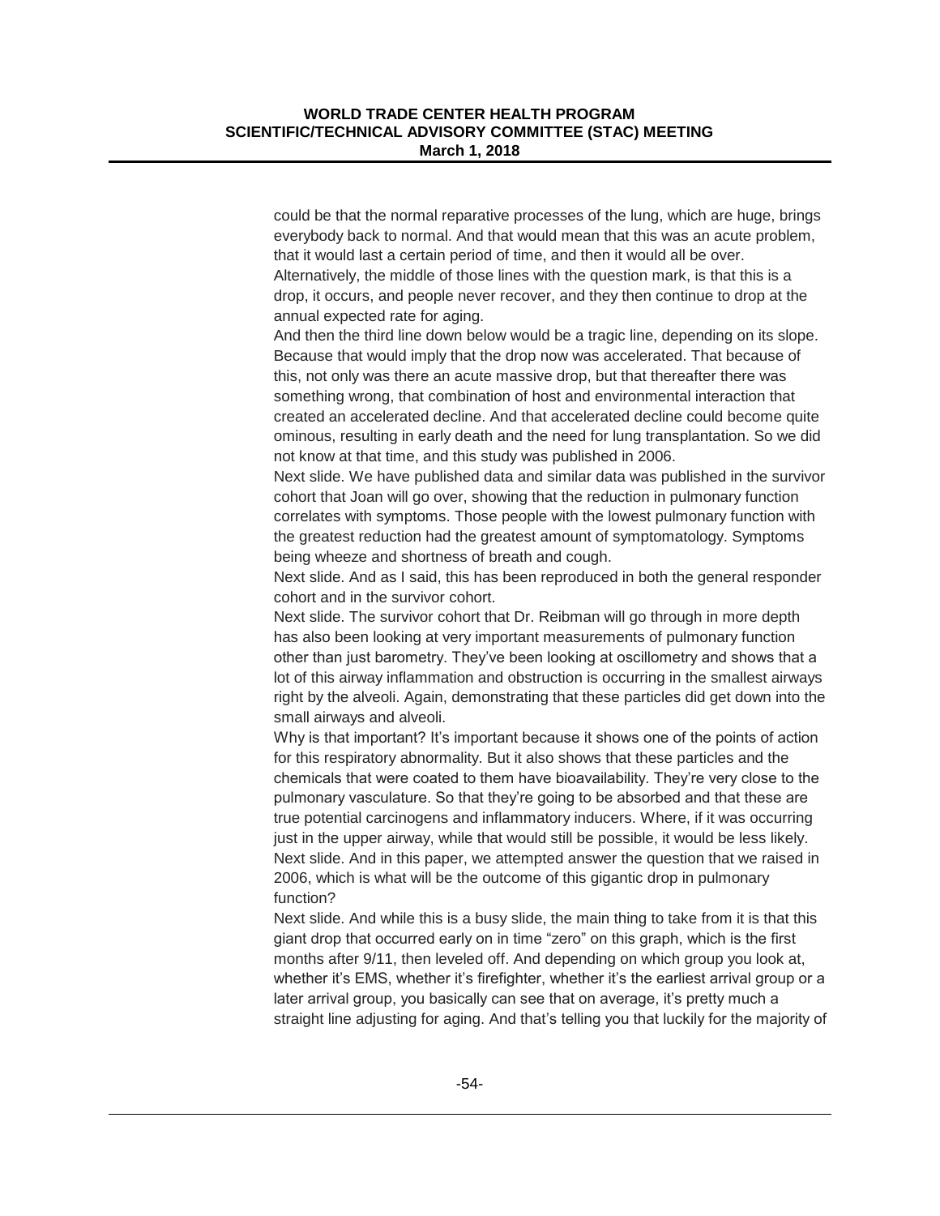could be that the normal reparative processes of the lung, which are huge, brings everybody back to normal. And that would mean that this was an acute problem, that it would last a certain period of time, and then it would all be over.

Alternatively, the middle of those lines with the question mark, is that this is a drop, it occurs, and people never recover, and they then continue to drop at the annual expected rate for aging.

And then the third line down below would be a tragic line, depending on its slope. Because that would imply that the drop now was accelerated. That because of this, not only was there an acute massive drop, but that thereafter there was something wrong, that combination of host and environmental interaction that created an accelerated decline. And that accelerated decline could become quite ominous, resulting in early death and the need for lung transplantation. So we did not know at that time, and this study was published in 2006.

Next slide. We have published data and similar data was published in the survivor cohort that Joan will go over, showing that the reduction in pulmonary function correlates with symptoms. Those people with the lowest pulmonary function with the greatest reduction had the greatest amount of symptomatology. Symptoms being wheeze and shortness of breath and cough.

Next slide. And as I said, this has been reproduced in both the general responder cohort and in the survivor cohort.

Next slide. The survivor cohort that Dr. Reibman will go through in more depth has also been looking at very important measurements of pulmonary function other than just barometry. They've been looking at oscillometry and shows that a lot of this airway inflammation and obstruction is occurring in the smallest airways right by the alveoli. Again, demonstrating that these particles did get down into the small airways and alveoli.

Why is that important? It's important because it shows one of the points of action for this respiratory abnormality. But it also shows that these particles and the chemicals that were coated to them have bioavailability. They're very close to the pulmonary vasculature. So that they're going to be absorbed and that these are true potential carcinogens and inflammatory inducers. Where, if it was occurring just in the upper airway, while that would still be possible, it would be less likely.

Next slide. And in this paper, we attempted answer the question that we raised in 2006, which is what will be the outcome of this gigantic drop in pulmonary function?

Next slide. And while this is a busy slide, the main thing to take from it is that this giant drop that occurred early on in time "zero" on this graph, which is the first months after 9/11, then leveled off. And depending on which group you look at, whether it's EMS, whether it's firefighter, whether it's the earliest arrival group or a later arrival group, you basically can see that on average, it's pretty much a straight line adjusting for aging. And that's telling you that luckily for the majority of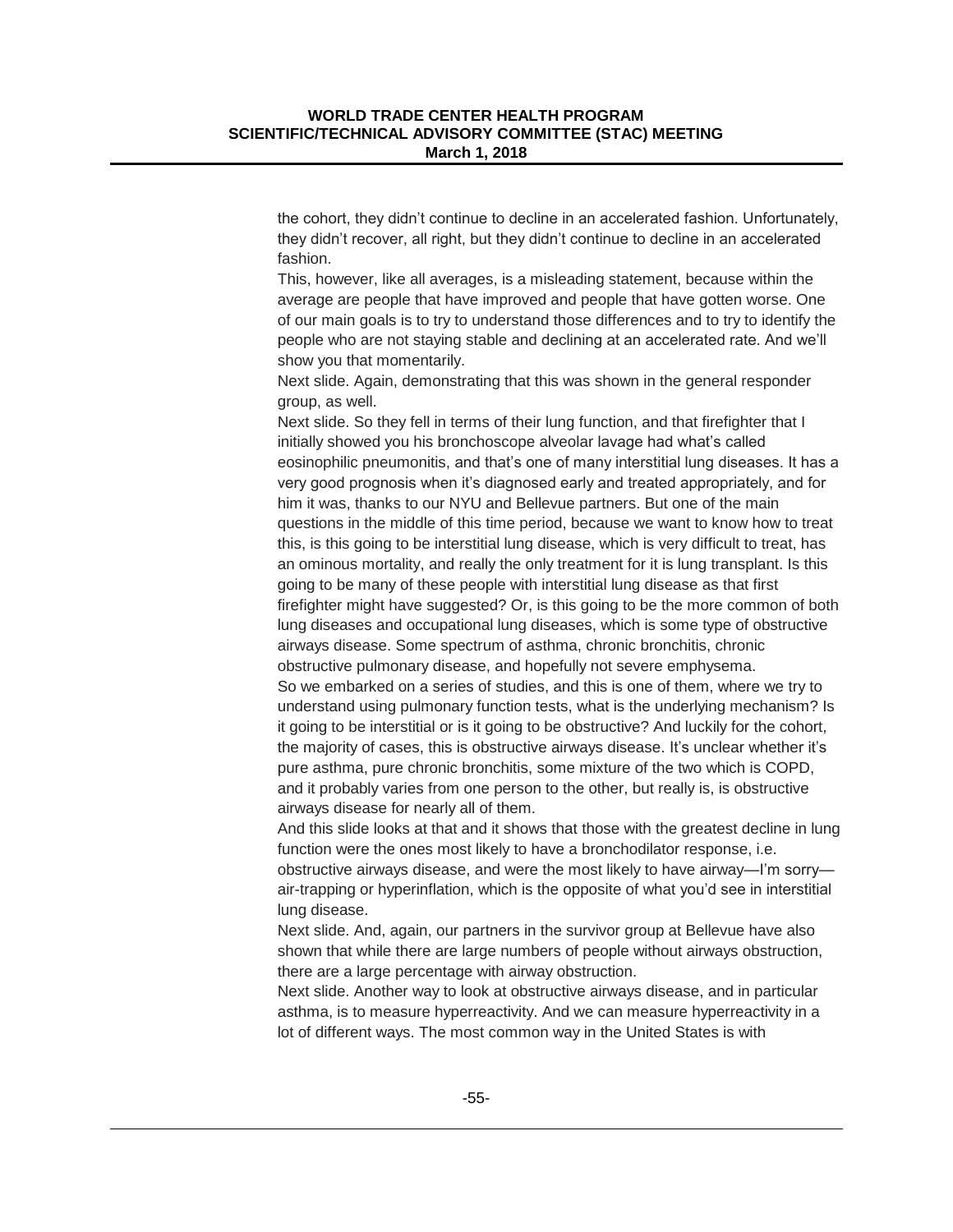the cohort, they didn't continue to decline in an accelerated fashion. Unfortunately, they didn't recover, all right, but they didn't continue to decline in an accelerated fashion.

This, however, like all averages, is a misleading statement, because within the average are people that have improved and people that have gotten worse. One of our main goals is to try to understand those differences and to try to identify the people who are not staying stable and declining at an accelerated rate. And we'll show you that momentarily.

Next slide. Again, demonstrating that this was shown in the general responder group, as well.

Next slide. So they fell in terms of their lung function, and that firefighter that I initially showed you his bronchoscope alveolar lavage had what's called eosinophilic pneumonitis, and that's one of many interstitial lung diseases. It has a very good prognosis when it's diagnosed early and treated appropriately, and for him it was, thanks to our NYU and Bellevue partners. But one of the main questions in the middle of this time period, because we want to know how to treat this, is this going to be interstitial lung disease, which is very difficult to treat, has an ominous mortality, and really the only treatment for it is lung transplant. Is this going to be many of these people with interstitial lung disease as that first firefighter might have suggested? Or, is this going to be the more common of both lung diseases and occupational lung diseases, which is some type of obstructive airways disease. Some spectrum of asthma, chronic bronchitis, chronic obstructive pulmonary disease, and hopefully not severe emphysema.

So we embarked on a series of studies, and this is one of them, where we try to understand using pulmonary function tests, what is the underlying mechanism? Is it going to be interstitial or is it going to be obstructive? And luckily for the cohort, the majority of cases, this is obstructive airways disease. It's unclear whether it's pure asthma, pure chronic bronchitis, some mixture of the two which is COPD, and it probably varies from one person to the other, but really is, is obstructive airways disease for nearly all of them.

And this slide looks at that and it shows that those with the greatest decline in lung function were the ones most likely to have a bronchodilator response, i.e. obstructive airways disease, and were the most likely to have airway—I'm sorry—air-trapping or hyperinflation, which is the opposite of what you'd see in interstitial lung disease.

Next slide. And, again, our partners in the survivor group at Bellevue have also shown that while there are large numbers of people without airways obstruction, there are a large percentage with airway obstruction.

Next slide. Another way to look at obstructive airways disease, and in particular asthma, is to measure hyperreactivity. And we can measure hyperreactivity in a lot of different ways. The most common way in the United States is with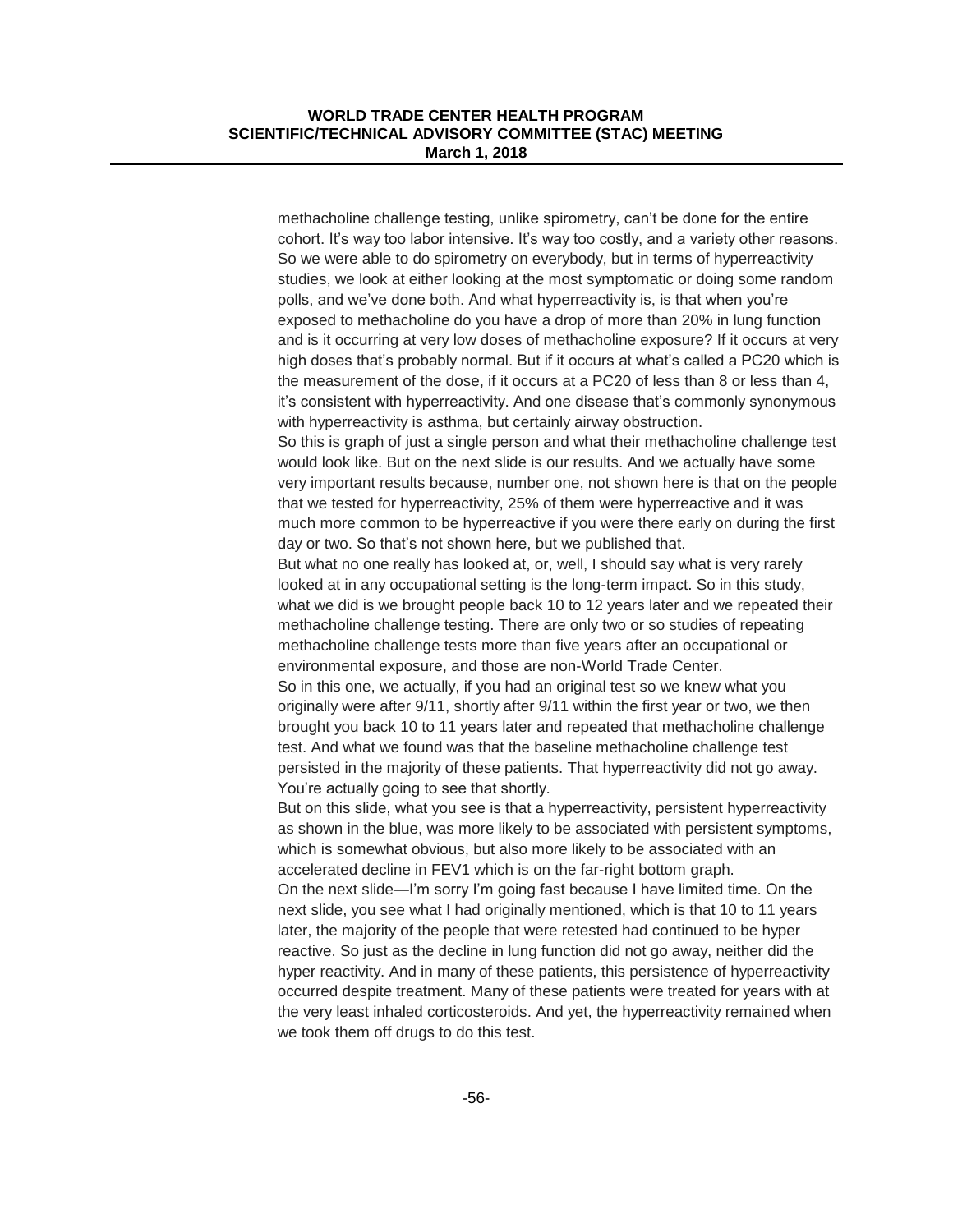methacholine challenge testing, unlike spirometry, can't be done for the entire cohort. It's way too labor intensive. It's way too costly, and a variety other reasons. So we were able to do spirometry on everybody, but in terms of hyperreactivity studies, we look at either looking at the most symptomatic or doing some random polls, and we've done both. And what hyperreactivity is, is that when you're exposed to methacholine do you have a drop of more than 20% in lung function and is it occurring at very low doses of methacholine exposure? If it occurs at very high doses that's probably normal. But if it occurs at what's called a PC20 which is the measurement of the dose, if it occurs at a PC20 of less than 8 or less than 4, it's consistent with hyperreactivity. And one disease that's commonly synonymous with hyperreactivity is asthma, but certainly airway obstruction.

So this is graph of just a single person and what their methacholine challenge test would look like. But on the next slide is our results. And we actually have some very important results because, number one, not shown here is that on the people that we tested for hyperreactivity, 25% of them were hyperreactive and it was much more common to be hyperreactive if you were there early on during the first day or two. So that's not shown here, but we published that.

But what no one really has looked at, or, well, I should say what is very rarely looked at in any occupational setting is the long-term impact. So in this study, what we did is we brought people back 10 to 12 years later and we repeated their methacholine challenge testing. There are only two or so studies of repeating methacholine challenge tests more than five years after an occupational or environmental exposure, and those are non-World Trade Center.

So in this one, we actually, if you had an original test so we knew what you originally were after 9/11, shortly after 9/11 within the first year or two, we then brought you back 10 to 11 years later and repeated that methacholine challenge test. And what we found was that the baseline methacholine challenge test persisted in the majority of these patients. That hyperreactivity did not go away. You're actually going to see that shortly.

But on this slide, what you see is that a hyperreactivity, persistent hyperreactivity as shown in the blue, was more likely to be associated with persistent symptoms, which is somewhat obvious, but also more likely to be associated with an accelerated decline in FEV1 which is on the far-right bottom graph.

On the next slide—I'm sorry I'm going fast because I have limited time. On the next slide, you see what I had originally mentioned, which is that 10 to 11 years later, the majority of the people that were retested had continued to be hyper reactive. So just as the decline in lung function did not go away, neither did the hyper reactivity. And in many of these patients, this persistence of hyperreactivity occurred despite treatment. Many of these patients were treated for years with at the very least inhaled corticosteroids. And yet, the hyperreactivity remained when we took them off drugs to do this test.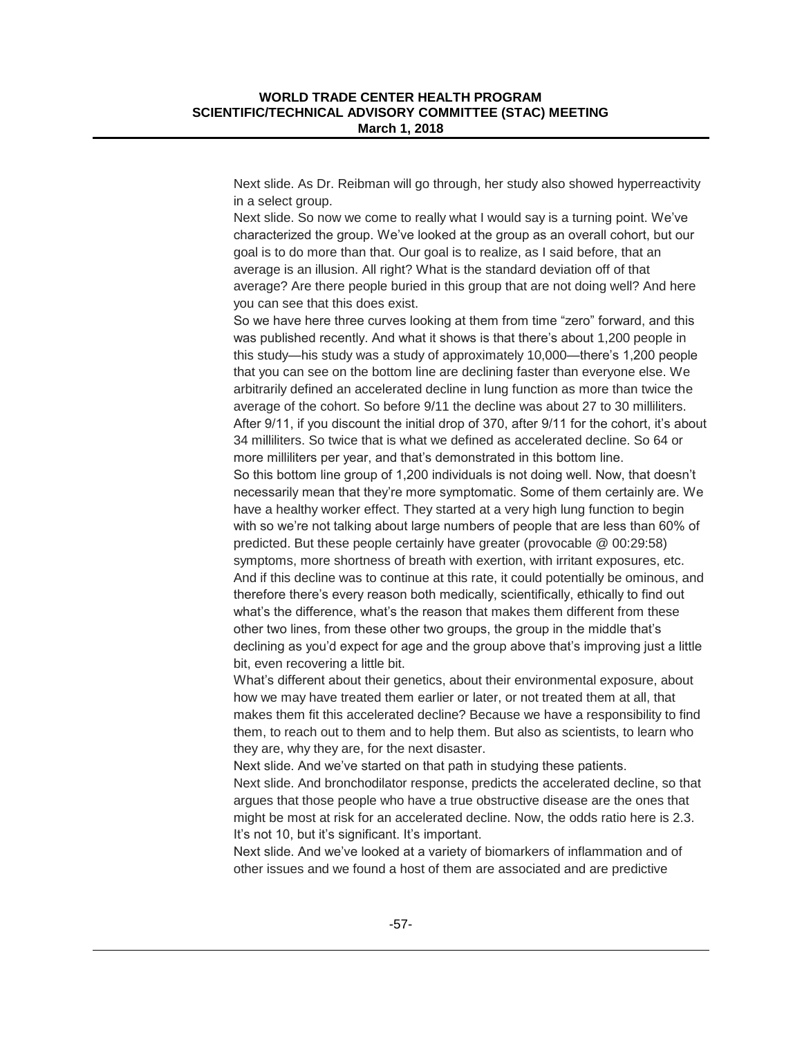Next slide. As Dr. Reibman will go through, her study also showed hyperreactivity in a select group.

Next slide. So now we come to really what I would say is a turning point. We've characterized the group. We've looked at the group as an overall cohort, but our goal is to do more than that. Our goal is to realize, as I said before, that an average is an illusion. All right? What is the standard deviation off of that average? Are there people buried in this group that are not doing well? And here you can see that this does exist.

So we have here three curves looking at them from time "zero" forward, and this was published recently. And what it shows is that there's about 1,200 people in this study—his study was a study of approximately 10,000—there's 1,200 people that you can see on the bottom line are declining faster than everyone else. We arbitrarily defined an accelerated decline in lung function as more than twice the average of the cohort. So before 9/11 the decline was about 27 to 30 milliliters. After 9/11, if you discount the initial drop of 370, after 9/11 for the cohort, it's about 34 milliliters. So twice that is what we defined as accelerated decline. So 64 or more milliliters per year, and that's demonstrated in this bottom line.

So this bottom line group of 1,200 individuals is not doing well. Now, that doesn't necessarily mean that they're more symptomatic. Some of them certainly are. We have a healthy worker effect. They started at a very high lung function to begin with so we're not talking about large numbers of people that are less than 60% of predicted. But these people certainly have greater (provocable @ 00:29:58) symptoms, more shortness of breath with exertion, with irritant exposures, etc. And if this decline was to continue at this rate, it could potentially be ominous, and therefore there's every reason both medically, scientifically, ethically to find out what's the difference, what's the reason that makes them different from these other two lines, from these other two groups, the group in the middle that's declining as you'd expect for age and the group above that's improving just a little bit, even recovering a little bit.

What's different about their genetics, about their environmental exposure, about how we may have treated them earlier or later, or not treated them at all, that makes them fit this accelerated decline? Because we have a responsibility to find them, to reach out to them and to help them. But also as scientists, to learn who they are, why they are, for the next disaster.

Next slide. And we've started on that path in studying these patients.

Next slide. And bronchodilator response, predicts the accelerated decline, so that argues that those people who have a true obstructive disease are the ones that might be most at risk for an accelerated decline. Now, the odds ratio here is 2.3. It's not 10, but it's significant. It's important.

Next slide. And we've looked at a variety of biomarkers of inflammation and of other issues and we found a host of them are associated and are predictive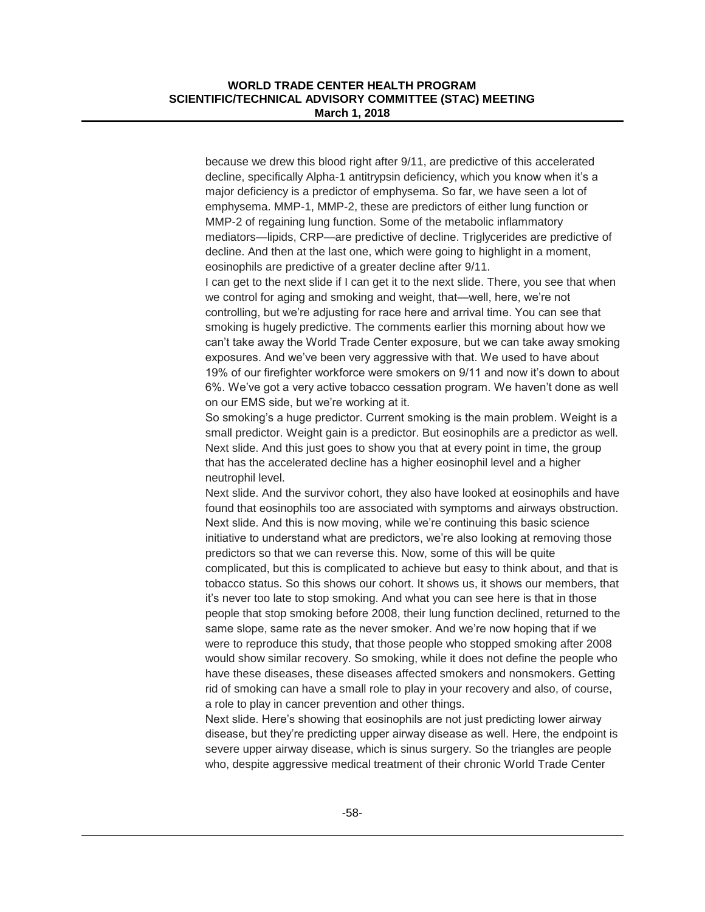because we drew this blood right after 9/11, are predictive of this accelerated decline, specifically Alpha-1 antitrypsin deficiency, which you know when it's a major deficiency is a predictor of emphysema. So far, we have seen a lot of emphysema. MMP-1, MMP-2, these are predictors of either lung function or MMP-2 of regaining lung function. Some of the metabolic inflammatory mediators—lipids, CRP—are predictive of decline. Triglycerides are predictive of decline. And then at the last one, which were going to highlight in a moment, eosinophils are predictive of a greater decline after 9/11.

I can get to the next slide if I can get it to the next slide. There, you see that when we control for aging and smoking and weight, that—well, here, we're not controlling, but we're adjusting for race here and arrival time. You can see that smoking is hugely predictive. The comments earlier this morning about how we can't take away the World Trade Center exposure, but we can take away smoking exposures. And we've been very aggressive with that. We used to have about 19% of our firefighter workforce were smokers on 9/11 and now it's down to about 6%. We've got a very active tobacco cessation program. We haven't done as well on our EMS side, but we're working at it.

So smoking's a huge predictor. Current smoking is the main problem. Weight is a small predictor. Weight gain is a predictor. But eosinophils are a predictor as well. Next slide. And this just goes to show you that at every point in time, the group that has the accelerated decline has a higher eosinophil level and a higher neutrophil level.

Next slide. And the survivor cohort, they also have looked at eosinophils and have found that eosinophils too are associated with symptoms and airways obstruction. Next slide. And this is now moving, while we're continuing this basic science initiative to understand what are predictors, we're also looking at removing those predictors so that we can reverse this. Now, some of this will be quite complicated, but this is complicated to achieve but easy to think about, and that is tobacco status. So this shows our cohort. It shows us, it shows our members, that it's never too late to stop smoking. And what you can see here is that in those people that stop smoking before 2008, their lung function declined, returned to the same slope, same rate as the never smoker. And we're now hoping that if we were to reproduce this study, that those people who stopped smoking after 2008 would show similar recovery. So smoking, while it does not define the people who have these diseases, these diseases affected smokers and nonsmokers. Getting rid of smoking can have a small role to play in your recovery and also, of course, a role to play in cancer prevention and other things.

Next slide. Here's showing that eosinophils are not just predicting lower airway disease, but they're predicting upper airway disease as well. Here, the endpoint is severe upper airway disease, which is sinus surgery. So the triangles are people who, despite aggressive medical treatment of their chronic World Trade Center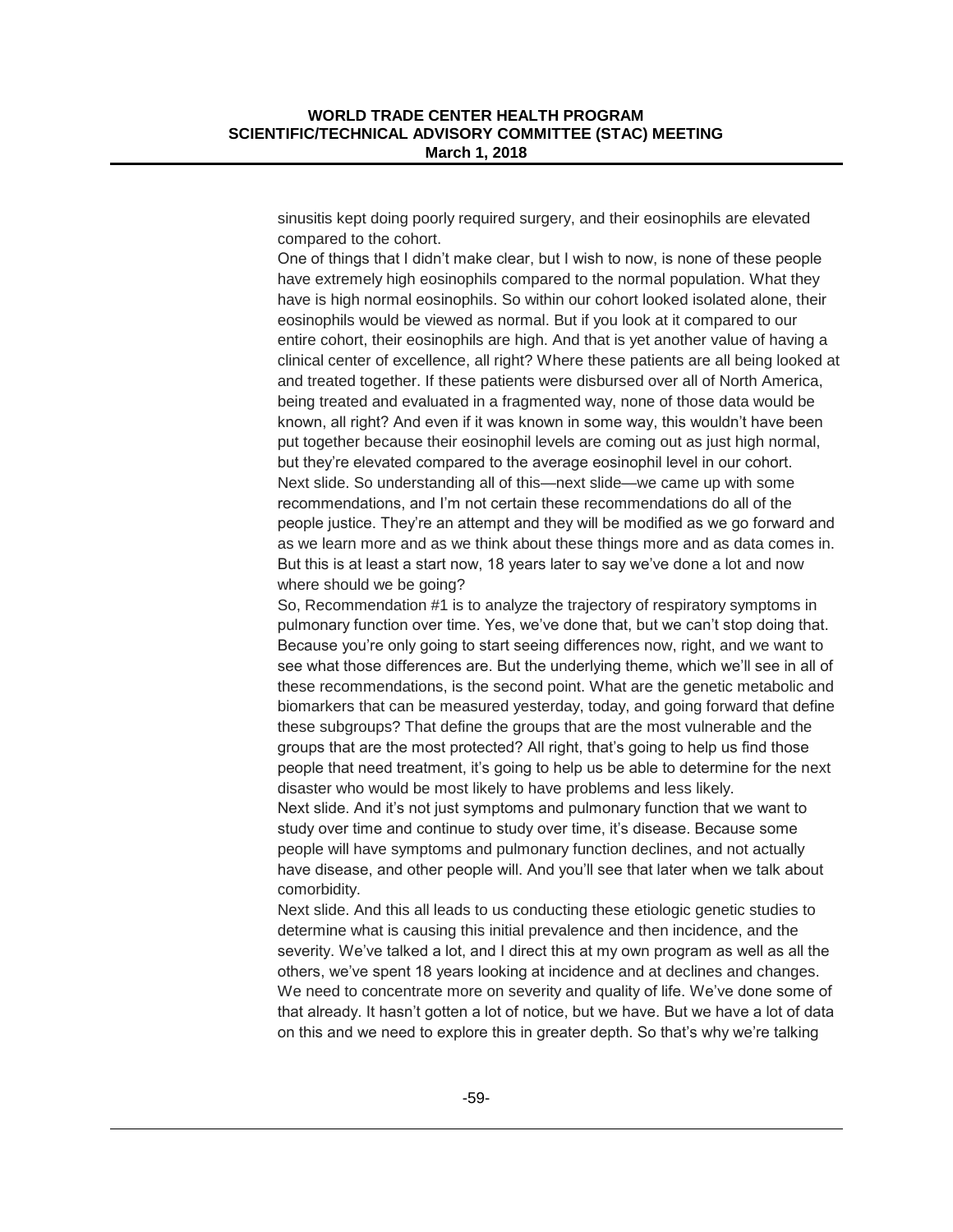sinusitis kept doing poorly required surgery, and their eosinophils are elevated compared to the cohort.

One of things that I didn't make clear, but I wish to now, is none of these people have extremely high eosinophils compared to the normal population. What they have is high normal eosinophils. So within our cohort looked isolated alone, their eosinophils would be viewed as normal. But if you look at it compared to our entire cohort, their eosinophils are high. And that is yet another value of having a clinical center of excellence, all right? Where these patients are all being looked at and treated together. If these patients were disbursed over all of North America, being treated and evaluated in a fragmented way, none of those data would be known, all right? And even if it was known in some way, this wouldn't have been put together because their eosinophil levels are coming out as just high normal, but they're elevated compared to the average eosinophil level in our cohort.

Next slide. So understanding all of this—next slide—we came up with some recommendations, and I'm not certain these recommendations do all of the people justice. They're an attempt and they will be modified as we go forward and as we learn more and as we think about these things more and as data comes in. But this is at least a start now, 18 years later to say we've done a lot and now where should we be going?

So, Recommendation #1 is to analyze the trajectory of respiratory symptoms in pulmonary function over time. Yes, we've done that, but we can't stop doing that. Because you're only going to start seeing differences now, right, and we want to see what those differences are. But the underlying theme, which we'll see in all of these recommendations, is the second point. What are the genetic metabolic and biomarkers that can be measured yesterday, today, and going forward that define these subgroups? That define the groups that are the most vulnerable and the groups that are the most protected? All right, that's going to help us find those people that need treatment, it's going to help us be able to determine for the next disaster who would be most likely to have problems and less likely.

Next slide. And it's not just symptoms and pulmonary function that we want to study over time and continue to study over time, it's disease. Because some people will have symptoms and pulmonary function declines, and not actually have disease, and other people will. And you'll see that later when we talk about comorbidity.

Next slide. And this all leads to us conducting these etiologic genetic studies to determine what is causing this initial prevalence and then incidence, and the severity. We've talked a lot, and I direct this at my own program as well as all the others, we've spent 18 years looking at incidence and at declines and changes. We need to concentrate more on severity and quality of life. We've done some of that already. It hasn't gotten a lot of notice, but we have. But we have a lot of data on this and we need to explore this in greater depth. So that's why we're talking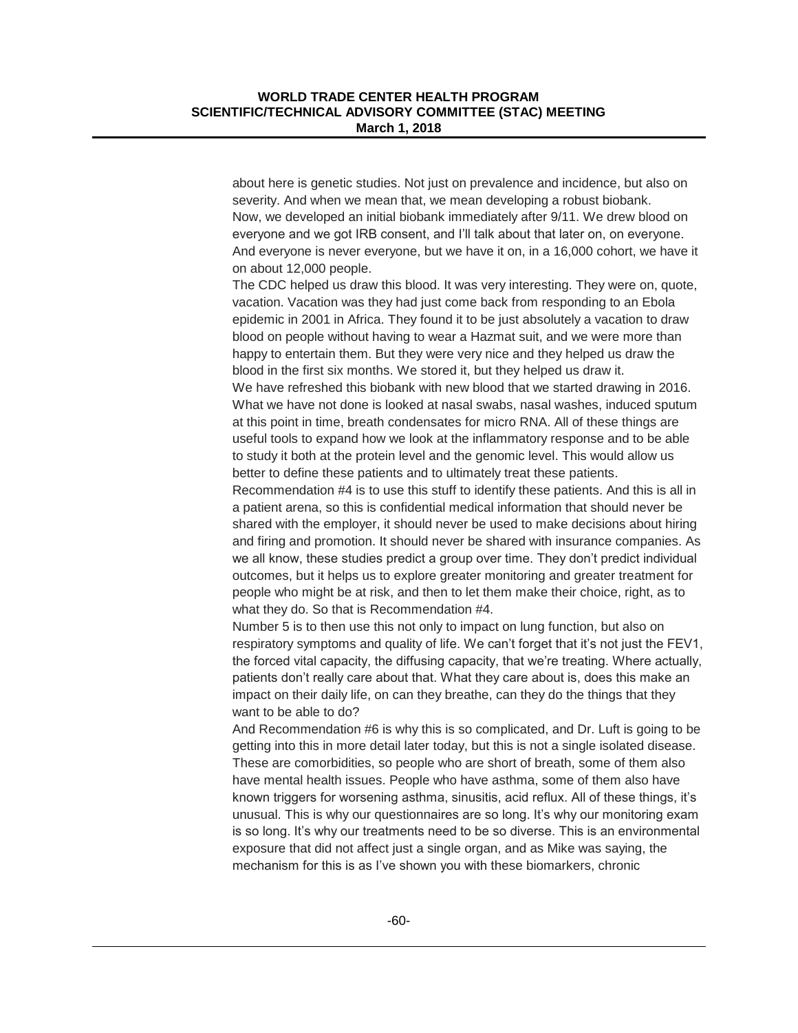about here is genetic studies. Not just on prevalence and incidence, but also on severity. And when we mean that, we mean developing a robust biobank.

Now, we developed an initial biobank immediately after 9/11. We drew blood on everyone and we got IRB consent, and I'll talk about that later on, on everyone. And everyone is never everyone, but we have it on, in a 16,000 cohort, we have it on about 12,000 people.

The CDC helped us draw this blood. It was very interesting. They were on, quote, vacation. Vacation was they had just come back from responding to an Ebola epidemic in 2001 in Africa. They found it to be just absolutely a vacation to draw blood on people without having to wear a Hazmat suit, and we were more than happy to entertain them. But they were very nice and they helped us draw the blood in the first six months. We stored it, but they helped us draw it.

We have refreshed this biobank with new blood that we started drawing in 2016. What we have not done is looked at nasal swabs, nasal washes, induced sputum at this point in time, breath condensates for micro RNA. All of these things are useful tools to expand how we look at the inflammatory response and to be able to study it both at the protein level and the genomic level. This would allow us better to define these patients and to ultimately treat these patients.

Recommendation #4 is to use this stuff to identify these patients. And this is all in a patient arena, so this is confidential medical information that should never be shared with the employer, it should never be used to make decisions about hiring and firing and promotion. It should never be shared with insurance companies. As we all know, these studies predict a group over time. They don't predict individual outcomes, but it helps us to explore greater monitoring and greater treatment for people who might be at risk, and then to let them make their choice, right, as to what they do. So that is Recommendation #4.

Number 5 is to then use this not only to impact on lung function, but also on respiratory symptoms and quality of life. We can't forget that it's not just the FEV1, the forced vital capacity, the diffusing capacity, that we're treating. Where actually, patients don't really care about that. What they care about is, does this make an impact on their daily life, on can they breathe, can they do the things that they want to be able to do?

And Recommendation #6 is why this is so complicated, and Dr. Luft is going to be getting into this in more detail later today, but this is not a single isolated disease. These are comorbidities, so people who are short of breath, some of them also have mental health issues. People who have asthma, some of them also have known triggers for worsening asthma, sinusitis, acid reflux. All of these things, it's unusual. This is why our questionnaires are so long. It's why our monitoring exam is so long. It's why our treatments need to be so diverse. This is an environmental exposure that did not affect just a single organ, and as Mike was saying, the mechanism for this is as I've shown you with these biomarkers, chronic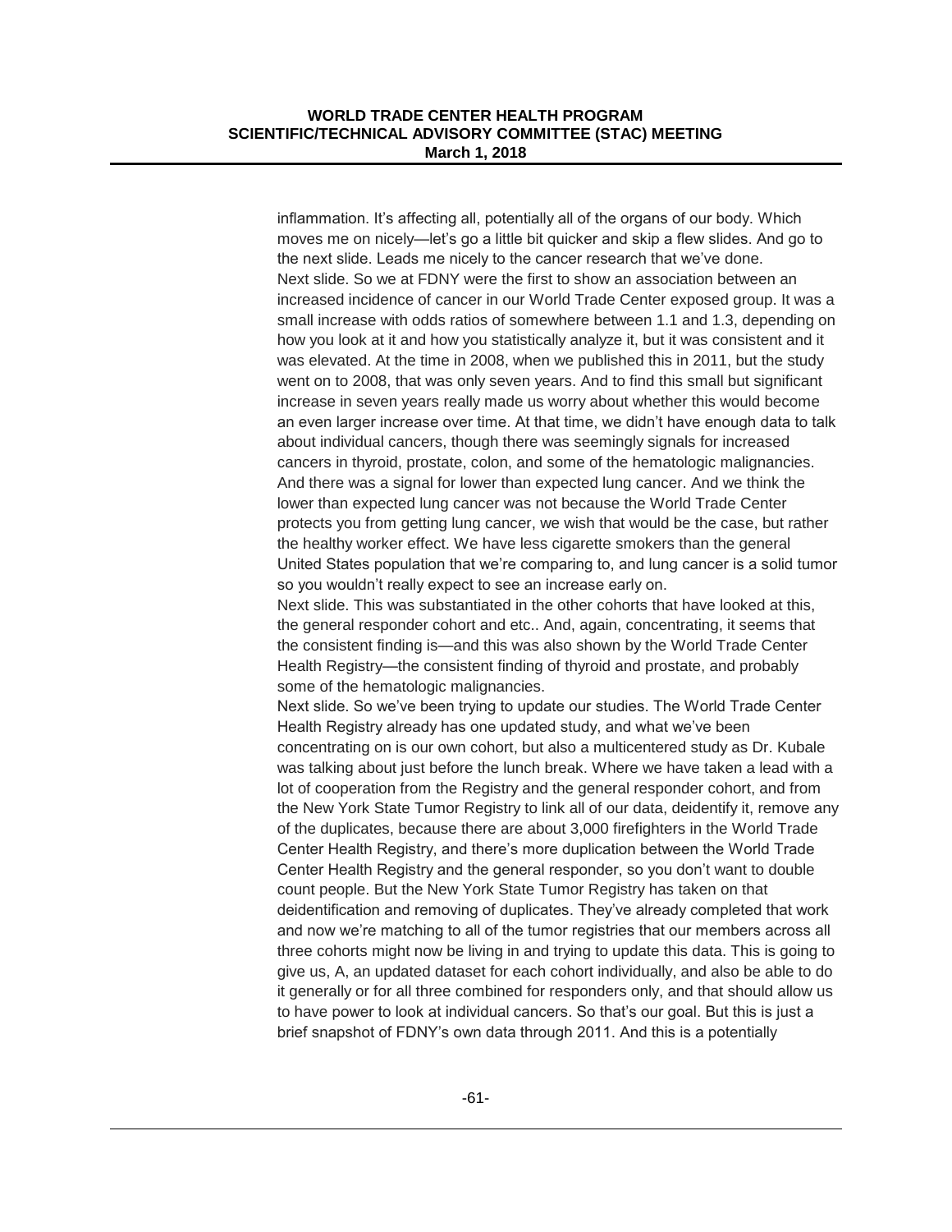inflammation. It's affecting all, potentially all of the organs of our body. Which moves me on nicely—let's go a little bit quicker and skip a flew slides. And go to the next slide. Leads me nicely to the cancer research that we've done.

Next slide. So we at FDNY were the first to show an association between an increased incidence of cancer in our World Trade Center exposed group. It was a small increase with odds ratios of somewhere between 1.1 and 1.3, depending on how you look at it and how you statistically analyze it, but it was consistent and it was elevated. At the time in 2008, when we published this in 2011, but the study went on to 2008, that was only seven years. And to find this small but significant increase in seven years really made us worry about whether this would become an even larger increase over time. At that time, we didn't have enough data to talk about individual cancers, though there was seemingly signals for increased cancers in thyroid, prostate, colon, and some of the hematologic malignancies. And there was a signal for lower than expected lung cancer. And we think the lower than expected lung cancer was not because the World Trade Center protects you from getting lung cancer, we wish that would be the case, but rather the healthy worker effect. We have less cigarette smokers than the general United States population that we're comparing to, and lung cancer is a solid tumor so you wouldn't really expect to see an increase early on.

Next slide. This was substantiated in the other cohorts that have looked at this, the general responder cohort and etc.. And, again, concentrating, it seems that the consistent finding is—and this was also shown by the World Trade Center Health Registry—the consistent finding of thyroid and prostate, and probably some of the hematologic malignancies.

Next slide. So we've been trying to update our studies. The World Trade Center Health Registry already has one updated study, and what we've been concentrating on is our own cohort, but also a multicentered study as Dr. Kubale was talking about just before the lunch break. Where we have taken a lead with a lot of cooperation from the Registry and the general responder cohort, and from the New York State Tumor Registry to link all of our data, deidentify it, remove any of the duplicates, because there are about 3,000 firefighters in the World Trade Center Health Registry, and there's more duplication between the World Trade Center Health Registry and the general responder, so you don't want to double count people. But the New York State Tumor Registry has taken on that deidentification and removing of duplicates. They've already completed that work and now we're matching to all of the tumor registries that our members across all three cohorts might now be living in and trying to update this data. This is going to give us, A, an updated dataset for each cohort individually, and also be able to do it generally or for all three combined for responders only, and that should allow us to have power to look at individual cancers. So that's our goal. But this is just a brief snapshot of FDNY's own data through 2011. And this is a potentially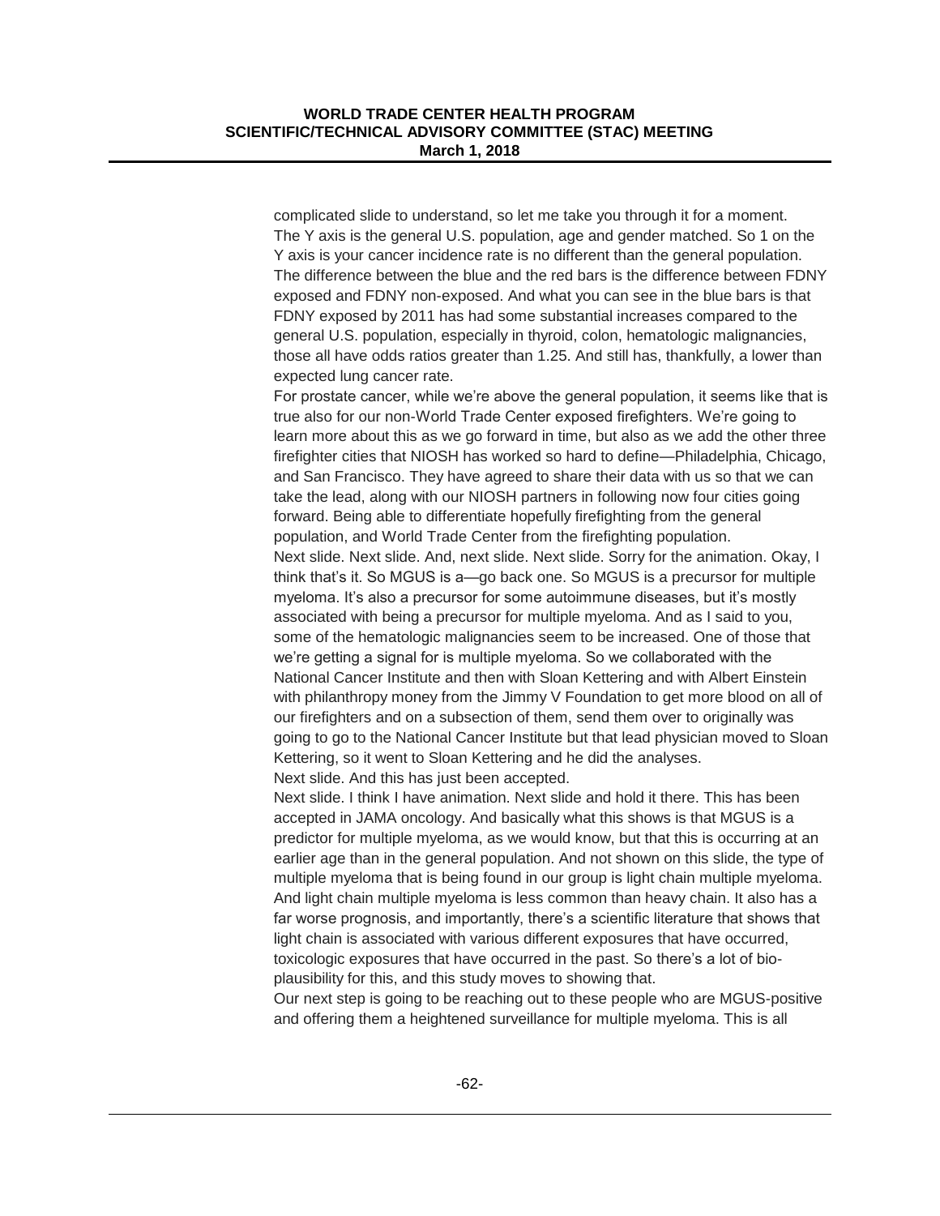complicated slide to understand, so let me take you through it for a moment. The Y axis is the general U.S. population, age and gender matched. So 1 on the Y axis is your cancer incidence rate is no different than the general population. The difference between the blue and the red bars is the difference between FDNY exposed and FDNY non-exposed. And what you can see in the blue bars is that FDNY exposed by 2011 has had some substantial increases compared to the general U.S. population, especially in thyroid, colon, hematologic malignancies, those all have odds ratios greater than 1.25. And still has, thankfully, a lower than expected lung cancer rate.

For prostate cancer, while we're above the general population, it seems like that is true also for our non-World Trade Center exposed firefighters. We're going to learn more about this as we go forward in time, but also as we add the other three firefighter cities that NIOSH has worked so hard to define—Philadelphia, Chicago, and San Francisco. They have agreed to share their data with us so that we can take the lead, along with our NIOSH partners in following now four cities going forward. Being able to differentiate hopefully firefighting from the general population, and World Trade Center from the firefighting population.

Next slide. Next slide. And, next slide. Next slide. Sorry for the animation. Okay, I think that's it. So MGUS is a—go back one. So MGUS is a precursor for multiple myeloma. It's also a precursor for some autoimmune diseases, but it's mostly associated with being a precursor for multiple myeloma. And as I said to you, some of the hematologic malignancies seem to be increased. One of those that we're getting a signal for is multiple myeloma. So we collaborated with the National Cancer Institute and then with Sloan Kettering and with Albert Einstein with philanthropy money from the Jimmy V Foundation to get more blood on all of our firefighters and on a subsection of them, send them over to originally was going to go to the National Cancer Institute but that lead physician moved to Sloan Kettering, so it went to Sloan Kettering and he did the analyses.

Next slide. And this has just been accepted.

Next slide. I think I have animation. Next slide and hold it there. This has been accepted in JAMA oncology. And basically what this shows is that MGUS is a predictor for multiple myeloma, as we would know, but that this is occurring at an earlier age than in the general population. And not shown on this slide, the type of multiple myeloma that is being found in our group is light chain multiple myeloma. And light chain multiple myeloma is less common than heavy chain. It also has a far worse prognosis, and importantly, there's a scientific literature that shows that light chain is associated with various different exposures that have occurred, toxicologic exposures that have occurred in the past. So there's a lot of bio-plausibility for this, and this study moves to showing that.

Our next step is going to be reaching out to these people who are MGUS-positive and offering them a heightened surveillance for multiple myeloma. This is all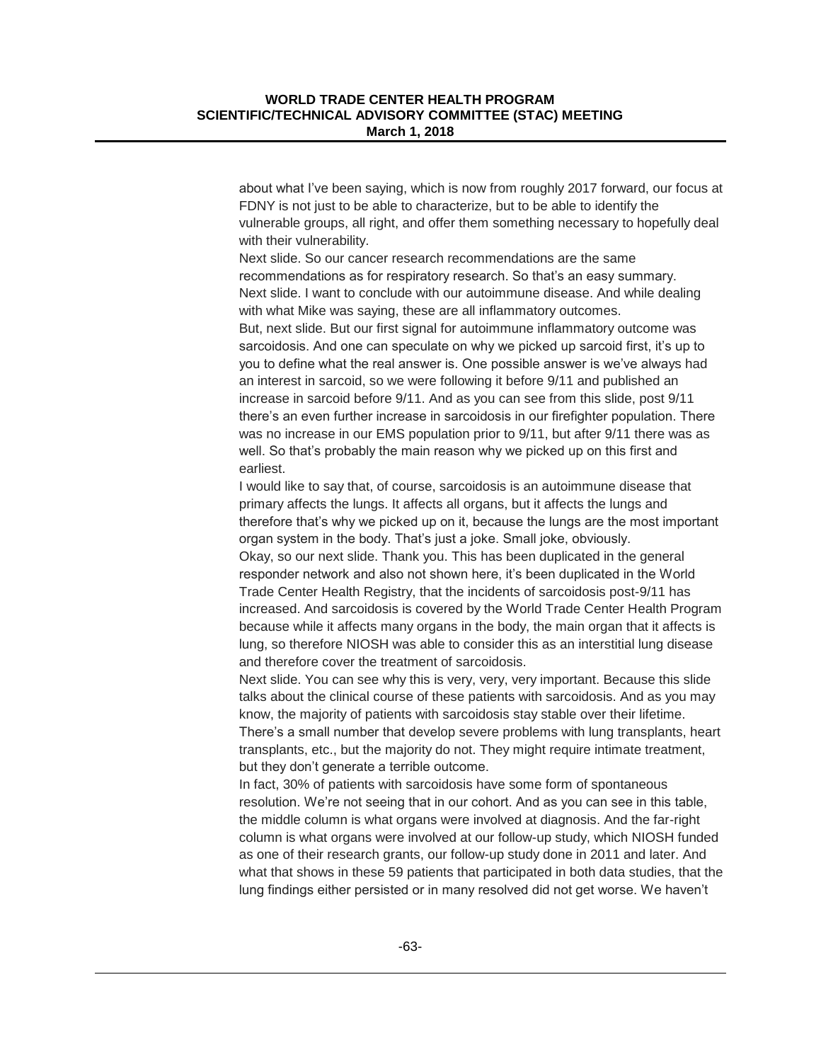about what I've been saying, which is now from roughly 2017 forward, our focus at FDNY is not just to be able to characterize, but to be able to identify the vulnerable groups, all right, and offer them something necessary to hopefully deal with their vulnerability.

Next slide. So our cancer research recommendations are the same recommendations as for respiratory research. So that's an easy summary.

Next slide. I want to conclude with our autoimmune disease. And while dealing with what Mike was saying, these are all inflammatory outcomes.

But, next slide. But our first signal for autoimmune inflammatory outcome was sarcoidosis. And one can speculate on why we picked up sarcoid first, it's up to you to define what the real answer is. One possible answer is we've always had an interest in sarcoid, so we were following it before 9/11 and published an increase in sarcoid before 9/11. And as you can see from this slide, post 9/11 there's an even further increase in sarcoidosis in our firefighter population. There was no increase in our EMS population prior to 9/11, but after 9/11 there was as well. So that's probably the main reason why we picked up on this first and earliest.

I would like to say that, of course, sarcoidosis is an autoimmune disease that primary affects the lungs. It affects all organs, but it affects the lungs and therefore that's why we picked up on it, because the lungs are the most important organ system in the body. That's just a joke. Small joke, obviously.

Okay, so our next slide. Thank you. This has been duplicated in the general responder network and also not shown here, it's been duplicated in the World Trade Center Health Registry, that the incidents of sarcoidosis post-9/11 has increased. And sarcoidosis is covered by the World Trade Center Health Program because while it affects many organs in the body, the main organ that it affects is lung, so therefore NIOSH was able to consider this as an interstitial lung disease and therefore cover the treatment of sarcoidosis.

Next slide. You can see why this is very, very, very important. Because this slide talks about the clinical course of these patients with sarcoidosis. And as you may know, the majority of patients with sarcoidosis stay stable over their lifetime. There's a small number that develop severe problems with lung transplants, heart transplants, etc., but the majority do not. They might require intimate treatment, but they don't generate a terrible outcome.

In fact, 30% of patients with sarcoidosis have some form of spontaneous resolution. We're not seeing that in our cohort. And as you can see in this table, the middle column is what organs were involved at diagnosis. And the far-right column is what organs were involved at our follow-up study, which NIOSH funded as one of their research grants, our follow-up study done in 2011 and later. And what that shows in these 59 patients that participated in both data studies, that the lung findings either persisted or in many resolved did not get worse. We haven't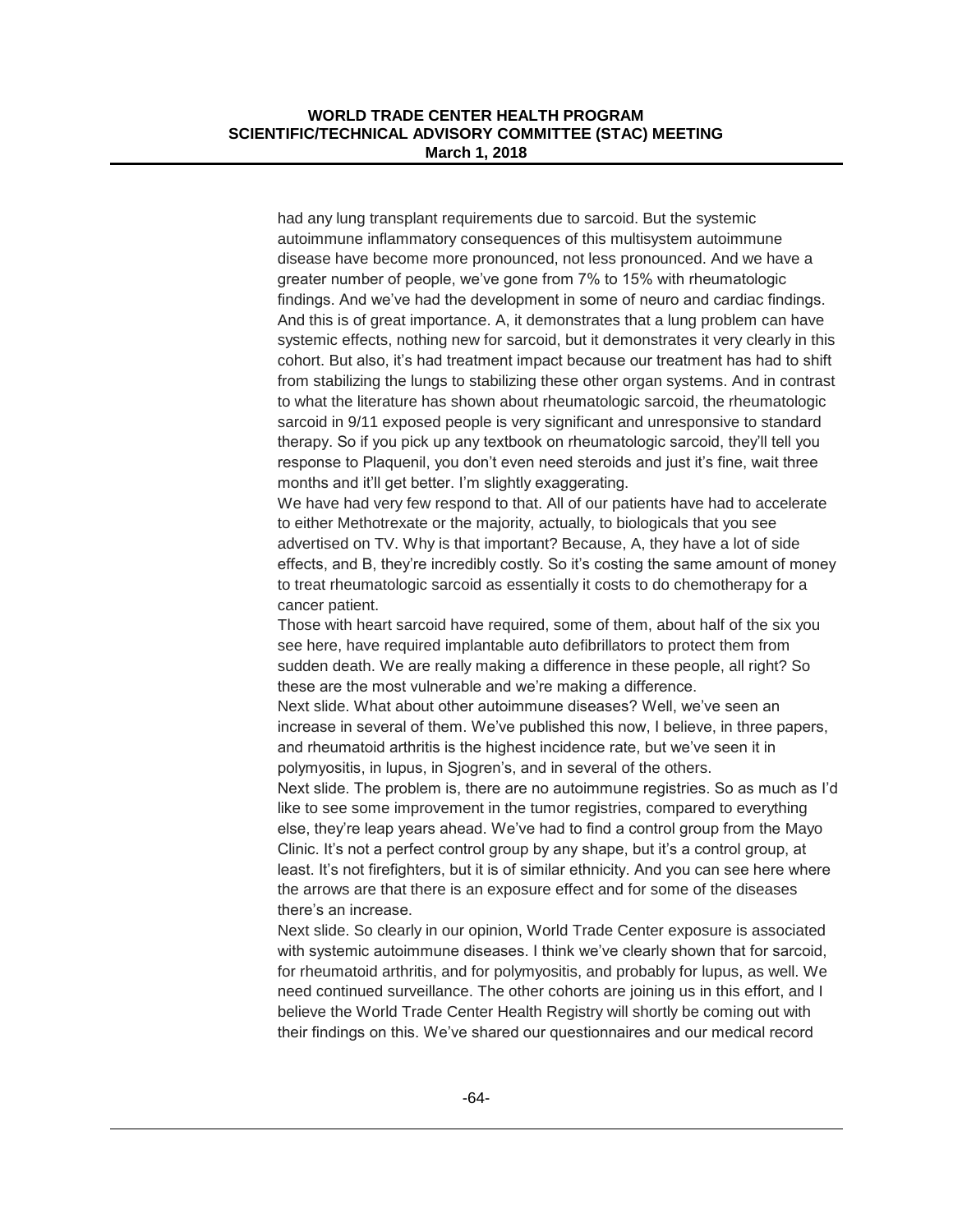had any lung transplant requirements due to sarcoid. But the systemic autoimmune inflammatory consequences of this multisystem autoimmune disease have become more pronounced, not less pronounced. And we have a greater number of people, we've gone from 7% to 15% with rheumatologic findings. And we've had the development in some of neuro and cardiac findings. And this is of great importance. A, it demonstrates that a lung problem can have systemic effects, nothing new for sarcoid, but it demonstrates it very clearly in this cohort. But also, it's had treatment impact because our treatment has had to shift from stabilizing the lungs to stabilizing these other organ systems. And in contrast to what the literature has shown about rheumatologic sarcoid, the rheumatologic sarcoid in 9/11 exposed people is very significant and unresponsive to standard therapy. So if you pick up any textbook on rheumatologic sarcoid, they'll tell you response to Plaquenil, you don't even need steroids and just it's fine, wait three months and it'll get better. I'm slightly exaggerating.

We have had very few respond to that. All of our patients have had to accelerate to either Methotrexate or the majority, actually, to biologicals that you see advertised on TV. Why is that important? Because, A, they have a lot of side effects, and B, they're incredibly costly. So it's costing the same amount of money to treat rheumatologic sarcoid as essentially it costs to do chemotherapy for a cancer patient.

Those with heart sarcoid have required, some of them, about half of the six you see here, have required implantable auto defibrillators to protect them from sudden death. We are really making a difference in these people, all right? So these are the most vulnerable and we're making a difference.

Next slide. What about other autoimmune diseases? Well, we've seen an increase in several of them. We've published this now, I believe, in three papers, and rheumatoid arthritis is the highest incidence rate, but we've seen it in polymyositis, in lupus, in Sjogren's, and in several of the others.

Next slide. The problem is, there are no autoimmune registries. So as much as I'd like to see some improvement in the tumor registries, compared to everything else, they're leap years ahead. We've had to find a control group from the Mayo Clinic. It's not a perfect control group by any shape, but it's a control group, at least. It's not firefighters, but it is of similar ethnicity. And you can see here where the arrows are that there is an exposure effect and for some of the diseases there's an increase.

Next slide. So clearly in our opinion, World Trade Center exposure is associated with systemic autoimmune diseases. I think we've clearly shown that for sarcoid, for rheumatoid arthritis, and for polymyositis, and probably for lupus, as well. We need continued surveillance. The other cohorts are joining us in this effort, and I believe the World Trade Center Health Registry will shortly be coming out with their findings on this. We've shared our questionnaires and our medical record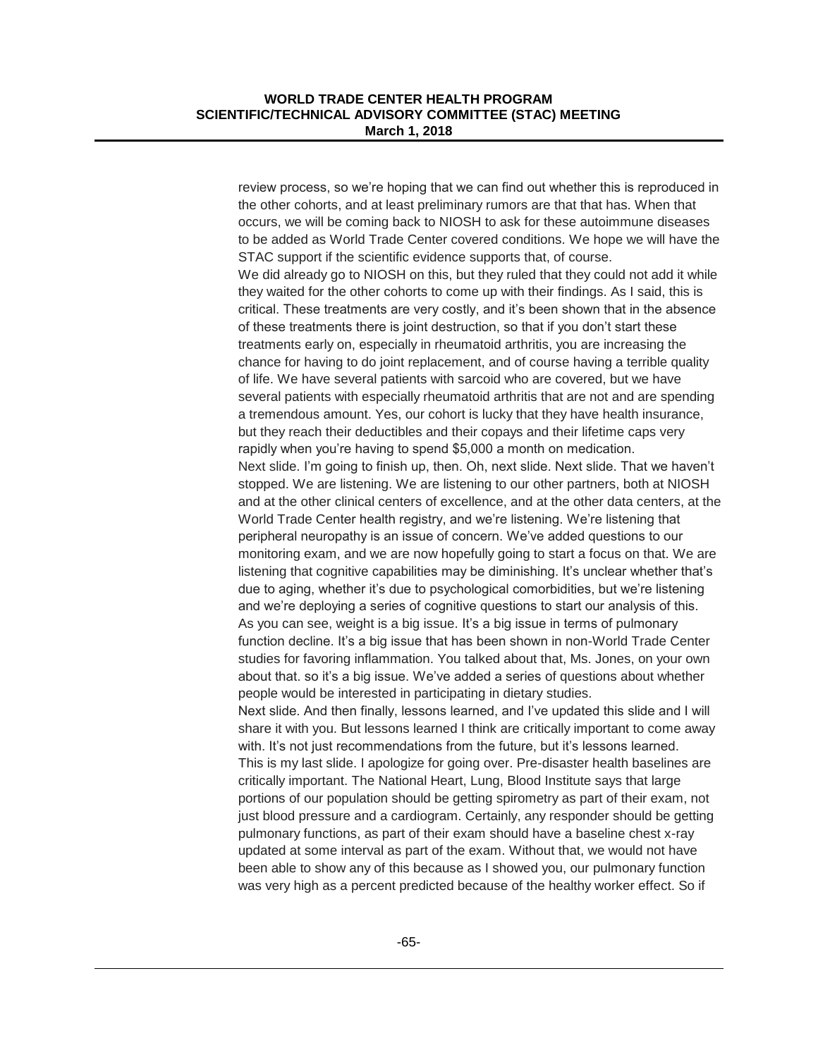review process, so we're hoping that we can find out whether this is reproduced in the other cohorts, and at least preliminary rumors are that that has. When that occurs, we will be coming back to NIOSH to ask for these autoimmune diseases to be added as World Trade Center covered conditions. We hope we will have the STAC support if the scientific evidence supports that, of course.

We did already go to NIOSH on this, but they ruled that they could not add it while they waited for the other cohorts to come up with their findings. As I said, this is critical. These treatments are very costly, and it's been shown that in the absence of these treatments there is joint destruction, so that if you don't start these treatments early on, especially in rheumatoid arthritis, you are increasing the chance for having to do joint replacement, and of course having a terrible quality of life. We have several patients with sarcoid who are covered, but we have several patients with especially rheumatoid arthritis that are not and are spending a tremendous amount. Yes, our cohort is lucky that they have health insurance, but they reach their deductibles and their copays and their lifetime caps very rapidly when you're having to spend $5,000 a month on medication.

Next slide. I'm going to finish up, then. Oh, next slide. Next slide. That we haven't stopped. We are listening. We are listening to our other partners, both at NIOSH and at the other clinical centers of excellence, and at the other data centers, at the World Trade Center health registry, and we're listening. We're listening that peripheral neuropathy is an issue of concern. We've added questions to our monitoring exam, and we are now hopefully going to start a focus on that. We are listening that cognitive capabilities may be diminishing. It's unclear whether that's due to aging, whether it's due to psychological comorbidities, but we're listening and we're deploying a series of cognitive questions to start our analysis of this. As you can see, weight is a big issue. It's a big issue in terms of pulmonary function decline. It's a big issue that has been shown in non-World Trade Center studies for favoring inflammation. You talked about that, Ms. Jones, on your own about that. so it's a big issue. We've added a series of questions about whether people would be interested in participating in dietary studies.

Next slide. And then finally, lessons learned, and I've updated this slide and I will share it with you. But lessons learned I think are critically important to come away with. It's not just recommendations from the future, but it's lessons learned. This is my last slide. I apologize for going over. Pre-disaster health baselines are critically important. The National Heart, Lung, Blood Institute says that large portions of our population should be getting spirometry as part of their exam, not just blood pressure and a cardiogram. Certainly, any responder should be getting pulmonary functions, as part of their exam should have a baseline chest x-ray updated at some interval as part of the exam. Without that, we would not have been able to show any of this because as I showed you, our pulmonary function was very high as a percent predicted because of the healthy worker effect. So if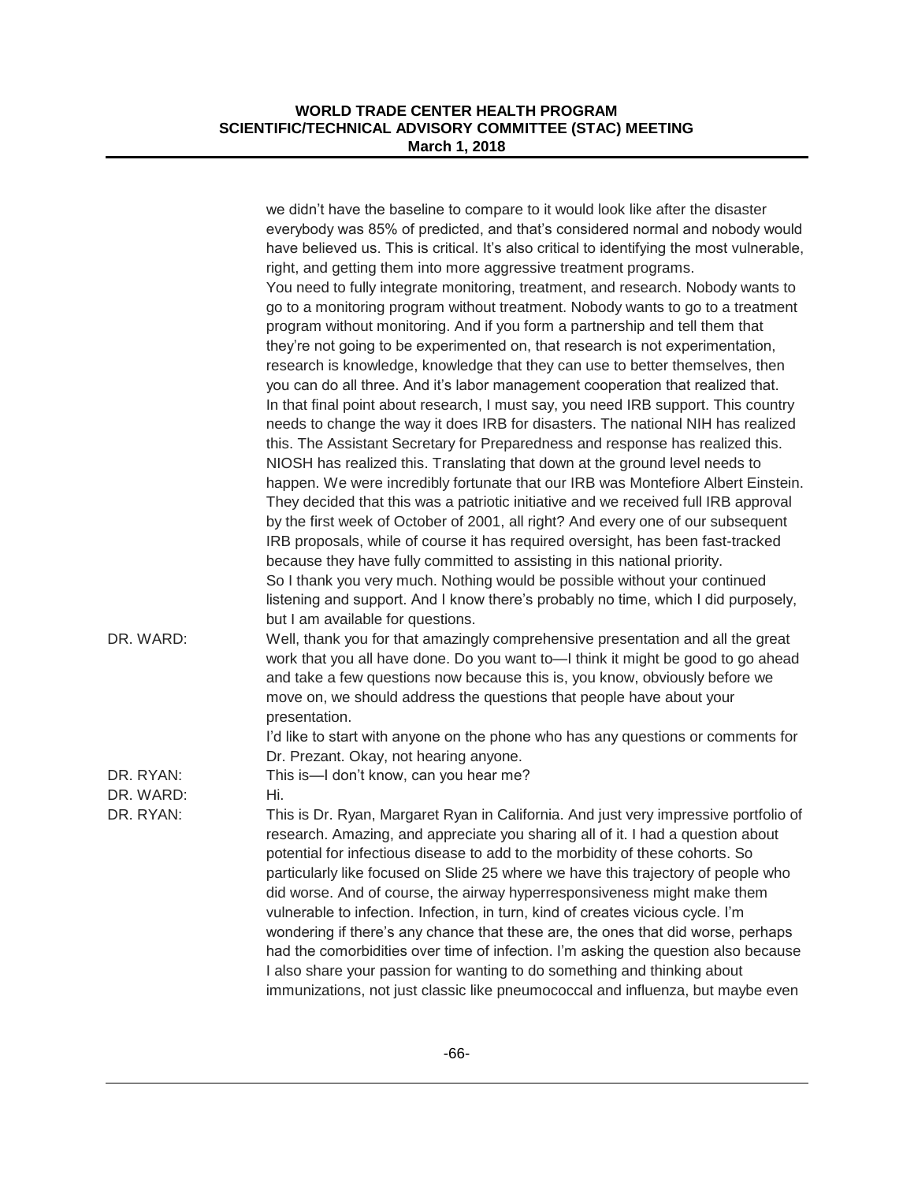we didn't have the baseline to compare to it would look like after the disaster everybody was 85% of predicted, and that's considered normal and nobody would have believed us. This is critical. It's also critical to identifying the most vulnerable, right, and getting them into more aggressive treatment programs.

You need to fully integrate monitoring, treatment, and research. Nobody wants to go to a monitoring program without treatment. Nobody wants to go to a treatment program without monitoring. And if you form a partnership and tell them that they're not going to be experimented on, that research is not experimentation, research is knowledge, knowledge that they can use to better themselves, then you can do all three. And it's labor management cooperation that realized that.

In that final point about research, I must say, you need IRB support. This country needs to change the way it does IRB for disasters. The national NIH has realized this. The Assistant Secretary for Preparedness and response has realized this. NIOSH has realized this. Translating that down at the ground level needs to happen. We were incredibly fortunate that our IRB was Montefiore Albert Einstein. They decided that this was a patriotic initiative and we received full IRB approval by the first week of October of 2001, all right? And every one of our subsequent IRB proposals, while of course it has required oversight, has been fast-tracked because they have fully committed to assisting in this national priority.

So I thank you very much. Nothing would be possible without your continued listening and support. And I know there's probably no time, which I did purposely, but I am available for questions.

DR. WARD: Well, thank you for that amazingly comprehensive presentation and all the great work that you all have done. Do you want to—I think it might be good to go ahead and take a few questions now because this is, you know, obviously before we move on, we should address the questions that people have about your presentation.

I'd like to start with anyone on the phone who has any questions or comments for Dr. Prezant. Okay, not hearing anyone.

DR. RYAN: This is—I don't know, can you hear me?

DR. WARD: Hi.

DR. RYAN: This is Dr. Ryan, Margaret Ryan in California. And just very impressive portfolio of research. Amazing, and appreciate you sharing all of it. I had a question about potential for infectious disease to add to the morbidity of these cohorts. So particularly like focused on Slide 25 where we have this trajectory of people who did worse. And of course, the airway hyperresponsiveness might make them vulnerable to infection. Infection, in turn, kind of creates vicious cycle. I'm wondering if there's any chance that these are, the ones that did worse, perhaps had the comorbidities over time of infection. I'm asking the question also because I also share your passion for wanting to do something and thinking about immunizations, not just classic like pneumococcal and influenza, but maybe even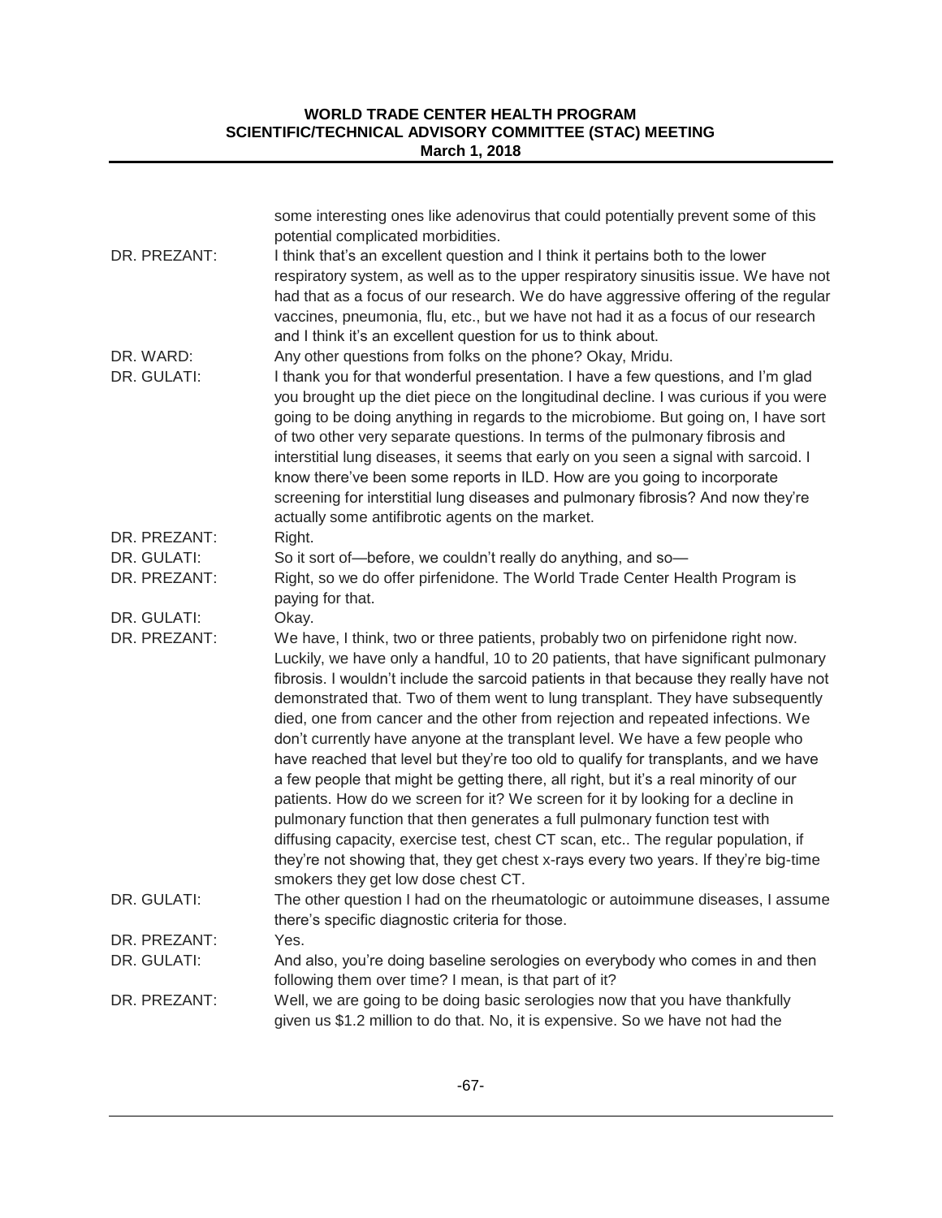some interesting ones like adenovirus that could potentially prevent some of this potential complicated morbidities.

DR. PREZANT: I think that's an excellent question and I think it pertains both to the lower respiratory system, as well as to the upper respiratory sinusitis issue. We have not had that as a focus of our research. We do have aggressive offering of the regular vaccines, pneumonia, flu, etc., but we have not had it as a focus of our research and I think it's an excellent question for us to think about.

DR. WARD: Any other questions from folks on the phone? Okay, Mridu.

DR. GULATI: I thank you for that wonderful presentation. I have a few questions, and I'm glad you brought up the diet piece on the longitudinal decline. I was curious if you were going to be doing anything in regards to the microbiome. But going on, I have sort of two other very separate questions. In terms of the pulmonary fibrosis and interstitial lung diseases, it seems that early on you seen a signal with sarcoid. I know there've been some reports in ILD. How are you going to incorporate screening for interstitial lung diseases and pulmonary fibrosis? And now they're actually some antifibrotic agents on the market.

DR. PREZANT: Right.

DR. GULATI: So it sort of—before, we couldn't really do anything, and so—

DR. PREZANT: Right, so we do offer pirfenidone. The World Trade Center Health Program is paying for that.

DR. GULATI: Okay.

DR. PREZANT: We have, I think, two or three patients, probably two on pirfenidone right now. Luckily, we have only a handful, 10 to 20 patients, that have significant pulmonary fibrosis. I wouldn't include the sarcoid patients in that because they really have not demonstrated that. Two of them went to lung transplant. They have subsequently died, one from cancer and the other from rejection and repeated infections. We don't currently have anyone at the transplant level. We have a few people who have reached that level but they're too old to qualify for transplants, and we have a few people that might be getting there, all right, but it's a real minority of our patients. How do we screen for it? We screen for it by looking for a decline in pulmonary function that then generates a full pulmonary function test with diffusing capacity, exercise test, chest CT scan, etc.. The regular population, if they're not showing that, they get chest x-rays every two years. If they're big-time smokers they get low dose chest CT.

DR. GULATI: The other question I had on the rheumatologic or autoimmune diseases, I assume there's specific diagnostic criteria for those.

DR. PREZANT: Yes.

DR. GULATI: And also, you're doing baseline serologies on everybody who comes in and then following them over time? I mean, is that part of it?

DR. PREZANT: Well, we are going to be doing basic serologies now that you have thankfully given us $1.2 million to do that. No, it is expensive. So we have not had the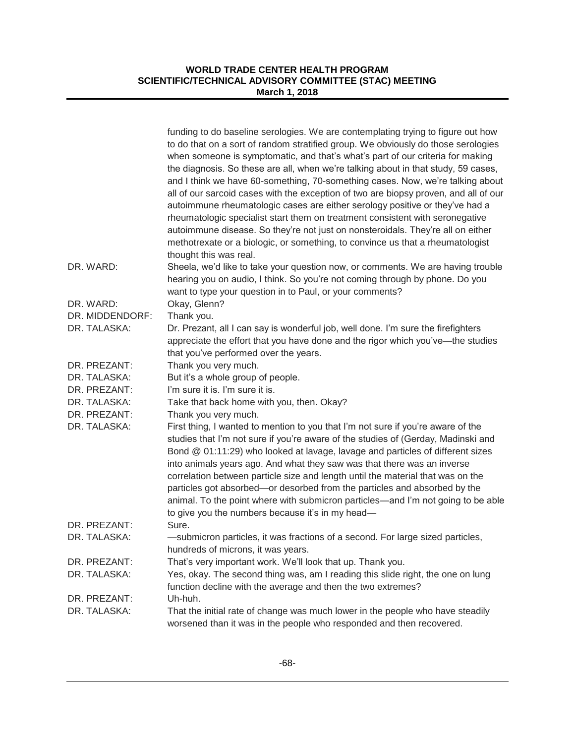funding to do baseline serologies. We are contemplating trying to figure out how to do that on a sort of random stratified group. We obviously do those serologies when someone is symptomatic, and that's what's part of our criteria for making the diagnosis. So these are all, when we're talking about in that study, 59 cases, and I think we have 60-something, 70-something cases. Now, we're talking about all of our sarcoid cases with the exception of two are biopsy proven, and all of our autoimmune rheumatologic cases are either serology positive or they've had a rheumatologic specialist start them on treatment consistent with seronegative autoimmune disease. So they're not just on nonsteroidals. They're all on either methotrexate or a biologic, or something, to convince us that a rheumatologist thought this was real.

DR. WARD: Sheela, we'd like to take your question now, or comments. We are having trouble hearing you on audio, I think. So you're not coming through by phone. Do you want to type your question in to Paul, or your comments?

DR. WARD: Okay, Glenn?

DR. MIDDENDORF: Thank you.

DR. TALASKA: Dr. Prezant, all I can say is wonderful job, well done. I'm sure the firefighters appreciate the effort that you have done and the rigor which you've—the studies that you've performed over the years.

DR. PREZANT: Thank you very much.

DR. TALASKA: But it's a whole group of people.

DR. PREZANT: I'm sure it is. I'm sure it is.

DR. TALASKA: Take that back home with you, then. Okay?

DR. PREZANT: Thank you very much.

DR. TALASKA: First thing, I wanted to mention to you that I'm not sure if you're aware of the studies that I'm not sure if you're aware of the studies of (Gerday, Madinski and Bond @ 01:11:29) who looked at lavage, lavage and particles of different sizes into animals years ago. And what they saw was that there was an inverse correlation between particle size and length until the material that was on the particles got absorbed—or desorbed from the particles and absorbed by the animal. To the point where with submicron particles—and I'm not going to be able to give you the numbers because it's in my head—

DR. PREZANT: Sure.

DR. TALASKA: —submicron particles, it was fractions of a second. For large sized particles, hundreds of microns, it was years.

DR. PREZANT: That's very important work. We'll look that up. Thank you.

DR. TALASKA: Yes, okay. The second thing was, am I reading this slide right, the one on lung function decline with the average and then the two extremes?

DR. PREZANT: Uh-huh.

DR. TALASKA: That the initial rate of change was much lower in the people who have steadily worsened than it was in the people who responded and then recovered.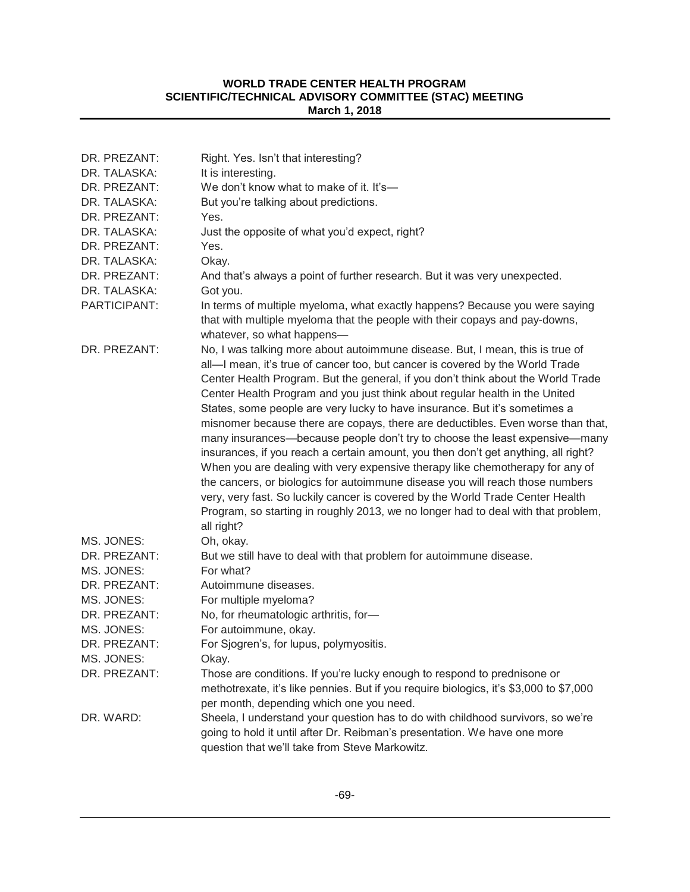| | |
|---|---|
| DR. PREZANT: | Right. Yes. Isn't that interesting? |
| DR. TALASKA: | It is interesting. |
| DR. PREZANT: | We don't know what to make of it. It's— |
| DR. TALASKA: | But you're talking about predictions. |
| DR. PREZANT: | Yes. |
| DR. TALASKA: | Just the opposite of what you'd expect, right? |
| DR. PREZANT: | Yes. |
| DR. TALASKA: | Okay. |
| DR. PREZANT: | And that's always a point of further research. But it was very unexpected. |
| DR. TALASKA: | Got you. |
| PARTICIPANT: | In terms of multiple myeloma, what exactly happens? Because you were saying that with multiple myeloma that the people with their copays and pay-downs, whatever, so what happens— |
| DR. PREZANT: | No, I was talking more about autoimmune disease. But, I mean, this is true of all—I mean, it's true of cancer too, but cancer is covered by the World Trade Center Health Program. But the general, if you don't think about the World Trade Center Health Program and you just think about regular health in the United States, some people are very lucky to have insurance. But it's sometimes a misnomer because there are copays, there are deductibles. Even worse than that, many insurances—because people don't try to choose the least expensive—many insurances, if you reach a certain amount, you then don't get anything, all right? When you are dealing with very expensive therapy like chemotherapy for any of the cancers, or biologics for autoimmune disease you will reach those numbers very, very fast. So luckily cancer is covered by the World Trade Center Health Program, so starting in roughly 2013, we no longer had to deal with that problem, all right? |
| MS. JONES: | Oh, okay. |
| DR. PREZANT: | But we still have to deal with that problem for autoimmune disease. |
| MS. JONES: | For what? |
| DR. PREZANT: | Autoimmune diseases. |
| MS. JONES: | For multiple myeloma? |
| DR. PREZANT: | No, for rheumatologic arthritis, for— |
| MS. JONES: | For autoimmune, okay. |
| DR. PREZANT: | For Sjogren's, for lupus, polymyositis. |
| MS. JONES: | Okay. |
| DR. PREZANT: | Those are conditions. If you're lucky enough to respond to prednisone or methotrexate, it's like pennies. But if you require biologics, it's \$3,000 to \$7,000 per month, depending which one you need. |
| DR. WARD: | Sheela, I understand your question has to do with childhood survivors, so we're going to hold it until after Dr. Reibman's presentation. We have one more question that we'll take from Steve Markowitz. |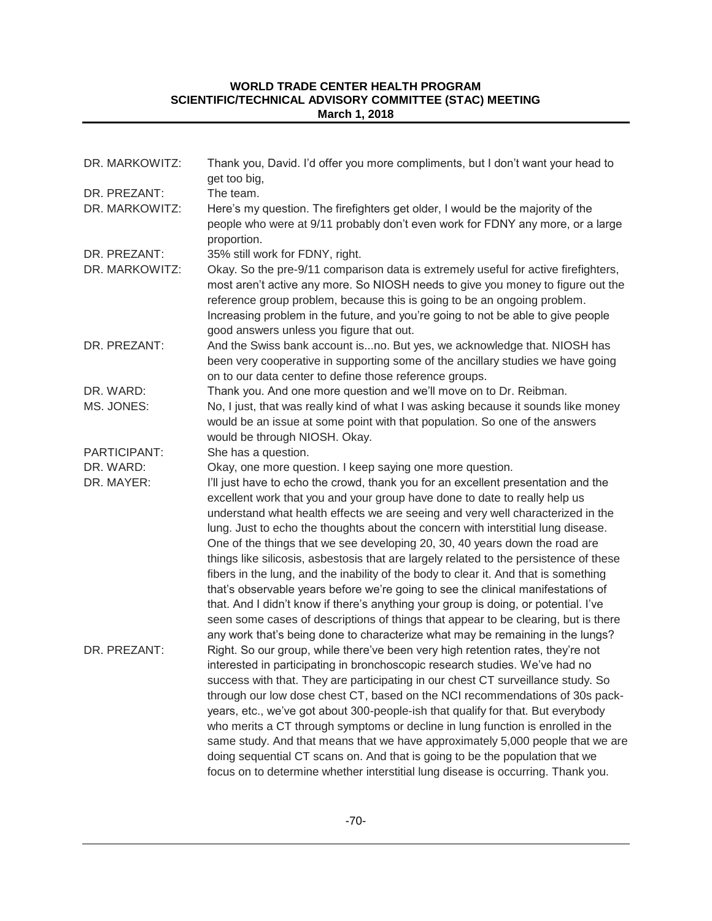DR. MARKOWITZ: Thank you, David. I'd offer you more compliments, but I don't want your head to get too big,

DR. PREZANT: The team.

DR. MARKOWITZ: Here's my question. The firefighters get older, I would be the majority of the people who were at 9/11 probably don't even work for FDNY any more, or a large proportion.

DR. PREZANT: 35% still work for FDNY, right.

DR. MARKOWITZ: Okay. So the pre-9/11 comparison data is extremely useful for active firefighters, most aren't active any more. So NIOSH needs to give you money to figure out the reference group problem, because this is going to be an ongoing problem. Increasing problem in the future, and you're going to not be able to give people good answers unless you figure that out.

DR. PREZANT: And the Swiss bank account is...no. But yes, we acknowledge that. NIOSH has been very cooperative in supporting some of the ancillary studies we have going on to our data center to define those reference groups.

DR. WARD: Thank you. And one more question and we'll move on to Dr. Reibman.

MS. JONES: No, I just, that was really kind of what I was asking because it sounds like money would be an issue at some point with that population. So one of the answers would be through NIOSH. Okay.

PARTICIPANT: She has a question.

DR. WARD: Okay, one more question. I keep saying one more question.

DR. MAYER: I'll just have to echo the crowd, thank you for an excellent presentation and the excellent work that you and your group have done to date to really help us understand what health effects we are seeing and very well characterized in the lung. Just to echo the thoughts about the concern with interstitial lung disease. One of the things that we see developing 20, 30, 40 years down the road are things like silicosis, asbestosis that are largely related to the persistence of these fibers in the lung, and the inability of the body to clear it. And that is something that's observable years before we're going to see the clinical manifestations of that. And I didn't know if there's anything your group is doing, or potential. I've seen some cases of descriptions of things that appear to be clearing, but is there any work that's being done to characterize what may be remaining in the lungs?

DR. PREZANT: Right. So our group, while there've been very high retention rates, they're not interested in participating in bronchoscopic research studies. We've had no success with that. They are participating in our chest CT surveillance study. So through our low dose chest CT, based on the NCI recommendations of 30s pack-years, etc., we've got about 300-people-ish that qualify for that. But everybody who merits a CT through symptoms or decline in lung function is enrolled in the same study. And that means that we have approximately 5,000 people that we are doing sequential CT scans on. And that is going to be the population that we focus on to determine whether interstitial lung disease is occurring. Thank you.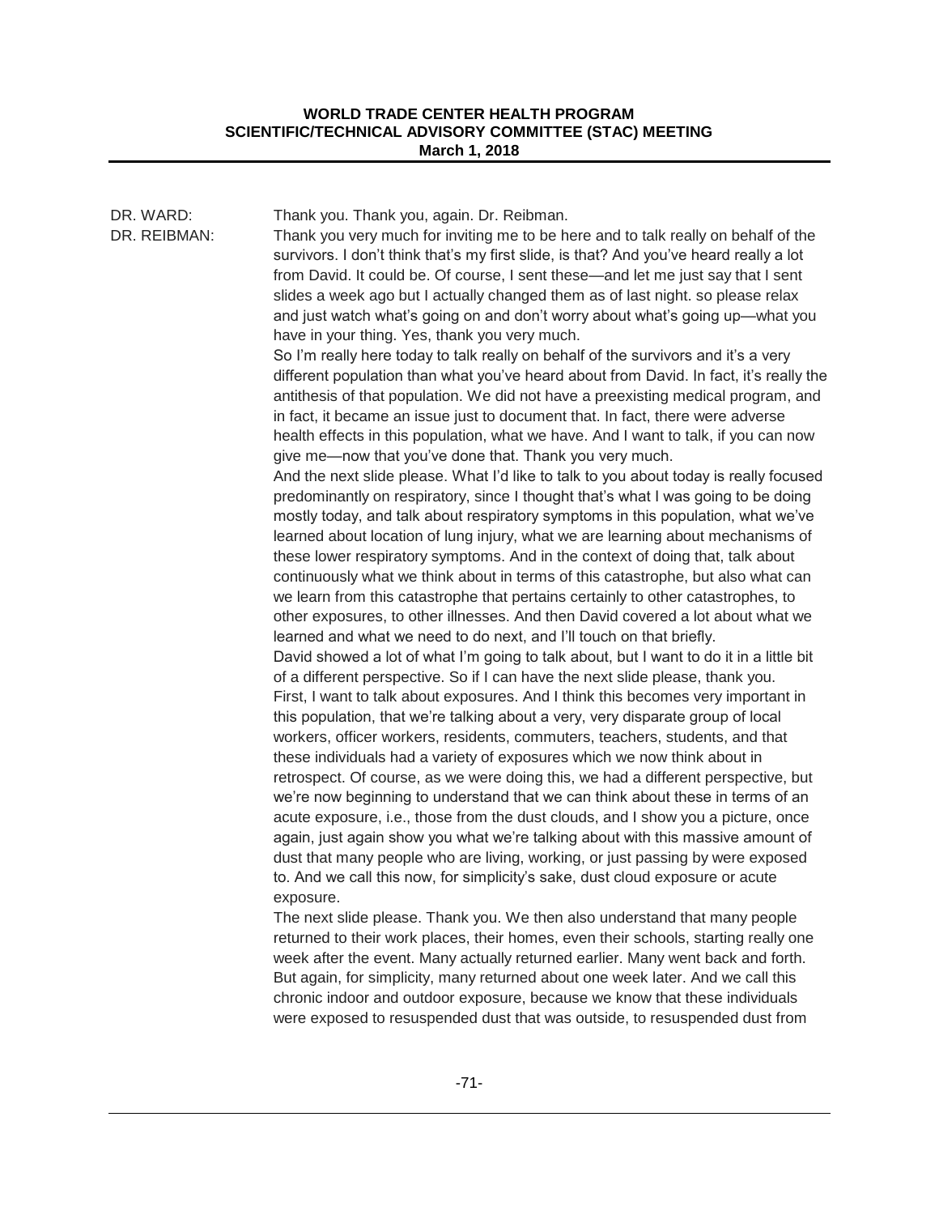DR. WARD: Thank you. Thank you, again. Dr. Reibman.

DR. REIBMAN: Thank you very much for inviting me to be here and to talk really on behalf of the survivors. I don't think that's my first slide, is that? And you've heard really a lot from David. It could be. Of course, I sent these—and let me just say that I sent slides a week ago but I actually changed them as of last night. so please relax and just watch what's going on and don't worry about what's going up—what you have in your thing. Yes, thank you very much.

So I'm really here today to talk really on behalf of the survivors and it's a very different population than what you've heard about from David. In fact, it's really the antithesis of that population. We did not have a preexisting medical program, and in fact, it became an issue just to document that. In fact, there were adverse health effects in this population, what we have. And I want to talk, if you can now give me—now that you've done that. Thank you very much.

And the next slide please. What I'd like to talk to you about today is really focused predominantly on respiratory, since I thought that's what I was going to be doing mostly today, and talk about respiratory symptoms in this population, what we've learned about location of lung injury, what we are learning about mechanisms of these lower respiratory symptoms. And in the context of doing that, talk about continuously what we think about in terms of this catastrophe, but also what can we learn from this catastrophe that pertains certainly to other catastrophes, to other exposures, to other illnesses. And then David covered a lot about what we learned and what we need to do next, and I'll touch on that briefly.

David showed a lot of what I'm going to talk about, but I want to do it in a little bit of a different perspective. So if I can have the next slide please, thank you. First, I want to talk about exposures. And I think this becomes very important in this population, that we're talking about a very, very disparate group of local workers, officer workers, residents, commuters, teachers, students, and that these individuals had a variety of exposures which we now think about in retrospect. Of course, as we were doing this, we had a different perspective, but we're now beginning to understand that we can think about these in terms of an acute exposure, i.e., those from the dust clouds, and I show you a picture, once again, just again show you what we're talking about with this massive amount of dust that many people who are living, working, or just passing by were exposed to. And we call this now, for simplicity's sake, dust cloud exposure or acute exposure.

The next slide please. Thank you. We then also understand that many people returned to their work places, their homes, even their schools, starting really one week after the event. Many actually returned earlier. Many went back and forth. But again, for simplicity, many returned about one week later. And we call this chronic indoor and outdoor exposure, because we know that these individuals were exposed to resuspended dust that was outside, to resuspended dust from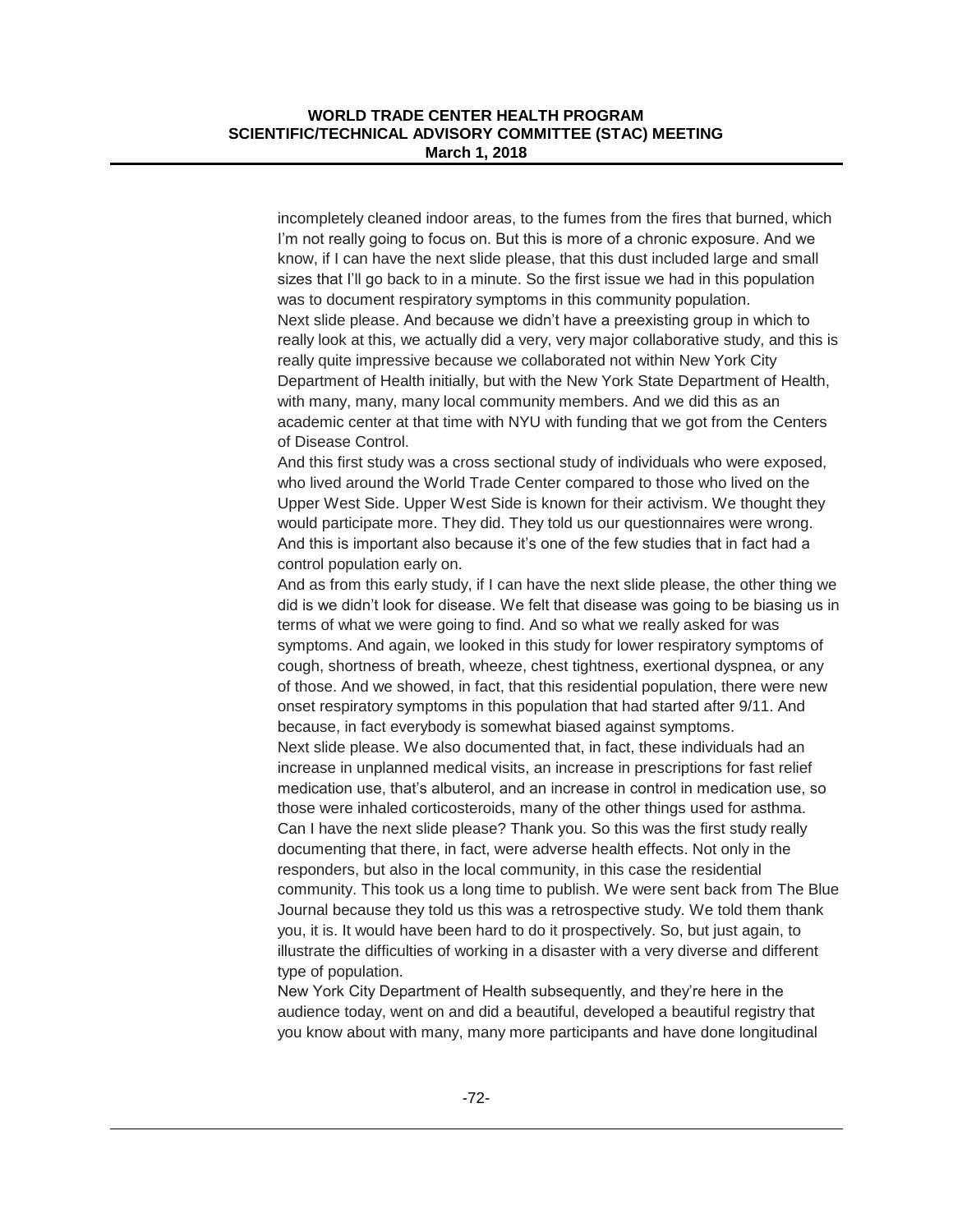incompletely cleaned indoor areas, to the fumes from the fires that burned, which I'm not really going to focus on. But this is more of a chronic exposure. And we know, if I can have the next slide please, that this dust included large and small sizes that I'll go back to in a minute. So the first issue we had in this population was to document respiratory symptoms in this community population.

Next slide please. And because we didn't have a preexisting group in which to really look at this, we actually did a very, very major collaborative study, and this is really quite impressive because we collaborated not within New York City Department of Health initially, but with the New York State Department of Health, with many, many, many local community members. And we did this as an academic center at that time with NYU with funding that we got from the Centers of Disease Control.

And this first study was a cross sectional study of individuals who were exposed, who lived around the World Trade Center compared to those who lived on the Upper West Side. Upper West Side is known for their activism. We thought they would participate more. They did. They told us our questionnaires were wrong. And this is important also because it's one of the few studies that in fact had a control population early on.

And as from this early study, if I can have the next slide please, the other thing we did is we didn't look for disease. We felt that disease was going to be biasing us in terms of what we were going to find. And so what we really asked for was symptoms. And again, we looked in this study for lower respiratory symptoms of cough, shortness of breath, wheeze, chest tightness, exertional dyspnea, or any of those. And we showed, in fact, that this residential population, there were new onset respiratory symptoms in this population that had started after 9/11. And because, in fact everybody is somewhat biased against symptoms.

Next slide please. We also documented that, in fact, these individuals had an increase in unplanned medical visits, an increase in prescriptions for fast relief medication use, that's albuterol, and an increase in control in medication use, so those were inhaled corticosteroids, many of the other things used for asthma.

Can I have the next slide please? Thank you. So this was the first study really documenting that there, in fact, were adverse health effects. Not only in the responders, but also in the local community, in this case the residential community. This took us a long time to publish. We were sent back from The Blue Journal because they told us this was a retrospective study. We told them thank you, it is. It would have been hard to do it prospectively. So, but just again, to illustrate the difficulties of working in a disaster with a very diverse and different type of population.

New York City Department of Health subsequently, and they're here in the audience today, went on and did a beautiful, developed a beautiful registry that you know about with many, many more participants and have done longitudinal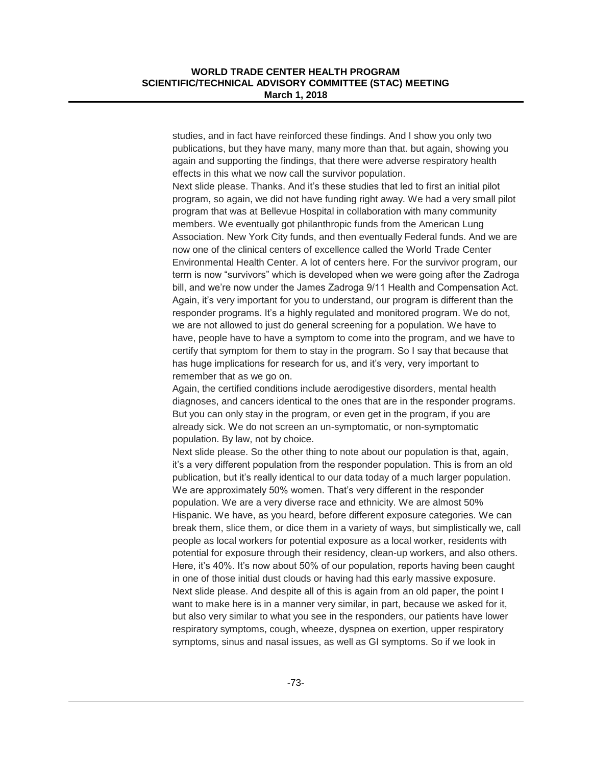studies, and in fact have reinforced these findings. And I show you only two publications, but they have many, many more than that. but again, showing you again and supporting the findings, that there were adverse respiratory health effects in this what we now call the survivor population.

Next slide please. Thanks. And it's these studies that led to first an initial pilot program, so again, we did not have funding right away. We had a very small pilot program that was at Bellevue Hospital in collaboration with many community members. We eventually got philanthropic funds from the American Lung Association. New York City funds, and then eventually Federal funds. And we are now one of the clinical centers of excellence called the World Trade Center Environmental Health Center. A lot of centers here. For the survivor program, our term is now "survivors" which is developed when we were going after the Zadroga bill, and we're now under the James Zadroga 9/11 Health and Compensation Act. Again, it's very important for you to understand, our program is different than the responder programs. It's a highly regulated and monitored program. We do not, we are not allowed to just do general screening for a population. We have to have, people have to have a symptom to come into the program, and we have to certify that symptom for them to stay in the program. So I say that because that has huge implications for research for us, and it's very, very important to remember that as we go on.

Again, the certified conditions include aerodigestive disorders, mental health diagnoses, and cancers identical to the ones that are in the responder programs. But you can only stay in the program, or even get in the program, if you are already sick. We do not screen an un-symptomatic, or non-symptomatic population. By law, not by choice.

Next slide please. So the other thing to note about our population is that, again, it's a very different population from the responder population. This is from an old publication, but it's really identical to our data today of a much larger population. We are approximately 50% women. That's very different in the responder population. We are a very diverse race and ethnicity. We are almost 50% Hispanic. We have, as you heard, before different exposure categories. We can break them, slice them, or dice them in a variety of ways, but simplistically we, call people as local workers for potential exposure as a local worker, residents with potential for exposure through their residency, clean-up workers, and also others. Here, it's 40%. It's now about 50% of our population, reports having been caught in one of those initial dust clouds or having had this early massive exposure.

Next slide please. And despite all of this is again from an old paper, the point I want to make here is in a manner very similar, in part, because we asked for it, but also very similar to what you see in the responders, our patients have lower respiratory symptoms, cough, wheeze, dyspnea on exertion, upper respiratory symptoms, sinus and nasal issues, as well as GI symptoms. So if we look in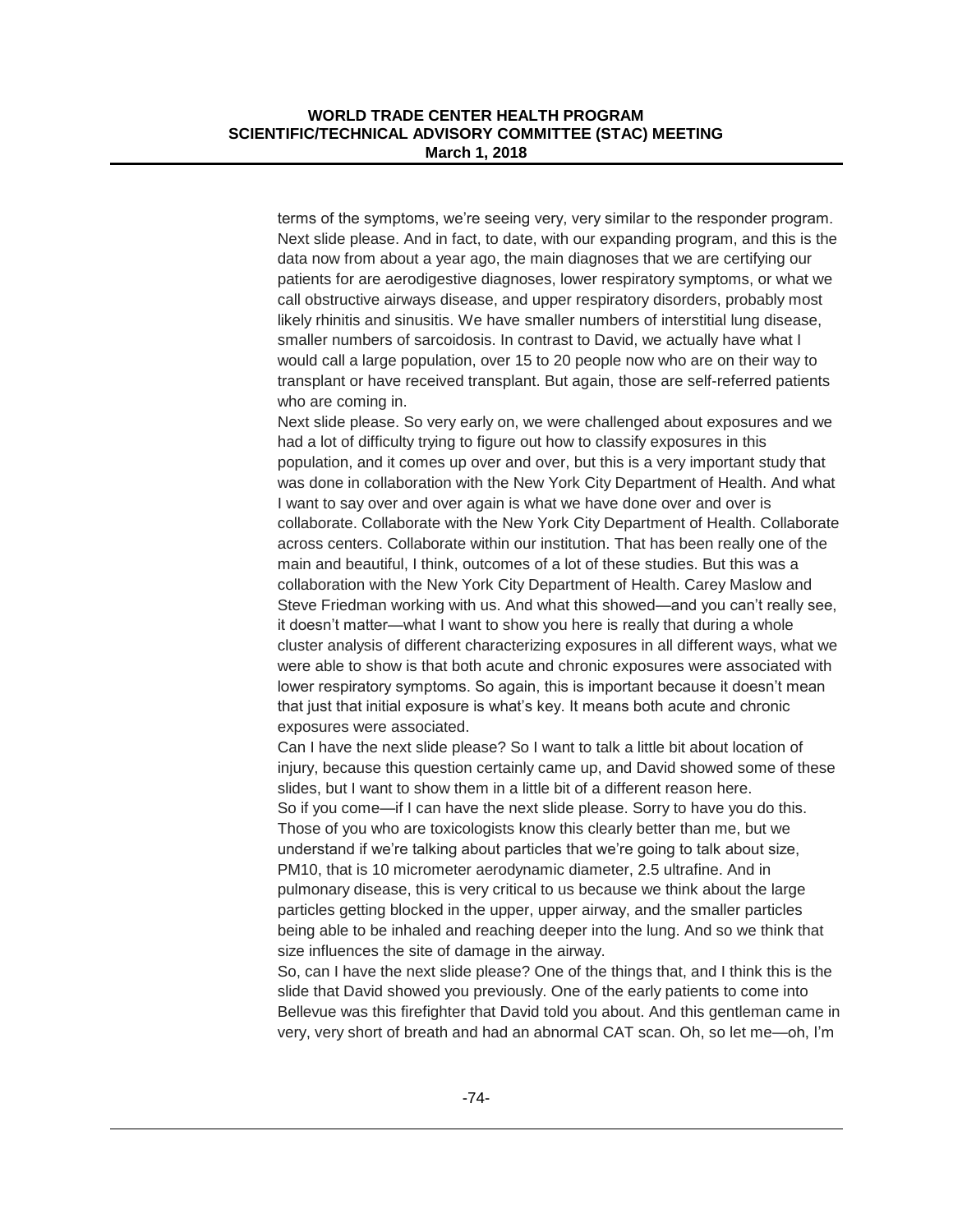terms of the symptoms, we're seeing very, very similar to the responder program. Next slide please. And in fact, to date, with our expanding program, and this is the data now from about a year ago, the main diagnoses that we are certifying our patients for are aerodigestive diagnoses, lower respiratory symptoms, or what we call obstructive airways disease, and upper respiratory disorders, probably most likely rhinitis and sinusitis. We have smaller numbers of interstitial lung disease, smaller numbers of sarcoidosis. In contrast to David, we actually have what I would call a large population, over 15 to 20 people now who are on their way to transplant or have received transplant. But again, those are self-referred patients who are coming in.

Next slide please. So very early on, we were challenged about exposures and we had a lot of difficulty trying to figure out how to classify exposures in this population, and it comes up over and over, but this is a very important study that was done in collaboration with the New York City Department of Health. And what I want to say over and over again is what we have done over and over is collaborate. Collaborate with the New York City Department of Health. Collaborate across centers. Collaborate within our institution. That has been really one of the main and beautiful, I think, outcomes of a lot of these studies. But this was a collaboration with the New York City Department of Health. Carey Maslow and Steve Friedman working with us. And what this showed—and you can't really see, it doesn't matter—what I want to show you here is really that during a whole cluster analysis of different characterizing exposures in all different ways, what we were able to show is that both acute and chronic exposures were associated with lower respiratory symptoms. So again, this is important because it doesn't mean that just that initial exposure is what's key. It means both acute and chronic exposures were associated.

Can I have the next slide please? So I want to talk a little bit about location of injury, because this question certainly came up, and David showed some of these slides, but I want to show them in a little bit of a different reason here.

So if you come—if I can have the next slide please. Sorry to have you do this. Those of you who are toxicologists know this clearly better than me, but we understand if we're talking about particles that we're going to talk about size, PM10, that is 10 micrometer aerodynamic diameter, 2.5 ultrafine. And in pulmonary disease, this is very critical to us because we think about the large particles getting blocked in the upper, upper airway, and the smaller particles being able to be inhaled and reaching deeper into the lung. And so we think that size influences the site of damage in the airway.

So, can I have the next slide please? One of the things that, and I think this is the slide that David showed you previously. One of the early patients to come into Bellevue was this firefighter that David told you about. And this gentleman came in very, very short of breath and had an abnormal CAT scan. Oh, so let me—oh, I'm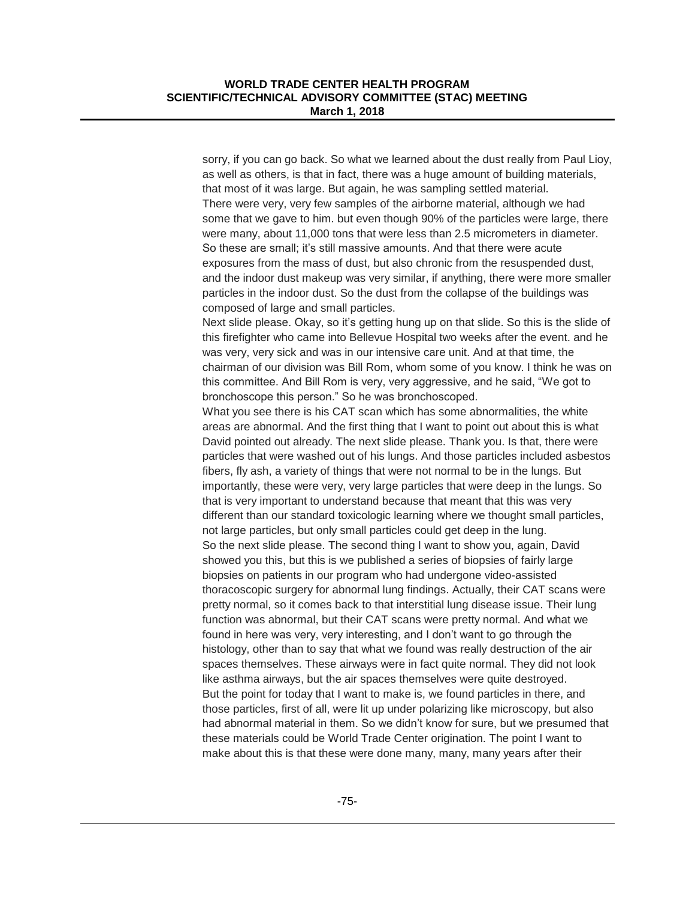sorry, if you can go back. So what we learned about the dust really from Paul Lioy, as well as others, is that in fact, there was a huge amount of building materials, that most of it was large. But again, he was sampling settled material.

There were very, very few samples of the airborne material, although we had some that we gave to him. but even though 90% of the particles were large, there were many, about 11,000 tons that were less than 2.5 micrometers in diameter. So these are small; it's still massive amounts. And that there were acute exposures from the mass of dust, but also chronic from the resuspended dust, and the indoor dust makeup was very similar, if anything, there were more smaller particles in the indoor dust. So the dust from the collapse of the buildings was composed of large and small particles.

Next slide please. Okay, so it's getting hung up on that slide. So this is the slide of this firefighter who came into Bellevue Hospital two weeks after the event. and he was very, very sick and was in our intensive care unit. And at that time, the chairman of our division was Bill Rom, whom some of you know. I think he was on this committee. And Bill Rom is very, very aggressive, and he said, "We got to bronchoscope this person." So he was bronchoscoped.

What you see there is his CAT scan which has some abnormalities, the white areas are abnormal. And the first thing that I want to point out about this is what David pointed out already. The next slide please. Thank you. Is that, there were particles that were washed out of his lungs. And those particles included asbestos fibers, fly ash, a variety of things that were not normal to be in the lungs. But importantly, these were very, very large particles that were deep in the lungs. So that is very important to understand because that meant that this was very different than our standard toxicologic learning where we thought small particles, not large particles, but only small particles could get deep in the lung.

So the next slide please. The second thing I want to show you, again, David showed you this, but this is we published a series of biopsies of fairly large biopsies on patients in our program who had undergone video-assisted thoracoscopic surgery for abnormal lung findings. Actually, their CAT scans were pretty normal, so it comes back to that interstitial lung disease issue. Their lung function was abnormal, but their CAT scans were pretty normal. And what we found in here was very, very interesting, and I don't want to go through the histology, other than to say that what we found was really destruction of the air spaces themselves. These airways were in fact quite normal. They did not look like asthma airways, but the air spaces themselves were quite destroyed.

But the point for today that I want to make is, we found particles in there, and those particles, first of all, were lit up under polarizing like microscopy, but also had abnormal material in them. So we didn't know for sure, but we presumed that these materials could be World Trade Center origination. The point I want to make about this is that these were done many, many, many years after their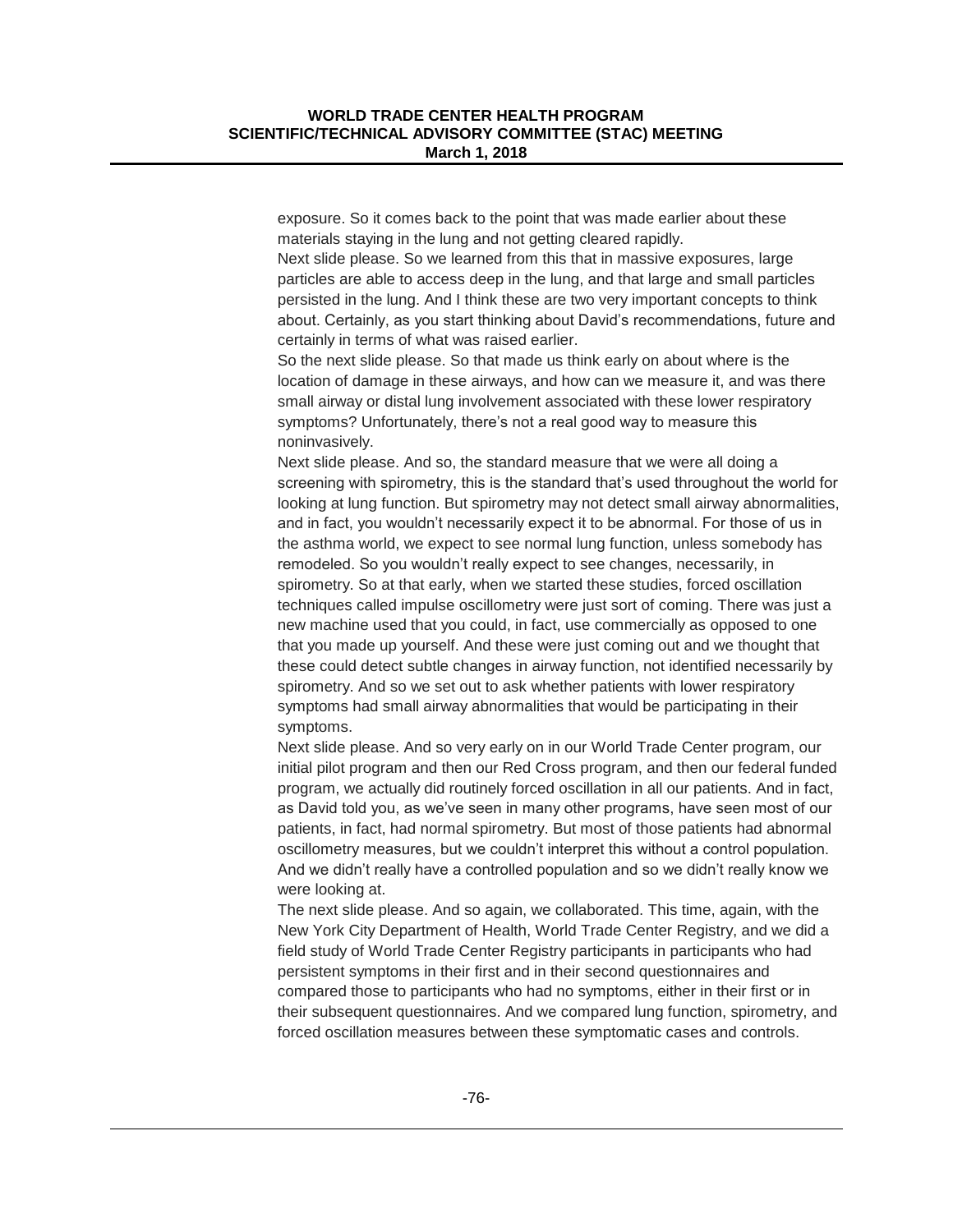exposure. So it comes back to the point that was made earlier about these materials staying in the lung and not getting cleared rapidly.

Next slide please. So we learned from this that in massive exposures, large particles are able to access deep in the lung, and that large and small particles persisted in the lung. And I think these are two very important concepts to think about. Certainly, as you start thinking about David's recommendations, future and certainly in terms of what was raised earlier.

So the next slide please. So that made us think early on about where is the location of damage in these airways, and how can we measure it, and was there small airway or distal lung involvement associated with these lower respiratory symptoms? Unfortunately, there's not a real good way to measure this noninvasively.

Next slide please. And so, the standard measure that we were all doing a screening with spirometry, this is the standard that's used throughout the world for looking at lung function. But spirometry may not detect small airway abnormalities, and in fact, you wouldn't necessarily expect it to be abnormal. For those of us in the asthma world, we expect to see normal lung function, unless somebody has remodeled. So you wouldn't really expect to see changes, necessarily, in spirometry. So at that early, when we started these studies, forced oscillation techniques called impulse oscillometry were just sort of coming. There was just a new machine used that you could, in fact, use commercially as opposed to one that you made up yourself. And these were just coming out and we thought that these could detect subtle changes in airway function, not identified necessarily by spirometry. And so we set out to ask whether patients with lower respiratory symptoms had small airway abnormalities that would be participating in their symptoms.

Next slide please. And so very early on in our World Trade Center program, our initial pilot program and then our Red Cross program, and then our federal funded program, we actually did routinely forced oscillation in all our patients. And in fact, as David told you, as we've seen in many other programs, have seen most of our patients, in fact, had normal spirometry. But most of those patients had abnormal oscillometry measures, but we couldn't interpret this without a control population. And we didn't really have a controlled population and so we didn't really know we were looking at.

The next slide please. And so again, we collaborated. This time, again, with the New York City Department of Health, World Trade Center Registry, and we did a field study of World Trade Center Registry participants in participants who had persistent symptoms in their first and in their second questionnaires and compared those to participants who had no symptoms, either in their first or in their subsequent questionnaires. And we compared lung function, spirometry, and forced oscillation measures between these symptomatic cases and controls.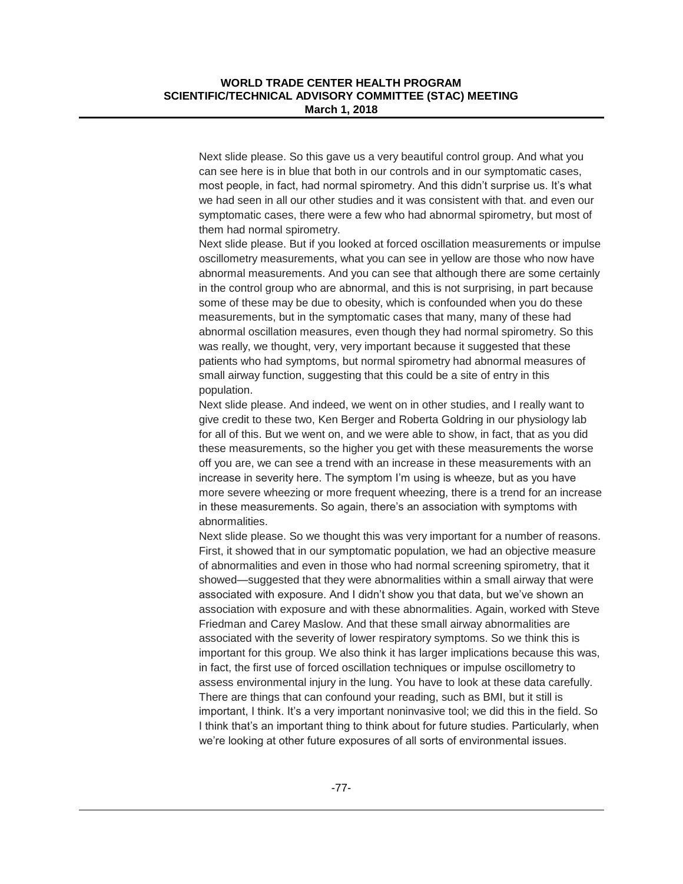Next slide please. So this gave us a very beautiful control group. And what you can see here is in blue that both in our controls and in our symptomatic cases, most people, in fact, had normal spirometry. And this didn't surprise us. It's what we had seen in all our other studies and it was consistent with that. and even our symptomatic cases, there were a few who had abnormal spirometry, but most of them had normal spirometry.

Next slide please. But if you looked at forced oscillation measurements or impulse oscillometry measurements, what you can see in yellow are those who now have abnormal measurements. And you can see that although there are some certainly in the control group who are abnormal, and this is not surprising, in part because some of these may be due to obesity, which is confounded when you do these measurements, but in the symptomatic cases that many, many of these had abnormal oscillation measures, even though they had normal spirometry. So this was really, we thought, very, very important because it suggested that these patients who had symptoms, but normal spirometry had abnormal measures of small airway function, suggesting that this could be a site of entry in this population.

Next slide please. And indeed, we went on in other studies, and I really want to give credit to these two, Ken Berger and Roberta Goldring in our physiology lab for all of this. But we went on, and we were able to show, in fact, that as you did these measurements, so the higher you get with these measurements the worse off you are, we can see a trend with an increase in these measurements with an increase in severity here. The symptom I'm using is wheeze, but as you have more severe wheezing or more frequent wheezing, there is a trend for an increase in these measurements. So again, there's an association with symptoms with abnormalities.

Next slide please. So we thought this was very important for a number of reasons. First, it showed that in our symptomatic population, we had an objective measure of abnormalities and even in those who had normal screening spirometry, that it showed—suggested that they were abnormalities within a small airway that were associated with exposure. And I didn't show you that data, but we've shown an association with exposure and with these abnormalities. Again, worked with Steve Friedman and Carey Maslow. And that these small airway abnormalities are associated with the severity of lower respiratory symptoms. So we think this is important for this group. We also think it has larger implications because this was, in fact, the first use of forced oscillation techniques or impulse oscillometry to assess environmental injury in the lung. You have to look at these data carefully. There are things that can confound your reading, such as BMI, but it still is important, I think. It's a very important noninvasive tool; we did this in the field. So I think that's an important thing to think about for future studies. Particularly, when we're looking at other future exposures of all sorts of environmental issues.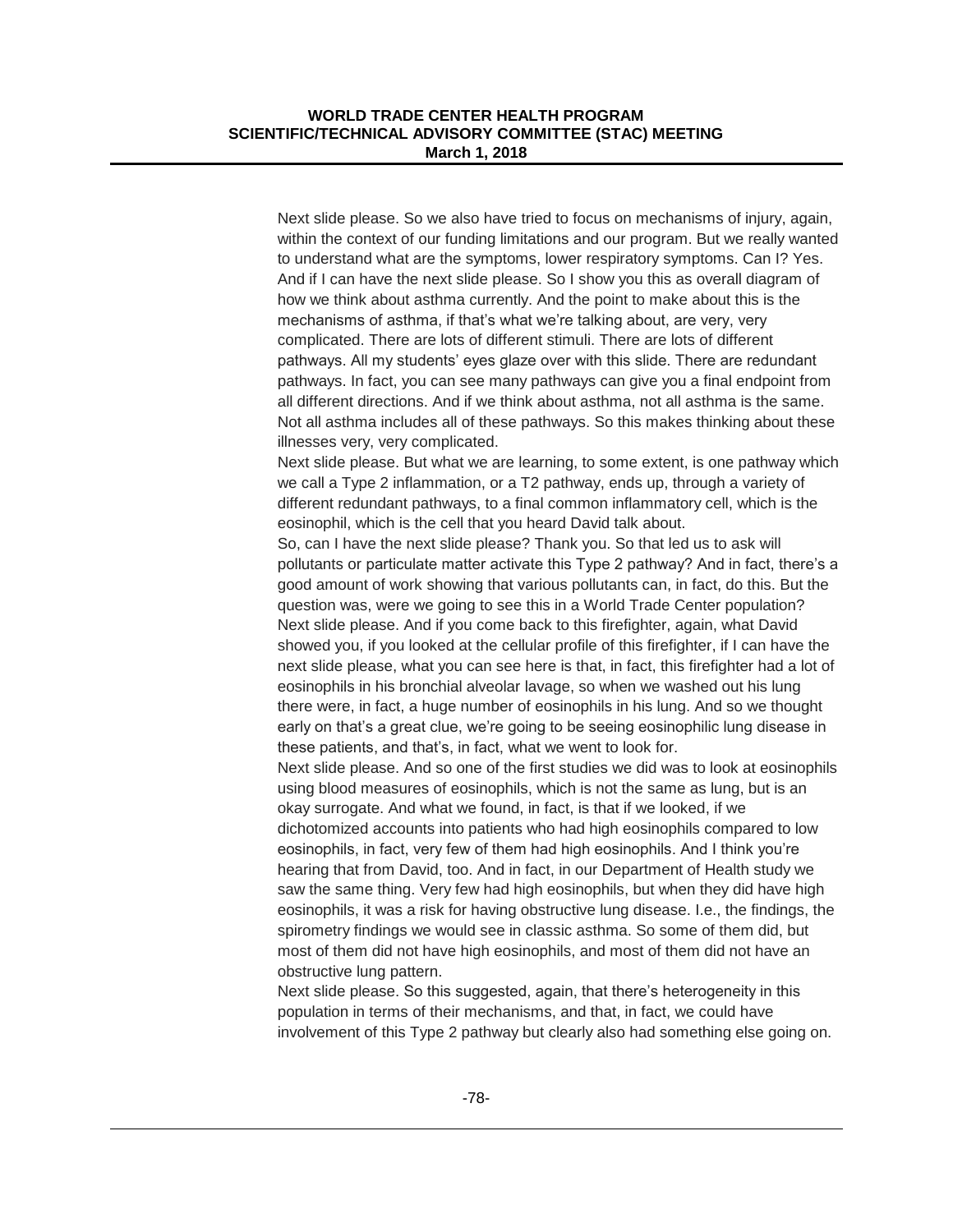Next slide please. So we also have tried to focus on mechanisms of injury, again, within the context of our funding limitations and our program. But we really wanted to understand what are the symptoms, lower respiratory symptoms. Can I? Yes. And if I can have the next slide please. So I show you this as overall diagram of how we think about asthma currently. And the point to make about this is the mechanisms of asthma, if that's what we're talking about, are very, very complicated. There are lots of different stimuli. There are lots of different pathways. All my students' eyes glaze over with this slide. There are redundant pathways. In fact, you can see many pathways can give you a final endpoint from all different directions. And if we think about asthma, not all asthma is the same. Not all asthma includes all of these pathways. So this makes thinking about these illnesses very, very complicated.

Next slide please. But what we are learning, to some extent, is one pathway which we call a Type 2 inflammation, or a T2 pathway, ends up, through a variety of different redundant pathways, to a final common inflammatory cell, which is the eosinophil, which is the cell that you heard David talk about.

So, can I have the next slide please? Thank you. So that led us to ask will pollutants or particulate matter activate this Type 2 pathway? And in fact, there's a good amount of work showing that various pollutants can, in fact, do this. But the question was, were we going to see this in a World Trade Center population?

Next slide please. And if you come back to this firefighter, again, what David showed you, if you looked at the cellular profile of this firefighter, if I can have the next slide please, what you can see here is that, in fact, this firefighter had a lot of eosinophils in his bronchial alveolar lavage, so when we washed out his lung there were, in fact, a huge number of eosinophils in his lung. And so we thought early on that's a great clue, we're going to be seeing eosinophilic lung disease in these patients, and that's, in fact, what we went to look for.

Next slide please. And so one of the first studies we did was to look at eosinophils using blood measures of eosinophils, which is not the same as lung, but is an okay surrogate. And what we found, in fact, is that if we looked, if we dichotomized accounts into patients who had high eosinophils compared to low eosinophils, in fact, very few of them had high eosinophils. And I think you're hearing that from David, too. And in fact, in our Department of Health study we saw the same thing. Very few had high eosinophils, but when they did have high eosinophils, it was a risk for having obstructive lung disease. I.e., the findings, the spirometry findings we would see in classic asthma. So some of them did, but most of them did not have high eosinophils, and most of them did not have an obstructive lung pattern.

Next slide please. So this suggested, again, that there's heterogeneity in this population in terms of their mechanisms, and that, in fact, we could have involvement of this Type 2 pathway but clearly also had something else going on.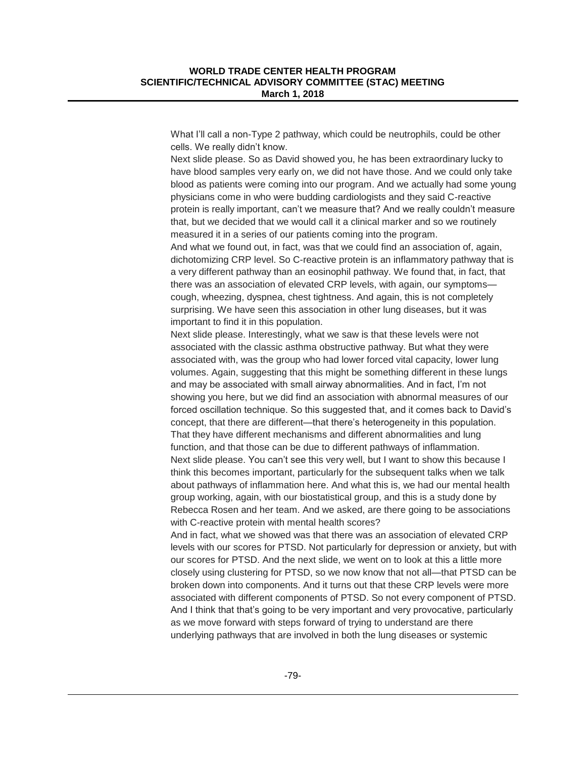What I'll call a non-Type 2 pathway, which could be neutrophils, could be other cells. We really didn't know.

Next slide please. So as David showed you, he has been extraordinary lucky to have blood samples very early on, we did not have those. And we could only take blood as patients were coming into our program. And we actually had some young physicians come in who were budding cardiologists and they said C-reactive protein is really important, can't we measure that? And we really couldn't measure that, but we decided that we would call it a clinical marker and so we routinely measured it in a series of our patients coming into the program.

And what we found out, in fact, was that we could find an association of, again, dichotomizing CRP level. So C-reactive protein is an inflammatory pathway that is a very different pathway than an eosinophil pathway. We found that, in fact, that there was an association of elevated CRP levels, with again, our symptoms—cough, wheezing, dyspnea, chest tightness. And again, this is not completely surprising. We have seen this association in other lung diseases, but it was important to find it in this population.

Next slide please. Interestingly, what we saw is that these levels were not associated with the classic asthma obstructive pathway. But what they were associated with, was the group who had lower forced vital capacity, lower lung volumes. Again, suggesting that this might be something different in these lungs and may be associated with small airway abnormalities. And in fact, I'm not showing you here, but we did find an association with abnormal measures of our forced oscillation technique. So this suggested that, and it comes back to David's concept, that there are different—that there's heterogeneity in this population. That they have different mechanisms and different abnormalities and lung function, and that those can be due to different pathways of inflammation.

Next slide please. You can't see this very well, but I want to show this because I think this becomes important, particularly for the subsequent talks when we talk about pathways of inflammation here. And what this is, we had our mental health group working, again, with our biostatistical group, and this is a study done by Rebecca Rosen and her team. And we asked, are there going to be associations with C-reactive protein with mental health scores?

And in fact, what we showed was that there was an association of elevated CRP levels with our scores for PTSD. Not particularly for depression or anxiety, but with our scores for PTSD. And the next slide, we went on to look at this a little more closely using clustering for PTSD, so we now know that not all—that PTSD can be broken down into components. And it turns out that these CRP levels were more associated with different components of PTSD. So not every component of PTSD. And I think that that's going to be very important and very provocative, particularly as we move forward with steps forward of trying to understand are there underlying pathways that are involved in both the lung diseases or systemic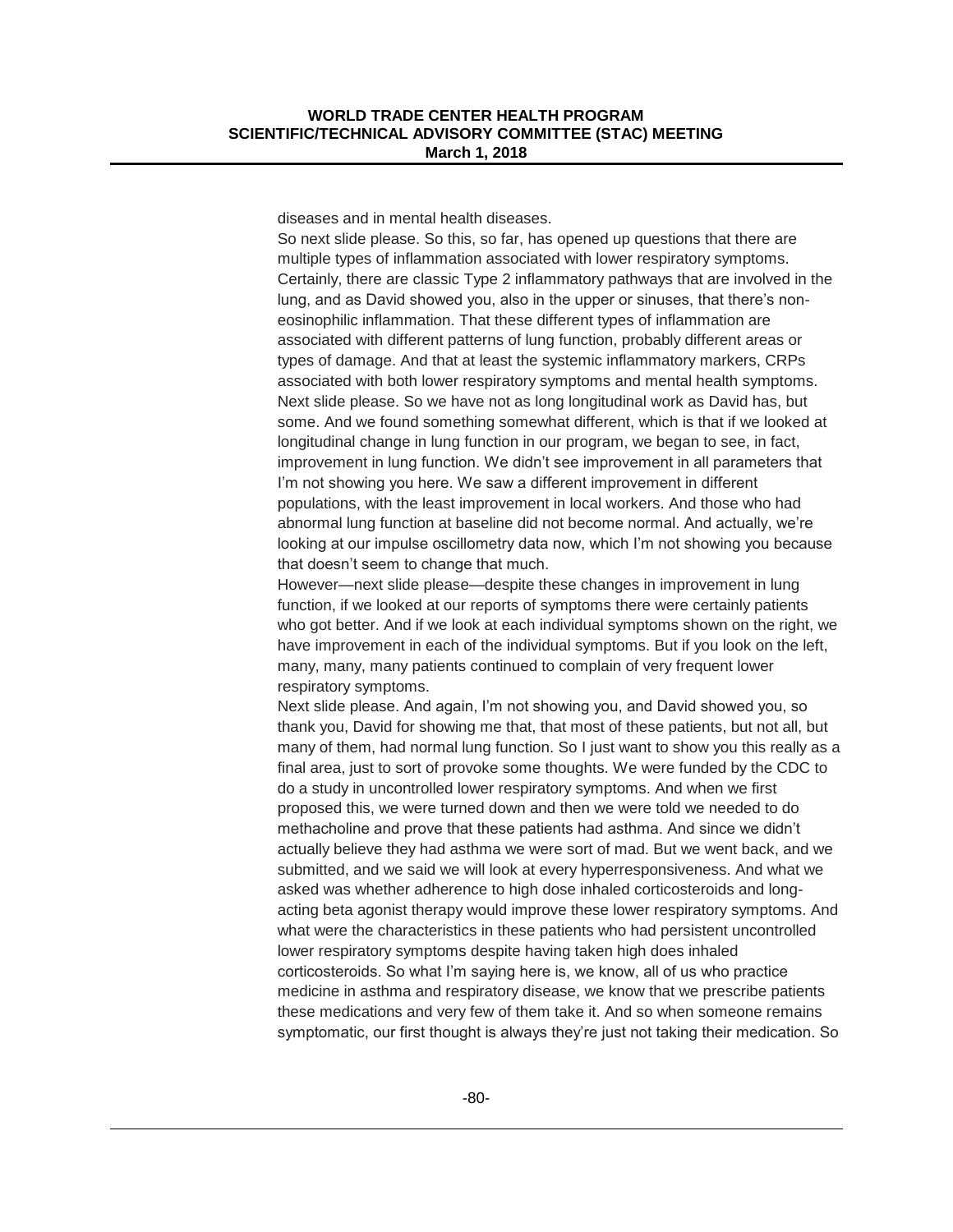diseases and in mental health diseases.

So next slide please. So this, so far, has opened up questions that there are multiple types of inflammation associated with lower respiratory symptoms. Certainly, there are classic Type 2 inflammatory pathways that are involved in the lung, and as David showed you, also in the upper or sinuses, that there's non-eosinophilic inflammation. That these different types of inflammation are associated with different patterns of lung function, probably different areas or types of damage. And that at least the systemic inflammatory markers, CRPs associated with both lower respiratory symptoms and mental health symptoms.

Next slide please. So we have not as long longitudinal work as David has, but some. And we found something somewhat different, which is that if we looked at longitudinal change in lung function in our program, we began to see, in fact, improvement in lung function. We didn't see improvement in all parameters that I'm not showing you here. We saw a different improvement in different populations, with the least improvement in local workers. And those who had abnormal lung function at baseline did not become normal. And actually, we're looking at our impulse oscillometry data now, which I'm not showing you because that doesn't seem to change that much.

However—next slide please—despite these changes in improvement in lung function, if we looked at our reports of symptoms there were certainly patients who got better. And if we look at each individual symptoms shown on the right, we have improvement in each of the individual symptoms. But if you look on the left, many, many, many patients continued to complain of very frequent lower respiratory symptoms.

Next slide please. And again, I'm not showing you, and David showed you, so thank you, David for showing me that, that most of these patients, but not all, but many of them, had normal lung function. So I just want to show you this really as a final area, just to sort of provoke some thoughts. We were funded by the CDC to do a study in uncontrolled lower respiratory symptoms. And when we first proposed this, we were turned down and then we were told we needed to do methacholine and prove that these patients had asthma. And since we didn't actually believe they had asthma we were sort of mad. But we went back, and we submitted, and we said we will look at every hyperresponsiveness. And what we asked was whether adherence to high dose inhaled corticosteroids and long-acting beta agonist therapy would improve these lower respiratory symptoms. And what were the characteristics in these patients who had persistent uncontrolled lower respiratory symptoms despite having taken high does inhaled corticosteroids. So what I'm saying here is, we know, all of us who practice medicine in asthma and respiratory disease, we know that we prescribe patients these medications and very few of them take it. And so when someone remains symptomatic, our first thought is always they're just not taking their medication. So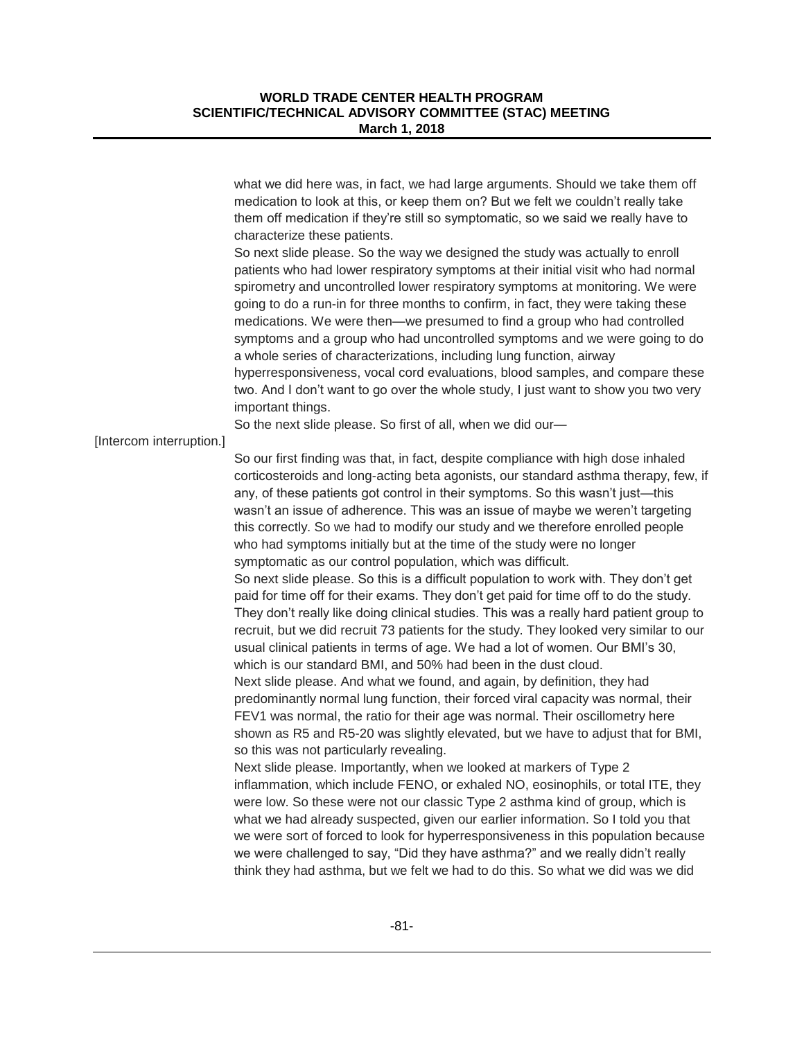what we did here was, in fact, we had large arguments. Should we take them off medication to look at this, or keep them on? But we felt we couldn't really take them off medication if they're still so symptomatic, so we said we really have to characterize these patients.

So next slide please. So the way we designed the study was actually to enroll patients who had lower respiratory symptoms at their initial visit who had normal spirometry and uncontrolled lower respiratory symptoms at monitoring. We were going to do a run-in for three months to confirm, in fact, they were taking these medications. We were then—we presumed to find a group who had controlled symptoms and a group who had uncontrolled symptoms and we were going to do a whole series of characterizations, including lung function, airway hyperresponsiveness, vocal cord evaluations, blood samples, and compare these two. And I don't want to go over the whole study, I just want to show you two very important things.

So the next slide please. So first of all, when we did our—

[Intercom interruption.]

So our first finding was that, in fact, despite compliance with high dose inhaled corticosteroids and long-acting beta agonists, our standard asthma therapy, few, if any, of these patients got control in their symptoms. So this wasn't just—this wasn't an issue of adherence. This was an issue of maybe we weren't targeting this correctly. So we had to modify our study and we therefore enrolled people who had symptoms initially but at the time of the study were no longer symptomatic as our control population, which was difficult.

So next slide please. So this is a difficult population to work with. They don't get paid for time off for their exams. They don't get paid for time off to do the study. They don't really like doing clinical studies. This was a really hard patient group to recruit, but we did recruit 73 patients for the study. They looked very similar to our usual clinical patients in terms of age. We had a lot of women. Our BMI's 30, which is our standard BMI, and 50% had been in the dust cloud.

Next slide please. And what we found, and again, by definition, they had predominantly normal lung function, their forced viral capacity was normal, their FEV1 was normal, the ratio for their age was normal. Their oscillometry here shown as R5 and R5-20 was slightly elevated, but we have to adjust that for BMI, so this was not particularly revealing.

Next slide please. Importantly, when we looked at markers of Type 2 inflammation, which include FENO, or exhaled NO, eosinophils, or total ITE, they were low. So these were not our classic Type 2 asthma kind of group, which is what we had already suspected, given our earlier information. So I told you that we were sort of forced to look for hyperresponsiveness in this population because we were challenged to say, "Did they have asthma?" and we really didn't really think they had asthma, but we felt we had to do this. So what we did was we did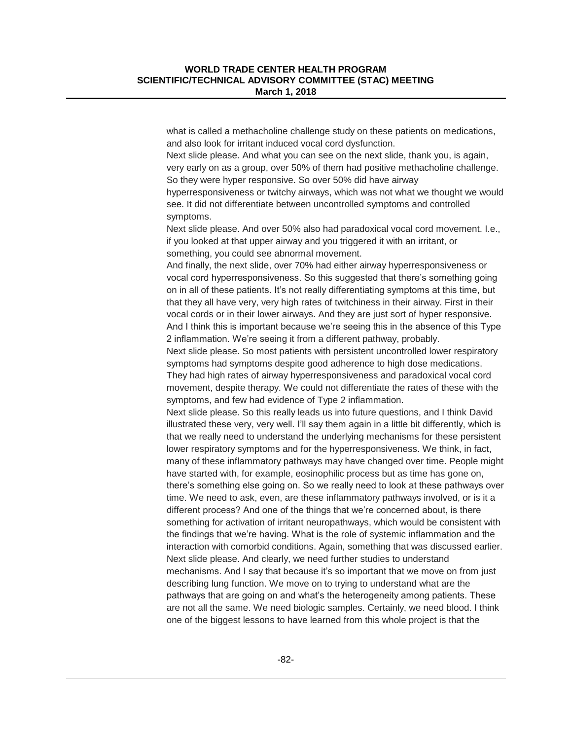what is called a methacholine challenge study on these patients on medications, and also look for irritant induced vocal cord dysfunction.

Next slide please. And what you can see on the next slide, thank you, is again, very early on as a group, over 50% of them had positive methacholine challenge. So they were hyper responsive. So over 50% did have airway hyperresponsiveness or twitchy airways, which was not what we thought we would see. It did not differentiate between uncontrolled symptoms and controlled symptoms.

Next slide please. And over 50% also had paradoxical vocal cord movement. I.e., if you looked at that upper airway and you triggered it with an irritant, or something, you could see abnormal movement.

And finally, the next slide, over 70% had either airway hyperresponsiveness or vocal cord hyperresponsiveness. So this suggested that there's something going on in all of these patients. It's not really differentiating symptoms at this time, but that they all have very, very high rates of twitchiness in their airway. First in their vocal cords or in their lower airways. And they are just sort of hyper responsive. And I think this is important because we're seeing this in the absence of this Type 2 inflammation. We're seeing it from a different pathway, probably.

Next slide please. So most patients with persistent uncontrolled lower respiratory symptoms had symptoms despite good adherence to high dose medications. They had high rates of airway hyperresponsiveness and paradoxical vocal cord movement, despite therapy. We could not differentiate the rates of these with the symptoms, and few had evidence of Type 2 inflammation.

Next slide please. So this really leads us into future questions, and I think David illustrated these very, very well. I'll say them again in a little bit differently, which is that we really need to understand the underlying mechanisms for these persistent lower respiratory symptoms and for the hyperresponsiveness. We think, in fact, many of these inflammatory pathways may have changed over time. People might have started with, for example, eosinophilic process but as time has gone on, there's something else going on. So we really need to look at these pathways over time. We need to ask, even, are these inflammatory pathways involved, or is it a different process? And one of the things that we're concerned about, is there something for activation of irritant neuropathways, which would be consistent with the findings that we're having. What is the role of systemic inflammation and the interaction with comorbid conditions. Again, something that was discussed earlier.

Next slide please. And clearly, we need further studies to understand mechanisms. And I say that because it's so important that we move on from just describing lung function. We move on to trying to understand what are the pathways that are going on and what's the heterogeneity among patients. These are not all the same. We need biologic samples. Certainly, we need blood. I think one of the biggest lessons to have learned from this whole project is that the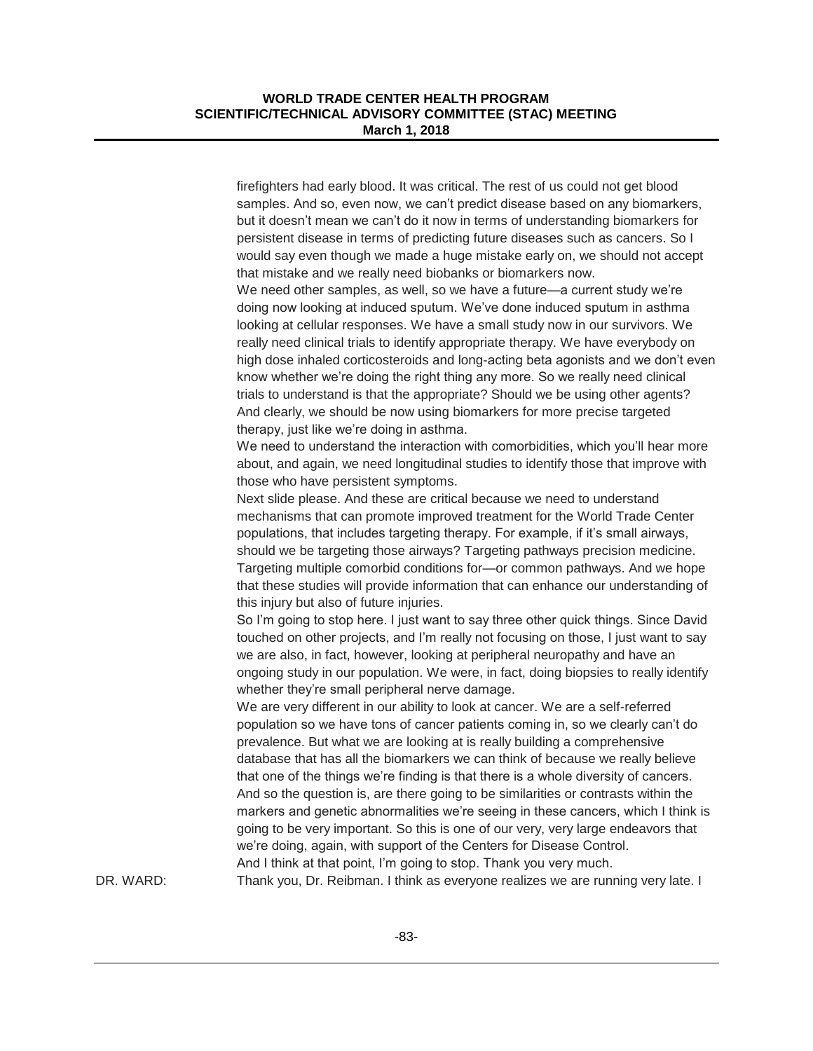firefighters had early blood. It was critical. The rest of us could not get blood samples. And so, even now, we can't predict disease based on any biomarkers, but it doesn't mean we can't do it now in terms of understanding biomarkers for persistent disease in terms of predicting future diseases such as cancers. So I would say even though we made a huge mistake early on, we should not accept that mistake and we really need biobanks or biomarkers now.

We need other samples, as well, so we have a future—a current study we're doing now looking at induced sputum. We've done induced sputum in asthma looking at cellular responses. We have a small study now in our survivors. We really need clinical trials to identify appropriate therapy. We have everybody on high dose inhaled corticosteroids and long-acting beta agonists and we don't even know whether we're doing the right thing any more. So we really need clinical trials to understand is that the appropriate? Should we be using other agents? And clearly, we should be now using biomarkers for more precise targeted therapy, just like we're doing in asthma.

We need to understand the interaction with comorbidities, which you'll hear more about, and again, we need longitudinal studies to identify those that improve with those who have persistent symptoms.

Next slide please. And these are critical because we need to understand mechanisms that can promote improved treatment for the World Trade Center populations, that includes targeting therapy. For example, if it's small airways, should we be targeting those airways? Targeting pathways precision medicine. Targeting multiple comorbid conditions for—or common pathways. And we hope that these studies will provide information that can enhance our understanding of this injury but also of future injuries.

So I'm going to stop here. I just want to say three other quick things. Since David touched on other projects, and I'm really not focusing on those, I just want to say we are also, in fact, however, looking at peripheral neuropathy and have an ongoing study in our population. We were, in fact, doing biopsies to really identify whether they're small peripheral nerve damage.

We are very different in our ability to look at cancer. We are a self-referred population so we have tons of cancer patients coming in, so we clearly can't do prevalence. But what we are looking at is really building a comprehensive database that has all the biomarkers we can think of because we really believe that one of the things we're finding is that there is a whole diversity of cancers. And so the question is, are there going to be similarities or contrasts within the markers and genetic abnormalities we're seeing in these cancers, which I think is going to be very important. So this is one of our very, very large endeavors that we're doing, again, with support of the Centers for Disease Control.

And I think at that point, I'm going to stop. Thank you very much.

DR. WARD: Thank you, Dr. Reibman. I think as everyone realizes we are running very late. I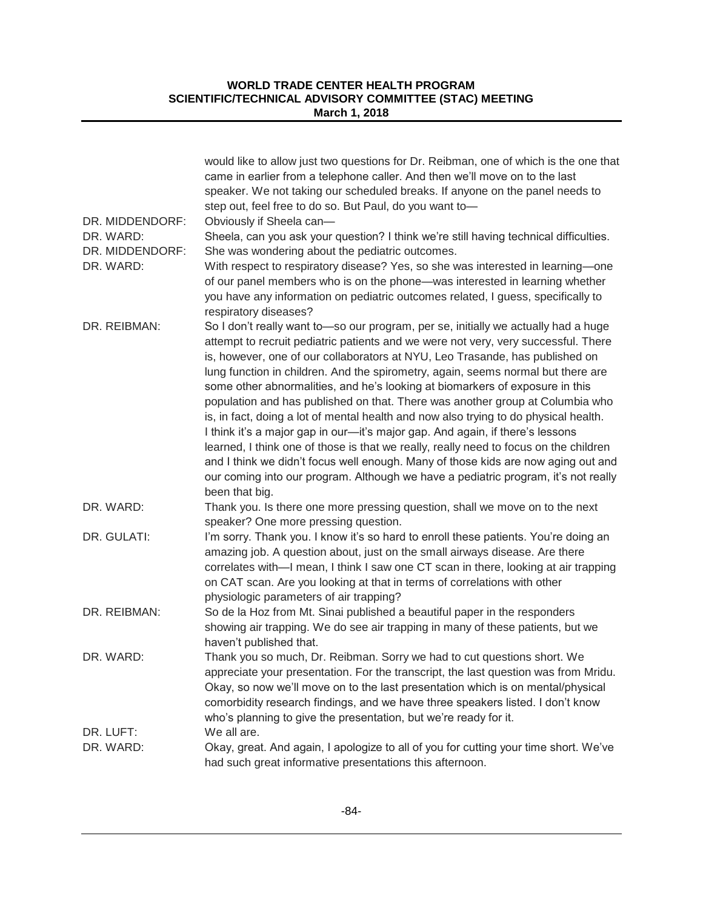would like to allow just two questions for Dr. Reibman, one of which is the one that came in earlier from a telephone caller. And then we'll move on to the last speaker. We not taking our scheduled breaks. If anyone on the panel needs to step out, feel free to do so. But Paul, do you want to—

DR. MIDDENDORF: Obviously if Sheela can—

DR. WARD: Sheela, can you ask your question? I think we're still having technical difficulties.

DR. MIDDENDORF: She was wondering about the pediatric outcomes.

DR. WARD: With respect to respiratory disease? Yes, so she was interested in learning—one of our panel members who is on the phone—was interested in learning whether you have any information on pediatric outcomes related, I guess, specifically to respiratory diseases?

DR. REIBMAN: So I don't really want to—so our program, per se, initially we actually had a huge attempt to recruit pediatric patients and we were not very, very successful. There is, however, one of our collaborators at NYU, Leo Trasande, has published on lung function in children. And the spirometry, again, seems normal but there are some other abnormalities, and he's looking at biomarkers of exposure in this population and has published on that. There was another group at Columbia who is, in fact, doing a lot of mental health and now also trying to do physical health. I think it's a major gap in our—it's major gap. And again, if there's lessons learned, I think one of those is that we really, really need to focus on the children and I think we didn't focus well enough. Many of those kids are now aging out and our coming into our program. Although we have a pediatric program, it's not really been that big.

DR. WARD: Thank you. Is there one more pressing question, shall we move on to the next speaker? One more pressing question.

DR. GULATI: I'm sorry. Thank you. I know it's so hard to enroll these patients. You're doing an amazing job. A question about, just on the small airways disease. Are there correlates with—I mean, I think I saw one CT scan in there, looking at air trapping on CAT scan. Are you looking at that in terms of correlations with other physiologic parameters of air trapping?

DR. REIBMAN: So de la Hoz from Mt. Sinai published a beautiful paper in the responders showing air trapping. We do see air trapping in many of these patients, but we haven't published that.

DR. WARD: Thank you so much, Dr. Reibman. Sorry we had to cut questions short. We appreciate your presentation. For the transcript, the last question was from Mridu. Okay, so now we'll move on to the last presentation which is on mental/physical comorbidity research findings, and we have three speakers listed. I don't know who's planning to give the presentation, but we're ready for it.

DR. LUFT: We all are.

DR. WARD: Okay, great. And again, I apologize to all of you for cutting your time short. We've had such great informative presentations this afternoon.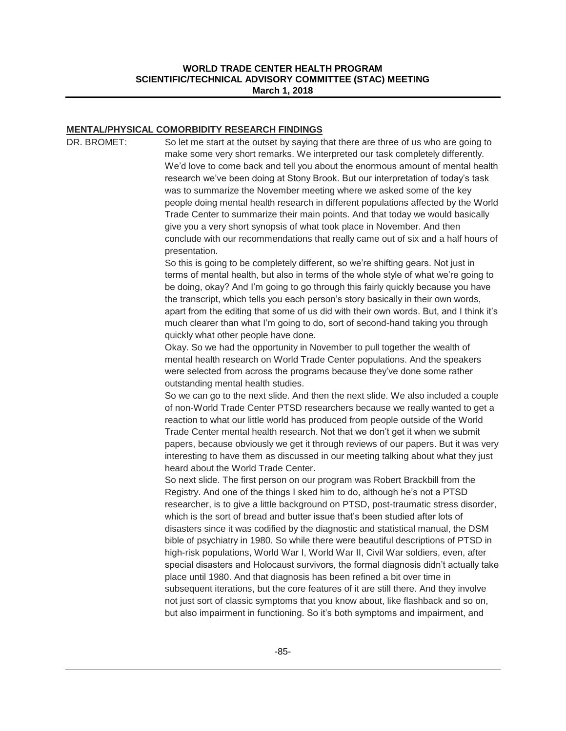## MENTAL/PHYSICAL COMORBIDITY RESEARCH FINDINGS

DR. BROMET: So let me start at the outset by saying that there are three of us who are going to make some very short remarks. We interpreted our task completely differently. We'd love to come back and tell you about the enormous amount of mental health research we've been doing at Stony Brook. But our interpretation of today's task was to summarize the November meeting where we asked some of the key people doing mental health research in different populations affected by the World Trade Center to summarize their main points. And that today we would basically give you a very short synopsis of what took place in November. And then conclude with our recommendations that really came out of six and a half hours of presentation.

So this is going to be completely different, so we're shifting gears. Not just in terms of mental health, but also in terms of the whole style of what we're going to be doing, okay? And I'm going to go through this fairly quickly because you have the transcript, which tells you each person's story basically in their own words, apart from the editing that some of us did with their own words. But, and I think it's much clearer than what I'm going to do, sort of second-hand taking you through quickly what other people have done.

Okay. So we had the opportunity in November to pull together the wealth of mental health research on World Trade Center populations. And the speakers were selected from across the programs because they've done some rather outstanding mental health studies.

So we can go to the next slide. And then the next slide. We also included a couple of non-World Trade Center PTSD researchers because we really wanted to get a reaction to what our little world has produced from people outside of the World Trade Center mental health research. Not that we don't get it when we submit papers, because obviously we get it through reviews of our papers. But it was very interesting to have them as discussed in our meeting talking about what they just heard about the World Trade Center.

So next slide. The first person on our program was Robert Brackbill from the Registry. And one of the things I sked him to do, although he's not a PTSD researcher, is to give a little background on PTSD, post-traumatic stress disorder, which is the sort of bread and butter issue that's been studied after lots of disasters since it was codified by the diagnostic and statistical manual, the DSM bible of psychiatry in 1980. So while there were beautiful descriptions of PTSD in high-risk populations, World War I, World War II, Civil War soldiers, even, after special disasters and Holocaust survivors, the formal diagnosis didn't actually take place until 1980. And that diagnosis has been refined a bit over time in subsequent iterations, but the core features of it are still there. And they involve not just sort of classic symptoms that you know about, like flashback and so on, but also impairment in functioning. So it's both symptoms and impairment, and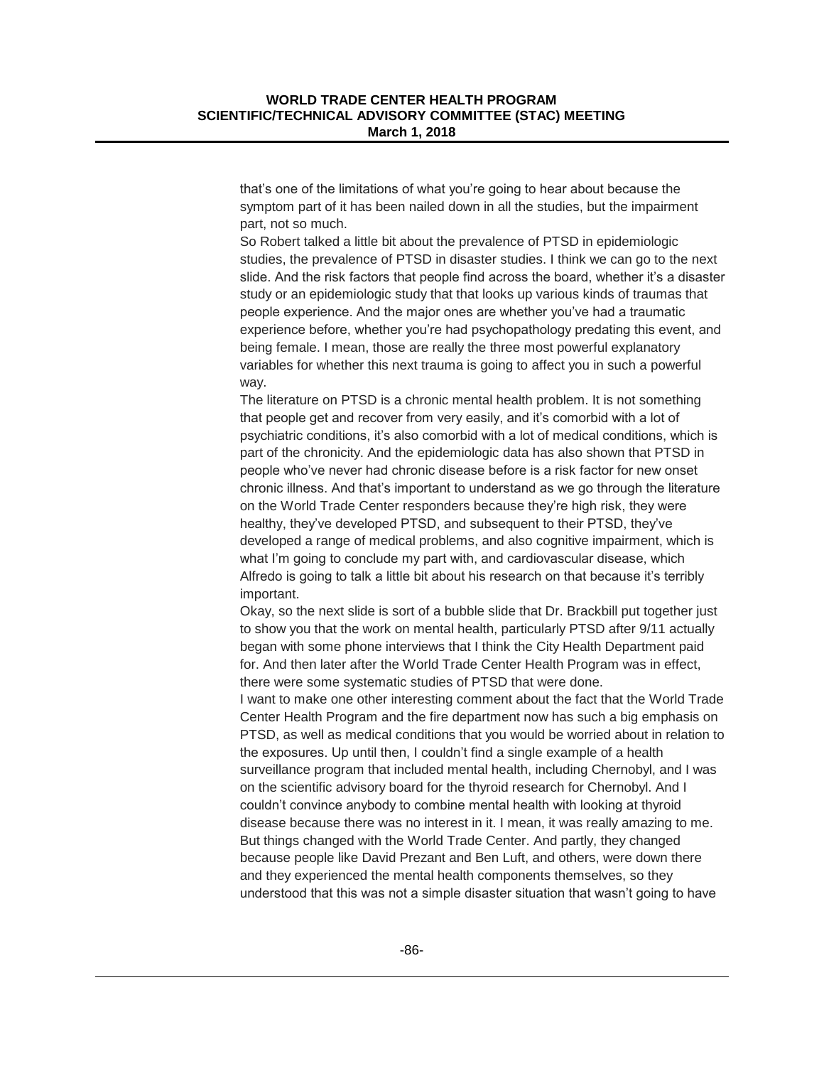that's one of the limitations of what you're going to hear about because the symptom part of it has been nailed down in all the studies, but the impairment part, not so much.

So Robert talked a little bit about the prevalence of PTSD in epidemiologic studies, the prevalence of PTSD in disaster studies. I think we can go to the next slide. And the risk factors that people find across the board, whether it's a disaster study or an epidemiologic study that that looks up various kinds of traumas that people experience. And the major ones are whether you've had a traumatic experience before, whether you're had psychopathology predating this event, and being female. I mean, those are really the three most powerful explanatory variables for whether this next trauma is going to affect you in such a powerful way.

The literature on PTSD is a chronic mental health problem. It is not something that people get and recover from very easily, and it's comorbid with a lot of psychiatric conditions, it's also comorbid with a lot of medical conditions, which is part of the chronicity. And the epidemiologic data has also shown that PTSD in people who've never had chronic disease before is a risk factor for new onset chronic illness. And that's important to understand as we go through the literature on the World Trade Center responders because they're high risk, they were healthy, they've developed PTSD, and subsequent to their PTSD, they've developed a range of medical problems, and also cognitive impairment, which is what I'm going to conclude my part with, and cardiovascular disease, which Alfredo is going to talk a little bit about his research on that because it's terribly important.

Okay, so the next slide is sort of a bubble slide that Dr. Brackbill put together just to show you that the work on mental health, particularly PTSD after 9/11 actually began with some phone interviews that I think the City Health Department paid for. And then later after the World Trade Center Health Program was in effect, there were some systematic studies of PTSD that were done.

I want to make one other interesting comment about the fact that the World Trade Center Health Program and the fire department now has such a big emphasis on PTSD, as well as medical conditions that you would be worried about in relation to the exposures. Up until then, I couldn't find a single example of a health surveillance program that included mental health, including Chernobyl, and I was on the scientific advisory board for the thyroid research for Chernobyl. And I couldn't convince anybody to combine mental health with looking at thyroid disease because there was no interest in it. I mean, it was really amazing to me. But things changed with the World Trade Center. And partly, they changed because people like David Prezant and Ben Luft, and others, were down there and they experienced the mental health components themselves, so they understood that this was not a simple disaster situation that wasn't going to have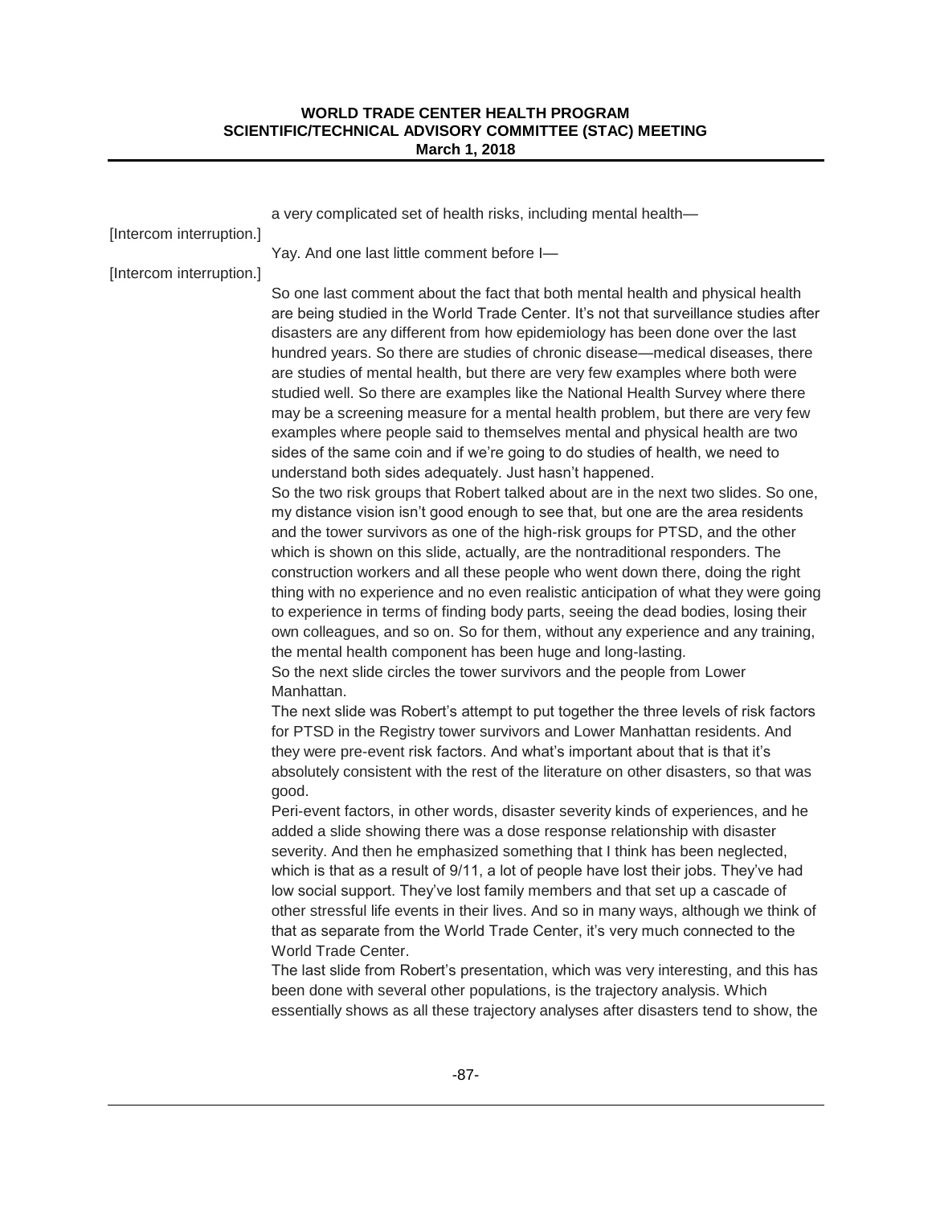a very complicated set of health risks, including mental health—

[Intercom interruption.]

Yay. And one last little comment before I—

[Intercom interruption.]

So one last comment about the fact that both mental health and physical health are being studied in the World Trade Center. It's not that surveillance studies after disasters are any different from how epidemiology has been done over the last hundred years. So there are studies of chronic disease—medical diseases, there are studies of mental health, but there are very few examples where both were studied well. So there are examples like the National Health Survey where there may be a screening measure for a mental health problem, but there are very few examples where people said to themselves mental and physical health are two sides of the same coin and if we're going to do studies of health, we need to understand both sides adequately. Just hasn't happened.

So the two risk groups that Robert talked about are in the next two slides. So one, my distance vision isn't good enough to see that, but one are the area residents and the tower survivors as one of the high-risk groups for PTSD, and the other which is shown on this slide, actually, are the nontraditional responders. The construction workers and all these people who went down there, doing the right thing with no experience and no even realistic anticipation of what they were going to experience in terms of finding body parts, seeing the dead bodies, losing their own colleagues, and so on. So for them, without any experience and any training, the mental health component has been huge and long-lasting.

So the next slide circles the tower survivors and the people from Lower Manhattan.

The next slide was Robert's attempt to put together the three levels of risk factors for PTSD in the Registry tower survivors and Lower Manhattan residents. And they were pre-event risk factors. And what's important about that is that it's absolutely consistent with the rest of the literature on other disasters, so that was good.

Peri-event factors, in other words, disaster severity kinds of experiences, and he added a slide showing there was a dose response relationship with disaster severity. And then he emphasized something that I think has been neglected, which is that as a result of 9/11, a lot of people have lost their jobs. They've had low social support. They've lost family members and that set up a cascade of other stressful life events in their lives. And so in many ways, although we think of that as separate from the World Trade Center, it's very much connected to the World Trade Center.

The last slide from Robert's presentation, which was very interesting, and this has been done with several other populations, is the trajectory analysis. Which essentially shows as all these trajectory analyses after disasters tend to show, the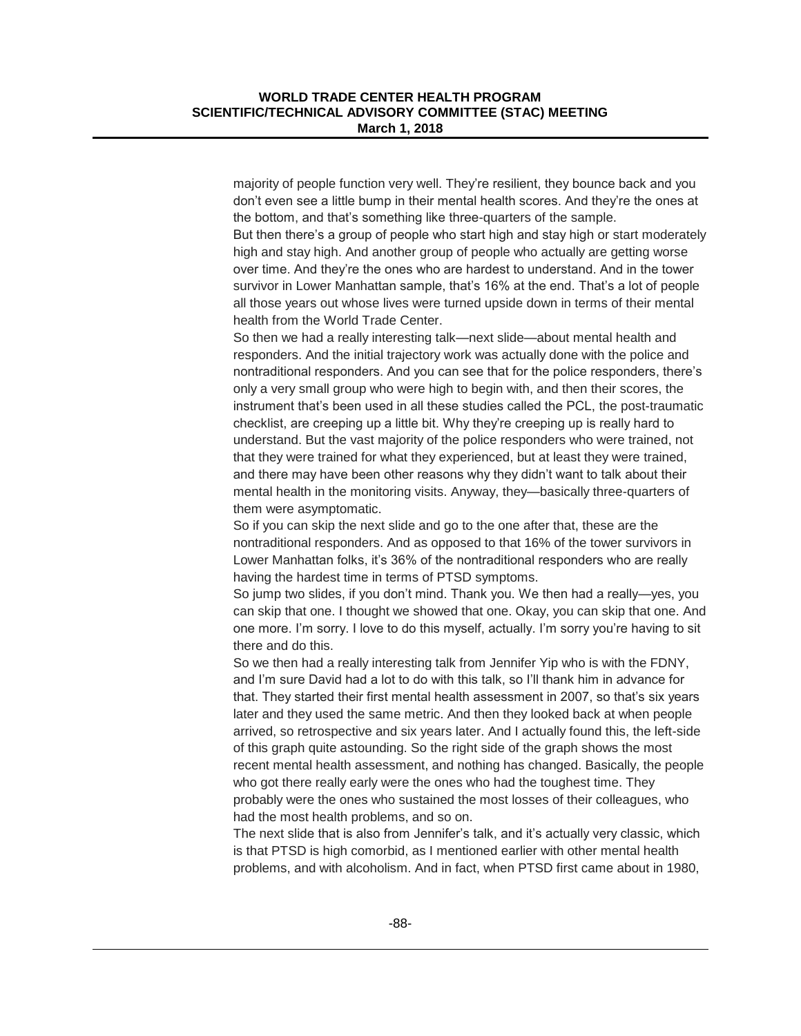majority of people function very well. They're resilient, they bounce back and you don't even see a little bump in their mental health scores. And they're the ones at the bottom, and that's something like three-quarters of the sample.

But then there's a group of people who start high and stay high or start moderately high and stay high. And another group of people who actually are getting worse over time. And they're the ones who are hardest to understand. And in the tower survivor in Lower Manhattan sample, that's 16% at the end. That's a lot of people all those years out whose lives were turned upside down in terms of their mental health from the World Trade Center.

So then we had a really interesting talk—next slide—about mental health and responders. And the initial trajectory work was actually done with the police and nontraditional responders. And you can see that for the police responders, there's only a very small group who were high to begin with, and then their scores, the instrument that's been used in all these studies called the PCL, the post-traumatic checklist, are creeping up a little bit. Why they're creeping up is really hard to understand. But the vast majority of the police responders who were trained, not that they were trained for what they experienced, but at least they were trained, and there may have been other reasons why they didn't want to talk about their mental health in the monitoring visits. Anyway, they—basically three-quarters of them were asymptomatic.

So if you can skip the next slide and go to the one after that, these are the nontraditional responders. And as opposed to that 16% of the tower survivors in Lower Manhattan folks, it's 36% of the nontraditional responders who are really having the hardest time in terms of PTSD symptoms.

So jump two slides, if you don't mind. Thank you. We then had a really—yes, you can skip that one. I thought we showed that one. Okay, you can skip that one. And one more. I'm sorry. I love to do this myself, actually. I'm sorry you're having to sit there and do this.

So we then had a really interesting talk from Jennifer Yip who is with the FDNY, and I'm sure David had a lot to do with this talk, so I'll thank him in advance for that. They started their first mental health assessment in 2007, so that's six years later and they used the same metric. And then they looked back at when people arrived, so retrospective and six years later. And I actually found this, the left-side of this graph quite astounding. So the right side of the graph shows the most recent mental health assessment, and nothing has changed. Basically, the people who got there really early were the ones who had the toughest time. They probably were the ones who sustained the most losses of their colleagues, who had the most health problems, and so on.

The next slide that is also from Jennifer's talk, and it's actually very classic, which is that PTSD is high comorbid, as I mentioned earlier with other mental health problems, and with alcoholism. And in fact, when PTSD first came about in 1980,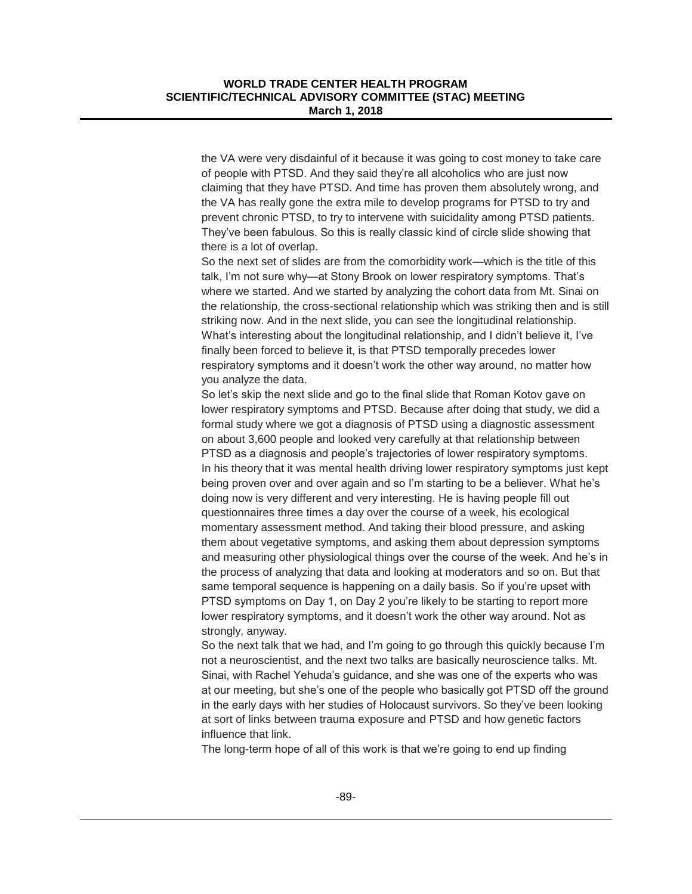the VA were very disdainful of it because it was going to cost money to take care of people with PTSD. And they said they're all alcoholics who are just now claiming that they have PTSD. And time has proven them absolutely wrong, and the VA has really gone the extra mile to develop programs for PTSD to try and prevent chronic PTSD, to try to intervene with suicidality among PTSD patients. They've been fabulous. So this is really classic kind of circle slide showing that there is a lot of overlap.

So the next set of slides are from the comorbidity work—which is the title of this talk, I'm not sure why—at Stony Brook on lower respiratory symptoms. That's where we started. And we started by analyzing the cohort data from Mt. Sinai on the relationship, the cross-sectional relationship which was striking then and is still striking now. And in the next slide, you can see the longitudinal relationship. What's interesting about the longitudinal relationship, and I didn't believe it, I've finally been forced to believe it, is that PTSD temporally precedes lower respiratory symptoms and it doesn't work the other way around, no matter how you analyze the data.

So let's skip the next slide and go to the final slide that Roman Kotov gave on lower respiratory symptoms and PTSD. Because after doing that study, we did a formal study where we got a diagnosis of PTSD using a diagnostic assessment on about 3,600 people and looked very carefully at that relationship between PTSD as a diagnosis and people's trajectories of lower respiratory symptoms. In his theory that it was mental health driving lower respiratory symptoms just kept being proven over and over again and so I'm starting to be a believer. What he's doing now is very different and very interesting. He is having people fill out questionnaires three times a day over the course of a week, his ecological momentary assessment method. And taking their blood pressure, and asking them about vegetative symptoms, and asking them about depression symptoms and measuring other physiological things over the course of the week. And he's in the process of analyzing that data and looking at moderators and so on. But that same temporal sequence is happening on a daily basis. So if you're upset with PTSD symptoms on Day 1, on Day 2 you're likely to be starting to report more lower respiratory symptoms, and it doesn't work the other way around. Not as strongly, anyway.

So the next talk that we had, and I'm going to go through this quickly because I'm not a neuroscientist, and the next two talks are basically neuroscience talks. Mt. Sinai, with Rachel Yehuda's guidance, and she was one of the experts who was at our meeting, but she's one of the people who basically got PTSD off the ground in the early days with her studies of Holocaust survivors. So they've been looking at sort of links between trauma exposure and PTSD and how genetic factors influence that link.

The long-term hope of all of this work is that we're going to end up finding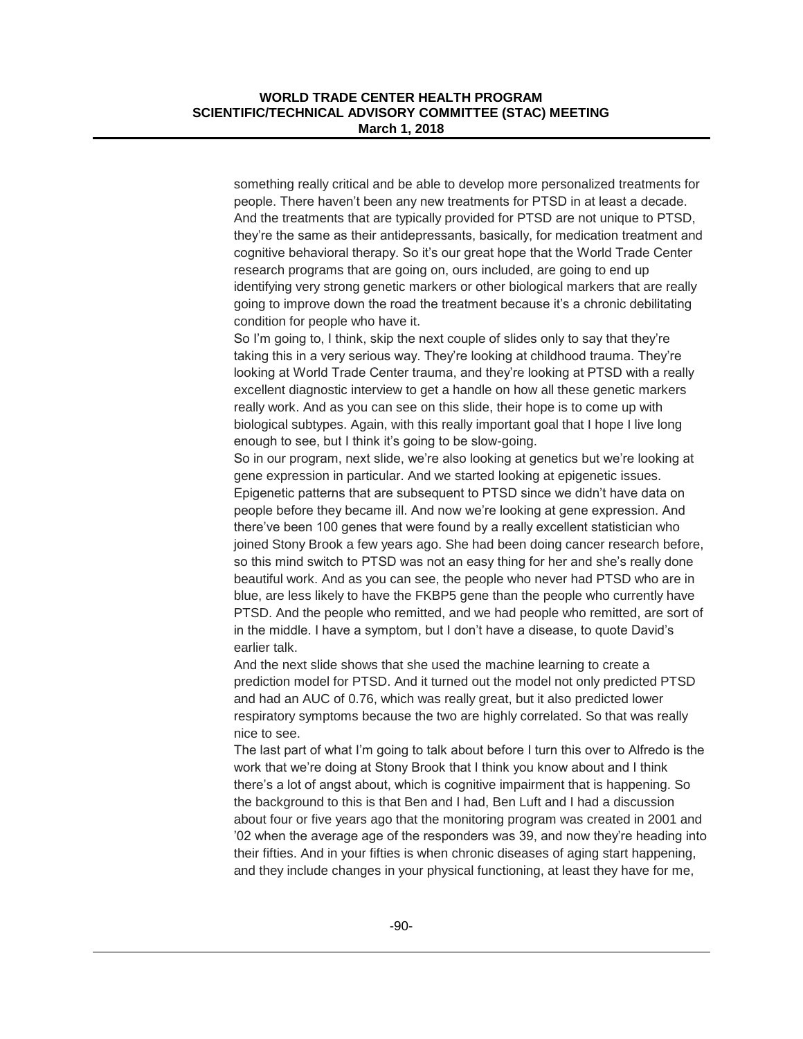something really critical and be able to develop more personalized treatments for people. There haven't been any new treatments for PTSD in at least a decade. And the treatments that are typically provided for PTSD are not unique to PTSD, they're the same as their antidepressants, basically, for medication treatment and cognitive behavioral therapy. So it's our great hope that the World Trade Center research programs that are going on, ours included, are going to end up identifying very strong genetic markers or other biological markers that are really going to improve down the road the treatment because it's a chronic debilitating condition for people who have it.

So I'm going to, I think, skip the next couple of slides only to say that they're taking this in a very serious way. They're looking at childhood trauma. They're looking at World Trade Center trauma, and they're looking at PTSD with a really excellent diagnostic interview to get a handle on how all these genetic markers really work. And as you can see on this slide, their hope is to come up with biological subtypes. Again, with this really important goal that I hope I live long enough to see, but I think it's going to be slow-going.

So in our program, next slide, we're also looking at genetics but we're looking at gene expression in particular. And we started looking at epigenetic issues. Epigenetic patterns that are subsequent to PTSD since we didn't have data on people before they became ill. And now we're looking at gene expression. And there've been 100 genes that were found by a really excellent statistician who joined Stony Brook a few years ago. She had been doing cancer research before, so this mind switch to PTSD was not an easy thing for her and she's really done beautiful work. And as you can see, the people who never had PTSD who are in blue, are less likely to have the FKBP5 gene than the people who currently have PTSD. And the people who remitted, and we had people who remitted, are sort of in the middle. I have a symptom, but I don't have a disease, to quote David's earlier talk.

And the next slide shows that she used the machine learning to create a prediction model for PTSD. And it turned out the model not only predicted PTSD and had an AUC of 0.76, which was really great, but it also predicted lower respiratory symptoms because the two are highly correlated. So that was really nice to see.

The last part of what I'm going to talk about before I turn this over to Alfredo is the work that we're doing at Stony Brook that I think you know about and I think there's a lot of angst about, which is cognitive impairment that is happening. So the background to this is that Ben and I had, Ben Luft and I had a discussion about four or five years ago that the monitoring program was created in 2001 and '02 when the average age of the responders was 39, and now they're heading into their fifties. And in your fifties is when chronic diseases of aging start happening, and they include changes in your physical functioning, at least they have for me,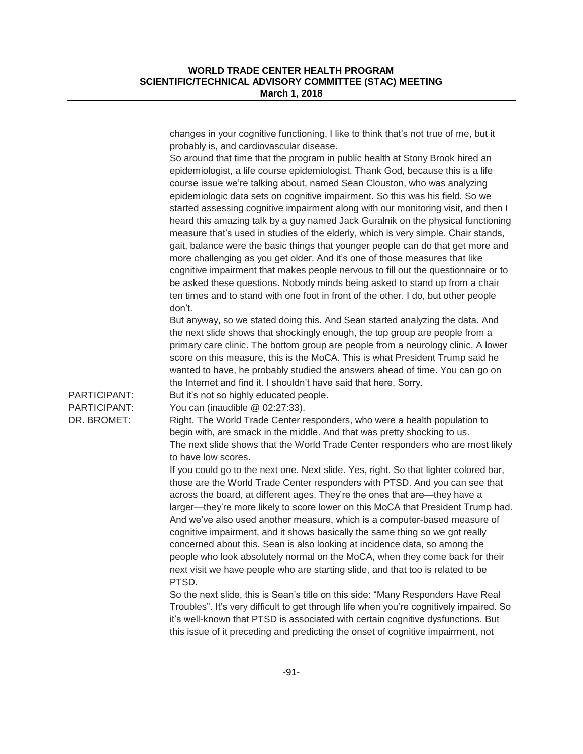changes in your cognitive functioning. I like to think that's not true of me, but it probably is, and cardiovascular disease.

So around that time that the program in public health at Stony Brook hired an epidemiologist, a life course epidemiologist. Thank God, because this is a life course issue we're talking about, named Sean Clouston, who was analyzing epidemiologic data sets on cognitive impairment. So this was his field. So we started assessing cognitive impairment along with our monitoring visit, and then I heard this amazing talk by a guy named Jack Guralnik on the physical functioning measure that's used in studies of the elderly, which is very simple. Chair stands, gait, balance were the basic things that younger people can do that get more and more challenging as you get older. And it's one of those measures that like cognitive impairment that makes people nervous to fill out the questionnaire or to be asked these questions. Nobody minds being asked to stand up from a chair ten times and to stand with one foot in front of the other. I do, but other people don't.

But anyway, so we stated doing this. And Sean started analyzing the data. And the next slide shows that shockingly enough, the top group are people from a primary care clinic. The bottom group are people from a neurology clinic. A lower score on this measure, this is the MoCA. This is what President Trump said he wanted to have, he probably studied the answers ahead of time. You can go on the Internet and find it. I shouldn't have said that here. Sorry.

PARTICIPANT: But it's not so highly educated people.

PARTICIPANT: You can (inaudible @ 02:27:33).

DR. BROMET: Right. The World Trade Center responders, who were a health population to begin with, are smack in the middle. And that was pretty shocking to us.

The next slide shows that the World Trade Center responders who are most likely to have low scores.

If you could go to the next one. Next slide. Yes, right. So that lighter colored bar, those are the World Trade Center responders with PTSD. And you can see that across the board, at different ages. They're the ones that are—they have a larger—they're more likely to score lower on this MoCA that President Trump had. And we've also used another measure, which is a computer-based measure of cognitive impairment, and it shows basically the same thing so we got really concerned about this. Sean is also looking at incidence data, so among the people who look absolutely normal on the MoCA, when they come back for their next visit we have people who are starting slide, and that too is related to be PTSD.

So the next slide, this is Sean's title on this side: "Many Responders Have Real Troubles". It's very difficult to get through life when you're cognitively impaired. So it's well-known that PTSD is associated with certain cognitive dysfunctions. But this issue of it preceding and predicting the onset of cognitive impairment, not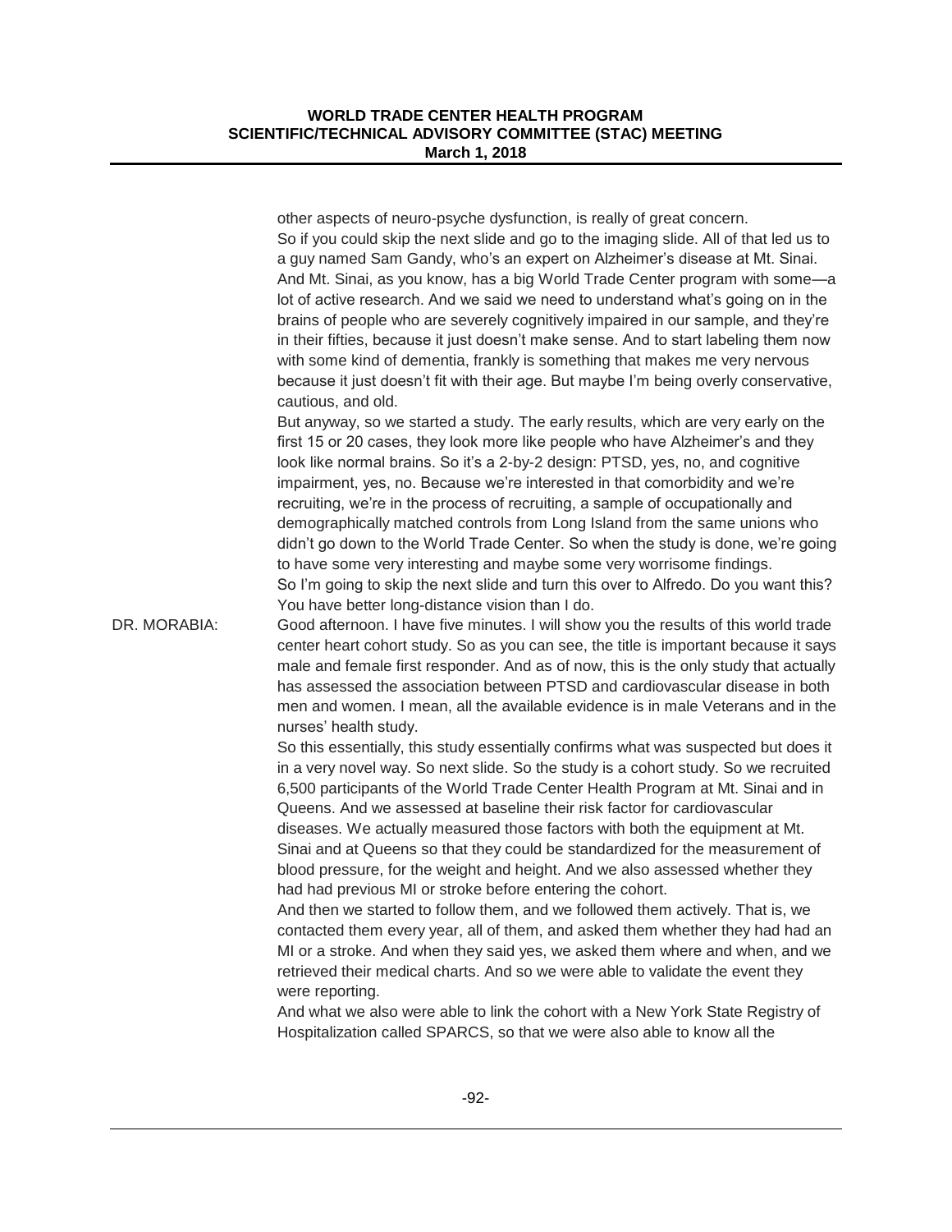other aspects of neuro-psyche dysfunction, is really of great concern.

So if you could skip the next slide and go to the imaging slide. All of that led us to a guy named Sam Gandy, who's an expert on Alzheimer's disease at Mt. Sinai. And Mt. Sinai, as you know, has a big World Trade Center program with some—a lot of active research. And we said we need to understand what's going on in the brains of people who are severely cognitively impaired in our sample, and they're in their fifties, because it just doesn't make sense. And to start labeling them now with some kind of dementia, frankly is something that makes me very nervous because it just doesn't fit with their age. But maybe I'm being overly conservative, cautious, and old.

But anyway, so we started a study. The early results, which are very early on the first 15 or 20 cases, they look more like people who have Alzheimer's and they look like normal brains. So it's a 2-by-2 design: PTSD, yes, no, and cognitive impairment, yes, no. Because we're interested in that comorbidity and we're recruiting, we're in the process of recruiting, a sample of occupationally and demographically matched controls from Long Island from the same unions who didn't go down to the World Trade Center. So when the study is done, we're going to have some very interesting and maybe some very worrisome findings.

So I'm going to skip the next slide and turn this over to Alfredo. Do you want this? You have better long-distance vision than I do.

DR. MORABIA: Good afternoon. I have five minutes. I will show you the results of this world trade center heart cohort study. So as you can see, the title is important because it says male and female first responder. And as of now, this is the only study that actually has assessed the association between PTSD and cardiovascular disease in both men and women. I mean, all the available evidence is in male Veterans and in the nurses' health study.

So this essentially, this study essentially confirms what was suspected but does it in a very novel way. So next slide. So the study is a cohort study. So we recruited 6,500 participants of the World Trade Center Health Program at Mt. Sinai and in Queens. And we assessed at baseline their risk factor for cardiovascular diseases. We actually measured those factors with both the equipment at Mt. Sinai and at Queens so that they could be standardized for the measurement of blood pressure, for the weight and height. And we also assessed whether they had had previous MI or stroke before entering the cohort.

And then we started to follow them, and we followed them actively. That is, we contacted them every year, all of them, and asked them whether they had had an MI or a stroke. And when they said yes, we asked them where and when, and we retrieved their medical charts. And so we were able to validate the event they were reporting.

And what we also were able to link the cohort with a New York State Registry of Hospitalization called SPARCS, so that we were also able to know all the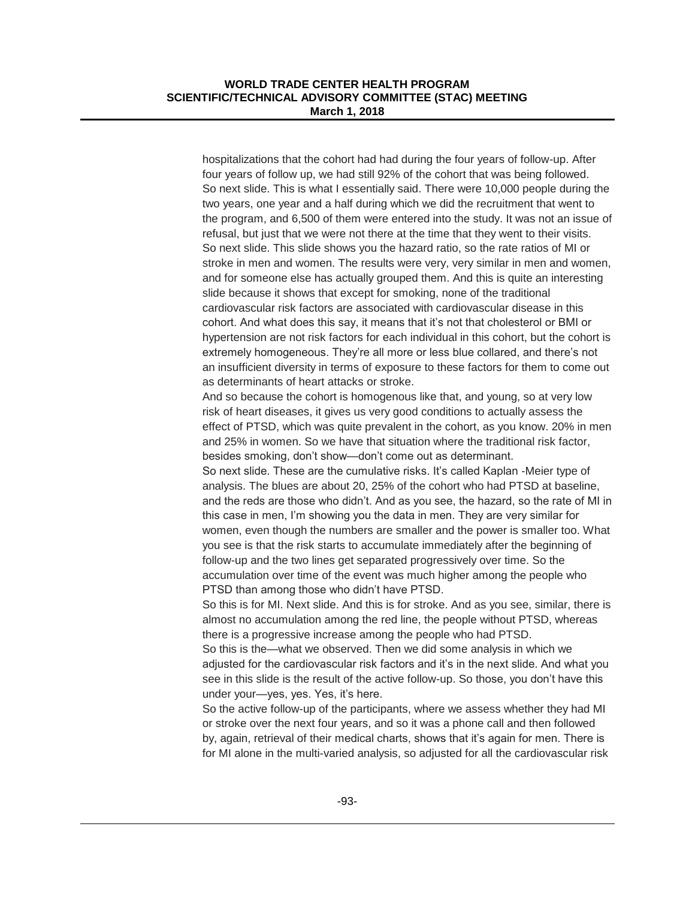hospitalizations that the cohort had had during the four years of follow-up. After four years of follow up, we had still 92% of the cohort that was being followed. So next slide. This is what I essentially said. There were 10,000 people during the two years, one year and a half during which we did the recruitment that went to the program, and 6,500 of them were entered into the study. It was not an issue of refusal, but just that we were not there at the time that they went to their visits. So next slide. This slide shows you the hazard ratio, so the rate ratios of MI or stroke in men and women. The results were very, very similar in men and women, and for someone else has actually grouped them. And this is quite an interesting slide because it shows that except for smoking, none of the traditional cardiovascular risk factors are associated with cardiovascular disease in this cohort. And what does this say, it means that it's not that cholesterol or BMI or hypertension are not risk factors for each individual in this cohort, but the cohort is extremely homogeneous. They're all more or less blue collared, and there's not an insufficient diversity in terms of exposure to these factors for them to come out as determinants of heart attacks or stroke.

And so because the cohort is homogenous like that, and young, so at very low risk of heart diseases, it gives us very good conditions to actually assess the effect of PTSD, which was quite prevalent in the cohort, as you know. 20% in men and 25% in women. So we have that situation where the traditional risk factor, besides smoking, don't show—don't come out as determinant.

So next slide. These are the cumulative risks. It's called Kaplan -Meier type of analysis. The blues are about 20, 25% of the cohort who had PTSD at baseline, and the reds are those who didn't. And as you see, the hazard, so the rate of MI in this case in men, I'm showing you the data in men. They are very similar for women, even though the numbers are smaller and the power is smaller too. What you see is that the risk starts to accumulate immediately after the beginning of follow-up and the two lines get separated progressively over time. So the accumulation over time of the event was much higher among the people who PTSD than among those who didn't have PTSD.

So this is for MI. Next slide. And this is for stroke. And as you see, similar, there is almost no accumulation among the red line, the people without PTSD, whereas there is a progressive increase among the people who had PTSD.

So this is the—what we observed. Then we did some analysis in which we adjusted for the cardiovascular risk factors and it's in the next slide. And what you see in this slide is the result of the active follow-up. So those, you don't have this under your—yes, yes. Yes, it's here.

So the active follow-up of the participants, where we assess whether they had MI or stroke over the next four years, and so it was a phone call and then followed by, again, retrieval of their medical charts, shows that it's again for men. There is for MI alone in the multi-varied analysis, so adjusted for all the cardiovascular risk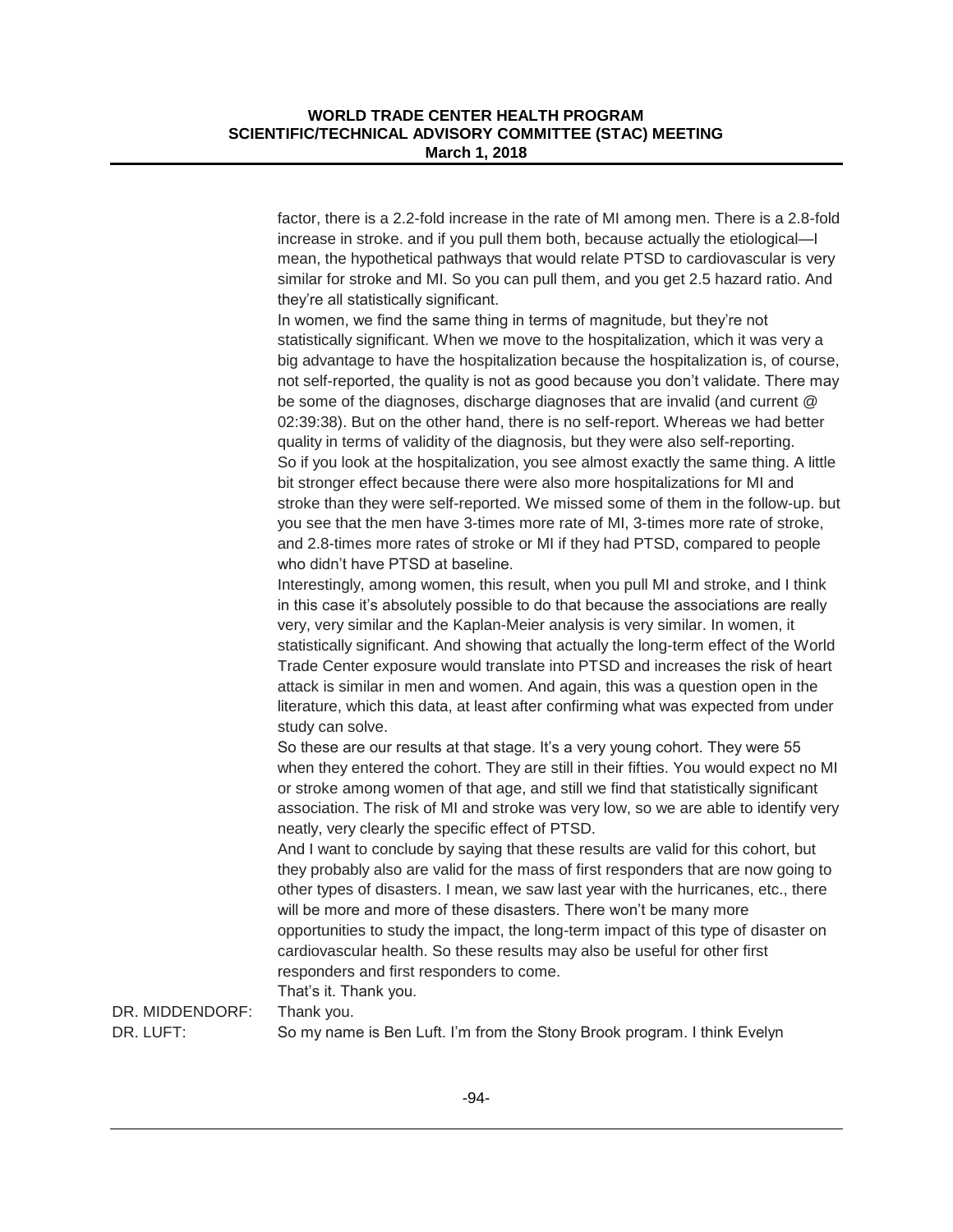factor, there is a 2.2-fold increase in the rate of MI among men. There is a 2.8-fold increase in stroke. and if you pull them both, because actually the etiological—I mean, the hypothetical pathways that would relate PTSD to cardiovascular is very similar for stroke and MI. So you can pull them, and you get 2.5 hazard ratio. And they're all statistically significant.

In women, we find the same thing in terms of magnitude, but they're not statistically significant. When we move to the hospitalization, which it was very a big advantage to have the hospitalization because the hospitalization is, of course, not self-reported, the quality is not as good because you don't validate. There may be some of the diagnoses, discharge diagnoses that are invalid (and current @ 02:39:38). But on the other hand, there is no self-report. Whereas we had better quality in terms of validity of the diagnosis, but they were also self-reporting.

So if you look at the hospitalization, you see almost exactly the same thing. A little bit stronger effect because there were also more hospitalizations for MI and stroke than they were self-reported. We missed some of them in the follow-up. but you see that the men have 3-times more rate of MI, 3-times more rate of stroke, and 2.8-times more rates of stroke or MI if they had PTSD, compared to people who didn't have PTSD at baseline.

Interestingly, among women, this result, when you pull MI and stroke, and I think in this case it's absolutely possible to do that because the associations are really very, very, very similar and the Kaplan-Meier analysis is very similar. In women, it statistically significant. And showing that actually the long-term effect of the World Trade Center exposure would translate into PTSD and increases the risk of heart attack is similar in men and women. And again, this was a question open in the literature, which this data, at least after confirming what was expected from under study can solve.

So these are our results at that stage. It's a very young cohort. They were 55 when they entered the cohort. They are still in their fifties. You would expect no MI or stroke among women of that age, and still we find that statistically significant association. The risk of MI and stroke was very low, so we are able to identify very neatly, very clearly the specific effect of PTSD.

And I want to conclude by saying that these results are valid for this cohort, but they probably also are valid for the mass of first responders that are now going to other types of disasters. I mean, we saw last year with the hurricanes, etc., there will be more and more of these disasters. There won't be many more opportunities to study the impact, the long-term impact of this type of disaster on cardiovascular health. So these results may also be useful for other first responders and first responders to come.

That's it. Thank you.

DR. MIDDENDORF: Thank you.

DR. LUFT: So my name is Ben Luft. I'm from the Stony Brook program. I think Evelyn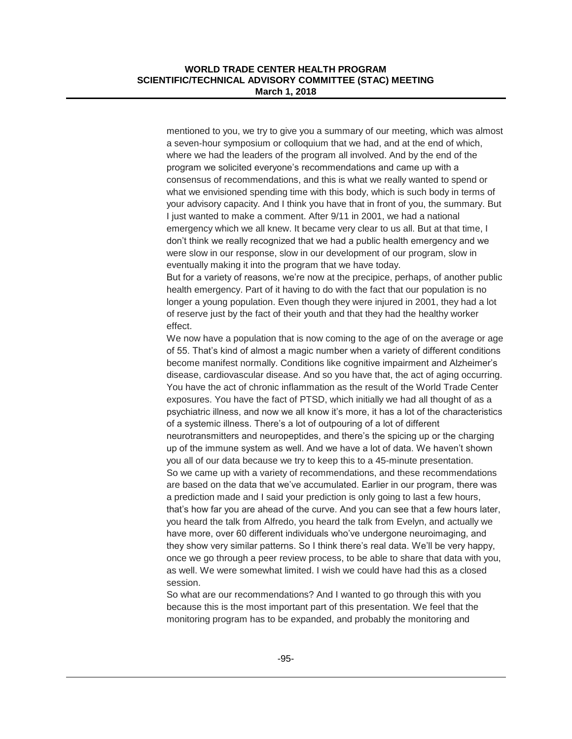mentioned to you, we try to give you a summary of our meeting, which was almost a seven-hour symposium or colloquium that we had, and at the end of which, where we had the leaders of the program all involved. And by the end of the program we solicited everyone's recommendations and came up with a consensus of recommendations, and this is what we really wanted to spend or what we envisioned spending time with this body, which is such body in terms of your advisory capacity. And I think you have that in front of you, the summary. But I just wanted to make a comment. After 9/11 in 2001, we had a national emergency which we all knew. It became very clear to us all. But at that time, I don't think we really recognized that we had a public health emergency and we were slow in our response, slow in our development of our program, slow in eventually making it into the program that we have today.

But for a variety of reasons, we're now at the precipice, perhaps, of another public health emergency. Part of it having to do with the fact that our population is no longer a young population. Even though they were injured in 2001, they had a lot of reserve just by the fact of their youth and that they had the healthy worker effect.

We now have a population that is now coming to the age of on the average or age of 55. That's kind of almost a magic number when a variety of different conditions become manifest normally. Conditions like cognitive impairment and Alzheimer's disease, cardiovascular disease. And so you have that, the act of aging occurring. You have the act of chronic inflammation as the result of the World Trade Center exposures. You have the fact of PTSD, which initially we had all thought of as a psychiatric illness, and now we all know it's more, it has a lot of the characteristics of a systemic illness. There's a lot of outpouring of a lot of different neurotransmitters and neuropeptides, and there's the spicing up or the charging up of the immune system as well. And we have a lot of data. We haven't shown you all of our data because we try to keep this to a 45-minute presentation.

So we came up with a variety of recommendations, and these recommendations are based on the data that we've accumulated. Earlier in our program, there was a prediction made and I said your prediction is only going to last a few hours, that's how far you are ahead of the curve. And you can see that a few hours later, you heard the talk from Alfredo, you heard the talk from Evelyn, and actually we have more, over 60 different individuals who've undergone neuroimaging, and they show very similar patterns. So I think there's real data. We'll be very happy, once we go through a peer review process, to be able to share that data with you, as well. We were somewhat limited. I wish we could have had this as a closed session.

So what are our recommendations? And I wanted to go through this with you because this is the most important part of this presentation. We feel that the monitoring program has to be expanded, and probably the monitoring and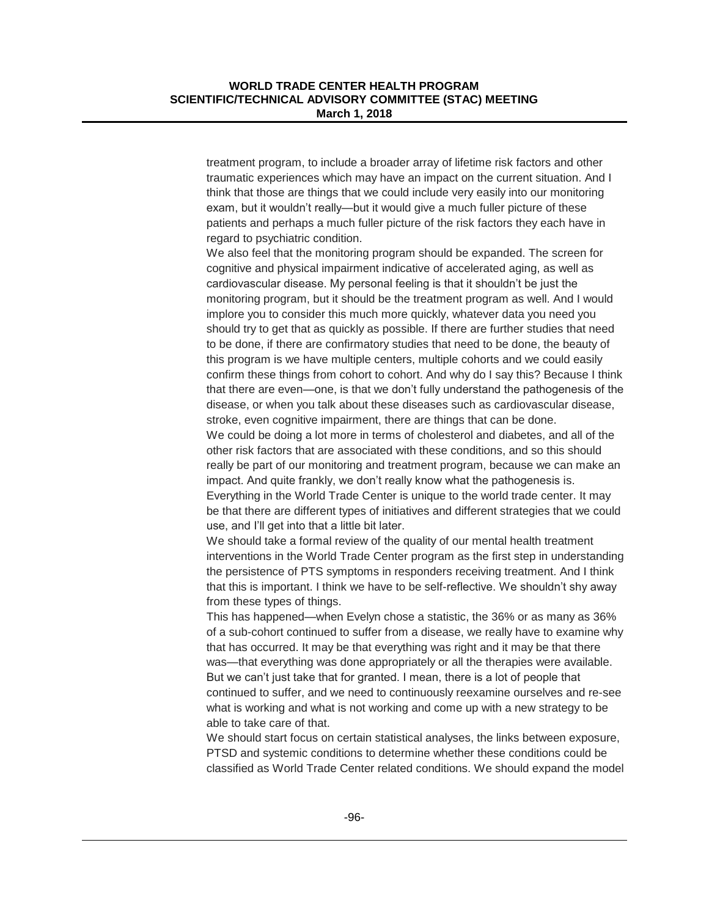treatment program, to include a broader array of lifetime risk factors and other traumatic experiences which may have an impact on the current situation. And I think that those are things that we could include very easily into our monitoring exam, but it wouldn't really—but it would give a much fuller picture of these patients and perhaps a much fuller picture of the risk factors they each have in regard to psychiatric condition.

We also feel that the monitoring program should be expanded. The screen for cognitive and physical impairment indicative of accelerated aging, as well as cardiovascular disease. My personal feeling is that it shouldn't be just the monitoring program, but it should be the treatment program as well. And I would implore you to consider this much more quickly, whatever data you need you should try to get that as quickly as possible. If there are further studies that need to be done, if there are confirmatory studies that need to be done, the beauty of this program is we have multiple centers, multiple cohorts and we could easily confirm these things from cohort to cohort. And why do I say this? Because I think that there are even—one, is that we don't fully understand the pathogenesis of the disease, or when you talk about these diseases such as cardiovascular disease, stroke, even cognitive impairment, there are things that can be done.

We could be doing a lot more in terms of cholesterol and diabetes, and all of the other risk factors that are associated with these conditions, and so this should really be part of our monitoring and treatment program, because we can make an impact. And quite frankly, we don't really know what the pathogenesis is. Everything in the World Trade Center is unique to the world trade center. It may be that there are different types of initiatives and different strategies that we could use, and I'll get into that a little bit later.

We should take a formal review of the quality of our mental health treatment interventions in the World Trade Center program as the first step in understanding the persistence of PTS symptoms in responders receiving treatment. And I think that this is important. I think we have to be self-reflective. We shouldn't shy away from these types of things.

This has happened—when Evelyn chose a statistic, the 36% or as many as 36% of a sub-cohort continued to suffer from a disease, we really have to examine why that has occurred. It may be that everything was right and it may be that there was—that everything was done appropriately or all the therapies were available. But we can't just take that for granted. I mean, there is a lot of people that continued to suffer, and we need to continuously reexamine ourselves and re-see what is working and what is not working and come up with a new strategy to be able to take care of that.

We should start focus on certain statistical analyses, the links between exposure, PTSD and systemic conditions to determine whether these conditions could be classified as World Trade Center related conditions. We should expand the model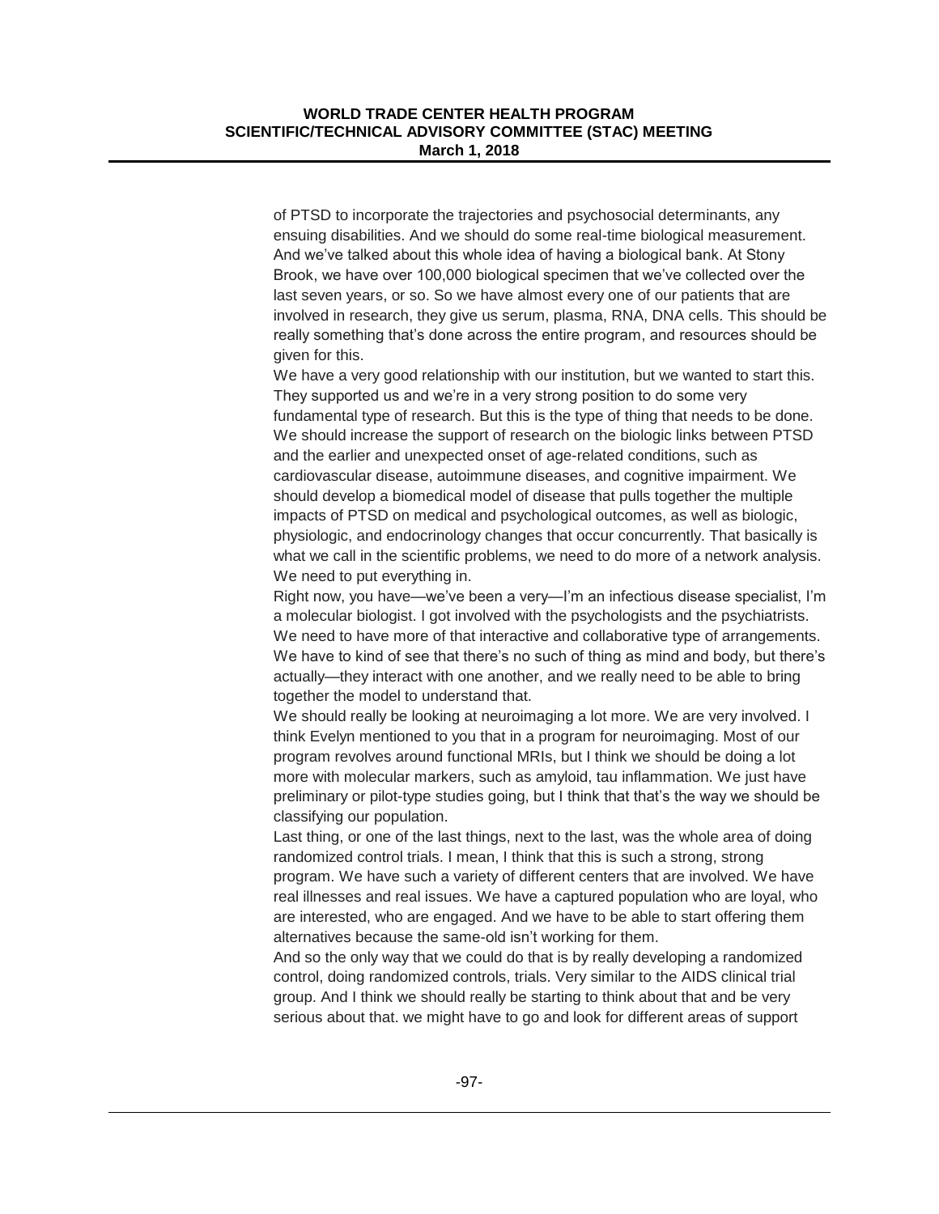of PTSD to incorporate the trajectories and psychosocial determinants, any ensuing disabilities. And we should do some real-time biological measurement. And we've talked about this whole idea of having a biological bank. At Stony Brook, we have over 100,000 biological specimen that we've collected over the last seven years, or so. So we have almost every one of our patients that are involved in research, they give us serum, plasma, RNA, DNA cells. This should be really something that's done across the entire program, and resources should be given for this.

We have a very good relationship with our institution, but we wanted to start this. They supported us and we're in a very strong position to do some very fundamental type of research. But this is the type of thing that needs to be done. We should increase the support of research on the biologic links between PTSD and the earlier and unexpected onset of age-related conditions, such as cardiovascular disease, autoimmune diseases, and cognitive impairment. We should develop a biomedical model of disease that pulls together the multiple impacts of PTSD on medical and psychological outcomes, as well as biologic, physiologic, and endocrinology changes that occur concurrently. That basically is what we call in the scientific problems, we need to do more of a network analysis. We need to put everything in.

Right now, you have—we've been a very—I'm an infectious disease specialist, I'm a molecular biologist. I got involved with the psychologists and the psychiatrists. We need to have more of that interactive and collaborative type of arrangements. We have to kind of see that there's no such of thing as mind and body, but there's actually—they interact with one another, and we really need to be able to bring together the model to understand that.

We should really be looking at neuroimaging a lot more. We are very involved. I think Evelyn mentioned to you that in a program for neuroimaging. Most of our program revolves around functional MRIs, but I think we should be doing a lot more with molecular markers, such as amyloid, tau inflammation. We just have preliminary or pilot-type studies going, but I think that that's the way we should be classifying our population.

Last thing, or one of the last things, next to the last, was the whole area of doing randomized control trials. I mean, I think that this is such a strong, strong program. We have such a variety of different centers that are involved. We have real illnesses and real issues. We have a captured population who are loyal, who are interested, who are engaged. And we have to be able to start offering them alternatives because the same-old isn't working for them.

And so the only way that we could do that is by really developing a randomized control, doing randomized controls, trials. Very similar to the AIDS clinical trial group. And I think we should really be starting to think about that and be very serious about that. we might have to go and look for different areas of support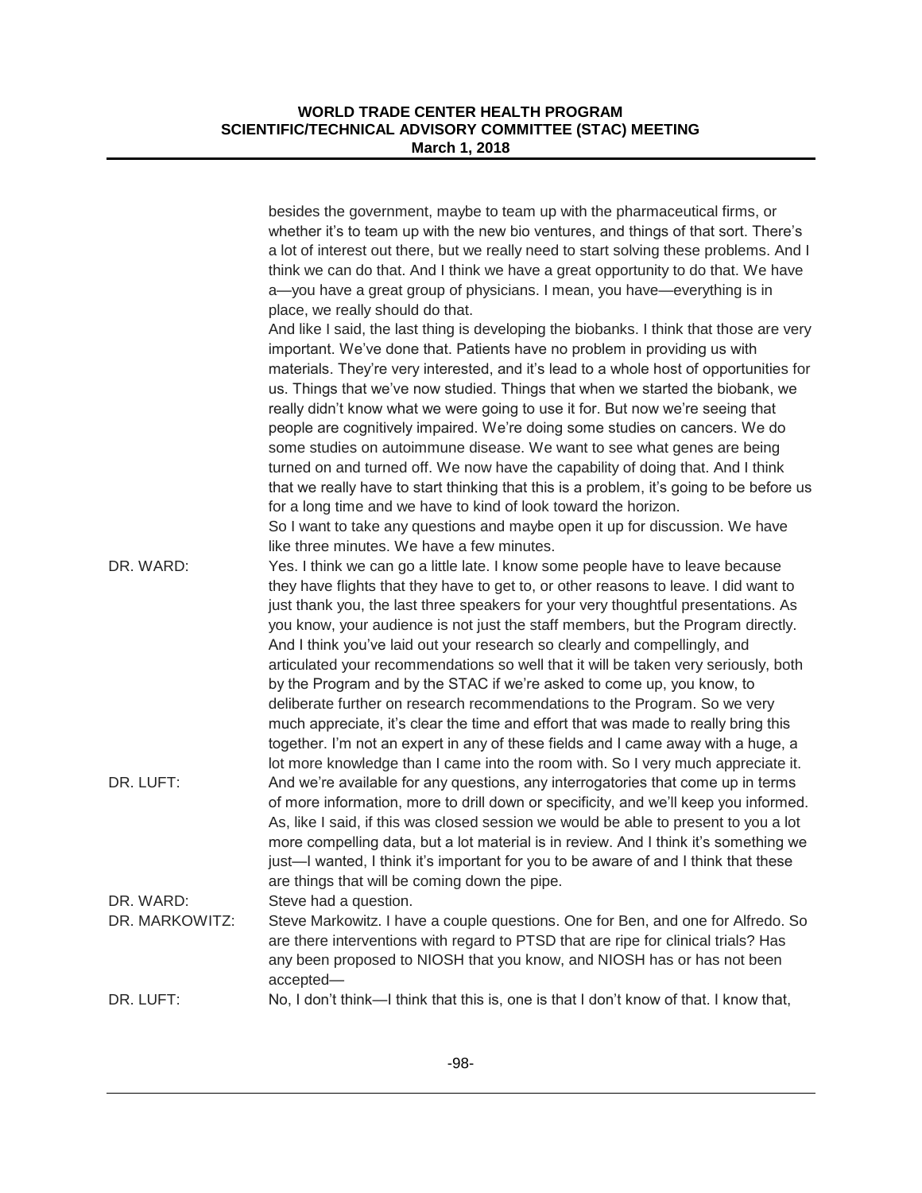besides the government, maybe to team up with the pharmaceutical firms, or whether it's to team up with the new bio ventures, and things of that sort. There's a lot of interest out there, but we really need to start solving these problems. And I think we can do that. And I think we have a great opportunity to do that. We have a—you have a great group of physicians. I mean, you have—everything is in place, we really should do that.

And like I said, the last thing is developing the biobanks. I think that those are very important. We've done that. Patients have no problem in providing us with materials. They're very interested, and it's lead to a whole host of opportunities for us. Things that we've now studied. Things that when we started the biobank, we really didn't know what we were going to use it for. But now we're seeing that people are cognitively impaired. We're doing some studies on cancers. We do some studies on autoimmune disease. We want to see what genes are being turned on and turned off. We now have the capability of doing that. And I think that we really have to start thinking that this is a problem, it's going to be before us for a long time and we have to kind of look toward the horizon.

So I want to take any questions and maybe open it up for discussion. We have like three minutes. We have a few minutes.

DR. WARD: Yes. I think we can go a little late. I know some people have to leave because they have flights that they have to get to, or other reasons to leave. I did want to just thank you, the last three speakers for your very thoughtful presentations. As you know, your audience is not just the staff members, but the Program directly. And I think you've laid out your research so clearly and compellingly, and articulated your recommendations so well that it will be taken very seriously, both by the Program and by the STAC if we're asked to come up, you know, to deliberate further on research recommendations to the Program. So we very much appreciate, it's clear the time and effort that was made to really bring this together. I'm not an expert in any of these fields and I came away with a huge, a lot more knowledge than I came into the room with. So I very much appreciate it.

DR. LUFT: And we're available for any questions, any interrogatories that come up in terms of more information, more to drill down or specificity, and we'll keep you informed. As, like I said, if this was closed session we would be able to present to you a lot more compelling data, but a lot material is in review. And I think it's something we just—I wanted, I think it's important for you to be aware of and I think that these are things that will be coming down the pipe.

DR. WARD: Steve had a question.

DR. MARKOWITZ: Steve Markowitz. I have a couple questions. One for Ben, and one for Alfredo. So are there interventions with regard to PTSD that are ripe for clinical trials? Has any been proposed to NIOSH that you know, and NIOSH has or has not been accepted—

DR. LUFT: No, I don't think—I think that this is, one is that I don't know of that. I know that,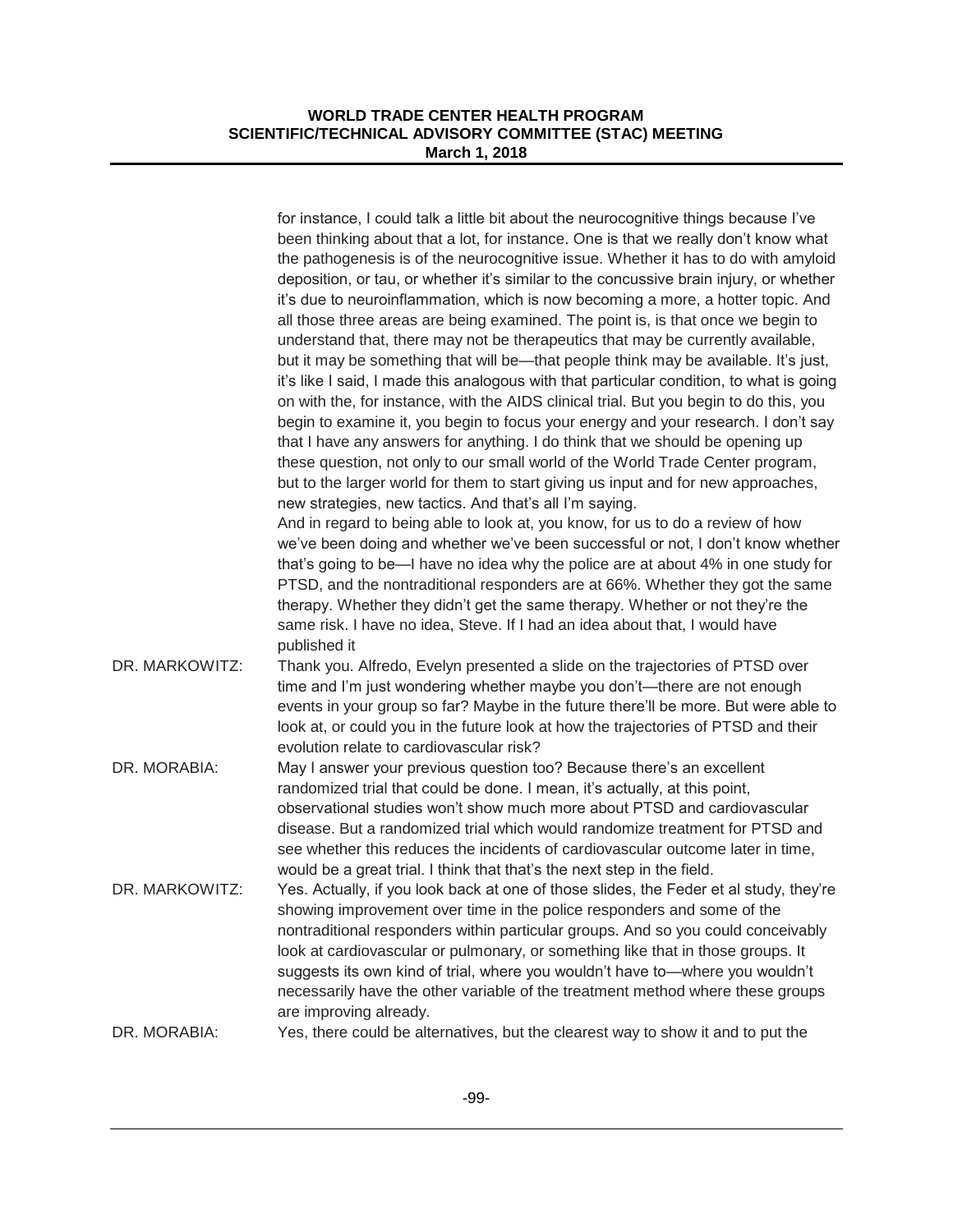for instance, I could talk a little bit about the neurocognitive things because I've been thinking about that a lot, for instance. One is that we really don't know what the pathogenesis is of the neurocognitive issue. Whether it has to do with amyloid deposition, or tau, or whether it's similar to the concussive brain injury, or whether it's due to neuroinflammation, which is now becoming a more, a hotter topic. And all those three areas are being examined. The point is, is that once we begin to understand that, there may not be therapeutics that may be currently available, but it may be something that will be—that people think may be available. It's just, it's like I said, I made this analogous with that particular condition, to what is going on with the, for instance, with the AIDS clinical trial. But you begin to do this, you begin to examine it, you begin to focus your energy and your research. I don't say that I have any answers for anything. I do think that we should be opening up these question, not only to our small world of the World Trade Center program, but to the larger world for them to start giving us input and for new approaches, new strategies, new tactics. And that's all I'm saying.

And in regard to being able to look at, you know, for us to do a review of how we've been doing and whether we've been successful or not, I don't know whether that's going to be—I have no idea why the police are at about 4% in one study for PTSD, and the nontraditional responders are at 66%. Whether they got the same therapy. Whether they didn't get the same therapy. Whether or not they're the same risk. I have no idea, Steve. If I had an idea about that, I would have published it

DR. MARKOWITZ: Thank you. Alfredo, Evelyn presented a slide on the trajectories of PTSD over time and I'm just wondering whether maybe you don't—there are not enough events in your group so far? Maybe in the future there'll be more. But were able to look at, or could you in the future look at how the trajectories of PTSD and their evolution relate to cardiovascular risk?

DR. MORABIA: May I answer your previous question too? Because there's an excellent randomized trial that could be done. I mean, it's actually, at this point, observational studies won't show much more about PTSD and cardiovascular disease. But a randomized trial which would randomize treatment for PTSD and see whether this reduces the incidents of cardiovascular outcome later in time, would be a great trial. I think that that's the next step in the field.

DR. MARKOWITZ: Yes. Actually, if you look back at one of those slides, the Feder et al study, they're showing improvement over time in the police responders and some of the nontraditional responders within particular groups. And so you could conceivably look at cardiovascular or pulmonary, or something like that in those groups. It suggests its own kind of trial, where you wouldn't have to—where you wouldn't necessarily have the other variable of the treatment method where these groups are improving already.

DR. MORABIA: Yes, there could be alternatives, but the clearest way to show it and to put the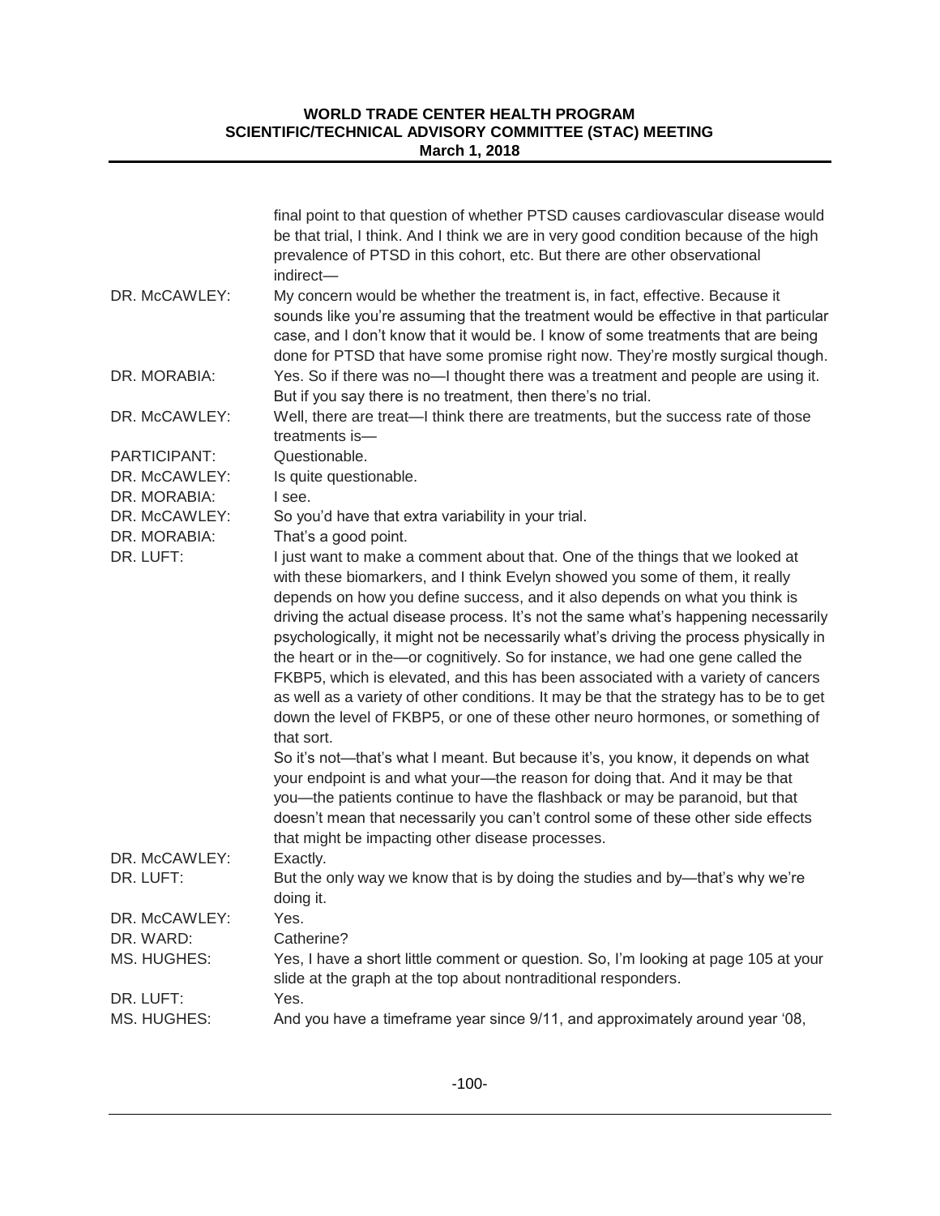final point to that question of whether PTSD causes cardiovascular disease would be that trial, I think. And I think we are in very good condition because of the high prevalence of PTSD in this cohort, etc. But there are other observational indirect—

**DR. McCAWLEY:** My concern would be whether the treatment is, in fact, effective. Because it sounds like you're assuming that the treatment would be effective in that particular case, and I don't know that it would be. I know of some treatments that are being done for PTSD that have some promise right now. They're mostly surgical though.

**DR. MORABIA:** Yes. So if there was no—I thought there was a treatment and people are using it. But if you say there is no treatment, then there's no trial.

**DR. McCAWLEY:** Well, there is treat—I think there are treatments, but the success rate of those treatments is—

**PARTICIPANT:** Questionable.

**DR. McCAWLEY:** Is quite questionable.

**DR. MORABIA:** I see.

**DR. McCAWLEY:** So you'd have that extra variability in your trial.

**DR. MORABIA:** That's a good point.

**DR. LUFT:** I just want to make a comment about that. One of the things that we looked at with these biomarkers, and I think Evelyn showed you some of them, it really depends on how you define success, and it also depends on what you think is driving the actual disease process. It's not the same what's happening necessarily psychologically, it might not be necessarily what's driving the process physically in the heart or in the—or cognitively. So for instance, we had one gene called the FKBP5, which is elevated, and this has been associated with a variety of cancers as well as a variety of other conditions. It may be that the strategy has to be to get down the level of FKBP5, or one of these other neuro hormones, or something of that sort.

So it's not—that's what I meant. But because it's, you know, it depends on what your endpoint is and what your—the reason for doing that. And it may be that you—the patients continue to have the flashback or may be paranoid, but that doesn't mean that necessarily you can't control some of these other side effects that might be impacting other disease processes.

**DR. McCAWLEY:** Exactly.

**DR. LUFT:** But the only way we know that is by doing the studies and by—that's why we're doing it.

**DR. McCAWLEY:** Yes.

**DR. WARD:** Catherine?

**MS. HUGHES:** Yes, I have a short little comment or question. So, I'm looking at page 105 at your slide at the graph at the top about nontraditional responders.

**DR. LUFT:** Yes.

**MS. HUGHES:** And you have a timeframe year since 9/11, and approximately around year '08,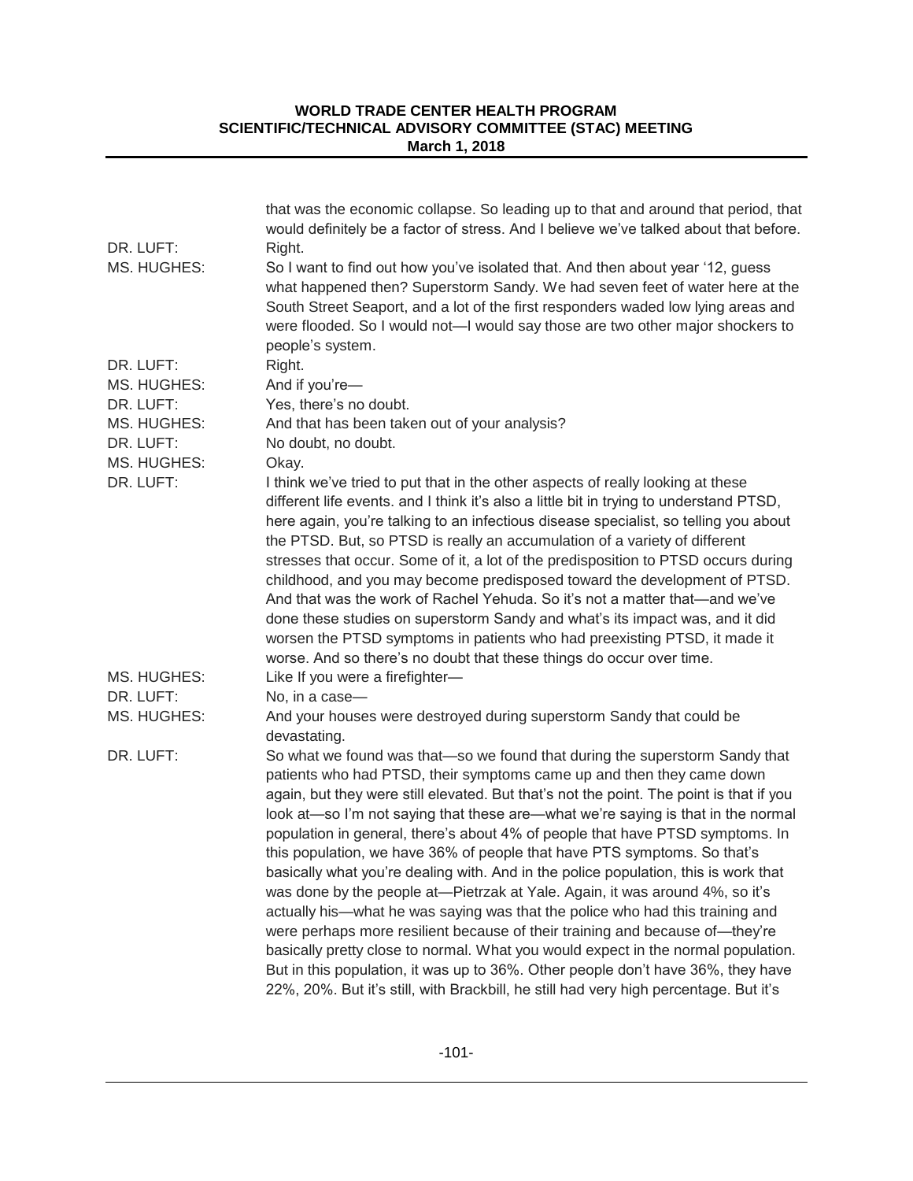that was the economic collapse. So leading up to that and around that period, that would definitely be a factor of stress. And I believe we've talked about that before.

DR. LUFT: Right.

MS. HUGHES: So I want to find out how you've isolated that. And then about year '12, guess what happened then? Superstorm Sandy. We had seven feet of water here at the South Street Seaport, and a lot of the first responders waded low lying areas and were flooded. So I would not—I would say those are two other major shockers to people's system.

DR. LUFT: Right.

MS. HUGHES: And if you're—

DR. LUFT: Yes, there's no doubt.

MS. HUGHES: And that has been taken out of your analysis?

DR. LUFT: No doubt, no doubt.

MS. HUGHES: Okay.

DR. LUFT: I think we've tried to put that in the other aspects of really looking at these different life events. and I think it's also a little bit in trying to understand PTSD, here again, you're talking to an infectious disease specialist, so telling you about the PTSD. But, so PTSD is really an accumulation of a variety of different stresses that occur. Some of it, a lot of the predisposition to PTSD occurs during childhood, and you may become predisposed toward the development of PTSD. And that was the work of Rachel Yehuda. So it's not a matter that—and we've done these studies on superstorm Sandy and what's its impact was, and it did worsen the PTSD symptoms in patients who had preexisting PTSD, it made it worse. And so there's no doubt that these things do occur over time.

MS. HUGHES: Like If you were a firefighter—

DR. LUFT: No, in a case—

MS. HUGHES: And your houses were destroyed during superstorm Sandy that could be devastating.

DR. LUFT: So what we found was that—so we found that during the superstorm Sandy that patients who had PTSD, their symptoms came up and then they came down again, but they were still elevated. But that's not the point. The point is that if you look at—so I'm not saying that these are—what we're saying is that in the normal population in general, there's about 4% of people that have PTSD symptoms. In this population, we have 36% of people that have PTS symptoms. So that's basically what you're dealing with. And in the police population, this is work that was done by the people at—Pietrzak at Yale. Again, it was around 4%, so it's actually his—what he was saying was that the police who had this training and were perhaps more resilient because of their training and because of—they're basically pretty close to normal. What you would expect in the normal population. But in this population, it was up to 36%. Other people don't have 36%, they have 22%, 20%. But it's still, with Brackbill, he still had very high percentage. But it's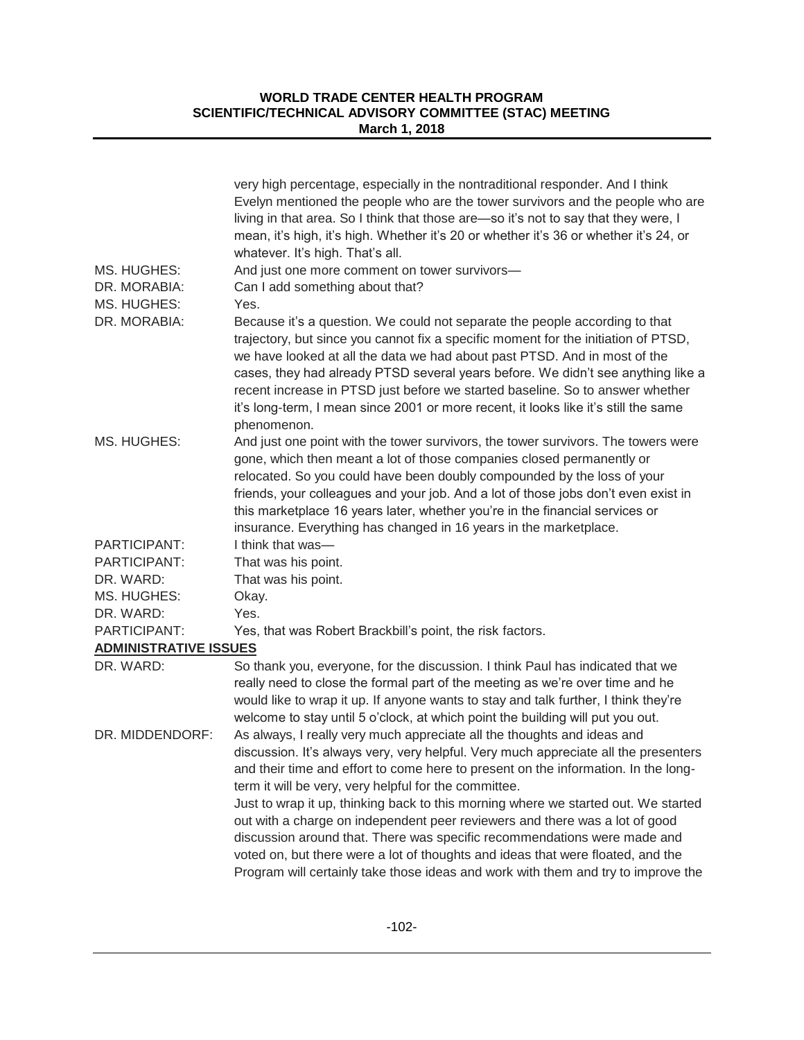very high percentage, especially in the nontraditional responder. And I think Evelyn mentioned the people who are the tower survivors and the people who are living in that area. So I think that those are—so it's not to say that they were, I mean, it's high, it's high. Whether it's 20 or whether it's 36 or whether it's 24, or whatever. It's high. That's all.

MS. HUGHES: And just one more comment on tower survivors—

DR. MORABIA: Can I add something about that?

MS. HUGHES: Yes.

DR. MORABIA: Because it's a question. We could not separate the people according to that trajectory, but since you cannot fix a specific moment for the initiation of PTSD, we have looked at all the data we had about past PTSD. And in most of the cases, they had already PTSD several years before. We didn't see anything like a recent increase in PTSD just before we started baseline. So to answer whether it's long-term, I mean since 2001 or more recent, it looks like it's still the same phenomenon.

MS. HUGHES: And just one point with the tower survivors, the tower survivors. The towers were gone, which then meant a lot of those companies closed permanently or relocated. So you could have been doubly compounded by the loss of your friends, your colleagues and your job. And a lot of those jobs don't even exist in this marketplace 16 years later, whether you're in the financial services or insurance. Everything has changed in 16 years in the marketplace.

PARTICIPANT: I think that was—

PARTICIPANT: That was his point.

DR. WARD: That was his point.

MS. HUGHES: Okay.

DR. WARD: Yes.

PARTICIPANT: Yes, that was Robert Brackbill's point, the risk factors.

## ADMINISTRATIVE ISSUES

DR. WARD: So thank you, everyone, for the discussion. I think Paul has indicated that we really need to close the formal part of the meeting as we're over time and he would like to wrap it up. If anyone wants to stay and talk further, I think they're welcome to stay until 5 o'clock, at which point the building will put you out.

DR. MIDDENDORF: As always, I really very much appreciate all the thoughts and ideas and discussion. It's always very, very helpful. Very much appreciate all the presenters and their time and effort to come here to present on the information. In the long-term it will be very, very helpful for the committee.

Just to wrap it up, thinking back to this morning where we started out. We started out with a charge on independent peer reviewers and there was a lot of good discussion around that. There was specific recommendations were made and voted on, but there were a lot of thoughts and ideas that were floated, and the Program will certainly take those ideas and work with them and try to improve the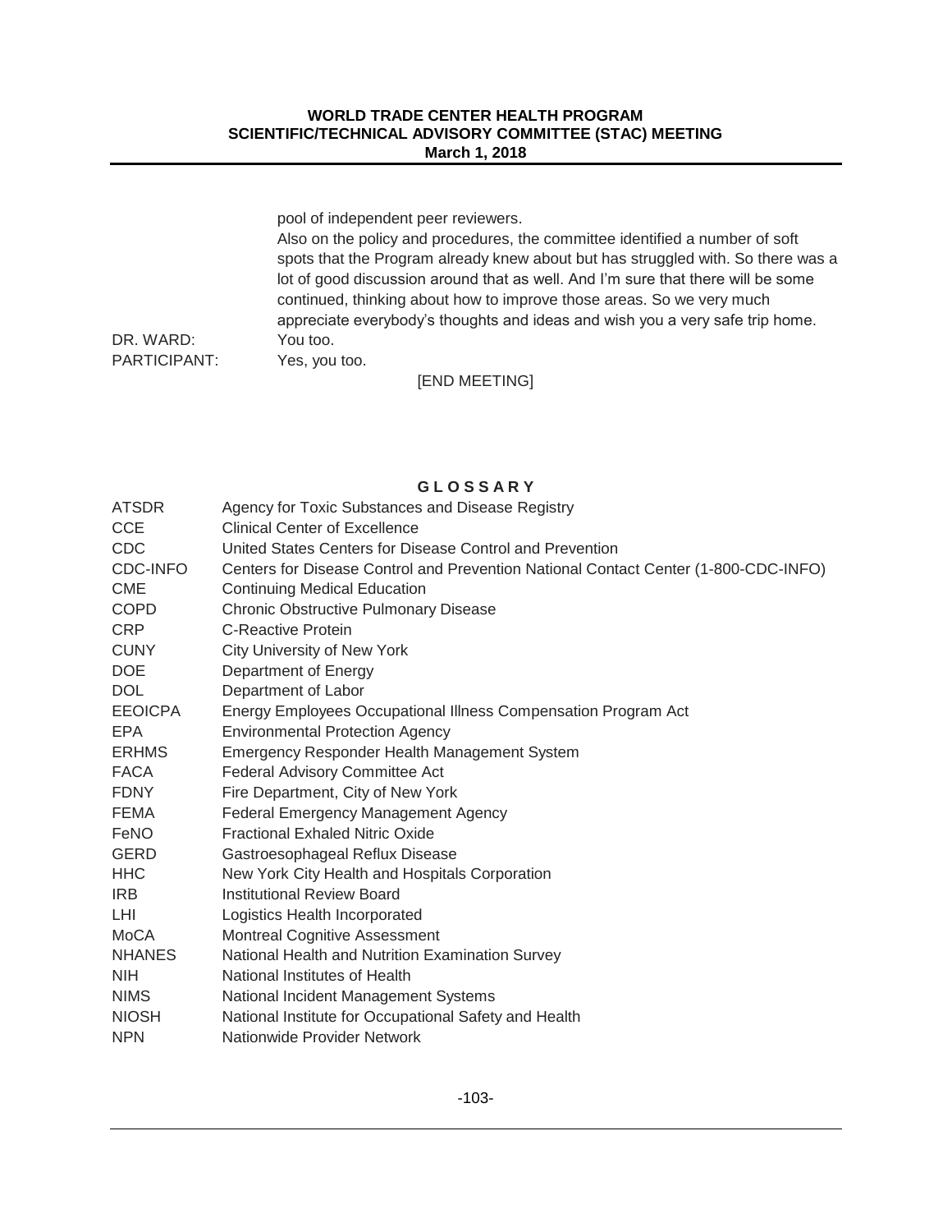pool of independent peer reviewers.

Also on the policy and procedures, the committee identified a number of soft spots that the Program already knew about but has struggled with. So there was a lot of good discussion around that as well. And I'm sure that there will be some continued, thinking about how to improve those areas. So we very much appreciate everybody's thoughts and ideas and wish you a very safe trip home.

DR. WARD: You too.

PARTICIPANT: Yes, you too.

[END MEETING]

## G L O S S A R Y

| | |
|---|---|
| ATSDR | Agency for Toxic Substances and Disease Registry |
| CCE | Clinical Center of Excellence |
| CDC | United States Centers for Disease Control and Prevention |
| CDC-INFO | Centers for Disease Control and Prevention National Contact Center (1-800-CDC-INFO) |
| CME | Continuing Medical Education |
| COPD | Chronic Obstructive Pulmonary Disease |
| CRP | C-Reactive Protein |
| CUNY | City University of New York |
| DOE | Department of Energy |
| DOL | Department of Labor |
| EEOICPA | Energy Employees Occupational Illness Compensation Program Act |
| EPA | Environmental Protection Agency |
| ERHMS | Emergency Responder Health Management System |
| FACA | Federal Advisory Committee Act |
| FDNY | Fire Department, City of New York |
| FEMA | Federal Emergency Management Agency |
| FeNO | Fractional Exhaled Nitric Oxide |
| GERD | Gastroesophageal Reflux Disease |
| HHC | New York City Health and Hospitals Corporation |
| IRB | Institutional Review Board |
| LHI | Logistics Health Incorporated |
| MoCA | Montreal Cognitive Assessment |
| NHANES | National Health and Nutrition Examination Survey |
| NIH | National Institutes of Health |
| NIMS | National Incident Management Systems |
| NIOSH | National Institute for Occupational Safety and Health |
| NPN | Nationwide Provider Network |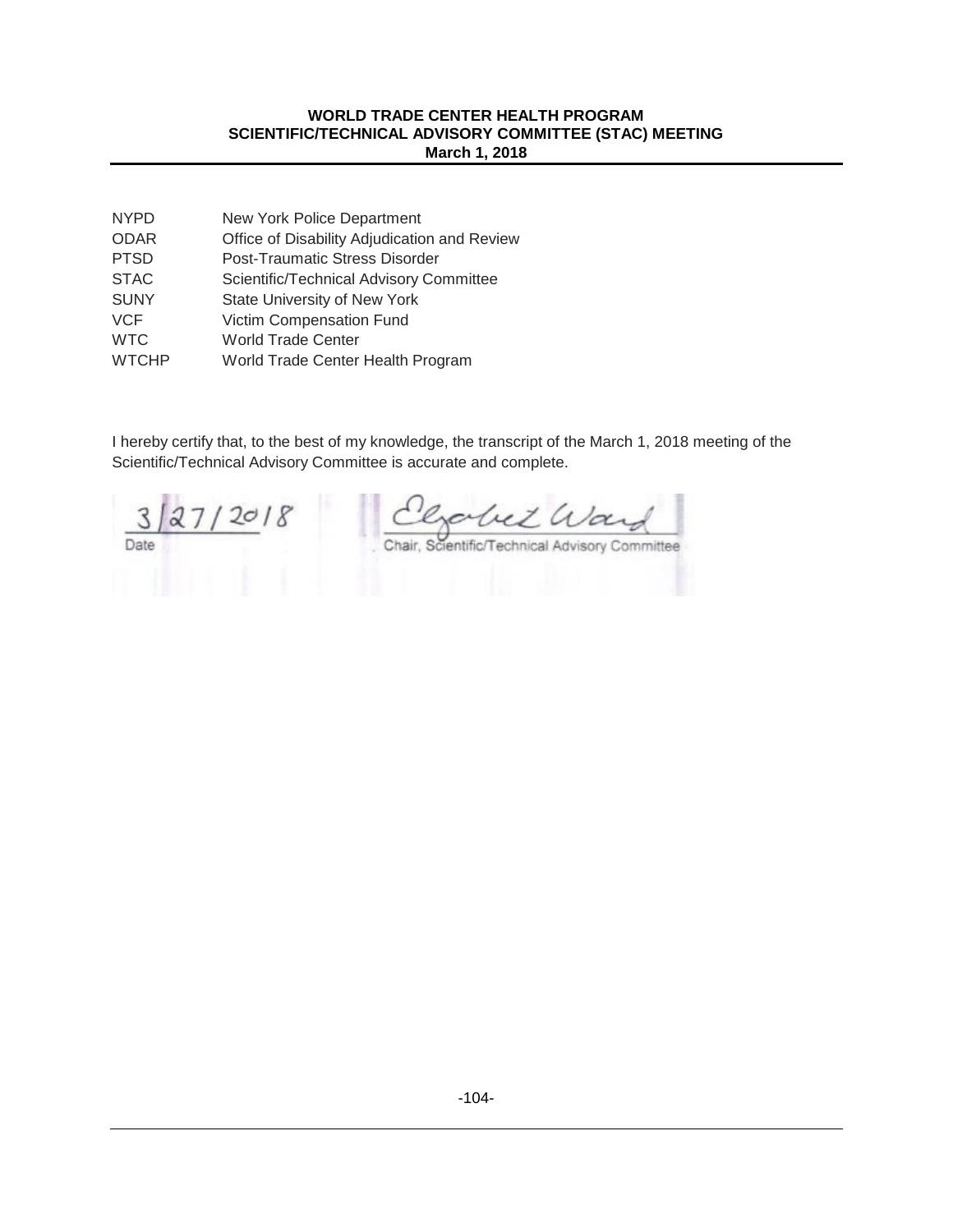| | |
|---|---|
| NYPD | New York Police Department |
| ODAR | Office of Disability Adjudication and Review |
| PTSD | Post-Traumatic Stress Disorder |
| STAC | Scientific/Technical Advisory Committee |
| SUNY | State University of New York |
| VCF | Victim Compensation Fund |
| WTC | World Trade Center |
| WTCHP | World Trade Center Health Program |

I hereby certify that, to the best of my knowledge, the transcript of the March 1, 2018 meeting of the Scientific/Technical Advisory Committee is accurate and complete.

3/27/2018
Date

Elizabeth Ward
Chair, Scientific/Technical Advisory Committee